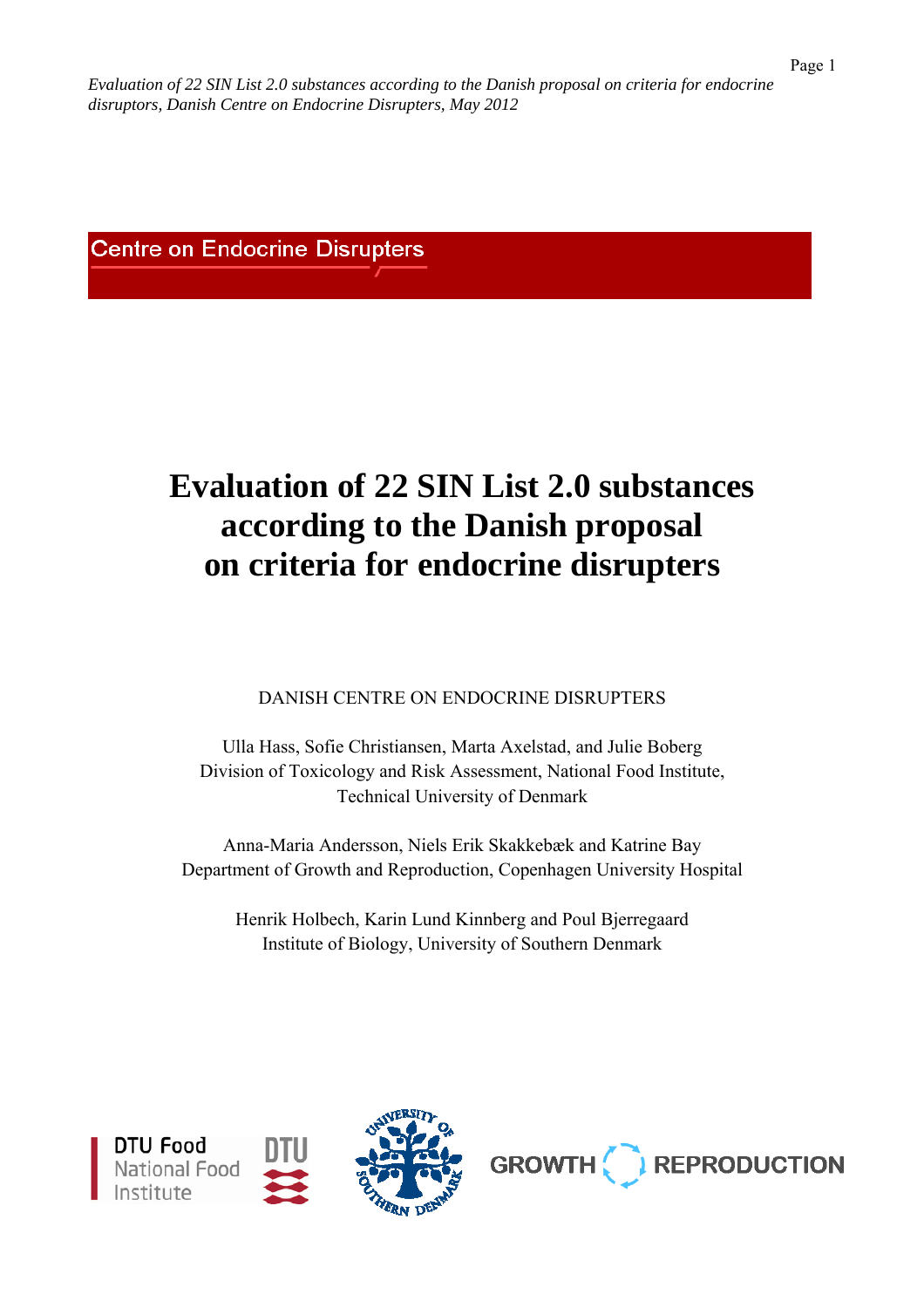Centre on Endocrine Disrupters

# Evaluation of 22 SIN List 2.0 substances according to the Danish proposal on criteria for endocrine disrupters

DANISH CENTRE ON ENDOCRINE DISRUPTERS

Ulla Hass, Sofie Christiansen, Marta Axelstad, and Julie Boberg
Division of Toxicology and Risk Assessment, National Food Institute, Technical University of Denmark

Anna-Maria Andersson, Niels Erik Skakkebæk and Katrine Bay
Department of Growth and Reproduction, Copenhagen University Hospital

Henrik Holbech, Karin Lund Kinnberg and Poul Bjerregaard
Institute of Biology, University of Southern Denmark

DTU Food National Food Institute

DTU

University of Southern Denmark

GROWTH REPRODUCTION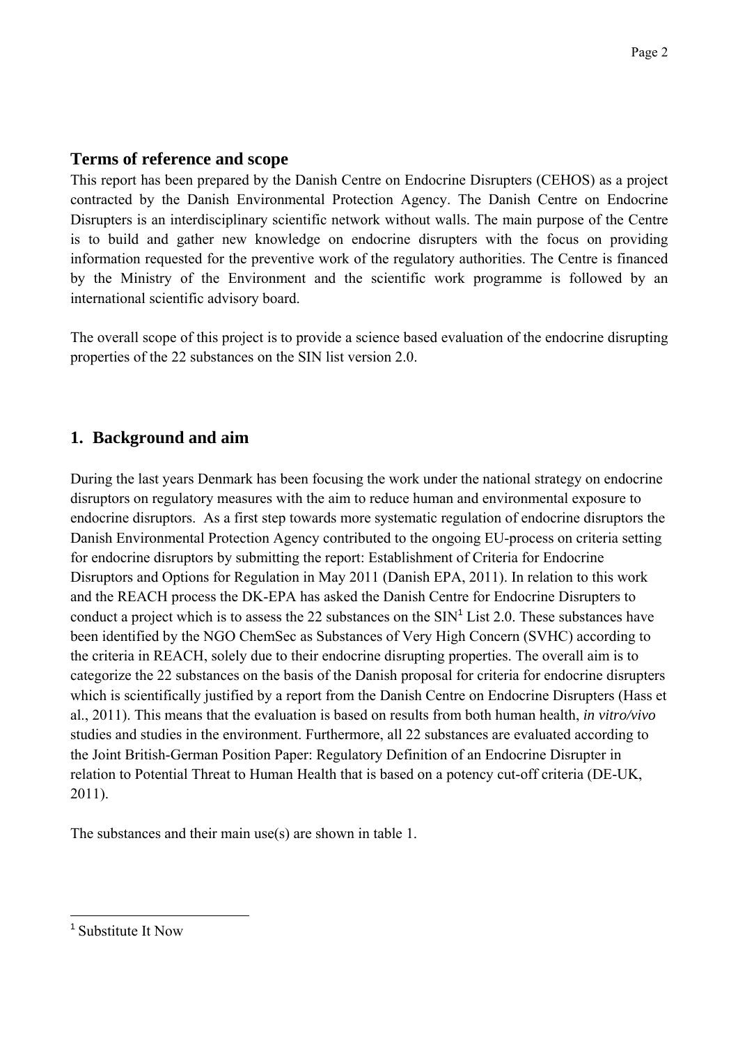## Terms of reference and scope

This report has been prepared by the Danish Centre on Endocrine Disrupters (CEHOS) as a project contracted by the Danish Environmental Protection Agency. The Danish Centre on Endocrine Disrupters is an interdisciplinary scientific network without walls. The main purpose of the Centre is to build and gather new knowledge on endocrine disrupters with the focus on providing information requested for the preventive work of the regulatory authorities. The Centre is financed by the Ministry of the Environment and the scientific work programme is followed by an international scientific advisory board.

The overall scope of this project is to provide a science based evaluation of the endocrine disrupting properties of the 22 substances on the SIN list version 2.0.

## 1. Background and aim

During the last years Denmark has been focusing the work under the national strategy on endocrine disruptors on regulatory measures with the aim to reduce human and environmental exposure to endocrine disruptors. As a first step towards more systematic regulation of endocrine disruptors the Danish Environmental Protection Agency contributed to the ongoing EU-process on criteria setting for endocrine disruptors by submitting the report: Establishment of Criteria for Endocrine Disruptors and Options for Regulation in May 2011 (Danish EPA, 2011). In relation to this work and the REACH process the DK-EPA has asked the Danish Centre for Endocrine Disrupters to conduct a project which is to assess the 22 substances on the SIN[1] List 2.0. These substances have been identified by the NGO ChemSec as Substances of Very High Concern (SVHC) according to the criteria in REACH, solely due to their endocrine disrupting properties. The overall aim is to categorize the 22 substances on the basis of the Danish proposal for criteria for endocrine disrupters which is scientifically justified by a report from the Danish Centre on Endocrine Disrupters (Hass et al., 2011). This means that the evaluation is based on results from both human health, *in vitro/vivo* studies and studies in the environment. Furthermore, all 22 substances are evaluated according to the Joint British-German Position Paper: Regulatory Definition of an Endocrine Disrupter in relation to Potential Threat to Human Health that is based on a potency cut-off criteria (DE-UK, 2011).

The substances and their main use(s) are shown in table 1.

[1] Substitute It Now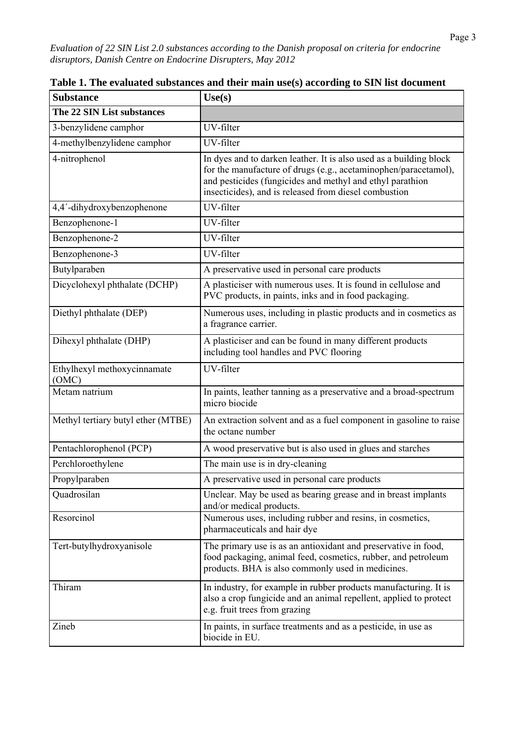**Table 1. The evaluated substances and their main use(s) according to SIN list document**

| Substance | Use(s) |
|---|---|
| **The 22 SIN List substances** | |
| 3-benzylidene camphor | UV-filter |
| 4-methylbenzylidene camphor | UV-filter |
| 4-nitrophenol | In dyes and to darken leather. It is also used as a building block for the manufacture of drugs (e.g., acetaminophen/paracetamol), and pesticides (fungicides and methyl and ethyl parathion insecticides), and is released from diesel combustion |
| 4,4´-dihydroxybenzophenone | UV-filter |
| Benzophenone-1 | UV-filter |
| Benzophenone-2 | UV-filter |
| Benzophenone-3 | UV-filter |
| Butylparaben | A preservative used in personal care products |
| Dicyclohexyl phthalate (DCHP) | A plasticiser with numerous uses. It is found in cellulose and PVC products, in paints, inks and in food packaging. |
| Diethyl phthalate (DEP) | Numerous uses, including in plastic products and in cosmetics as a fragrance carrier. |
| Dihexyl phthalate (DHP) | A plasticiser and can be found in many different products including tool handles and PVC flooring |
| Ethylhexyl methoxycinnamate (OMC) | UV-filter |
| Metam natrium | In paints, leather tanning as a preservative and a broad-spectrum micro biocide |
| Methyl tertiary butyl ether (MTBE) | An extraction solvent and as a fuel component in gasoline to raise the octane number |
| Pentachlorophenol (PCP) | A wood preservative but is also used in glues and starches |
| Perchloroethylene | The main use is in dry-cleaning |
| Propylparaben | A preservative used in personal care products |
| Quadrosilan | Unclear. May be used as bearing grease and in breast implants and/or medical products. |
| Resorcinol | Numerous uses, including rubber and resins, in cosmetics, pharmaceuticals and hair dye |
| Tert-butylhydroxyanisole | The primary use is as an antioxidant and preservative in food, food packaging, animal feed, cosmetics, rubber, and petroleum products. BHA is also commonly used in medicines. |
| Thiram | In industry, for example in rubber products manufacturing. It is also a crop fungicide and an animal repellent, applied to protect e.g. fruit trees from grazing |
| Zineb | In paints, in surface treatments and as a pesticide, in use as biocide in EU. |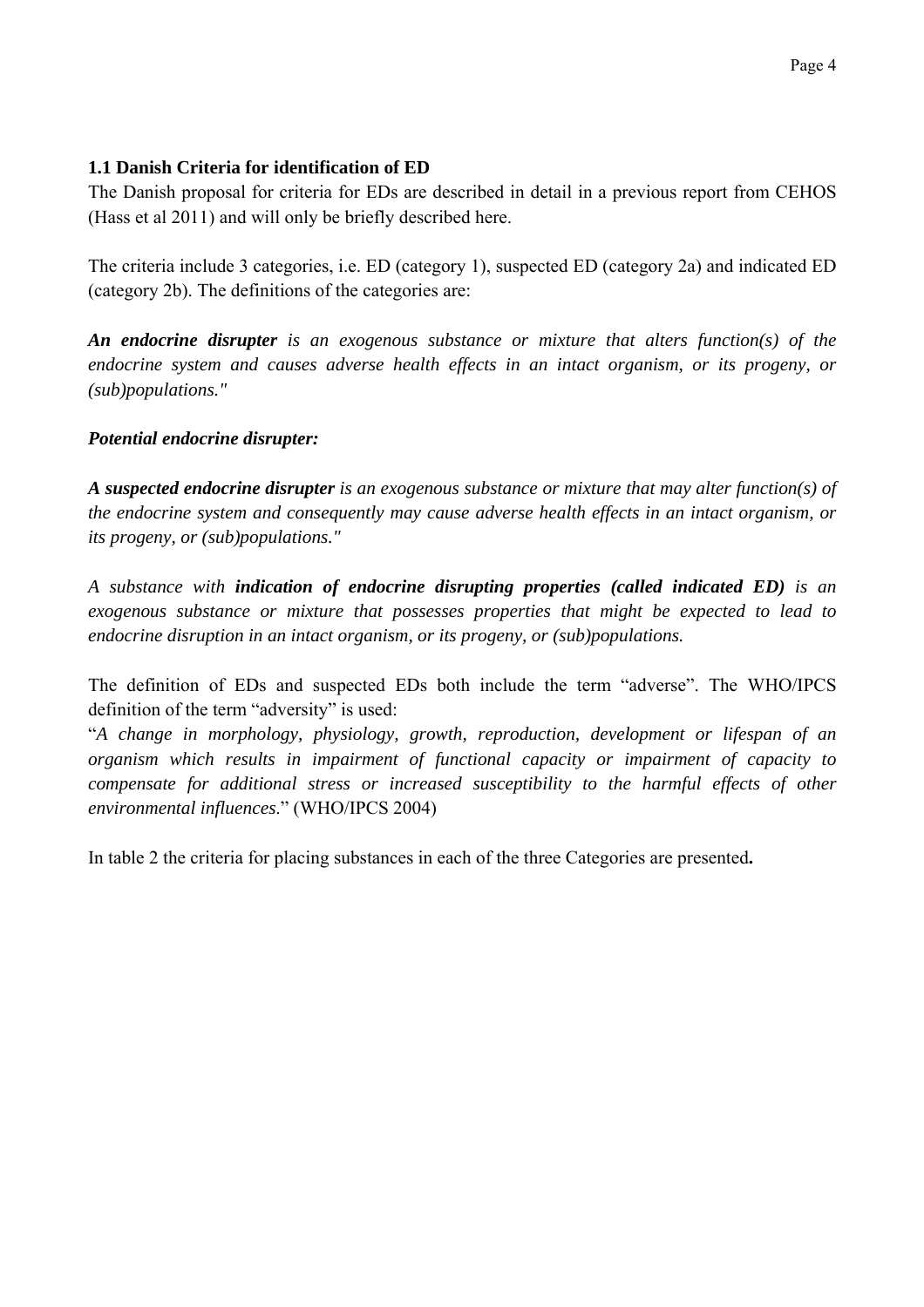### 1.1 Danish Criteria for identification of ED

The Danish proposal for criteria for EDs are described in detail in a previous report from CEHOS (Hass et al 2011) and will only be briefly described here.

The criteria include 3 categories, i.e. ED (category 1), suspected ED (category 2a) and indicated ED (category 2b). The definitions of the categories are:

***An endocrine disrupter** is an exogenous substance or mixture that alters function(s) of the endocrine system and causes adverse health effects in an intact organism, or its progeny, or (sub)populations."*

***Potential endocrine disrupter:***

***A suspected endocrine disrupter** is an exogenous substance or mixture that may alter function(s) of the endocrine system and consequently may cause adverse health effects in an intact organism, or its progeny, or (sub)populations."*

*A substance with **indication of endocrine disrupting properties (called indicated ED)** is an exogenous substance or mixture that possesses properties that might be expected to lead to endocrine disruption in an intact organism, or its progeny, or (sub)populations.*

The definition of EDs and suspected EDs both include the term "adverse". The WHO/IPCS definition of the term "adversity" is used:

"*A change in morphology, physiology, growth, reproduction, development or lifespan of an organism which results in impairment of functional capacity or impairment of capacity to compensate for additional stress or increased susceptibility to the harmful effects of other environmental influences.*" (WHO/IPCS 2004)

In table 2 the criteria for placing substances in each of the three Categories are presented**.**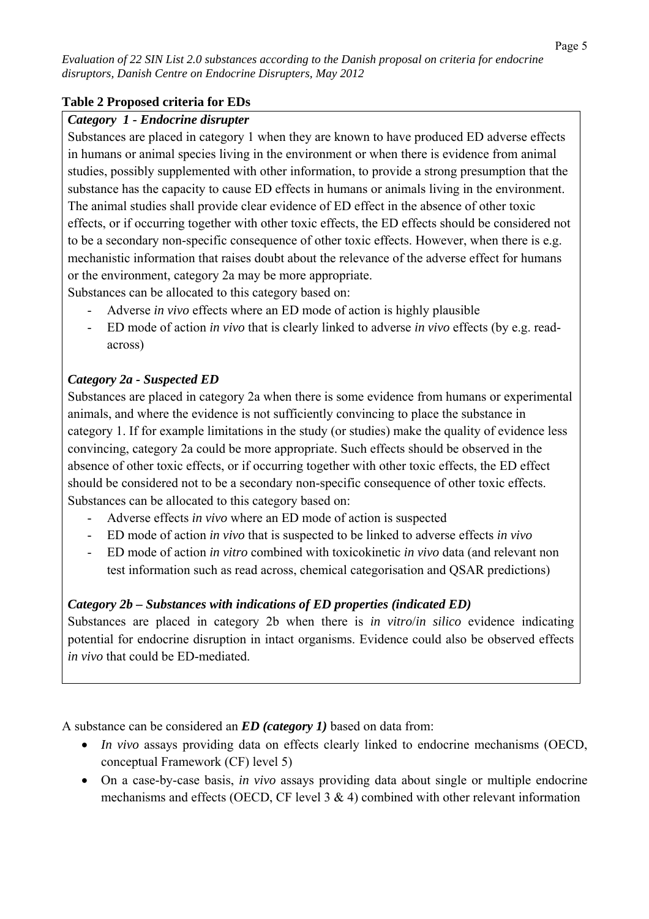**Table 2 Proposed criteria for EDs**

***Category 1 - Endocrine disrupter***

Substances are placed in category 1 when they are known to have produced ED adverse effects in humans or animal species living in the environment or when there is evidence from animal studies, possibly supplemented with other information, to provide a strong presumption that the substance has the capacity to cause ED effects in humans or animals living in the environment. The animal studies shall provide clear evidence of ED effect in the absence of other toxic effects, or if occurring together with other toxic effects, the ED effects should be considered not to be a secondary non-specific consequence of other toxic effects. However, when there is e.g. mechanistic information that raises doubt about the relevance of the adverse effect for humans or the environment, category 2a may be more appropriate.

Substances can be allocated to this category based on:

- Adverse *in vivo* effects where an ED mode of action is highly plausible
- ED mode of action *in vivo* that is clearly linked to adverse *in vivo* effects (by e.g. read-across)

***Category 2a - Suspected ED***

Substances are placed in category 2a when there is some evidence from humans or experimental animals, and where the evidence is not sufficiently convincing to place the substance in category 1. If for example limitations in the study (or studies) make the quality of evidence less convincing, category 2a could be more appropriate. Such effects should be observed in the absence of other toxic effects, or if occurring together with other toxic effects, the ED effect should be considered not to be a secondary non-specific consequence of other toxic effects.

Substances can be allocated to this category based on:

- Adverse effects *in vivo* where an ED mode of action is suspected
- ED mode of action *in vivo* that is suspected to be linked to adverse effects *in vivo*
- ED mode of action *in vitro* combined with toxicokinetic *in vivo* data (and relevant non test information such as read across, chemical categorisation and QSAR predictions)

***Category 2b – Substances with indications of ED properties (indicated ED)***

Substances are placed in category 2b when there is *in vitro*/*in silico* evidence indicating potential for endocrine disruption in intact organisms. Evidence could also be observed effects *in vivo* that could be ED-mediated.

A substance can be considered an ***ED (category 1)*** based on data from:

- *In vivo* assays providing data on effects clearly linked to endocrine mechanisms (OECD, conceptual Framework (CF) level 5)
- On a case-by-case basis, *in vivo* assays providing data about single or multiple endocrine mechanisms and effects (OECD, CF level 3 & 4) combined with other relevant information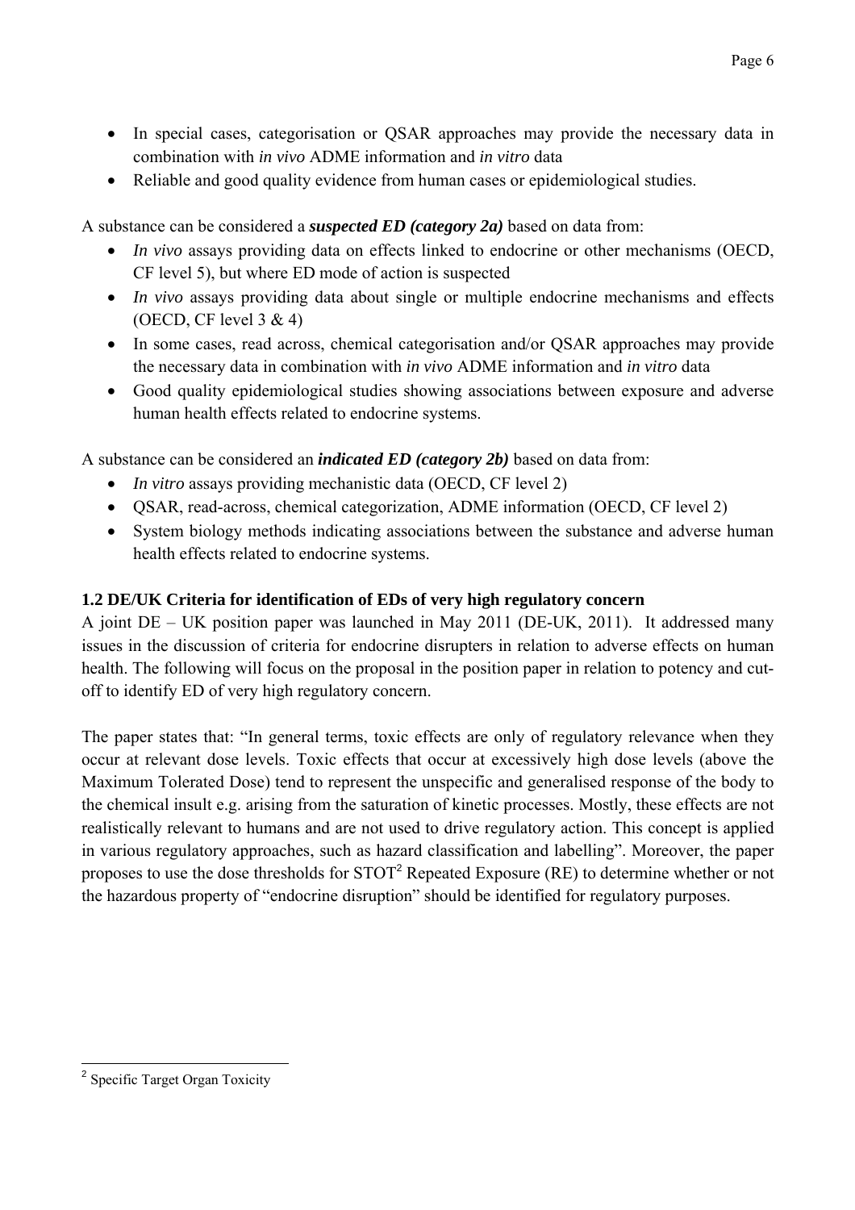- In special cases, categorisation or QSAR approaches may provide the necessary data in combination with *in vivo* ADME information and *in vitro* data
- Reliable and good quality evidence from human cases or epidemiological studies.

A substance can be considered a ***suspected ED (category 2a)*** based on data from:

- *In vivo* assays providing data on effects linked to endocrine or other mechanisms (OECD, CF level 5), but where ED mode of action is suspected
- *In vivo* assays providing data about single or multiple endocrine mechanisms and effects (OECD, CF level 3 & 4)
- In some cases, read across, chemical categorisation and/or QSAR approaches may provide the necessary data in combination with *in vivo* ADME information and *in vitro* data
- Good quality epidemiological studies showing associations between exposure and adverse human health effects related to endocrine systems.

A substance can be considered an ***indicated ED (category 2b)*** based on data from:

- *In vitro* assays providing mechanistic data (OECD, CF level 2)
- QSAR, read-across, chemical categorization, ADME information (OECD, CF level 2)
- System biology methods indicating associations between the substance and adverse human health effects related to endocrine systems.

### 1.2 DE/UK Criteria for identification of EDs of very high regulatory concern

A joint DE – UK position paper was launched in May 2011 (DE-UK, 2011). It addressed many issues in the discussion of criteria for endocrine disrupters in relation to adverse effects on human health. The following will focus on the proposal in the position paper in relation to potency and cut-off to identify ED of very high regulatory concern.

The paper states that: "In general terms, toxic effects are only of regulatory relevance when they occur at relevant dose levels. Toxic effects that occur at excessively high dose levels (above the Maximum Tolerated Dose) tend to represent the unspecific and generalised response of the body to the chemical insult e.g. arising from the saturation of kinetic processes. Mostly, these effects are not realistically relevant to humans and are not used to drive regulatory action. This concept is applied in various regulatory approaches, such as hazard classification and labelling". Moreover, the paper proposes to use the dose thresholds for STOT[2] Repeated Exposure (RE) to determine whether or not the hazardous property of "endocrine disruption" should be identified for regulatory purposes.

---

[2] Specific Target Organ Toxicity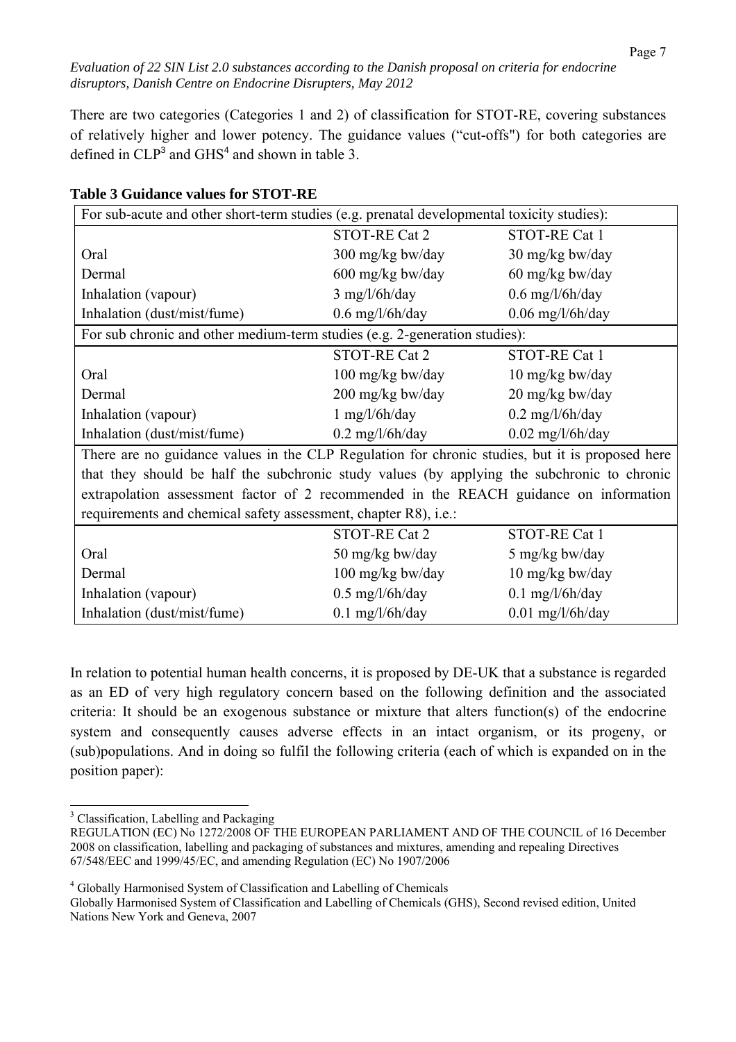There are two categories (Categories 1 and 2) of classification for STOT-RE, covering substances of relatively higher and lower potency. The guidance values ("cut-offs") for both categories are defined in CLP[3] and GHS[4] and shown in table 3.

**Table 3 Guidance values for STOT-RE**

| For sub-acute and other short-term studies (e.g. prenatal developmental toxicity studies): | | |
|---|---|---|
| | STOT-RE Cat 2 | STOT-RE Cat 1 |
| Oral | 300 mg/kg bw/day | 30 mg/kg bw/day |
| Dermal | 600 mg/kg bw/day | 60 mg/kg bw/day |
| Inhalation (vapour) | 3 mg/l/6h/day | 0.6 mg/l/6h/day |
| Inhalation (dust/mist/fume) | 0.6 mg/l/6h/day | 0.06 mg/l/6h/day |
| For sub chronic and other medium-term studies (e.g. 2-generation studies): | | |
| | STOT-RE Cat 2 | STOT-RE Cat 1 |
| Oral | 100 mg/kg bw/day | 10 mg/kg bw/day |
| Dermal | 200 mg/kg bw/day | 20 mg/kg bw/day |
| Inhalation (vapour) | 1 mg/l/6h/day | 0.2 mg/l/6h/day |
| Inhalation (dust/mist/fume) | 0.2 mg/l/6h/day | 0.02 mg/l/6h/day |
| There are no guidance values in the CLP Regulation for chronic studies, but it is proposed here that they should be half the subchronic study values (by applying the subchronic to chronic extrapolation assessment factor of 2 recommended in the REACH guidance on information requirements and chemical safety assessment, chapter R8), i.e.: | | |
| | STOT-RE Cat 2 | STOT-RE Cat 1 |
| Oral | 50 mg/kg bw/day | 5 mg/kg bw/day |
| Dermal | 100 mg/kg bw/day | 10 mg/kg bw/day |
| Inhalation (vapour) | 0.5 mg/l/6h/day | 0.1 mg/l/6h/day |
| Inhalation (dust/mist/fume) | 0.1 mg/l/6h/day | 0.01 mg/l/6h/day |

In relation to potential human health concerns, it is proposed by DE-UK that a substance is regarded as an ED of very high regulatory concern based on the following definition and the associated criteria: It should be an exogenous substance or mixture that alters function(s) of the endocrine system and consequently causes adverse effects in an intact organism, or its progeny, or (sub)populations. And in doing so fulfil the following criteria (each of which is expanded on in the position paper):

---

[3] Classification, Labelling and Packaging
REGULATION (EC) No 1272/2008 OF THE EUROPEAN PARLIAMENT AND OF THE COUNCIL of 16 December 2008 on classification, labelling and packaging of substances and mixtures, amending and repealing Directives 67/548/EEC and 1999/45/EC, and amending Regulation (EC) No 1907/2006

[4] Globally Harmonised System of Classification and Labelling of Chemicals
Globally Harmonised System of Classification and Labelling of Chemicals (GHS), Second revised edition, United Nations New York and Geneva, 2007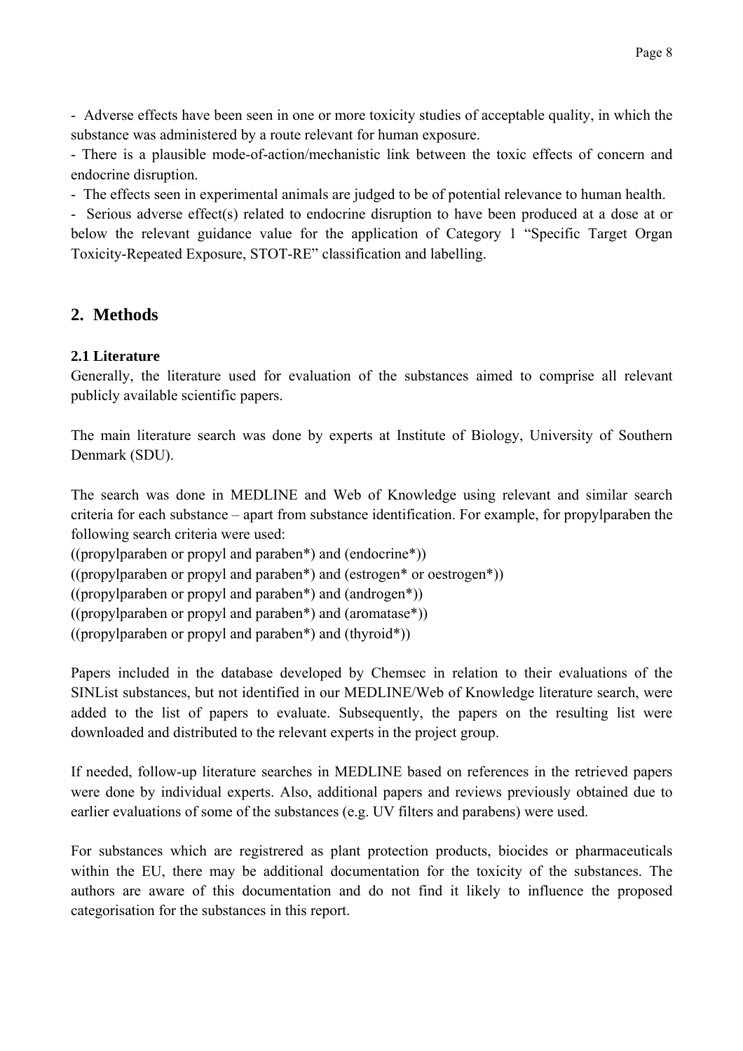- Adverse effects have been seen in one or more toxicity studies of acceptable quality, in which the substance was administered by a route relevant for human exposure.
- There is a plausible mode-of-action/mechanistic link between the toxic effects of concern and endocrine disruption.
- The effects seen in experimental animals are judged to be of potential relevance to human health.
- Serious adverse effect(s) related to endocrine disruption to have been produced at a dose at or below the relevant guidance value for the application of Category 1 "Specific Target Organ Toxicity-Repeated Exposure, STOT-RE" classification and labelling.

## 2. Methods

### 2.1 Literature

Generally, the literature used for evaluation of the substances aimed to comprise all relevant publicly available scientific papers.

The main literature search was done by experts at Institute of Biology, University of Southern Denmark (SDU).

The search was done in MEDLINE and Web of Knowledge using relevant and similar search criteria for each substance – apart from substance identification. For example, for propylparaben the following search criteria were used:
((propylparaben or propyl and paraben*) and (endocrine*))
((propylparaben or propyl and paraben*) and (estrogen* or oestrogen*))
((propylparaben or propyl and paraben*) and (androgen*))
((propylparaben or propyl and paraben*) and (aromatase*))
((propylparaben or propyl and paraben*) and (thyroid*))

Papers included in the database developed by Chemsec in relation to their evaluations of the SINList substances, but not identified in our MEDLINE/Web of Knowledge literature search, were added to the list of papers to evaluate. Subsequently, the papers on the resulting list were downloaded and distributed to the relevant experts in the project group.

If needed, follow-up literature searches in MEDLINE based on references in the retrieved papers were done by individual experts. Also, additional papers and reviews previously obtained due to earlier evaluations of some of the substances (e.g. UV filters and parabens) were used.

For substances which are registrered as plant protection products, biocides or pharmaceuticals within the EU, there may be additional documentation for the toxicity of the substances. The authors are aware of this documentation and do not find it likely to influence the proposed categorisation for the substances in this report.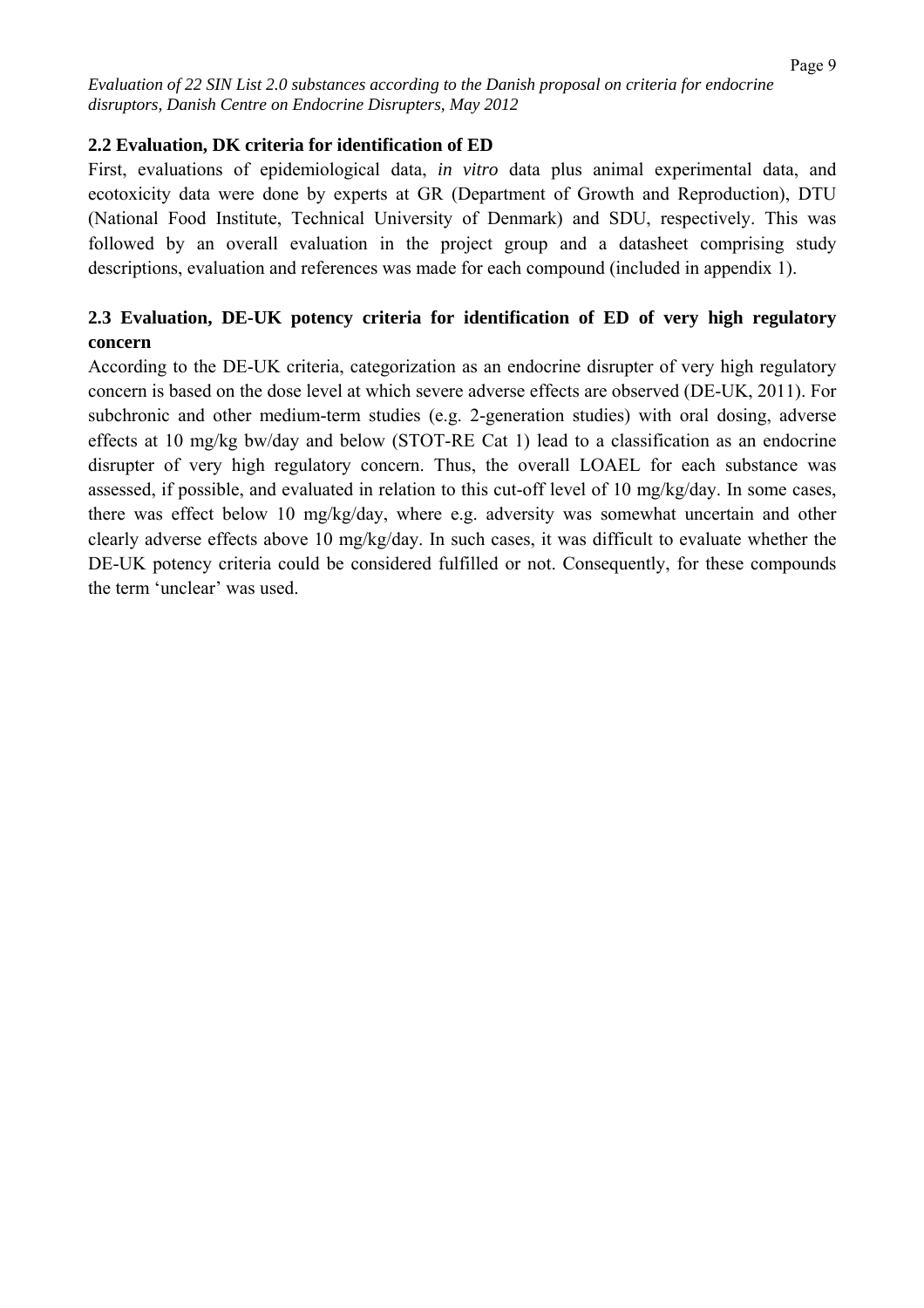## 2.2 Evaluation, DK criteria for identification of ED

First, evaluations of epidemiological data, *in vitro* data plus animal experimental data, and ecotoxicity data were done by experts at GR (Department of Growth and Reproduction), DTU (National Food Institute, Technical University of Denmark) and SDU, respectively. This was followed by an overall evaluation in the project group and a datasheet comprising study descriptions, evaluation and references was made for each compound (included in appendix 1).

## 2.3 Evaluation, DE-UK potency criteria for identification of ED of very high regulatory concern

According to the DE-UK criteria, categorization as an endocrine disrupter of very high regulatory concern is based on the dose level at which severe adverse effects are observed (DE-UK, 2011). For subchronic and other medium-term studies (e.g. 2-generation studies) with oral dosing, adverse effects at 10 mg/kg bw/day and below (STOT-RE Cat 1) lead to a classification as an endocrine disrupter of very high regulatory concern. Thus, the overall LOAEL for each substance was assessed, if possible, and evaluated in relation to this cut-off level of 10 mg/kg/day. In some cases, there was effect below 10 mg/kg/day, where e.g. adversity was somewhat uncertain and other clearly adverse effects above 10 mg/kg/day. In such cases, it was difficult to evaluate whether the DE-UK potency criteria could be considered fulfilled or not. Consequently, for these compounds the term 'unclear' was used.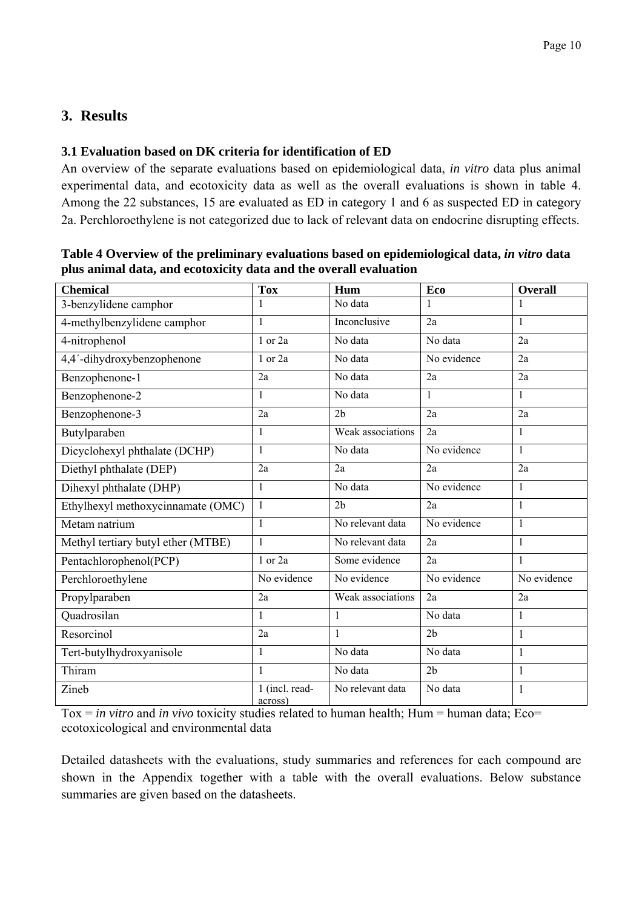## 3. Results

### 3.1 Evaluation based on DK criteria for identification of ED

An overview of the separate evaluations based on epidemiological data, *in vitro* data plus animal experimental data, and ecotoxicity data as well as the overall evaluations is shown in table 4. Among the 22 substances, 15 are evaluated as ED in category 1 and 6 as suspected ED in category 2a. Perchloroethylene is not categorized due to lack of relevant data on endocrine disrupting effects.

**Table 4 Overview of the preliminary evaluations based on epidemiological data, *in vitro* data plus animal data, and ecotoxicity data and the overall evaluation**

| Chemical | Tox | Hum | Eco | Overall |
|---|---|---|---|---|
| 3-benzylidene camphor | 1 | No data | 1 | 1 |
| 4-methylbenzylidene camphor | 1 | Inconclusive | 2a | 1 |
| 4-nitrophenol | 1 or 2a | No data | No data | 2a |
| 4,4´-dihydroxybenzophenone | 1 or 2a | No data | No evidence | 2a |
| Benzophenone-1 | 2a | No data | 2a | 2a |
| Benzophenone-2 | 1 | No data | 1 | 1 |
| Benzophenone-3 | 2a | 2b | 2a | 2a |
| Butylparaben | 1 | Weak associations | 2a | 1 |
| Dicyclohexyl phthalate (DCHP) | 1 | No data | No evidence | 1 |
| Diethyl phthalate (DEP) | 2a | 2a | 2a | 2a |
| Dihexyl phthalate (DHP) | 1 | No data | No evidence | 1 |
| Ethylhexyl methoxycinnamate (OMC) | 1 | 2b | 2a | 1 |
| Metam natrium | 1 | No relevant data | No evidence | 1 |
| Methyl tertiary butyl ether (MTBE) | 1 | No relevant data | 2a | 1 |
| Pentachlorophenol(PCP) | 1 or 2a | Some evidence | 2a | 1 |
| Perchloroethylene | No evidence | No evidence | No evidence | No evidence |
| Propylparaben | 2a | Weak associations | 2a | 2a |
| Quadrosilan | 1 | 1 | No data | 1 |
| Resorcinol | 2a | 1 | 2b | 1 |
| Tert-butylhydroxyanisole | 1 | No data | No data | 1 |
| Thiram | 1 | No data | 2b | 1 |
| Zineb | 1 (incl. read-across) | No relevant data | No data | 1 |

Tox = *in vitro* and *in vivo* toxicity studies related to human health; Hum = human data; Eco= ecotoxicological and environmental data

Detailed datasheets with the evaluations, study summaries and references for each compound are shown in the Appendix together with a table with the overall evaluations. Below substance summaries are given based on the datasheets.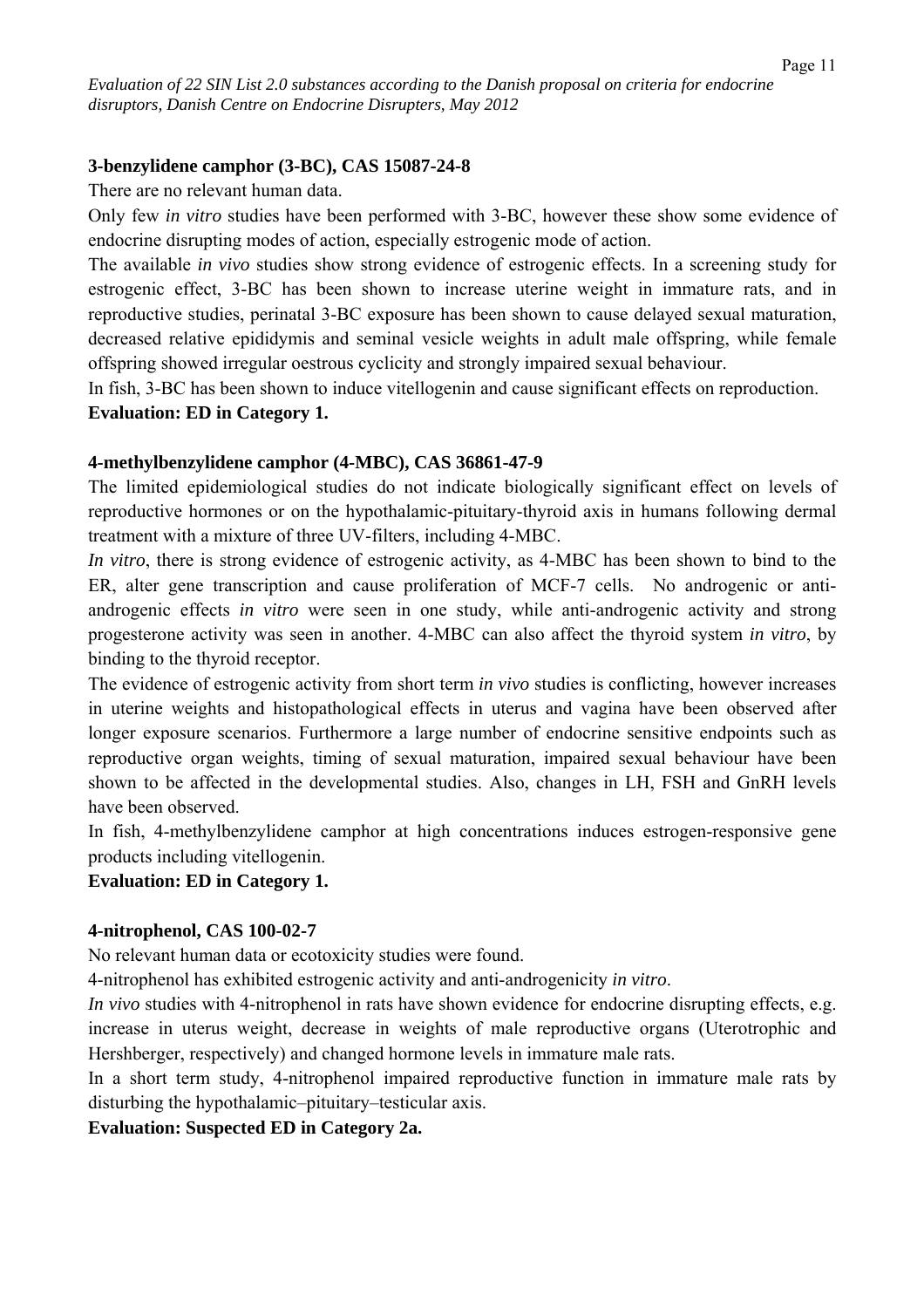**3-benzylidene camphor (3-BC), CAS 15087-24-8**

There are no relevant human data.

Only few *in vitro* studies have been performed with 3-BC, however these show some evidence of endocrine disrupting modes of action, especially estrogenic mode of action.

The available *in vivo* studies show strong evidence of estrogenic effects. In a screening study for estrogenic effect, 3-BC has been shown to increase uterine weight in immature rats, and in reproductive studies, perinatal 3-BC exposure has been shown to cause delayed sexual maturation, decreased relative epididymis and seminal vesicle weights in adult male offspring, while female offspring showed irregular oestrous cyclicity and strongly impaired sexual behaviour.

In fish, 3-BC has been shown to induce vitellogenin and cause significant effects on reproduction.

**Evaluation: ED in Category 1.**

**4-methylbenzylidene camphor (4-MBC), CAS 36861-47-9**

The limited epidemiological studies do not indicate biologically significant effect on levels of reproductive hormones or on the hypothalamic-pituitary-thyroid axis in humans following dermal treatment with a mixture of three UV-filters, including 4-MBC.

*In vitro*, there is strong evidence of estrogenic activity, as 4-MBC has been shown to bind to the ER, alter gene transcription and cause proliferation of MCF-7 cells. No androgenic or anti-androgenic effects *in vitro* were seen in one study, while anti-androgenic activity and strong progesterone activity was seen in another. 4-MBC can also affect the thyroid system *in vitro*, by binding to the thyroid receptor.

The evidence of estrogenic activity from short term *in vivo* studies is conflicting, however increases in uterine weights and histopathological effects in uterus and vagina have been observed after longer exposure scenarios. Furthermore a large number of endocrine sensitive endpoints such as reproductive organ weights, timing of sexual maturation, impaired sexual behaviour have been shown to be affected in the developmental studies. Also, changes in LH, FSH and GnRH levels have been observed.

In fish, 4-methylbenzylidene camphor at high concentrations induces estrogen-responsive gene products including vitellogenin.

**Evaluation: ED in Category 1.**

**4-nitrophenol, CAS 100-02-7**

No relevant human data or ecotoxicity studies were found.

4-nitrophenol has exhibited estrogenic activity and anti-androgenicity *in vitro*.

*In vivo* studies with 4-nitrophenol in rats have shown evidence for endocrine disrupting effects, e.g. increase in uterus weight, decrease in weights of male reproductive organs (Uterotrophic and Hershberger, respectively) and changed hormone levels in immature male rats.

In a short term study, 4-nitrophenol impaired reproductive function in immature male rats by disturbing the hypothalamic–pituitary–testicular axis.

**Evaluation: Suspected ED in Category 2a.**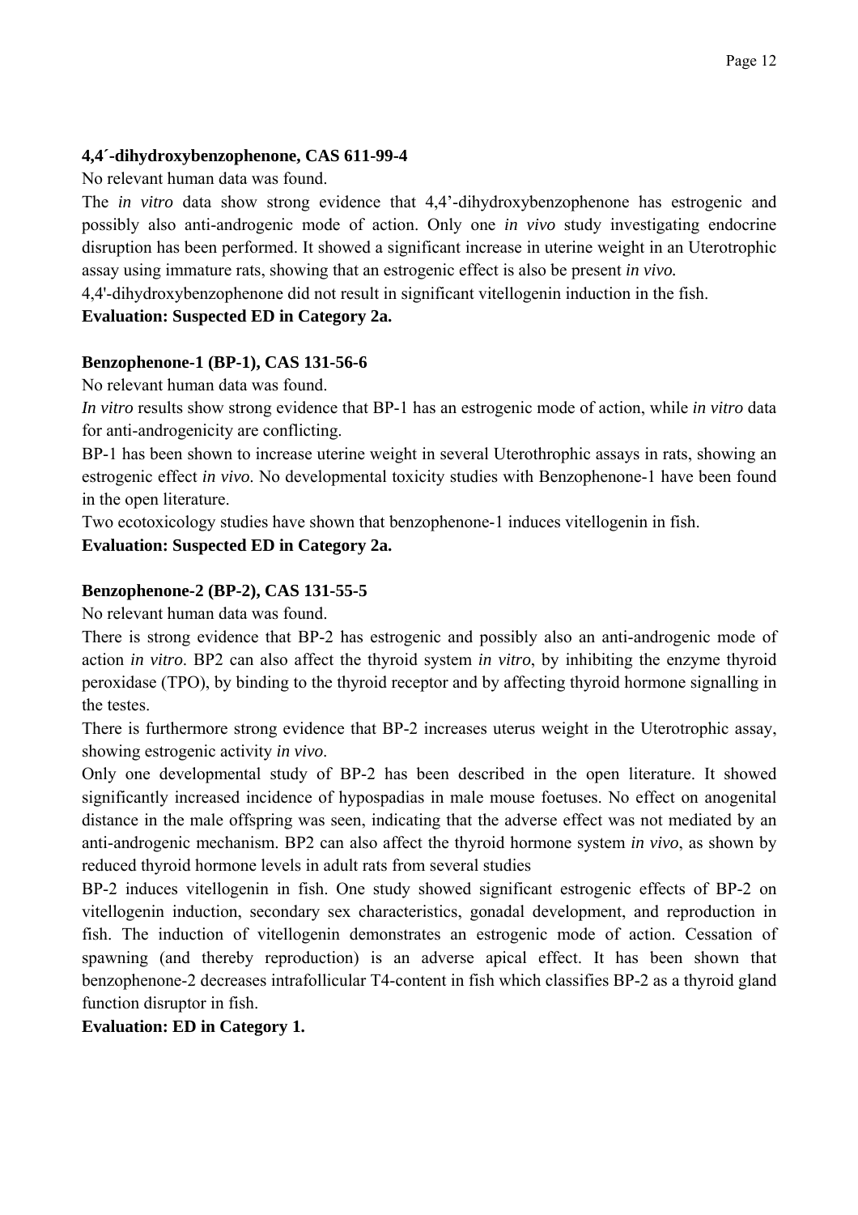**4,4´-dihydroxybenzophenone, CAS 611-99-4**

No relevant human data was found.

The *in vitro* data show strong evidence that 4,4'-dihydroxybenzophenone has estrogenic and possibly also anti-androgenic mode of action. Only one *in vivo* study investigating endocrine disruption has been performed. It showed a significant increase in uterine weight in an Uterotrophic assay using immature rats, showing that an estrogenic effect is also be present *in vivo.*

4,4'-dihydroxybenzophenone did not result in significant vitellogenin induction in the fish.

**Evaluation: Suspected ED in Category 2a.**

**Benzophenone-1 (BP-1), CAS 131-56-6**

No relevant human data was found.

*In vitro* results show strong evidence that BP-1 has an estrogenic mode of action, while *in vitro* data for anti-androgenicity are conflicting.

BP-1 has been shown to increase uterine weight in several Uterothrophic assays in rats, showing an estrogenic effect *in vivo*. No developmental toxicity studies with Benzophenone-1 have been found in the open literature.

Two ecotoxicology studies have shown that benzophenone-1 induces vitellogenin in fish.

**Evaluation: Suspected ED in Category 2a.**

**Benzophenone-2 (BP-2), CAS 131-55-5**

No relevant human data was found.

There is strong evidence that BP-2 has estrogenic and possibly also an anti-androgenic mode of action *in vitro*. BP2 can also affect the thyroid system *in vitro*, by inhibiting the enzyme thyroid peroxidase (TPO), by binding to the thyroid receptor and by affecting thyroid hormone signalling in the testes.

There is furthermore strong evidence that BP-2 increases uterus weight in the Uterotrophic assay, showing estrogenic activity *in vivo*.

Only one developmental study of BP-2 has been described in the open literature. It showed significantly increased incidence of hypospadias in male mouse foetuses. No effect on anogenital distance in the male offspring was seen, indicating that the adverse effect was not mediated by an anti-androgenic mechanism. BP2 can also affect the thyroid hormone system *in vivo*, as shown by reduced thyroid hormone levels in adult rats from several studies

BP-2 induces vitellogenin in fish. One study showed significant estrogenic effects of BP-2 on vitellogenin induction, secondary sex characteristics, gonadal development, and reproduction in fish. The induction of vitellogenin demonstrates an estrogenic mode of action. Cessation of spawning (and thereby reproduction) is an adverse apical effect. It has been shown that benzophenone-2 decreases intrafollicular T4-content in fish which classifies BP-2 as a thyroid gland function disruptor in fish.

**Evaluation: ED in Category 1.**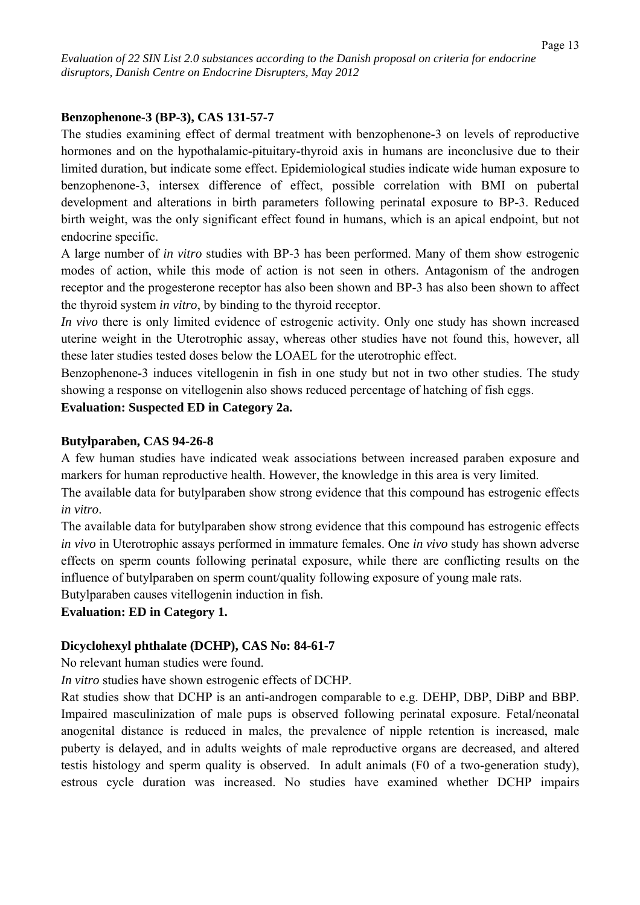**Benzophenone-3 (BP-3), CAS 131-57-7**

The studies examining effect of dermal treatment with benzophenone-3 on levels of reproductive hormones and on the hypothalamic-pituitary-thyroid axis in humans are inconclusive due to their limited duration, but indicate some effect. Epidemiological studies indicate wide human exposure to benzophenone-3, intersex difference of effect, possible correlation with BMI on pubertal development and alterations in birth parameters following perinatal exposure to BP-3. Reduced birth weight, was the only significant effect found in humans, which is an apical endpoint, but not endocrine specific.

A large number of *in vitro* studies with BP-3 has been performed. Many of them show estrogenic modes of action, while this mode of action is not seen in others. Antagonism of the androgen receptor and the progesterone receptor has also been shown and BP-3 has also been shown to affect the thyroid system *in vitro*, by binding to the thyroid receptor.

*In vivo* there is only limited evidence of estrogenic activity. Only one study has shown increased uterine weight in the Uterotrophic assay, whereas other studies have not found this, however, all these later studies tested doses below the LOAEL for the uterotrophic effect.

Benzophenone-3 induces vitellogenin in fish in one study but not in two other studies. The study showing a response on vitellogenin also shows reduced percentage of hatching of fish eggs.

**Evaluation: Suspected ED in Category 2a.**

**Butylparaben, CAS 94-26-8**

A few human studies have indicated weak associations between increased paraben exposure and markers for human reproductive health. However, the knowledge in this area is very limited.

The available data for butylparaben show strong evidence that this compound has estrogenic effects *in vitro*.

The available data for butylparaben show strong evidence that this compound has estrogenic effects *in vivo* in Uterotrophic assays performed in immature females. One *in vivo* study has shown adverse effects on sperm counts following perinatal exposure, while there are conflicting results on the influence of butylparaben on sperm count/quality following exposure of young male rats.

Butylparaben causes vitellogenin induction in fish.

**Evaluation: ED in Category 1.**

**Dicyclohexyl phthalate (DCHP), CAS No: 84-61-7**

No relevant human studies were found.

*In vitro* studies have shown estrogenic effects of DCHP.

Rat studies show that DCHP is an anti-androgen comparable to e.g. DEHP, DBP, DiBP and BBP. Impaired masculinization of male pups is observed following perinatal exposure. Fetal/neonatal anogenital distance is reduced in males, the prevalence of nipple retention is increased, male puberty is delayed, and in adults weights of male reproductive organs are decreased, and altered testis histology and sperm quality is observed. In adult animals (F0 of a two-generation study), estrous cycle duration was increased. No studies have examined whether DCHP impairs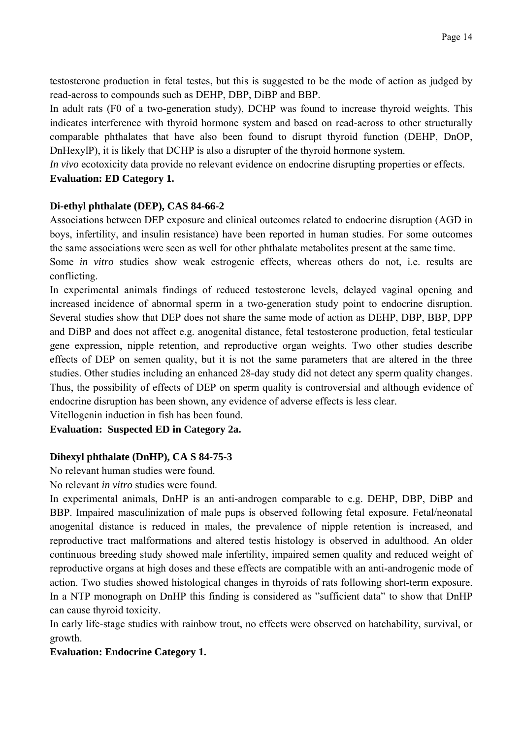testosterone production in fetal testes, but this is suggested to be the mode of action as judged by read-across to compounds such as DEHP, DBP, DiBP and BBP.

In adult rats (F0 of a two-generation study), DCHP was found to increase thyroid weights. This indicates interference with thyroid hormone system and based on read-across to other structurally comparable phthalates that have also been found to disrupt thyroid function (DEHP, DnOP, DnHexylP), it is likely that DCHP is also a disrupter of the thyroid hormone system.

*In vivo* ecotoxicity data provide no relevant evidence on endocrine disrupting properties or effects.

**Evaluation: ED Category 1.**

**Di-ethyl phthalate (DEP), CAS 84-66-2**

Associations between DEP exposure and clinical outcomes related to endocrine disruption (AGD in boys, infertility, and insulin resistance) have been reported in human studies. For some outcomes the same associations were seen as well for other phthalate metabolites present at the same time.

Some *in vitro* studies show weak estrogenic effects, whereas others do not, i.e. results are conflicting.

In experimental animals findings of reduced testosterone levels, delayed vaginal opening and increased incidence of abnormal sperm in a two-generation study point to endocrine disruption. Several studies show that DEP does not share the same mode of action as DEHP, DBP, BBP, DPP and DiBP and does not affect e.g. anogenital distance, fetal testosterone production, fetal testicular gene expression, nipple retention, and reproductive organ weights. Two other studies describe effects of DEP on semen quality, but it is not the same parameters that are altered in the three studies. Other studies including an enhanced 28-day study did not detect any sperm quality changes. Thus, the possibility of effects of DEP on sperm quality is controversial and although evidence of endocrine disruption has been shown, any evidence of adverse effects is less clear.

Vitellogenin induction in fish has been found.

**Evaluation: Suspected ED in Category 2a.**

**Dihexyl phthalate (DnHP), CA S 84-75-3**

No relevant human studies were found.

No relevant *in vitro* studies were found.

In experimental animals, DnHP is an anti-androgen comparable to e.g. DEHP, DBP, DiBP and BBP. Impaired masculinization of male pups is observed following fetal exposure. Fetal/neonatal anogenital distance is reduced in males, the prevalence of nipple retention is increased, and reproductive tract malformations and altered testis histology is observed in adulthood. An older continuous breeding study showed male infertility, impaired semen quality and reduced weight of reproductive organs at high doses and these effects are compatible with an anti-androgenic mode of action. Two studies showed histological changes in thyroids of rats following short-term exposure. In a NTP monograph on DnHP this finding is considered as "sufficient data" to show that DnHP can cause thyroid toxicity.

In early life-stage studies with rainbow trout, no effects were observed on hatchability, survival, or growth.

**Evaluation: Endocrine Category 1.**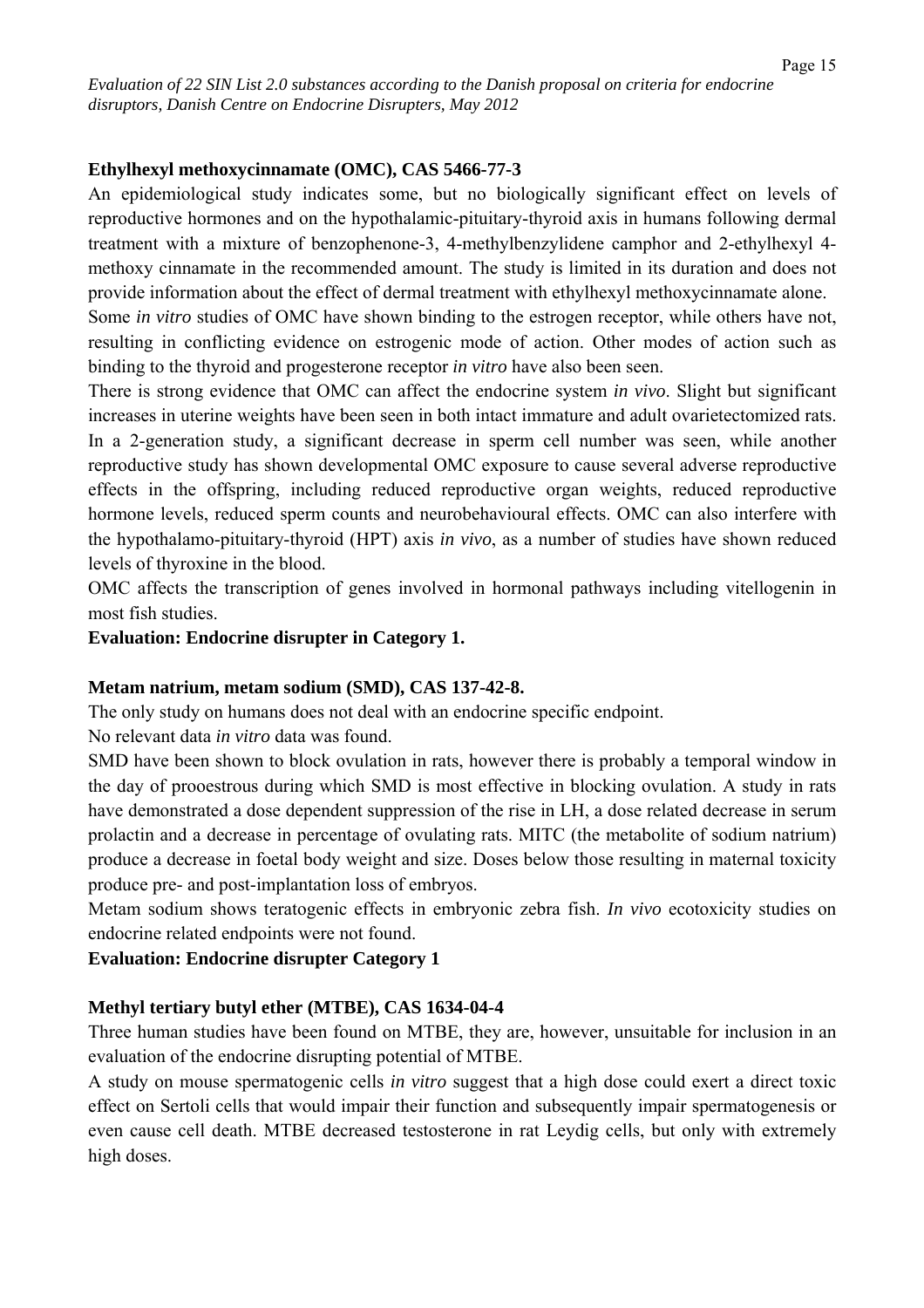**Ethylhexyl methoxycinnamate (OMC), CAS 5466-77-3**

An epidemiological study indicates some, but no biologically significant effect on levels of reproductive hormones and on the hypothalamic-pituitary-thyroid axis in humans following dermal treatment with a mixture of benzophenone-3, 4-methylbenzylidene camphor and 2-ethylhexyl 4-methoxy cinnamate in the recommended amount. The study is limited in its duration and does not provide information about the effect of dermal treatment with ethylhexyl methoxycinnamate alone.

Some *in vitro* studies of OMC have shown binding to the estrogen receptor, while others have not, resulting in conflicting evidence on estrogenic mode of action. Other modes of action such as binding to the thyroid and progesterone receptor *in vitro* have also been seen.

There is strong evidence that OMC can affect the endocrine system *in vivo*. Slight but significant increases in uterine weights have been seen in both intact immature and adult ovarietectomized rats. In a 2-generation study, a significant decrease in sperm cell number was seen, while another reproductive study has shown developmental OMC exposure to cause several adverse reproductive effects in the offspring, including reduced reproductive organ weights, reduced reproductive hormone levels, reduced sperm counts and neurobehavioural effects. OMC can also interfere with the hypothalamo-pituitary-thyroid (HPT) axis *in vivo*, as a number of studies have shown reduced levels of thyroxine in the blood.

OMC affects the transcription of genes involved in hormonal pathways including vitellogenin in most fish studies.

**Evaluation: Endocrine disrupter in Category 1.**

**Metam natrium, metam sodium (SMD), CAS 137-42-8.**

The only study on humans does not deal with an endocrine specific endpoint.

No relevant data *in vitro* data was found.

SMD have been shown to block ovulation in rats, however there is probably a temporal window in the day of prooestrous during which SMD is most effective in blocking ovulation. A study in rats have demonstrated a dose dependent suppression of the rise in LH, a dose related decrease in serum prolactin and a decrease in percentage of ovulating rats. MITC (the metabolite of sodium natrium) produce a decrease in foetal body weight and size. Doses below those resulting in maternal toxicity produce pre- and post-implantation loss of embryos.

Metam sodium shows teratogenic effects in embryonic zebra fish. *In vivo* ecotoxicity studies on endocrine related endpoints were not found.

**Evaluation: Endocrine disrupter Category 1**

**Methyl tertiary butyl ether (MTBE), CAS 1634-04-4**

Three human studies have been found on MTBE, they are, however, unsuitable for inclusion in an evaluation of the endocrine disrupting potential of MTBE.

A study on mouse spermatogenic cells *in vitro* suggest that a high dose could exert a direct toxic effect on Sertoli cells that would impair their function and subsequently impair spermatogenesis or even cause cell death. MTBE decreased testosterone in rat Leydig cells, but only with extremely high doses.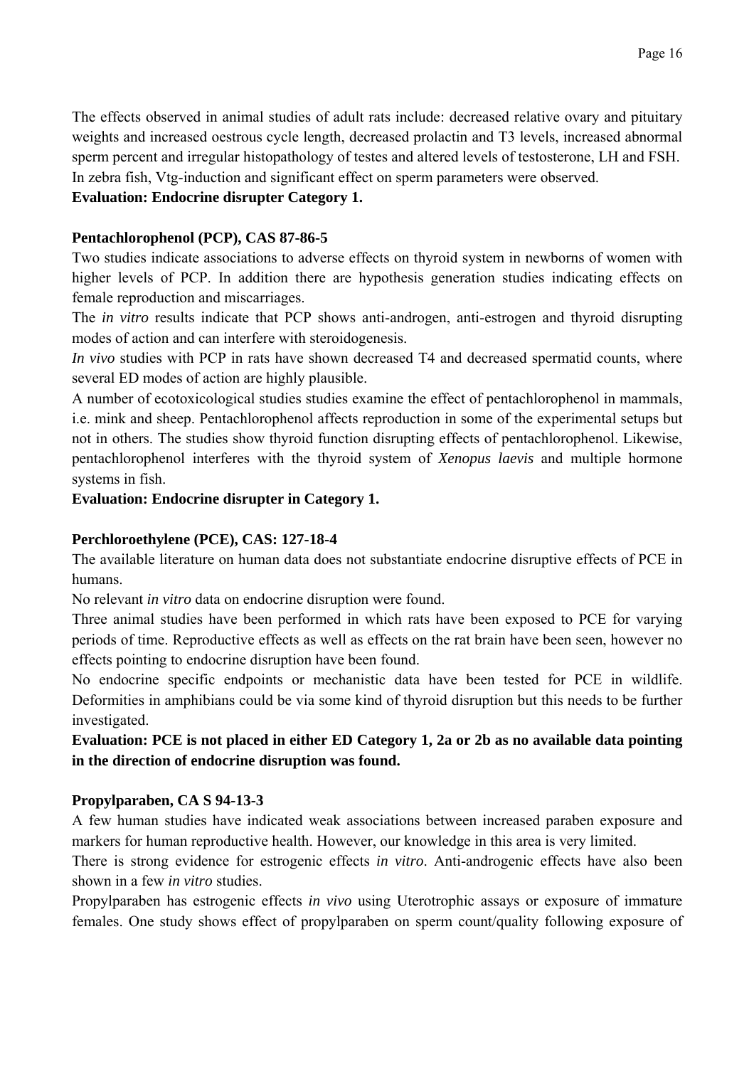The effects observed in animal studies of adult rats include: decreased relative ovary and pituitary weights and increased oestrous cycle length, decreased prolactin and T3 levels, increased abnormal sperm percent and irregular histopathology of testes and altered levels of testosterone, LH and FSH. In zebra fish, Vtg-induction and significant effect on sperm parameters were observed.

**Evaluation: Endocrine disrupter Category 1.**

**Pentachlorophenol (PCP), CAS 87-86-5**

Two studies indicate associations to adverse effects on thyroid system in newborns of women with higher levels of PCP. In addition there are hypothesis generation studies indicating effects on female reproduction and miscarriages.

The *in vitro* results indicate that PCP shows anti-androgen, anti-estrogen and thyroid disrupting modes of action and can interfere with steroidogenesis.

*In vivo* studies with PCP in rats have shown decreased T4 and decreased spermatid counts, where several ED modes of action are highly plausible.

A number of ecotoxicological studies studies examine the effect of pentachlorophenol in mammals, i.e. mink and sheep. Pentachlorophenol affects reproduction in some of the experimental setups but not in others. The studies show thyroid function disrupting effects of pentachlorophenol. Likewise, pentachlorophenol interferes with the thyroid system of *Xenopus laevis* and multiple hormone systems in fish.

**Evaluation: Endocrine disrupter in Category 1.**

**Perchloroethylene (PCE), CAS: 127-18-4**

The available literature on human data does not substantiate endocrine disruptive effects of PCE in humans.

No relevant *in vitro* data on endocrine disruption were found.

Three animal studies have been performed in which rats have been exposed to PCE for varying periods of time. Reproductive effects as well as effects on the rat brain have been seen, however no effects pointing to endocrine disruption have been found.

No endocrine specific endpoints or mechanistic data have been tested for PCE in wildlife. Deformities in amphibians could be via some kind of thyroid disruption but this needs to be further investigated.

**Evaluation: PCE is not placed in either ED Category 1, 2a or 2b as no available data pointing in the direction of endocrine disruption was found.**

**Propylparaben, CA S 94-13-3**

A few human studies have indicated weak associations between increased paraben exposure and markers for human reproductive health. However, our knowledge in this area is very limited.

There is strong evidence for estrogenic effects *in vitro*. Anti-androgenic effects have also been shown in a few *in vitro* studies.

Propylparaben has estrogenic effects *in vivo* using Uterotrophic assays or exposure of immature females. One study shows effect of propylparaben on sperm count/quality following exposure of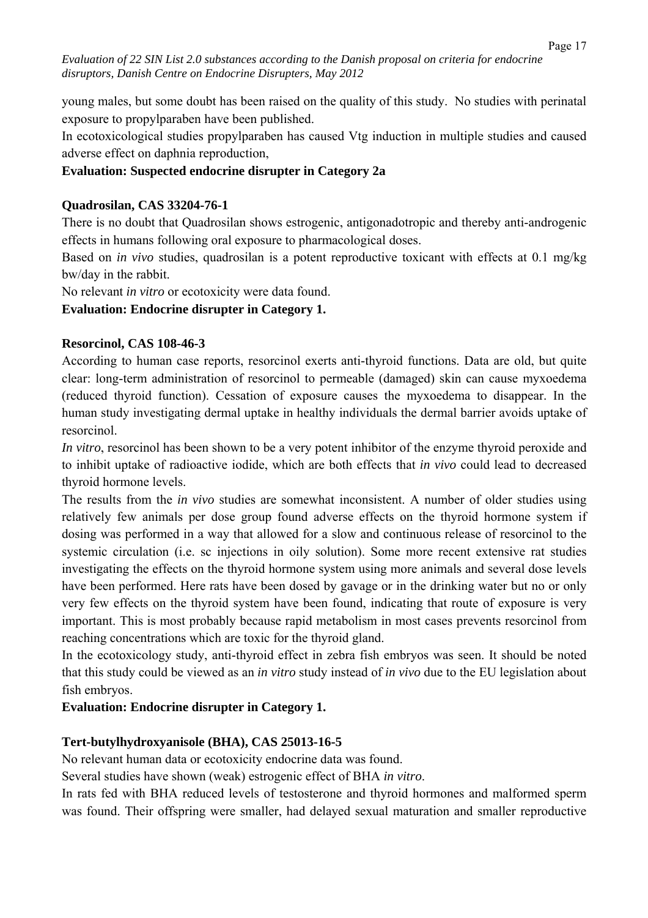young males, but some doubt has been raised on the quality of this study. No studies with perinatal exposure to propylparaben have been published.
In ecotoxicological studies propylparaben has caused Vtg induction in multiple studies and caused adverse effect on daphnia reproduction,

**Evaluation: Suspected endocrine disrupter in Category 2a**

**Quadrosilan, CAS 33204-76-1**

There is no doubt that Quadrosilan shows estrogenic, antigonadotropic and thereby anti-androgenic effects in humans following oral exposure to pharmacological doses.
Based on *in vivo* studies, quadrosilan is a potent reproductive toxicant with effects at 0.1 mg/kg bw/day in the rabbit.
No relevant *in vitro* or ecotoxicity were data found.

**Evaluation: Endocrine disrupter in Category 1.**

**Resorcinol, CAS 108-46-3**

According to human case reports, resorcinol exerts anti-thyroid functions. Data are old, but quite clear: long-term administration of resorcinol to permeable (damaged) skin can cause myxoedema (reduced thyroid function). Cessation of exposure causes the myxoedema to disappear. In the human study investigating dermal uptake in healthy individuals the dermal barrier avoids uptake of resorcinol.
*In vitro*, resorcinol has been shown to be a very potent inhibitor of the enzyme thyroid peroxide and to inhibit uptake of radioactive iodide, which are both effects that *in vivo* could lead to decreased thyroid hormone levels.
The results from the *in vivo* studies are somewhat inconsistent. A number of older studies using relatively few animals per dose group found adverse effects on the thyroid hormone system if dosing was performed in a way that allowed for a slow and continuous release of resorcinol to the systemic circulation (i.e. sc injections in oily solution). Some more recent extensive rat studies investigating the effects on the thyroid hormone system using more animals and several dose levels have been performed. Here rats have been dosed by gavage or in the drinking water but no or only very few effects on the thyroid system have been found, indicating that route of exposure is very important. This is most probably because rapid metabolism in most cases prevents resorcinol from reaching concentrations which are toxic for the thyroid gland.
In the ecotoxicology study, anti-thyroid effect in zebra fish embryos was seen. It should be noted that this study could be viewed as an *in vitro* study instead of *in vivo* due to the EU legislation about fish embryos.

**Evaluation: Endocrine disrupter in Category 1.**

**Tert-butylhydroxyanisole (BHA), CAS 25013-16-5**

No relevant human data or ecotoxicity endocrine data was found.
Several studies have shown (weak) estrogenic effect of BHA *in vitro*.
In rats fed with BHA reduced levels of testosterone and thyroid hormones and malformed sperm was found. Their offspring were smaller, had delayed sexual maturation and smaller reproductive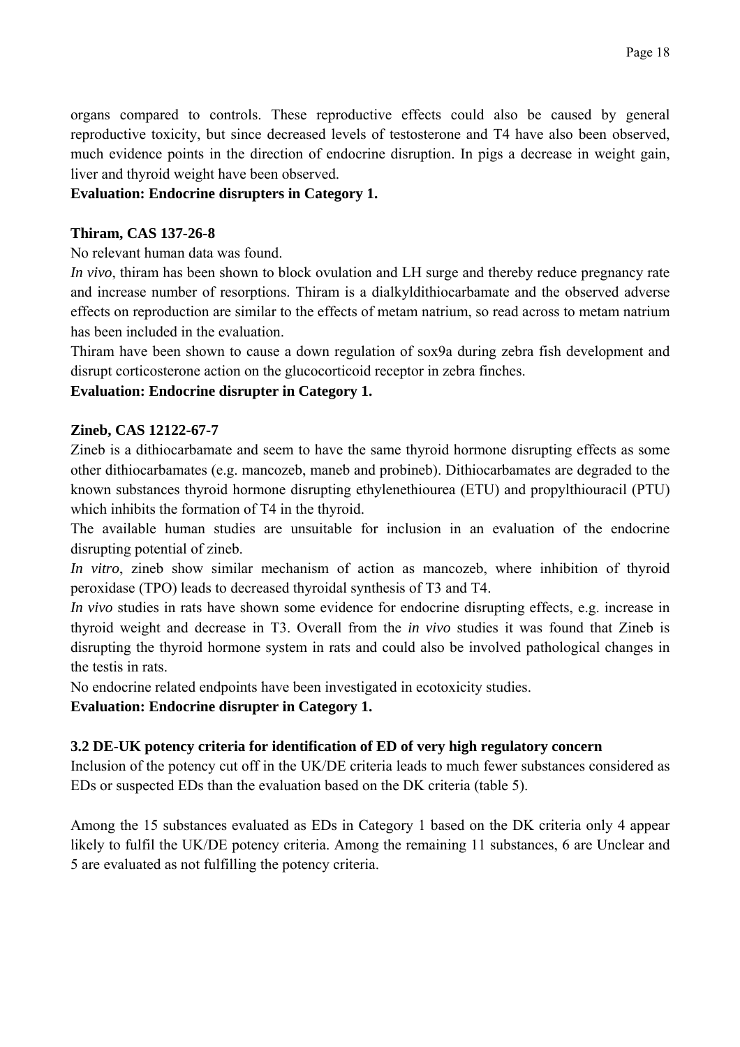organs compared to controls. These reproductive effects could also be caused by general reproductive toxicity, but since decreased levels of testosterone and T4 have also been observed, much evidence points in the direction of endocrine disruption. In pigs a decrease in weight gain, liver and thyroid weight have been observed.

**Evaluation: Endocrine disrupters in Category 1.**

**Thiram, CAS 137-26-8**

No relevant human data was found.

*In vivo*, thiram has been shown to block ovulation and LH surge and thereby reduce pregnancy rate and increase number of resorptions. Thiram is a dialkyldithiocarbamate and the observed adverse effects on reproduction are similar to the effects of metam natrium, so read across to metam natrium has been included in the evaluation.

Thiram have been shown to cause a down regulation of sox9a during zebra fish development and disrupt corticosterone action on the glucocorticoid receptor in zebra finches.

**Evaluation: Endocrine disrupter in Category 1.**

**Zineb, CAS 12122-67-7**

Zineb is a dithiocarbamate and seem to have the same thyroid hormone disrupting effects as some other dithiocarbamates (e.g. mancozeb, maneb and probineb). Dithiocarbamates are degraded to the known substances thyroid hormone disrupting ethylenethiourea (ETU) and propylthiouracil (PTU) which inhibits the formation of T4 in the thyroid.

The available human studies are unsuitable for inclusion in an evaluation of the endocrine disrupting potential of zineb.

*In vitro*, zineb show similar mechanism of action as mancozeb, where inhibition of thyroid peroxidase (TPO) leads to decreased thyroidal synthesis of T3 and T4.

*In vivo* studies in rats have shown some evidence for endocrine disrupting effects, e.g. increase in thyroid weight and decrease in T3. Overall from the *in vivo* studies it was found that Zineb is disrupting the thyroid hormone system in rats and could also be involved pathological changes in the testis in rats.

No endocrine related endpoints have been investigated in ecotoxicity studies.

**Evaluation: Endocrine disrupter in Category 1.**

### 3.2 DE-UK potency criteria for identification of ED of very high regulatory concern

Inclusion of the potency cut off in the UK/DE criteria leads to much fewer substances considered as EDs or suspected EDs than the evaluation based on the DK criteria (table 5).

Among the 15 substances evaluated as EDs in Category 1 based on the DK criteria only 4 appear likely to fulfil the UK/DE potency criteria. Among the remaining 11 substances, 6 are Unclear and 5 are evaluated as not fulfilling the potency criteria.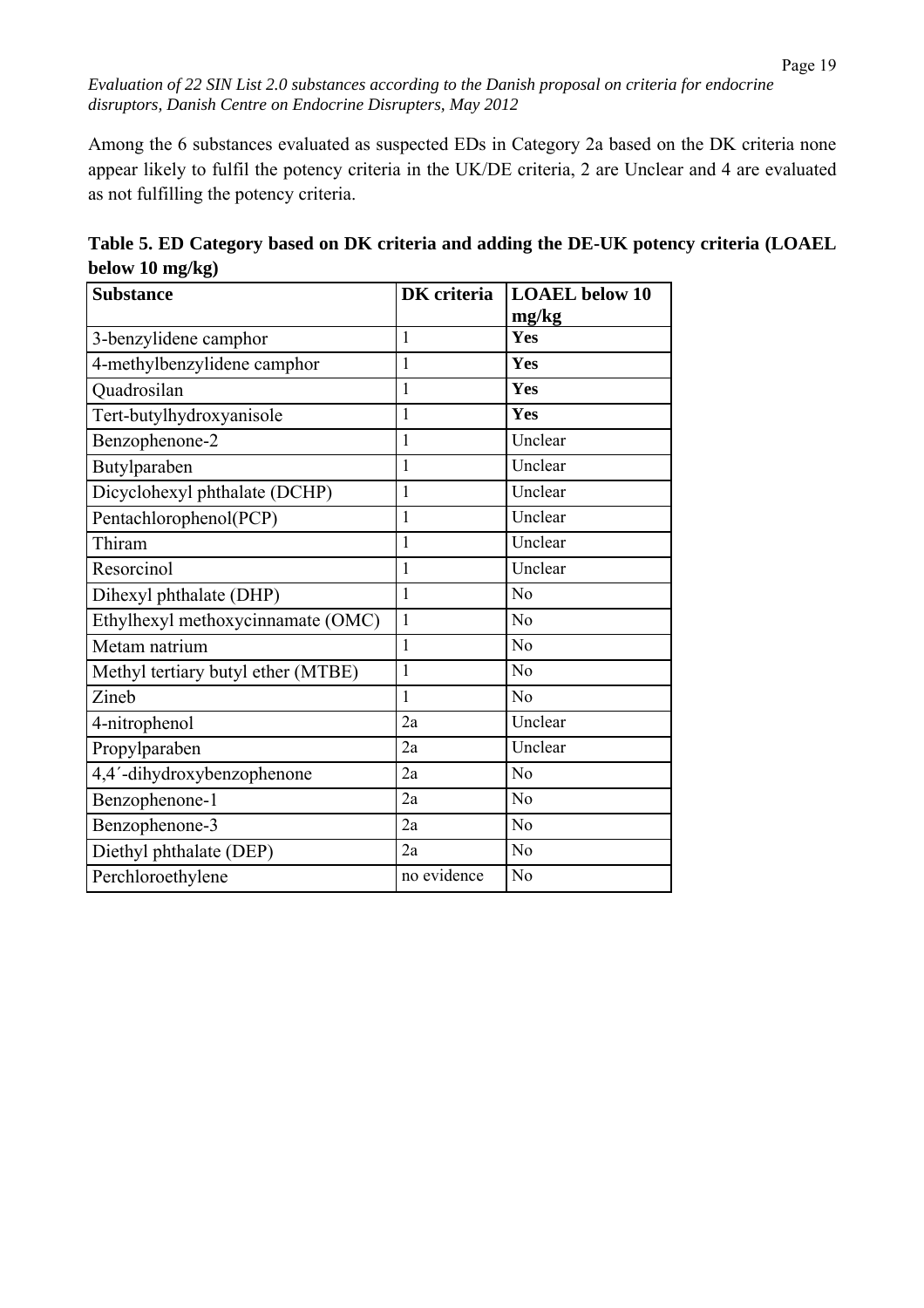Among the 6 substances evaluated as suspected EDs in Category 2a based on the DK criteria none appear likely to fulfil the potency criteria in the UK/DE criteria, 2 are Unclear and 4 are evaluated as not fulfilling the potency criteria.

**Table 5. ED Category based on DK criteria and adding the DE-UK potency criteria (LOAEL below 10 mg/kg)**

| Substance | DK criteria | LOAEL below 10 mg/kg |
|---|---|---|
| 3-benzylidene camphor | 1 | **Yes** |
| 4-methylbenzylidene camphor | 1 | **Yes** |
| Quadrosilan | 1 | **Yes** |
| Tert-butylhydroxyanisole | 1 | **Yes** |
| Benzophenone-2 | 1 | Unclear |
| Butylparaben | 1 | Unclear |
| Dicylohexyl phthalate (DCHP) | 1 | Unclear |
| Pentachlorophenol(PCP) | 1 | Unclear |
| Thiram | 1 | Unclear |
| Resorcinol | 1 | Unclear |
| Dihexyl phthalate (DHP) | 1 | No |
| Ethylhexyl methoxycinnamate (OMC) | 1 | No |
| Metam natrium | 1 | No |
| Methyl tertiary butyl ether (MTBE) | 1 | No |
| Zineb | 1 | No |
| 4-nitrophenol | 2a | Unclear |
| Propylparaben | 2a | Unclear |
| 4,4´-dihydroxybenzophenone | 2a | No |
| Benzophenone-1 | 2a | No |
| Benzophenone-3 | 2a | No |
| Diethyl phthalate (DEP) | 2a | No |
| Perchloroethylene | no evidence | No |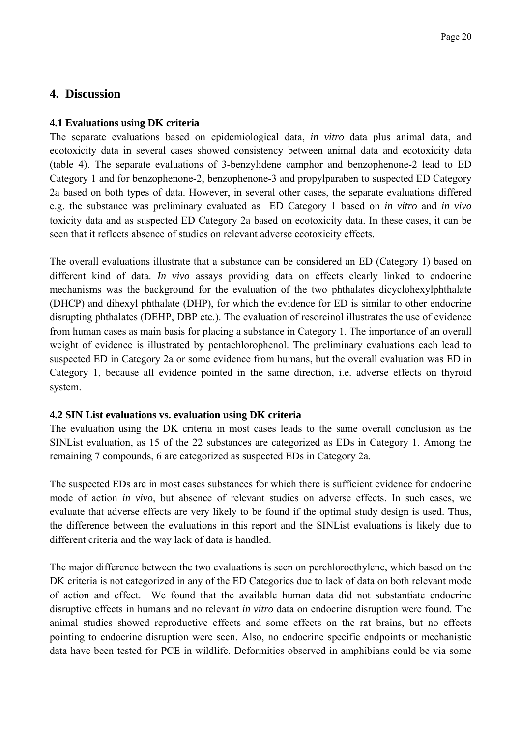## 4. Discussion

### 4.1 Evaluations using DK criteria

The separate evaluations based on epidemiological data, *in vitro* data plus animal data, and ecotoxicity data in several cases showed consistency between animal data and ecotoxicity data (table 4). The separate evaluations of 3-benzylidene camphor and benzophenone-2 lead to ED Category 1 and for benzophenone-2, benzophenone-3 and propylparaben to suspected ED Category 2a based on both types of data. However, in several other cases, the separate evaluations differed e.g. the substance was preliminary evaluated as ED Category 1 based on *in vitro* and *in vivo* toxicity data and as suspected ED Category 2a based on ecotoxicity data. In these cases, it can be seen that it reflects absence of studies on relevant adverse ecotoxicity effects.

The overall evaluations illustrate that a substance can be considered an ED (Category 1) based on different kind of data. *In vivo* assays providing data on effects clearly linked to endocrine mechanisms was the background for the evaluation of the two phthalates dicyclohexylphthalate (DHCP) and dihexyl phthalate (DHP), for which the evidence for ED is similar to other endocrine disrupting phthalates (DEHP, DBP etc.). The evaluation of resorcinol illustrates the use of evidence from human cases as main basis for placing a substance in Category 1. The importance of an overall weight of evidence is illustrated by pentachlorophenol. The preliminary evaluations each lead to suspected ED in Category 2a or some evidence from humans, but the overall evaluation was ED in Category 1, because all evidence pointed in the same direction, i.e. adverse effects on thyroid system.

### 4.2 SIN List evaluations vs. evaluation using DK criteria

The evaluation using the DK criteria in most cases leads to the same overall conclusion as the SINList evaluation, as 15 of the 22 substances are categorized as EDs in Category 1. Among the remaining 7 compounds, 6 are categorized as suspected EDs in Category 2a.

The suspected EDs are in most cases substances for which there is sufficient evidence for endocrine mode of action *in vivo*, but absence of relevant studies on adverse effects. In such cases, we evaluate that adverse effects are very likely to be found if the optimal study design is used. Thus, the difference between the evaluations in this report and the SINList evaluations is likely due to different criteria and the way lack of data is handled.

The major difference between the two evaluations is seen on perchloroethylene, which based on the DK criteria is not categorized in any of the ED Categories due to lack of data on both relevant mode of action and effect. We found that the available human data did not substantiate endocrine disruptive effects in humans and no relevant *in vitro* data on endocrine disruption were found. The animal studies showed reproductive effects and some effects on the rat brains, but no effects pointing to endocrine disruption were seen. Also, no endocrine specific endpoints or mechanistic data have been tested for PCE in wildlife. Deformities observed in amphibians could be via some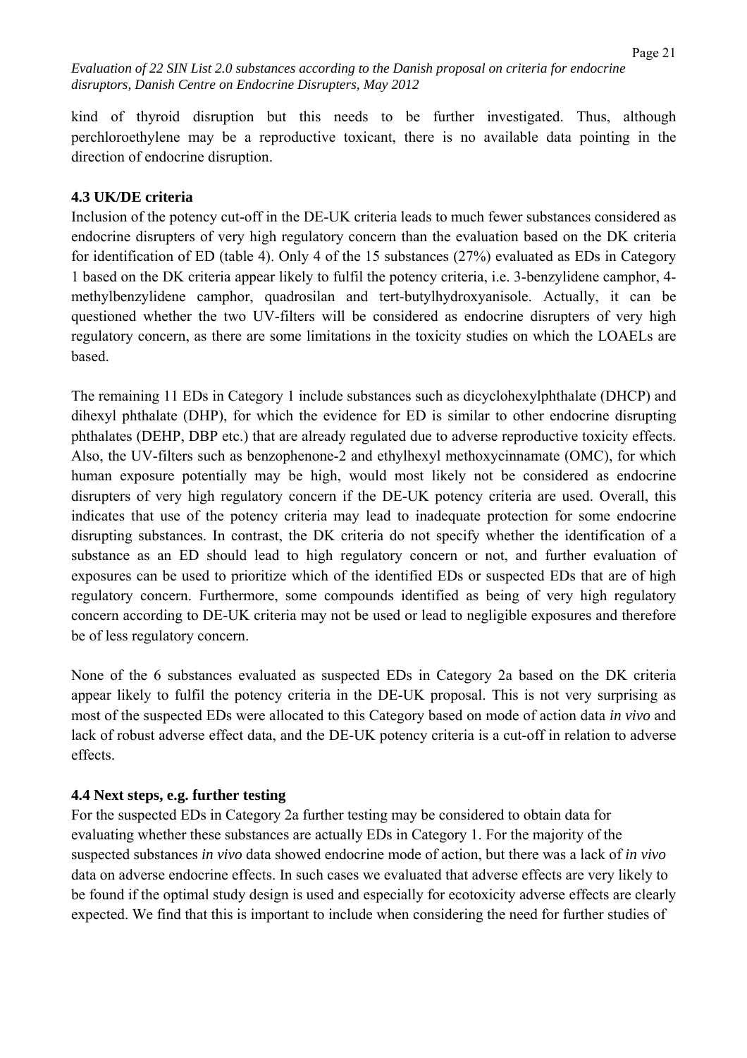kind of thyroid disruption but this needs to be further investigated. Thus, although perchloroethylene may be a reproductive toxicant, there is no available data pointing in the direction of endocrine disruption.

### 4.3 UK/DE criteria

Inclusion of the potency cut-off in the DE-UK criteria leads to much fewer substances considered as endocrine disrupters of very high regulatory concern than the evaluation based on the DK criteria for identification of ED (table 4). Only 4 of the 15 substances (27%) evaluated as EDs in Category 1 based on the DK criteria appear likely to fulfil the potency criteria, i.e. 3-benzylidene camphor, 4-methylbenzylidene camphor, quadrosilan and tert-butylhydroxyanisole. Actually, it can be questioned whether the two UV-filters will be considered as endocrine disrupters of very high regulatory concern, as there are some limitations in the toxicity studies on which the LOAELs are based.

The remaining 11 EDs in Category 1 include substances such as dicyclohexylphthalate (DHCP) and dihexyl phthalate (DHP), for which the evidence for ED is similar to other endocrine disrupting phthalates (DEHP, DBP etc.) that are already regulated due to adverse reproductive toxicity effects. Also, the UV-filters such as benzophenone-2 and ethylhexyl methoxycinnamate (OMC), for which human exposure potentially may be high, would most likely not be considered as endocrine disrupters of very high regulatory concern if the DE-UK potency criteria are used. Overall, this indicates that use of the potency criteria may lead to inadequate protection for some endocrine disrupting substances. In contrast, the DK criteria do not specify whether the identification of a substance as an ED should lead to high regulatory concern or not, and further evaluation of exposures can be used to prioritize which of the identified EDs or suspected EDs that are of high regulatory concern. Furthermore, some compounds identified as being of very high regulatory concern according to DE-UK criteria may not be used or lead to negligible exposures and therefore be of less regulatory concern.

None of the 6 substances evaluated as suspected EDs in Category 2a based on the DK criteria appear likely to fulfil the potency criteria in the DE-UK proposal. This is not very surprising as most of the suspected EDs were allocated to this Category based on mode of action data *in vivo* and lack of robust adverse effect data, and the DE-UK potency criteria is a cut-off in relation to adverse effects.

### 4.4 Next steps, e.g. further testing

For the suspected EDs in Category 2a further testing may be considered to obtain data for evaluating whether these substances are actually EDs in Category 1. For the majority of the suspected substances *in vivo* data showed endocrine mode of action, but there was a lack of *in vivo* data on adverse endocrine effects. In such cases we evaluated that adverse effects are very likely to be found if the optimal study design is used and especially for ecotoxicity adverse effects are clearly expected. We find that this is important to include when considering the need for further studies of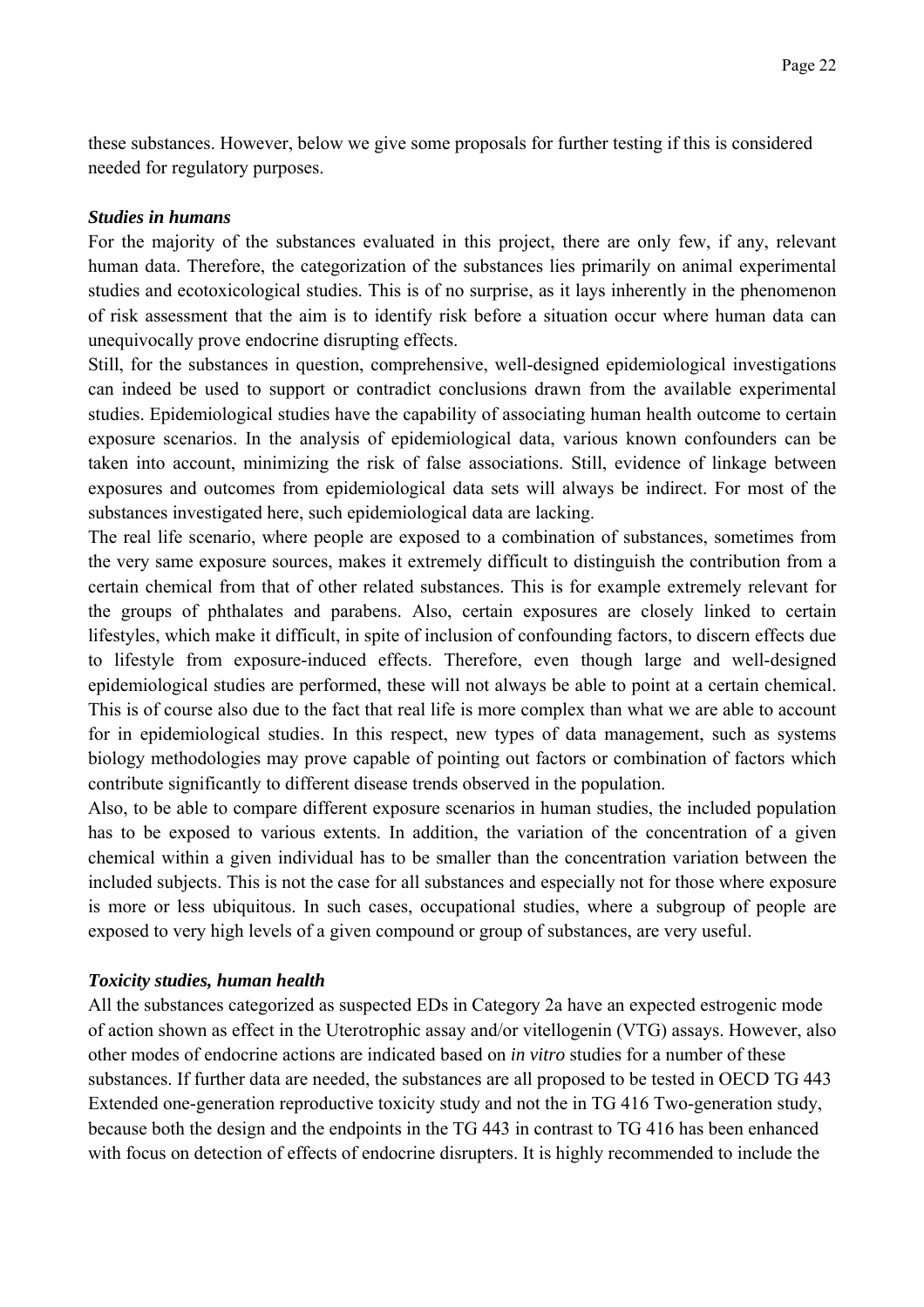these substances. However, below we give some proposals for further testing if this is considered needed for regulatory purposes.

### *Studies in humans*

For the majority of the substances evaluated in this project, there are only few, if any, relevant human data. Therefore, the categorization of the substances lies primarily on animal experimental studies and ecotoxicological studies. This is of no surprise, as it lays inherently in the phenomenon of risk assessment that the aim is to identify risk before a situation occur where human data can unequivocally prove endocrine disrupting effects.

Still, for the substances in question, comprehensive, well-designed epidemiological investigations can indeed be used to support or contradict conclusions drawn from the available experimental studies. Epidemiological studies have the capability of associating human health outcome to certain exposure scenarios. In the analysis of epidemiological data, various known confounders can be taken into account, minimizing the risk of false associations. Still, evidence of linkage between exposures and outcomes from epidemiological data sets will always be indirect. For most of the substances investigated here, such epidemiological data are lacking.

The real life scenario, where people are exposed to a combination of substances, sometimes from the very same exposure sources, makes it extremely difficult to distinguish the contribution from a certain chemical from that of other related substances. This is for example extremely relevant for the groups of phthalates and parabens. Also, certain exposures are closely linked to certain lifestyles, which make it difficult, in spite of inclusion of confounding factors, to discern effects due to lifestyle from exposure-induced effects. Therefore, even though large and well-designed epidemiological studies are performed, these will not always be able to point at a certain chemical. This is of course also due to the fact that real life is more complex than what we are able to account for in epidemiological studies. In this respect, new types of data management, such as systems biology methodologies may prove capable of pointing out factors or combination of factors which contribute significantly to different disease trends observed in the population.

Also, to be able to compare different exposure scenarios in human studies, the included population has to be exposed to various extents. In addition, the variation of the concentration of a given chemical within a given individual has to be smaller than the concentration variation between the included subjects. This is not the case for all substances and especially not for those where exposure is more or less ubiquitous. In such cases, occupational studies, where a subgroup of people are exposed to very high levels of a given compound or group of substances, are very useful.

### *Toxicity studies, human health*

All the substances categorized as suspected EDs in Category 2a have an expected estrogenic mode of action shown as effect in the Uterotrophic assay and/or vitellogenin (VTG) assays. However, also other modes of endocrine actions are indicated based on *in vitro* studies for a number of these substances. If further data are needed, the substances are all proposed to be tested in OECD TG 443 Extended one-generation reproductive toxicity study and not the in TG 416 Two-generation study, because both the design and the endpoints in the TG 443 in contrast to TG 416 has been enhanced with focus on detection of effects of endocrine disrupters. It is highly recommended to include the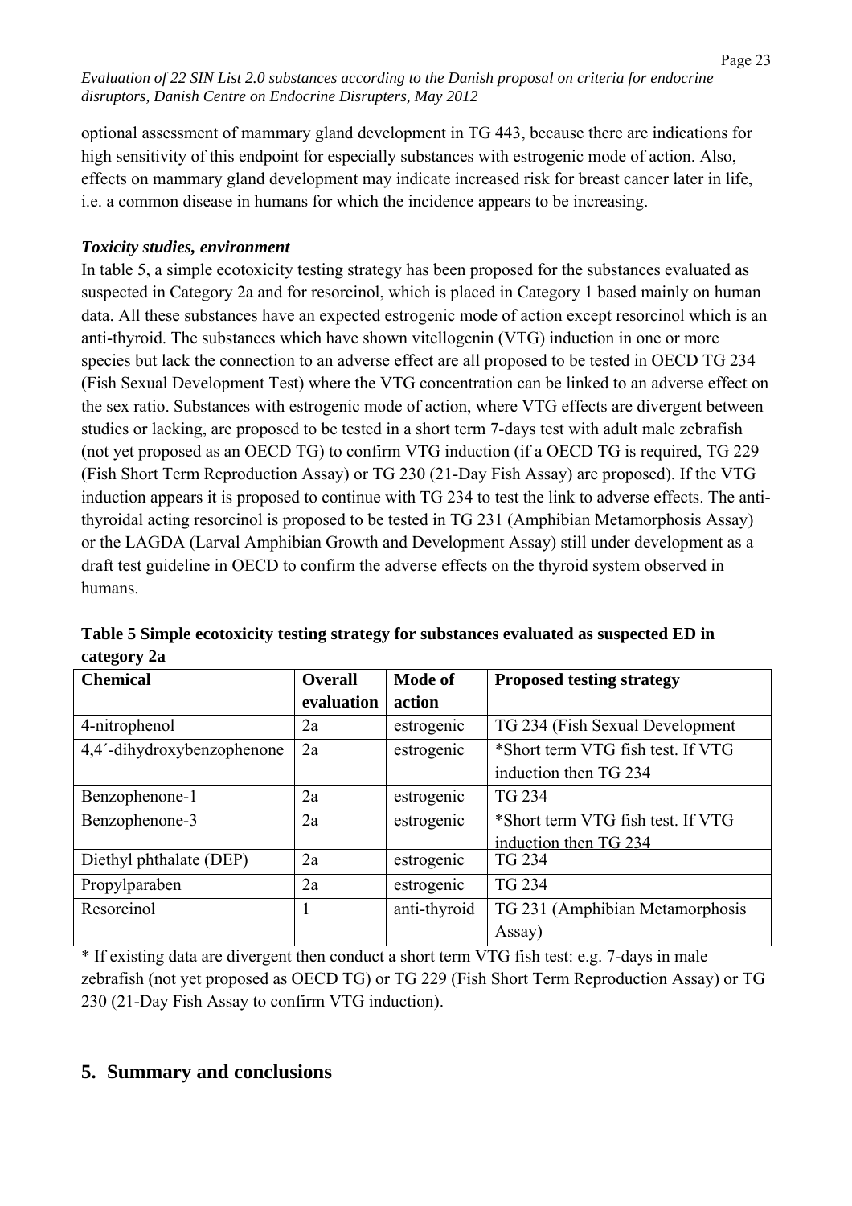optional assessment of mammary gland development in TG 443, because there are indications for high sensitivity of this endpoint for especially substances with estrogenic mode of action. Also, effects on mammary gland development may indicate increased risk for breast cancer later in life, i.e. a common disease in humans for which the incidence appears to be increasing.

### *Toxicity studies, environment*

In table 5, a simple ecotoxicity testing strategy has been proposed for the substances evaluated as suspected in Category 2a and for resorcinol, which is placed in Category 1 based mainly on human data. All these substances have an expected estrogenic mode of action except resorcinol which is an anti-thyroid. The substances which have shown vitellogenin (VTG) induction in one or more species but lack the connection to an adverse effect are all proposed to be tested in OECD TG 234 (Fish Sexual Development Test) where the VTG concentration can be linked to an adverse effect on the sex ratio. Substances with estrogenic mode of action, where VTG effects are divergent between studies or lacking, are proposed to be tested in a short term 7-days test with adult male zebrafish (not yet proposed as an OECD TG) to confirm VTG induction (if a OECD TG is required, TG 229 (Fish Short Term Reproduction Assay) or TG 230 (21-Day Fish Assay) are proposed). If the VTG induction appears it is proposed to continue with TG 234 to test the link to adverse effects. The anti-thyroidal acting resorcinol is proposed to be tested in TG 231 (Amphibian Metamorphosis Assay) or the LAGDA (Larval Amphibian Growth and Development Assay) still under development as a draft test guideline in OECD to confirm the adverse effects on the thyroid system observed in humans.

**Table 5 Simple ecotoxicity testing strategy for substances evaluated as suspected ED in category 2a**

| Chemical | Overall evaluation | Mode of action | Proposed testing strategy |
|---|---|---|---|
| 4-nitrophenol | 2a | estrogenic | TG 234 (Fish Sexual Development |
| 4,4´-dihydroxybenzophenone | 2a | estrogenic | *Short term VTG fish test. If VTG induction then TG 234 |
| Benzophenone-1 | 2a | estrogenic | TG 234 |
| Benzophenone-3 | 2a | estrogenic | *Short term VTG fish test. If VTG induction then TG 234 |
| Diethyl phthalate (DEP) | 2a | estrogenic | TG 234 |
| Propylparaben | 2a | estrogenic | TG 234 |
| Resorcinol | 1 | anti-thyroid | TG 231 (Amphibian Metamorphosis Assay) |

* If existing data are divergent then conduct a short term VTG fish test: e.g. 7-days in male zebrafish (not yet proposed as OECD TG) or TG 229 (Fish Short Term Reproduction Assay) or TG 230 (21-Day Fish Assay to confirm VTG induction).

## 5. Summary and conclusions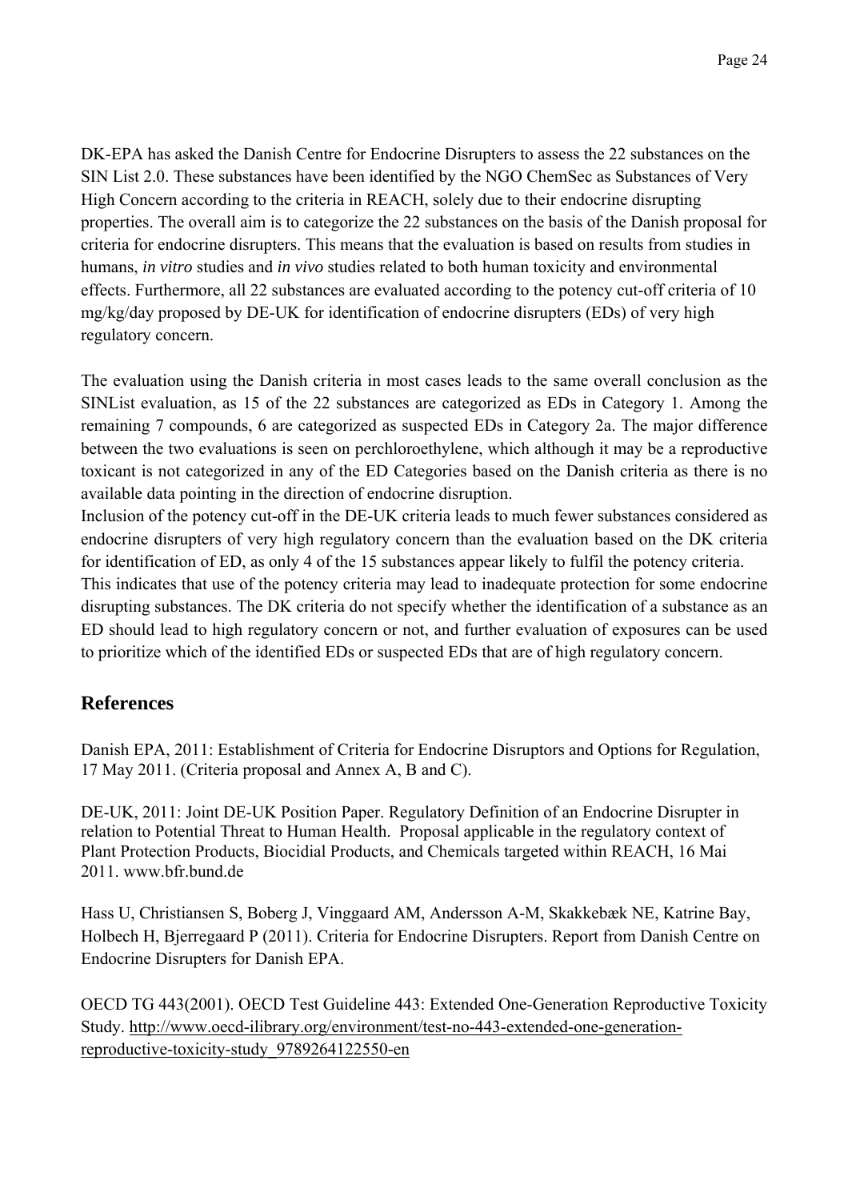DK-EPA has asked the Danish Centre for Endocrine Disrupters to assess the 22 substances on the SIN List 2.0. These substances have been identified by the NGO ChemSec as Substances of Very High Concern according to the criteria in REACH, solely due to their endocrine disrupting properties. The overall aim is to categorize the 22 substances on the basis of the Danish proposal for criteria for endocrine disrupters. This means that the evaluation is based on results from studies in humans, *in vitro* studies and *in vivo* studies related to both human toxicity and environmental effects. Furthermore, all 22 substances are evaluated according to the potency cut-off criteria of 10 mg/kg/day proposed by DE-UK for identification of endocrine disrupters (EDs) of very high regulatory concern.

The evaluation using the Danish criteria in most cases leads to the same overall conclusion as the SINList evaluation, as 15 of the 22 substances are categorized as EDs in Category 1. Among the remaining 7 compounds, 6 are categorized as suspected EDs in Category 2a. The major difference between the two evaluations is seen on perchloroethylene, which although it may be a reproductive toxicant is not categorized in any of the ED Categories based on the Danish criteria as there is no available data pointing in the direction of endocrine disruption.

Inclusion of the potency cut-off in the DE-UK criteria leads to much fewer substances considered as endocrine disrupters of very high regulatory concern than the evaluation based on the DK criteria for identification of ED, as only 4 of the 15 substances appear likely to fulfil the potency criteria. This indicates that use of the potency criteria may lead to inadequate protection for some endocrine disrupting substances. The DK criteria do not specify whether the identification of a substance as an ED should lead to high regulatory concern or not, and further evaluation of exposures can be used to prioritize which of the identified EDs or suspected EDs that are of high regulatory concern.

## References

Danish EPA, 2011: Establishment of Criteria for Endocrine Disruptors and Options for Regulation, 17 May 2011. (Criteria proposal and Annex A, B and C).

DE-UK, 2011: Joint DE-UK Position Paper. Regulatory Definition of an Endocrine Disrupter in relation to Potential Threat to Human Health. Proposal applicable in the regulatory context of Plant Protection Products, Biocidial Products, and Chemicals targeted within REACH, 16 Mai 2011. www.bfr.bund.de

Hass U, Christiansen S, Boberg J, Vinggaard AM, Andersson A-M, Skakkebæk NE, Katrine Bay, Holbech H, Bjerregaard P (2011). Criteria for Endocrine Disrupters. Report from Danish Centre on Endocrine Disrupters for Danish EPA.

OECD TG 443(2001). OECD Test Guideline 443: Extended One-Generation Reproductive Toxicity Study. http://www.oecd-ilibrary.org/environment/test-no-443-extended-one-generation-reproductive-toxicity-study_9789264122550-en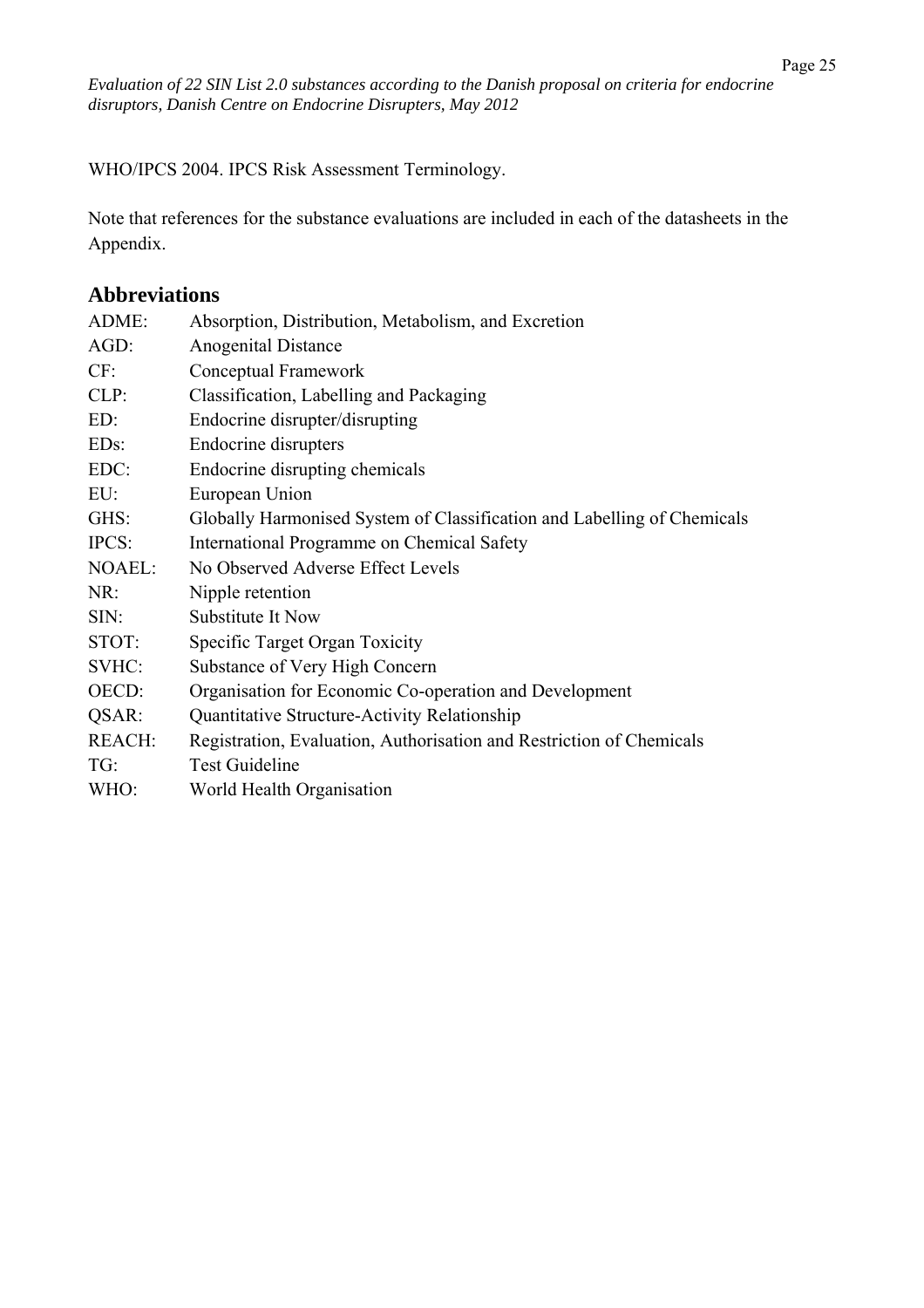WHO/IPCS 2004. IPCS Risk Assessment Terminology.

Note that references for the substance evaluations are included in each of the datasheets in the Appendix.

## Abbreviations

| | |
|---|---|
| ADME: | Absorption, Distribution, Metabolism, and Excretion |
| AGD: | Anogenital Distance |
| CF: | Conceptual Framework |
| CLP: | Classification, Labelling and Packaging |
| ED: | Endocrine disrupter/disrupting |
| EDs: | Endocrine disrupters |
| EDC: | Endocrine disrupting chemicals |
| EU: | European Union |
| GHS: | Globally Harmonised System of Classification and Labelling of Chemicals |
| IPCS: | International Programme on Chemical Safety |
| NOAEL: | No Observed Adverse Effect Levels |
| NR: | Nipple retention |
| SIN: | Substitute It Now |
| STOT: | Specific Target Organ Toxicity |
| SVHC: | Substance of Very High Concern |
| OECD: | Organisation for Economic Co-operation and Development |
| QSAR: | Quantitative Structure-Activity Relationship |
| REACH: | Registration, Evaluation, Authorisation and Restriction of Chemicals |
| TG: | Test Guideline |
| WHO: | World Health Organisation |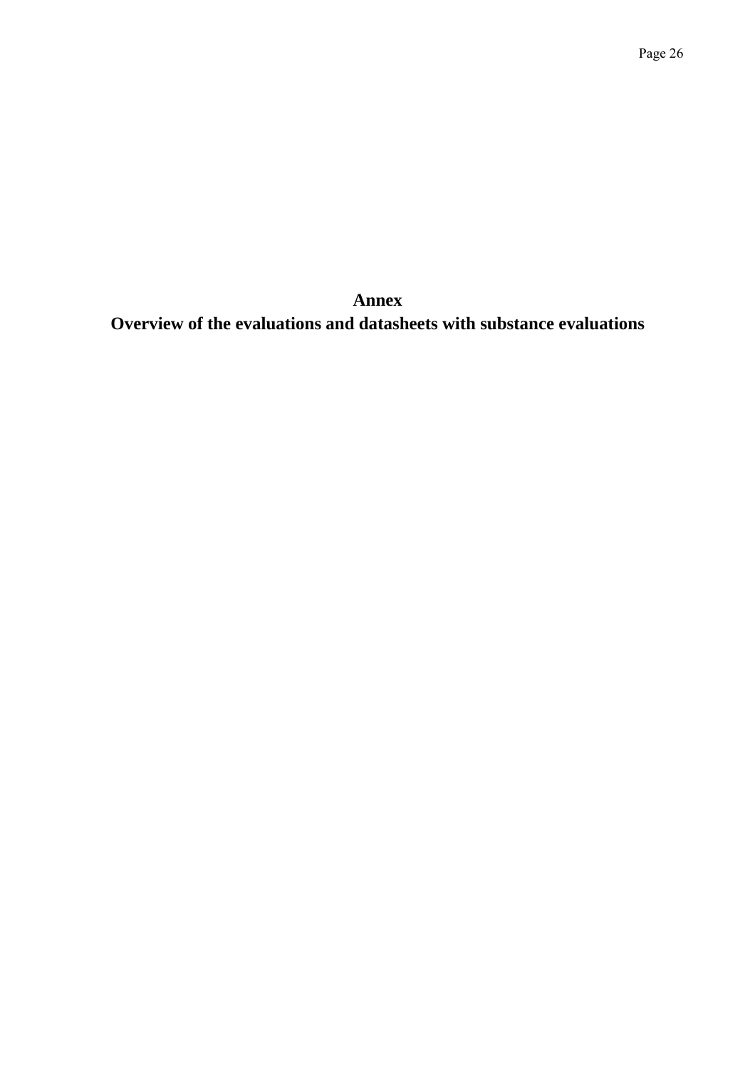# Annex

## Overview of the evaluations and datasheets with substance evaluations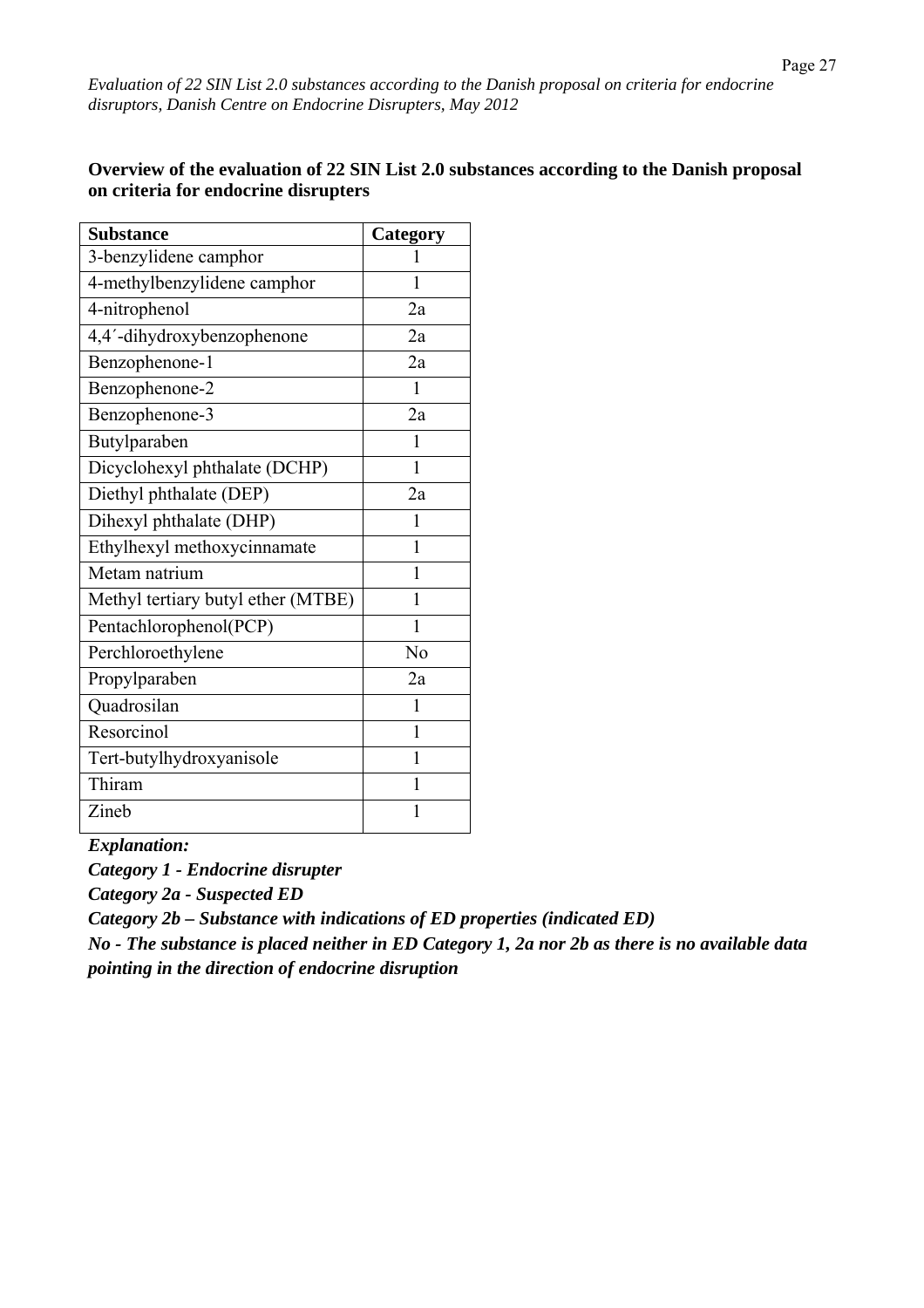**Overview of the evaluation of 22 SIN List 2.0 substances according to the Danish proposal on criteria for endocrine disrupters**

| Substance | Category |
|---|---|
| 3-benzylidene camphor | 1 |
| 4-methylbenzylidene camphor | 1 |
| 4-nitrophenol | 2a |
| 4,4´-dihydroxybenzophenone | 2a |
| Benzophenone-1 | 2a |
| Benzophenone-2 | 1 |
| Benzophenone-3 | 2a |
| Butylparaben | 1 |
| Dicyclohexyl phthalate (DCHP) | 1 |
| Diethyl phthalate (DEP) | 2a |
| Dihexyl phthalate (DHP) | 1 |
| Ethylhexyl methoxycinnamate | 1 |
| Metam natrium | 1 |
| Methyl tertiary butyl ether (MTBE) | 1 |
| Pentachlorophenol(PCP) | 1 |
| Perchloroethylene | No |
| Propylparaben | 2a |
| Quadrosilan | 1 |
| Resorcinol | 1 |
| Tert-butylhydroxyanisole | 1 |
| Thiram | 1 |
| Zineb | 1 |

***Explanation:***

***Category 1 - Endocrine disrupter***

***Category 2a - Suspected ED***

***Category 2b – Substance with indications of ED properties (indicated ED)***

***No - The substance is placed neither in ED Category 1, 2a nor 2b as there is no available data pointing in the direction of endocrine disruption***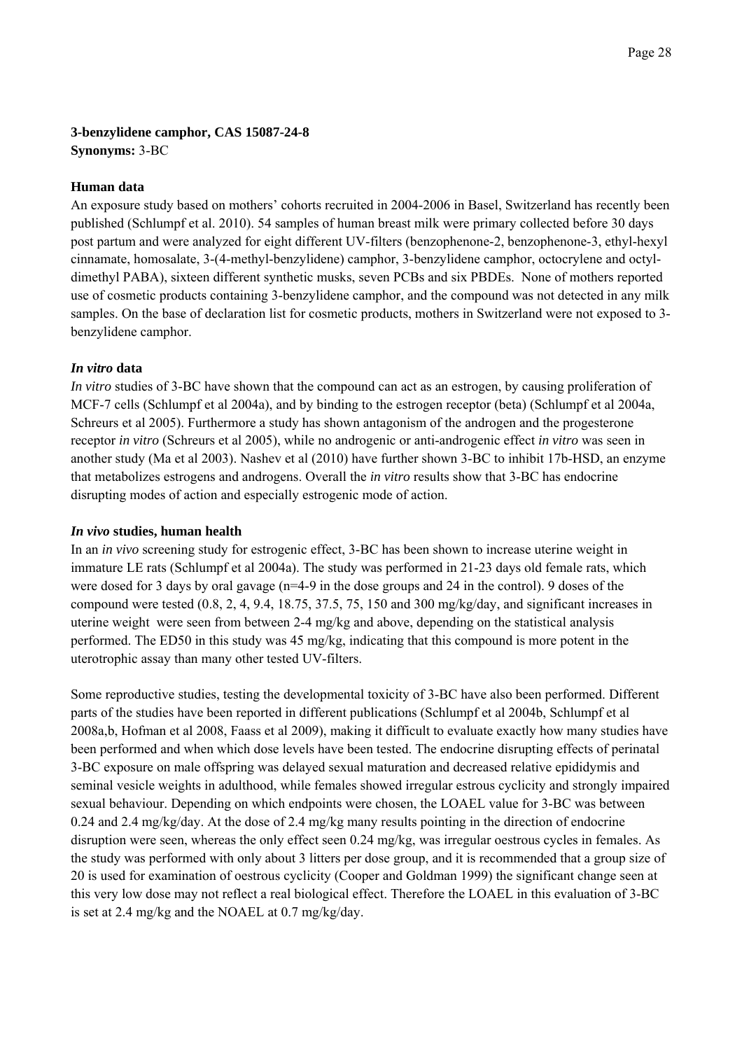**3-benzylidene camphor, CAS 15087-24-8**
**Synonyms:** 3-BC

**Human data**

An exposure study based on mothers' cohorts recruited in 2004-2006 in Basel, Switzerland has recently been published (Schlumpf et al. 2010). 54 samples of human breast milk were primary collected before 30 days post partum and were analyzed for eight different UV-filters (benzophenone-2, benzophenone-3, ethyl-hexyl cinnamate, homosalate, 3-(4-methyl-benzylidene) camphor, 3-benzylidene camphor, octocrylene and octyl-dimethyl PABA), sixteen different synthetic musks, seven PCBs and six PBDEs. None of mothers reported use of cosmetic products containing 3-benzylidene camphor, and the compound was not detected in any milk samples. On the base of declaration list for cosmetic products, mothers in Switzerland were not exposed to 3-benzylidene camphor.

***In vitro* data**

*In vitro* studies of 3-BC have shown that the compound can act as an estrogen, by causing proliferation of MCF-7 cells (Schlumpf et al 2004a), and by binding to the estrogen receptor (beta) (Schlumpf et al 2004a, Schreurs et al 2005). Furthermore a study has shown antagonism of the androgen and the progesterone receptor *in vitro* (Schreurs et al 2005), while no androgenic or anti-androgenic effect *in vitro* was seen in another study (Ma et al 2003). Nashev et al (2010) have further shown 3-BC to inhibit 17b-HSD, an enzyme that metabolizes estrogens and androgens. Overall the *in vitro* results show that 3-BC has endocrine disrupting modes of action and especially estrogenic mode of action.

***In vivo* studies, human health**

In an *in vivo* screening study for estrogenic effect, 3-BC has been shown to increase uterine weight in immature LE rats (Schlumpf et al 2004a). The study was performed in 21-23 days old female rats, which were dosed for 3 days by oral gavage (n=4-9 in the dose groups and 24 in the control). 9 doses of the compound were tested (0.8, 2, 4, 9.4, 18.75, 37.5, 75, 150 and 300 mg/kg/day, and significant increases in uterine weight were seen from between 2-4 mg/kg and above, depending on the statistical analysis performed. The ED50 in this study was 45 mg/kg, indicating that this compound is more potent in the uterotrophic assay than many other tested UV-filters.

Some reproductive studies, testing the developmental toxicity of 3-BC have also been performed. Different parts of the studies have been reported in different publications (Schlumpf et al 2004b, Schlumpf et al 2008a,b, Hofman et al 2008, Faass et al 2009), making it difficult to evaluate exactly how many studies have been performed and when which dose levels have been tested. The endocrine disrupting effects of perinatal 3-BC exposure on male offspring was delayed sexual maturation and decreased relative epididymis and seminal vesicle weights in adulthood, while females showed irregular estrous cyclicity and strongly impaired sexual behaviour. Depending on which endpoints were chosen, the LOAEL value for 3-BC was between 0.24 and 2.4 mg/kg/day. At the dose of 2.4 mg/kg many results pointing in the direction of endocrine disruption were seen, whereas the only effect seen 0.24 mg/kg, was irregular oestrous cycles in females. As the study was performed with only about 3 litters per dose group, and it is recommended that a group size of 20 is used for examination of oestrous cyclicity (Cooper and Goldman 1999) the significant change seen at this very low dose may not reflect a real biological effect. Therefore the LOAEL in this evaluation of 3-BC is set at 2.4 mg/kg and the NOAEL at 0.7 mg/kg/day.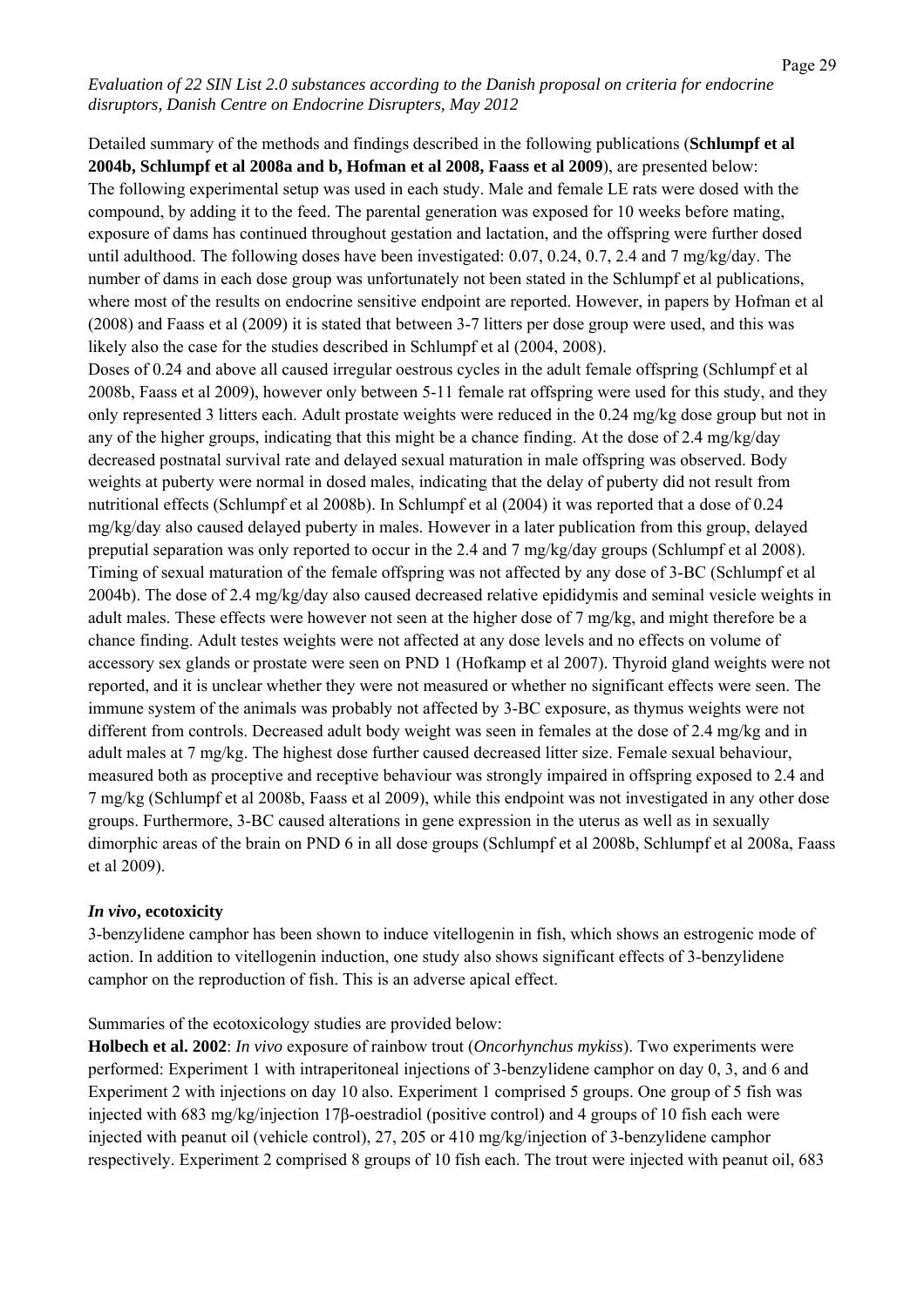Detailed summary of the methods and findings described in the following publications (**Schlumpf et al 2004b, Schlumpf et al 2008a and b, Hofman et al 2008, Faass et al 2009**), are presented below: The following experimental setup was used in each study. Male and female LE rats were dosed with the compound, by adding it to the feed. The parental generation was exposed for 10 weeks before mating, exposure of dams has continued throughout gestation and lactation, and the offspring were further dosed until adulthood. The following doses have been investigated: 0.07, 0.24, 0.7, 2.4 and 7 mg/kg/day. The number of dams in each dose group was unfortunately not been stated in the Schlumpf et al publications, where most of the results on endocrine sensitive endpoint are reported. However, in papers by Hofman et al (2008) and Faass et al (2009) it is stated that between 3-7 litters per dose group were used, and this was likely also the case for the studies described in Schlumpf et al (2004, 2008).

Doses of 0.24 and above all caused irregular oestrous cycles in the adult female offspring (Schlumpf et al 2008b, Faass et al 2009), however only between 5-11 female rat offspring were used for this study, and they only represented 3 litters each. Adult prostate weights were reduced in the 0.24 mg/kg dose group but not in any of the higher groups, indicating that this might be a chance finding. At the dose of 2.4 mg/kg/day decreased postnatal survival rate and delayed sexual maturation in male offspring was observed. Body weights at puberty were normal in dosed males, indicating that the delay of puberty did not result from nutritional effects (Schlumpf et al 2008b). In Schlumpf et al (2004) it was reported that a dose of 0.24 mg/kg/day also caused delayed puberty in males. However in a later publication from this group, delayed preputial separation was only reported to occur in the 2.4 and 7 mg/kg/day groups (Schlumpf et al 2008). Timing of sexual maturation of the female offspring was not affected by any dose of 3-BC (Schlumpf et al 2004b). The dose of 2.4 mg/kg/day also caused decreased relative epididymis and seminal vesicle weights in adult males. These effects were however not seen at the higher dose of 7 mg/kg, and might therefore be a chance finding. Adult testes weights were not affected at any dose levels and no effects on volume of accessory sex glands or prostate were seen on PND 1 (Hofkamp et al 2007). Thyroid gland weights were not reported, and it is unclear whether they were not measured or whether no significant effects were seen. The immune system of the animals was probably not affected by 3-BC exposure, as thymus weights were not different from controls. Decreased adult body weight was seen in females at the dose of 2.4 mg/kg and in adult males at 7 mg/kg. The highest dose further caused decreased litter size. Female sexual behaviour, measured both as proceptive and receptive behaviour was strongly impaired in offspring exposed to 2.4 and 7 mg/kg (Schlumpf et al 2008b, Faass et al 2009), while this endpoint was not investigated in any other dose groups. Furthermore, 3-BC caused alterations in gene expression in the uterus as well as in sexually dimorphic areas of the brain on PND 6 in all dose groups (Schlumpf et al 2008b, Schlumpf et al 2008a, Faass et al 2009).

### *In vivo*, ecotoxicity

3-benzylidene camphor has been shown to induce vitellogenin in fish, which shows an estrogenic mode of action. In addition to vitellogenin induction, one study also shows significant effects of 3-benzylidene camphor on the reproduction of fish. This is an adverse apical effect.

Summaries of the ecotoxicology studies are provided below:

**Holbech et al. 2002**: *In vivo* exposure of rainbow trout (*Oncorhynchus mykiss*). Two experiments were performed: Experiment 1 with intraperitoneal injections of 3-benzylidene camphor on day 0, 3, and 6 and Experiment 2 with injections on day 10 also. Experiment 1 comprised 5 groups. One group of 5 fish was injected with 683 mg/kg/injection 17β-oestradiol (positive control) and 4 groups of 10 fish each were injected with peanut oil (vehicle control), 27, 205 or 410 mg/kg/injection of 3-benzylidene camphor respectively. Experiment 2 comprised 8 groups of 10 fish each. The trout were injected with peanut oil, 683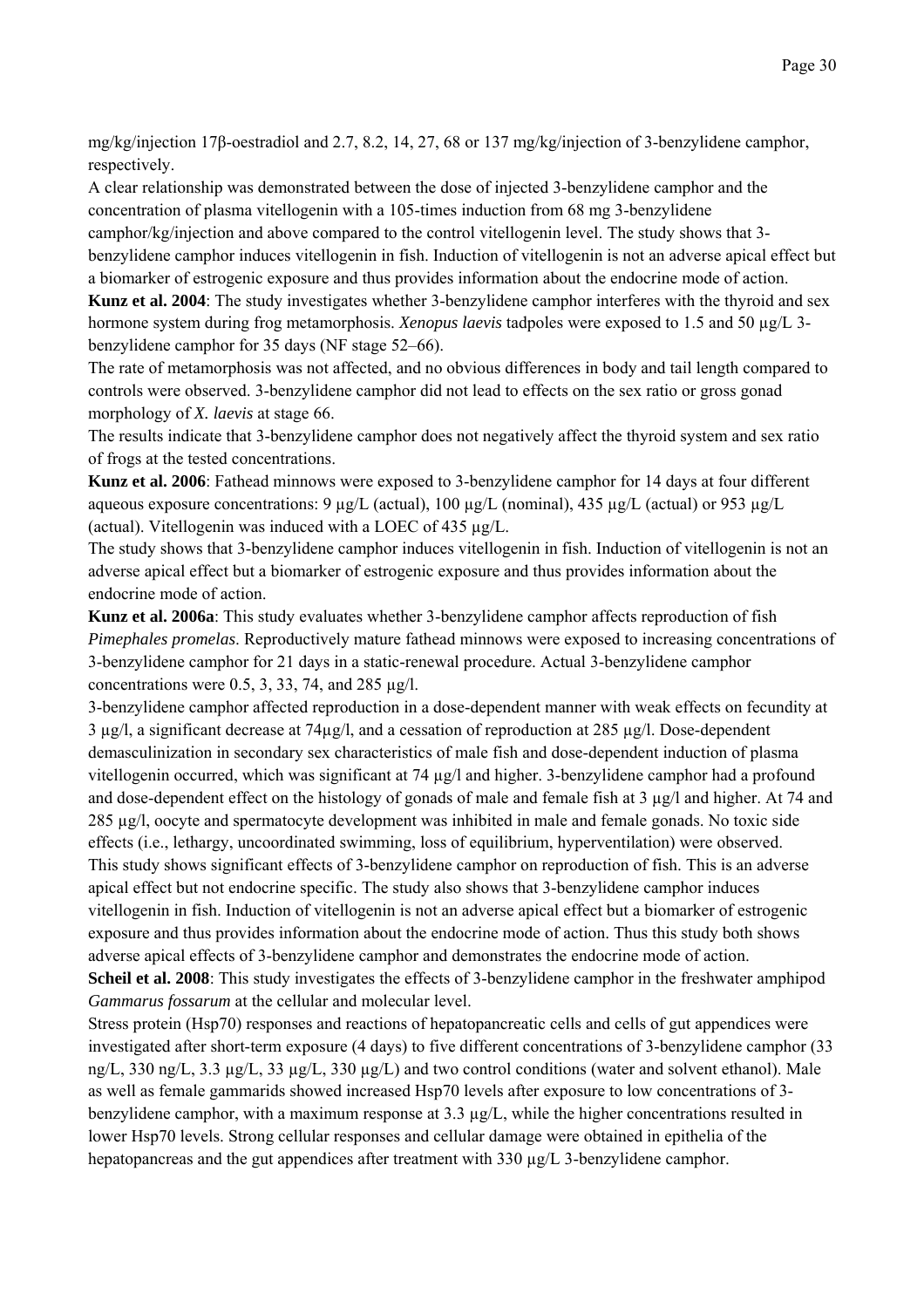mg/kg/injection 17β-oestradiol and 2.7, 8.2, 14, 27, 68 or 137 mg/kg/injection of 3-benzylidene camphor, respectively.

A clear relationship was demonstrated between the dose of injected 3-benzylidene camphor and the concentration of plasma vitellogenin with a 105-times induction from 68 mg 3-benzylidene camphor/kg/injection and above compared to the control vitellogenin level. The study shows that 3-benzylidene camphor induces vitellogenin in fish. Induction of vitellogenin is not an adverse apical effect but a biomarker of estrogenic exposure and thus provides information about the endocrine mode of action.

**Kunz et al. 2004**: The study investigates whether 3-benzylidene camphor interferes with the thyroid and sex hormone system during frog metamorphosis. *Xenopus laevis* tadpoles were exposed to 1.5 and 50 µg/L 3-benzylidene camphor for 35 days (NF stage 52–66).

The rate of metamorphosis was not affected, and no obvious differences in body and tail length compared to controls were observed. 3-benzylidene camphor did not lead to effects on the sex ratio or gross gonad morphology of *X. laevis* at stage 66.

The results indicate that 3-benzylidene camphor does not negatively affect the thyroid system and sex ratio of frogs at the tested concentrations.

**Kunz et al. 2006**: Fathead minnows were exposed to 3-benzylidene camphor for 14 days at four different aqueous exposure concentrations: 9 µg/L (actual), 100 µg/L (nominal), 435 µg/L (actual) or 953 µg/L (actual). Vitellogenin was induced with a LOEC of 435 µg/L.

The study shows that 3-benzylidene camphor induces vitellogenin in fish. Induction of vitellogenin is not an adverse apical effect but a biomarker of estrogenic exposure and thus provides information about the endocrine mode of action.

**Kunz et al. 2006a**: This study evaluates whether 3-benzylidene camphor affects reproduction of fish *Pimephales promelas*. Reproductively mature fathead minnows were exposed to increasing concentrations of 3-benzylidene camphor for 21 days in a static-renewal procedure. Actual 3-benzylidene camphor concentrations were 0.5, 3, 33, 74, and 285 µg/l.

3-benzylidene camphor affected reproduction in a dose-dependent manner with weak effects on fecundity at 3 µg/l, a significant decrease at 74µg/l, and a cessation of reproduction at 285 µg/l. Dose-dependent demasculinization in secondary sex characteristics of male fish and dose-dependent induction of plasma vitellogenin occurred, which was significant at 74 µg/l and higher. 3-benzylidene camphor had a profound and dose-dependent effect on the histology of gonads of male and female fish at 3 µg/l and higher. At 74 and 285 µg/l, oocyte and spermatocyte development was inhibited in male and female gonads. No toxic side effects (i.e., lethargy, uncoordinated swimming, loss of equilibrium, hyperventilation) were observed.

This study shows significant effects of 3-benzylidene camphor on reproduction of fish. This is an adverse apical effect but not endocrine specific. The study also shows that 3-benzylidene camphor induces vitellogenin in fish. Induction of vitellogenin is not an adverse apical effect but a biomarker of estrogenic exposure and thus provides information about the endocrine mode of action. Thus this study both shows adverse apical effects of 3-benzylidene camphor and demonstrates the endocrine mode of action.

**Scheil et al. 2008**: This study investigates the effects of 3-benzylidene camphor in the freshwater amphipod *Gammarus fossarum* at the cellular and molecular level.

Stress protein (Hsp70) responses and reactions of hepatopancreatic cells and cells of gut appendices were investigated after short-term exposure (4 days) to five different concentrations of 3-benzylidene camphor (33 ng/L, 330 ng/L, 3.3 µg/L, 33 µg/L, 330 µg/L) and two control conditions (water and solvent ethanol). Male as well as female gammarids showed increased Hsp70 levels after exposure to low concentrations of 3-benzylidene camphor, with a maximum response at 3.3 µg/L, while the higher concentrations resulted in lower Hsp70 levels. Strong cellular responses and cellular damage were obtained in epithelia of the hepatopancreas and the gut appendices after treatment with 330 µg/L 3-benzylidene camphor.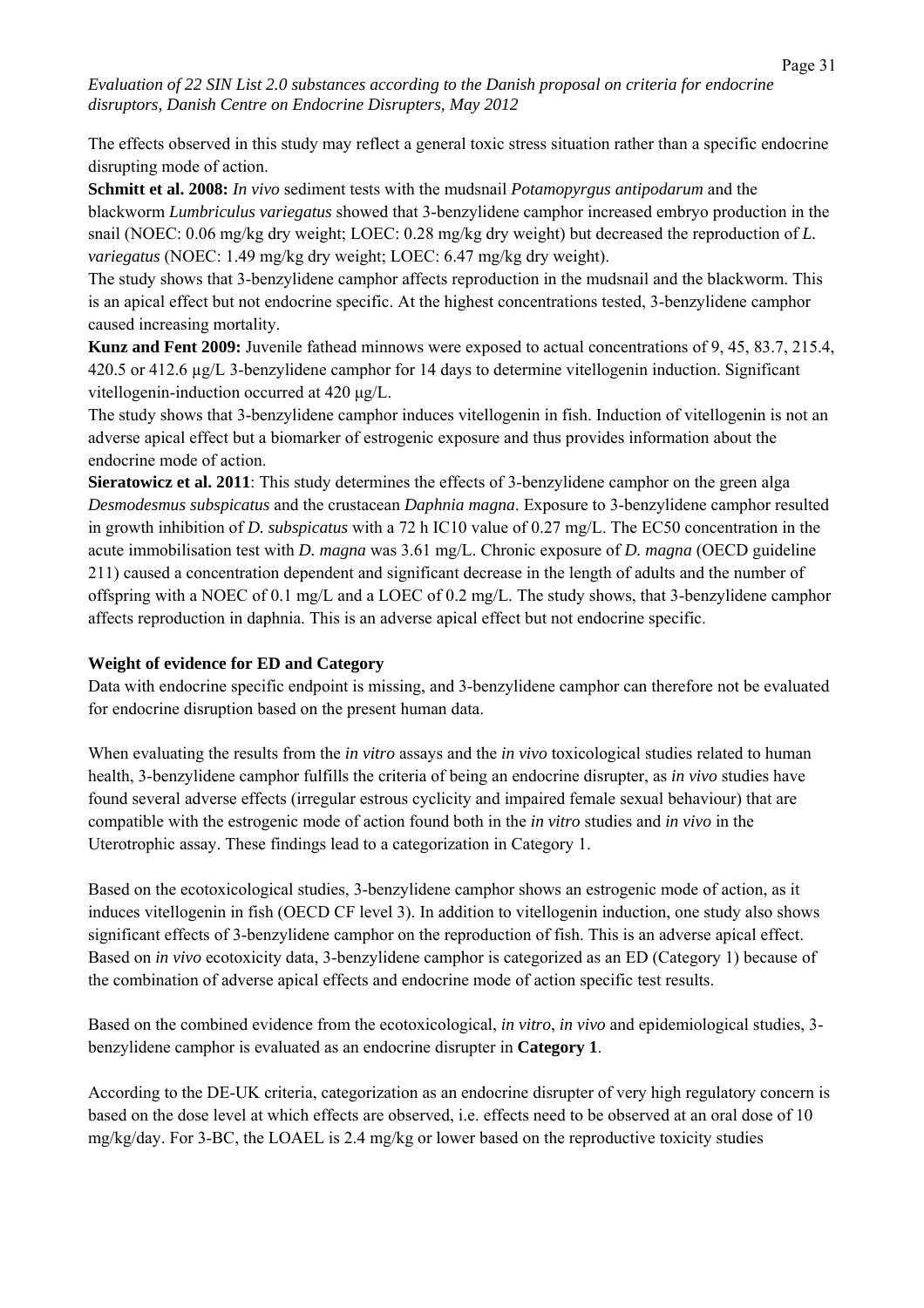The effects observed in this study may reflect a general toxic stress situation rather than a specific endocrine disrupting mode of action.

**Schmitt et al. 2008:** *In vivo* sediment tests with the mudsnail *Potamopyrgus antipodarum* and the blackworm *Lumbriculus variegatus* showed that 3-benzylidene camphor increased embryo production in the snail (NOEC: 0.06 mg/kg dry weight; LOEC: 0.28 mg/kg dry weight) but decreased the reproduction of *L. variegatus* (NOEC: 1.49 mg/kg dry weight; LOEC: 6.47 mg/kg dry weight).

The study shows that 3-benzylidene camphor affects reproduction in the mudsnail and the blackworm. This is an apical effect but not endocrine specific. At the highest concentrations tested, 3-benzylidene camphor caused increasing mortality.

**Kunz and Fent 2009:** Juvenile fathead minnows were exposed to actual concentrations of 9, 45, 83.7, 215.4, 420.5 or 412.6 µg/L 3-benzylidene camphor for 14 days to determine vitellogenin induction. Significant vitellogenin-induction occurred at 420 µg/L.

The study shows that 3-benzylidene camphor induces vitellogenin in fish. Induction of vitellogenin is not an adverse apical effect but a biomarker of estrogenic exposure and thus provides information about the endocrine mode of action.

**Sieratowicz et al. 2011**: This study determines the effects of 3-benzylidene camphor on the green alga *Desmodesmus subspicatus* and the crustacean *Daphnia magna*. Exposure to 3-benzylidene camphor resulted in growth inhibition of *D. subspicatus* with a 72 h IC10 value of 0.27 mg/L. The EC50 concentration in the acute immobilisation test with *D. magna* was 3.61 mg/L. Chronic exposure of *D. magna* (OECD guideline 211) caused a concentration dependent and significant decrease in the length of adults and the number of offspring with a NOEC of 0.1 mg/L and a LOEC of 0.2 mg/L. The study shows, that 3-benzylidene camphor affects reproduction in daphnia. This is an adverse apical effect but not endocrine specific.

**Weight of evidence for ED and Category**

Data with endocrine specific endpoint is missing, and 3-benzylidene camphor can therefore not be evaluated for endocrine disruption based on the present human data.

When evaluating the results from the *in vitro* assays and the *in vivo* toxicological studies related to human health, 3-benzylidene camphor fulfills the criteria of being an endocrine disrupter, as *in vivo* studies have found several adverse effects (irregular estrous cyclicity and impaired female sexual behaviour) that are compatible with the estrogenic mode of action found both in the *in vitro* studies and *in vivo* in the Uterotrophic assay. These findings lead to a categorization in Category 1.

Based on the ecotoxicological studies, 3-benzylidene camphor shows an estrogenic mode of action, as it induces vitellogenin in fish (OECD CF level 3). In addition to vitellogenin induction, one study also shows significant effects of 3-benzylidene camphor on the reproduction of fish. This is an adverse apical effect. Based on *in vivo* ecotoxicity data, 3-benzylidene camphor is categorized as an ED (Category 1) because of the combination of adverse apical effects and endocrine mode of action specific test results.

Based on the combined evidence from the ecotoxicological, *in vitro*, *in vivo* and epidemiological studies, 3-benzylidene camphor is evaluated as an endocrine disrupter in **Category 1**.

According to the DE-UK criteria, categorization as an endocrine disrupter of very high regulatory concern is based on the dose level at which effects are observed, i.e. effects need to be observed at an oral dose of 10 mg/kg/day. For 3-BC, the LOAEL is 2.4 mg/kg or lower based on the reproductive toxicity studies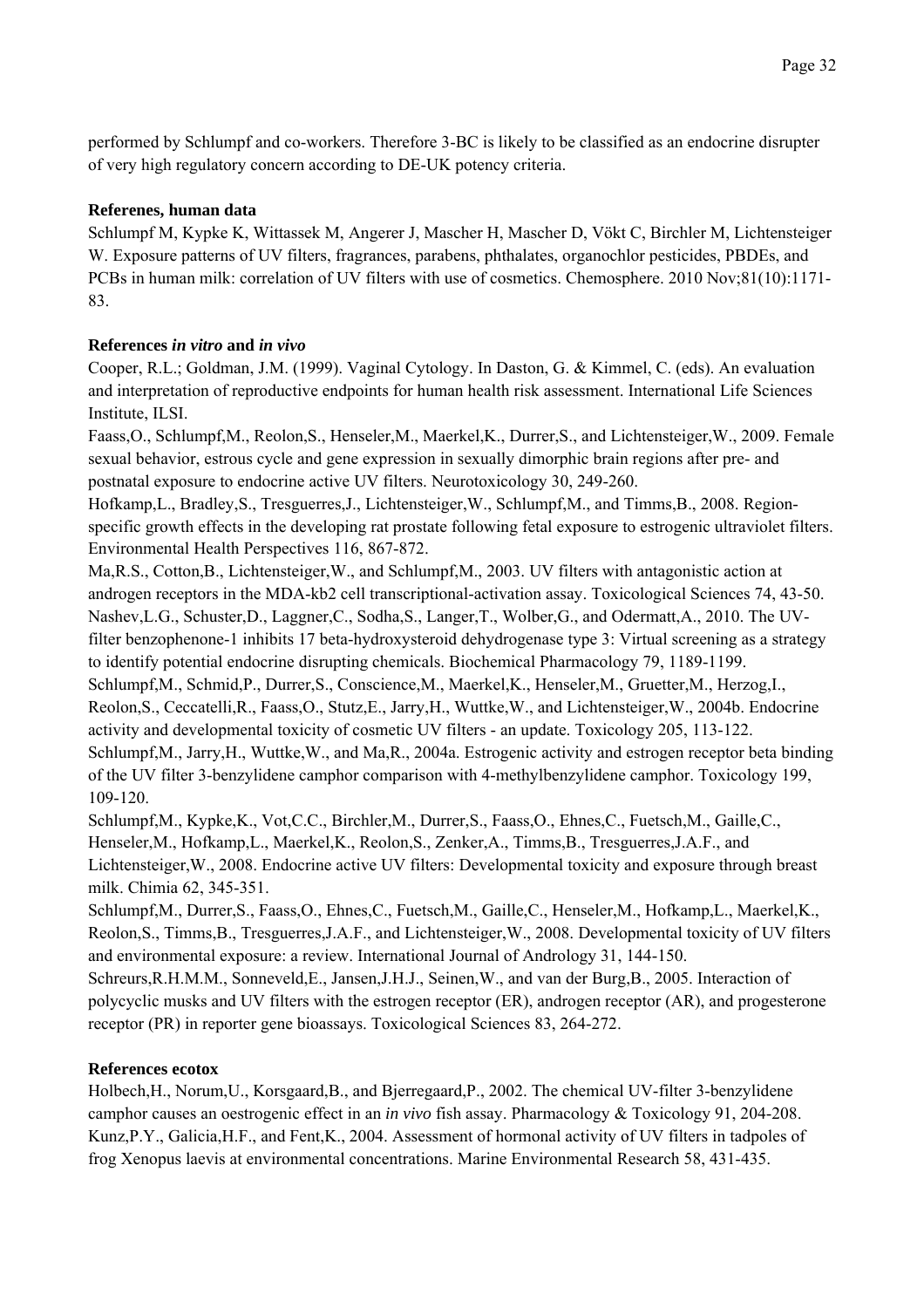performed by Schlumpf and co-workers. Therefore 3-BC is likely to be classified as an endocrine disrupter of very high regulatory concern according to DE-UK potency criteria.

**Referenes, human data**

Schlumpf M, Kypke K, Wittassek M, Angerer J, Mascher H, Mascher D, Vökt C, Birchler M, Lichtensteiger W. Exposure patterns of UV filters, fragrances, parabens, phthalates, organochlor pesticides, PBDEs, and PCBs in human milk: correlation of UV filters with use of cosmetics. Chemosphere. 2010 Nov;81(10):1171-83.

**References *in vitro* and *in vivo***

Cooper, R.L.; Goldman, J.M. (1999). Vaginal Cytology. In Daston, G. & Kimmel, C. (eds). An evaluation and interpretation of reproductive endpoints for human health risk assessment. International Life Sciences Institute, ILSI.

Faass,O., Schlumpf,M., Reolon,S., Henseler,M., Maerkel,K., Durrer,S., and Lichtensteiger,W., 2009. Female sexual behavior, estrous cycle and gene expression in sexually dimorphic brain regions after pre- and postnatal exposure to endocrine active UV filters. Neurotoxicology 30, 249-260.

Hofkamp,L., Bradley,S., Tresguerres,J., Lichtensteiger,W., Schlumpf,M., and Timms,B., 2008. Region-specific growth effects in the developing rat prostate following fetal exposure to estrogenic ultraviolet filters. Environmental Health Perspectives 116, 867-872.

Ma,R.S., Cotton,B., Lichtensteiger,W., and Schlumpf,M., 2003. UV filters with antagonistic action at androgen receptors in the MDA-kb2 cell transcriptional-activation assay. Toxicological Sciences 74, 43-50.

Nashev,L.G., Schuster,D., Laggner,C., Sodha,S., Langer,T., Wolber,G., and Odermatt,A., 2010. The UV-filter benzophenone-1 inhibits 17 beta-hydroxysteroid dehydrogenase type 3: Virtual screening as a strategy to identify potential endocrine disrupting chemicals. Biochemical Pharmacology 79, 1189-1199.

Schlumpf,M., Schmid,P., Durrer,S., Conscience,M., Maerkel,K., Henseler,M., Gruetter,M., Herzog,I., Reolon,S., Ceccatelli,R., Faass,O., Stutz,E., Jarry,H., Wuttke,W., and Lichtensteiger,W., 2004b. Endocrine activity and developmental toxicity of cosmetic UV filters - an update. Toxicology 205, 113-122.

Schlumpf,M., Jarry,H., Wuttke,W., and Ma,R., 2004a. Estrogenic activity and estrogen receptor beta binding of the UV filter 3-benzylidene camphor comparison with 4-methylbenzylidene camphor. Toxicology 199, 109-120.

Schlumpf,M., Kypke,K., Vot,C.C., Birchler,M., Durrer,S., Faass,O., Ehnes,C., Fuetsch,M., Gaille,C., Henseler,M., Hofkamp,L., Maerkel,K., Reolon,S., Zenker,A., Timms,B., Tresguerres,J.A.F., and Lichtensteiger,W., 2008. Endocrine active UV filters: Developmental toxicity and exposure through breast milk. Chimia 62, 345-351.

Schlumpf,M., Durrer,S., Faass,O., Ehnes,C., Fuetsch,M., Gaille,C., Henseler,M., Hofkamp,L., Maerkel,K., Reolon,S., Timms,B., Tresguerres,J.A.F., and Lichtensteiger,W., 2008. Developmental toxicity of UV filters and environmental exposure: a review. International Journal of Andrology 31, 144-150.

Schreurs,R.H.M.M., Sonneveld,E., Jansen,J.H.J., Seinen,W., and van der Burg,B., 2005. Interaction of polycyclic musks and UV filters with the estrogen receptor (ER), androgen receptor (AR), and progesterone receptor (PR) in reporter gene bioassays. Toxicological Sciences 83, 264-272.

**References ecotox**

Holbech,H., Norum,U., Korsgaard,B., and Bjerregaard,P., 2002. The chemical UV-filter 3-benzylidene camphor causes an oestrogenic effect in an *in vivo* fish assay. Pharmacology & Toxicology 91, 204-208.

Kunz,P.Y., Galicia,H.F., and Fent,K., 2004. Assessment of hormonal activity of UV filters in tadpoles of frog Xenopus laevis at environmental concentrations. Marine Environmental Research 58, 431-435.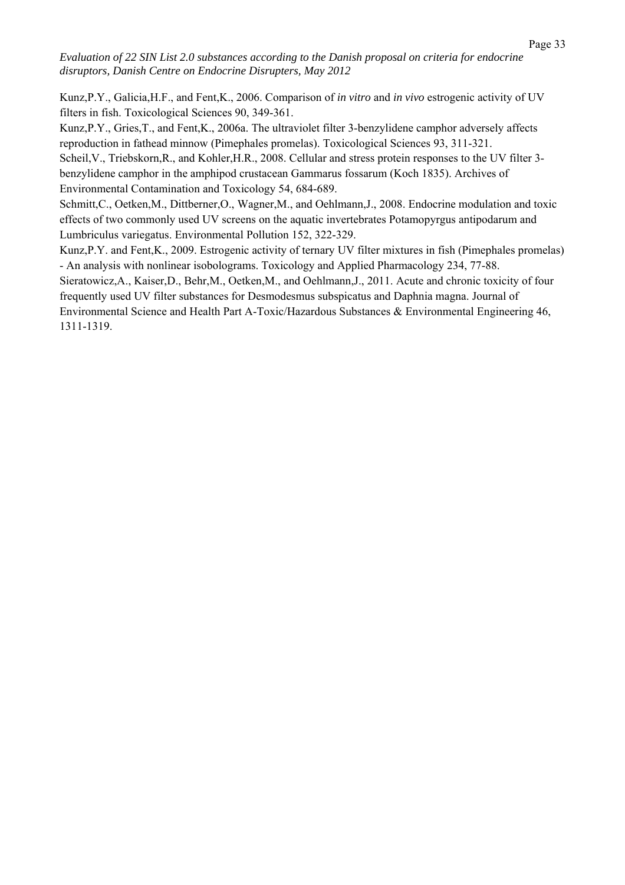Kunz,P.Y., Galicia,H.F., and Fent,K., 2006. Comparison of *in vitro* and *in vivo* estrogenic activity of UV filters in fish. Toxicological Sciences 90, 349-361.

Kunz,P.Y., Gries,T., and Fent,K., 2006a. The ultraviolet filter 3-benzylidene camphor adversely affects reproduction in fathead minnow (Pimephales promelas). Toxicological Sciences 93, 311-321.

Scheil,V., Triebskorn,R., and Kohler,H.R., 2008. Cellular and stress protein responses to the UV filter 3-benzylidene camphor in the amphipod crustacean Gammarus fossarum (Koch 1835). Archives of Environmental Contamination and Toxicology 54, 684-689.

Schmitt,C., Oetken,M., Dittberner,O., Wagner,M., and Oehlmann,J., 2008. Endocrine modulation and toxic effects of two commonly used UV screens on the aquatic invertebrates Potamopyrgus antipodarum and Lumbriculus variegatus. Environmental Pollution 152, 322-329.

Kunz,P.Y. and Fent,K., 2009. Estrogenic activity of ternary UV filter mixtures in fish (Pimephales promelas) - An analysis with nonlinear isobolograms. Toxicology and Applied Pharmacology 234, 77-88.

Sieratowicz,A., Kaiser,D., Behr,M., Oetken,M., and Oehlmann,J., 2011. Acute and chronic toxicity of four frequently used UV filter substances for Desmodesmus subspicatus and Daphnia magna. Journal of Environmental Science and Health Part A-Toxic/Hazardous Substances & Environmental Engineering 46, 1311-1319.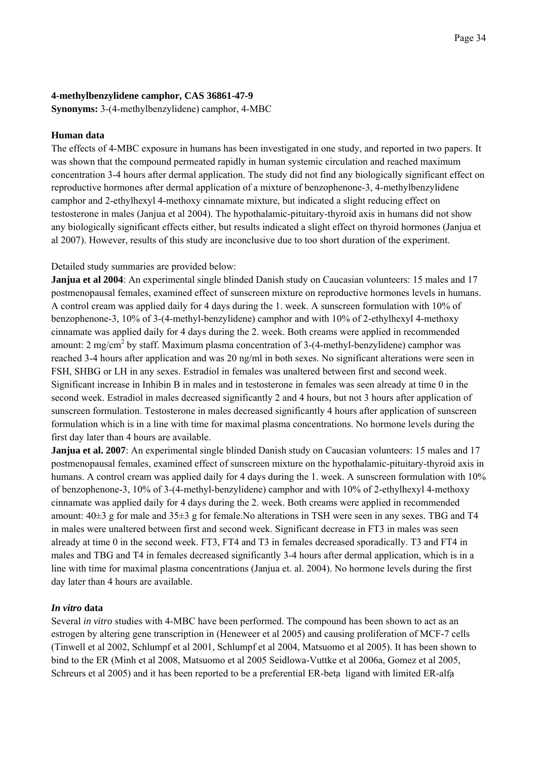**4-methylbenzylidene camphor, CAS 36861-47-9**
**Synonyms:** 3-(4-methylbenzylidene) camphor, 4-MBC

**Human data**

The effects of 4-MBC exposure in humans has been investigated in one study, and reported in two papers. It was shown that the compound permeated rapidly in human systemic circulation and reached maximum concentration 3-4 hours after dermal application. The study did not find any biologically significant effect on reproductive hormones after dermal application of a mixture of benzophenone-3, 4-methylbenzylidene camphor and 2-ethylhexyl 4-methoxy cinnamate mixture, but indicated a slight reducing effect on testosterone in males (Janjua et al 2004). The hypothalamic-pituitary-thyroid axis in humans did not show any biologically significant effects either, but results indicated a slight effect on thyroid hormones (Janjua et al 2007). However, results of this study are inconclusive due to too short duration of the experiment.

Detailed study summaries are provided below:

**Janjua et al 2004**: An experimental single blinded Danish study on Caucasian volunteers: 15 males and 17 postmenopausal females, examined effect of sunscreen mixture on reproductive hormones levels in humans. A control cream was applied daily for 4 days during the 1. week. A sunscreen formulation with 10% of benzophenone-3, 10% of 3-(4-methyl-benzylidene) camphor and with 10% of 2-ethylhexyl 4-methoxy cinnamate was applied daily for 4 days during the 2. week. Both creams were applied in recommended amount: 2 mg/cm$^2$ by staff. Maximum plasma concentration of 3-(4-methyl-benzylidene) camphor was reached 3-4 hours after application and was 20 ng/ml in both sexes. No significant alterations were seen in FSH, SHBG or LH in any sexes. Estradiol in females was unaltered between first and second week. Significant increase in Inhibin B in males and in testosterone in females was seen already at time 0 in the second week. Estradiol in males decreased significantly 2 and 4 hours, but not 3 hours after application of sunscreen formulation. Testosterone in males decreased significantly 4 hours after application of sunscreen formulation which is in a line with time for maximal plasma concentrations. No hormone levels during the first day later than 4 hours are available.

**Janjua et al. 2007**: An experimental single blinded Danish study on Caucasian volunteers: 15 males and 17 postmenopausal females, examined effect of sunscreen mixture on the hypothalamic-pituitary-thyroid axis in humans. A control cream was applied daily for 4 days during the 1. week. A sunscreen formulation with 10% of benzophenone-3, 10% of 3-(4-methyl-benzylidene) camphor and with 10% of 2-ethylhexyl 4-methoxy cinnamate was applied daily for 4 days during the 2. week. Both creams were applied in recommended amount: 40±3 g for male and 35±3 g for female.No alterations in TSH were seen in any sexes. TBG and T4 in males were unaltered between first and second week. Significant decrease in FT3 in males was seen already at time 0 in the second week. FT3, FT4 and T3 in females decreased sporadically. T3 and FT4 in males and TBG and T4 in females decreased significantly 3-4 hours after dermal application, which is in a line with time for maximal plasma concentrations (Janjua et. al. 2004). No hormone levels during the first day later than 4 hours are available.

***In vitro* data**

Several *in vitro* studies with 4-MBC have been performed. The compound has been shown to act as an estrogen by altering gene transcription in (Heneweer et al 2005) and causing proliferation of MCF-7 cells (Tinwell et al 2002, Schlumpf et al 2001, Schlumpf et al 2004, Matsuomo et al 2005). It has been shown to bind to the ER (Minh et al 2008, Matsuomo et al 2005 Seidlowa-Vuttke et al 2006a, Gomez et al 2005, Schreurs et al 2005) and it has been reported to be a preferential ER-beța ligand with limited ER-alfą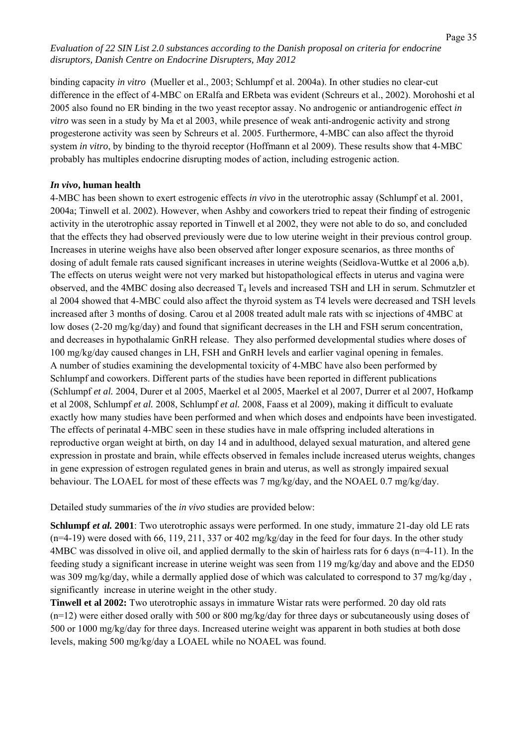binding capacity *in vitro* (Mueller et al., 2003; Schlumpf et al. 2004a). In other studies no clear-cut difference in the effect of 4-MBC on ERalfa and ERbeta was evident (Schreurs et al., 2002). Morohoshi et al 2005 also found no ER binding in the two yeast receptor assay. No androgenic or antiandrogenic effect *in vitro* was seen in a study by Ma et al 2003, while presence of weak anti-androgenic activity and strong progesterone activity was seen by Schreurs et al. 2005. Furthermore, 4-MBC can also affect the thyroid system *in vitro*, by binding to the thyroid receptor (Hoffmann et al 2009). These results show that 4-MBC probably has multiples endocrine disrupting modes of action, including estrogenic action.

### *In vivo*, human health

4-MBC has been shown to exert estrogenic effects *in vivo* in the uterotrophic assay (Schlumpf et al. 2001, 2004a; Tinwell et al. 2002). However, when Ashby and coworkers tried to repeat their finding of estrogenic activity in the uterotrophic assay reported in Tinwell et al 2002, they were not able to do so, and concluded that the effects they had observed previously were due to low uterine weight in their previous control group. Increases in uterine weighs have also been observed after longer exposure scenarios, as three months of dosing of adult female rats caused significant increases in uterine weights (Seidlova-Wuttke et al 2006 a,b). The effects on uterus weight were not very marked but histopathological effects in uterus and vagina were observed, and the 4MBC dosing also decreased $T_4$ levels and increased TSH and LH in serum. Schmutzler et al 2004 showed that 4-MBC could also affect the thyroid system as T4 levels were decreased and TSH levels increased after 3 months of dosing. Carou et al 2008 treated adult male rats with sc injections of 4MBC at low doses (2-20 mg/kg/day) and found that significant decreases in the LH and FSH serum concentration, and decreases in hypothalamic GnRH release. They also performed developmental studies where doses of 100 mg/kg/day caused changes in LH, FSH and GnRH levels and earlier vaginal opening in females. A number of studies examining the developmental toxicity of 4-MBC have also been performed by Schlumpf and coworkers. Different parts of the studies have been reported in different publications (Schlumpf *et al.* 2004, Durer et al 2005, Maerkel et al 2005, Maerkel et al 2007, Durrer et al 2007, Hofkamp et al 2008, Schlumpf *et al.* 2008, Schlumpf *et al.* 2008, Faass et al 2009), making it difficult to evaluate exactly how many studies have been performed and when which doses and endpoints have been investigated. The effects of perinatal 4-MBC seen in these studies have in male offspring included alterations in reproductive organ weight at birth, on day 14 and in adulthood, delayed sexual maturation, and altered gene expression in prostate and brain, while effects observed in females include increased uterus weights, changes in gene expression of estrogen regulated genes in brain and uterus, as well as strongly impaired sexual behaviour. The LOAEL for most of these effects was 7 mg/kg/day, and the NOAEL 0.7 mg/kg/day.

Detailed study summaries of the *in vivo* studies are provided below:

**Schlumpf *et al.* 2001**: Two uterotrophic assays were performed. In one study, immature 21-day old LE rats (n=4-19) were dosed with 66, 119, 211, 337 or 402 mg/kg/day in the feed for four days. In the other study 4MBC was dissolved in olive oil, and applied dermally to the skin of hairless rats for 6 days (n=4-11). In the feeding study a significant increase in uterine weight was seen from 119 mg/kg/day and above and the ED50 was 309 mg/kg/day, while a dermally applied dose of which was calculated to correspond to 37 mg/kg/day , significantly increase in uterine weight in the other study.

**Tinwell et al 2002:** Two uterotrophic assays in immature Wistar rats were performed. 20 day old rats (n=12) were either dosed orally with 500 or 800 mg/kg/day for three days or subcutaneously using doses of 500 or 1000 mg/kg/day for three days. Increased uterine weight was apparent in both studies at both dose levels, making 500 mg/kg/day a LOAEL while no NOAEL was found.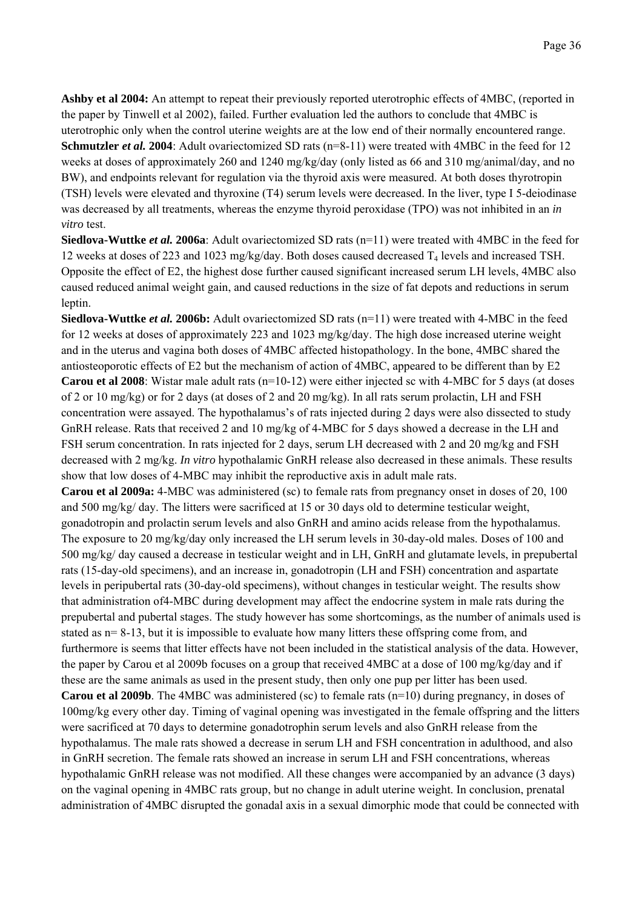**Ashby et al 2004:** An attempt to repeat their previously reported uterotrophic effects of 4MBC, (reported in the paper by Tinwell et al 2002), failed. Further evaluation led the authors to conclude that 4MBC is uterotrophic only when the control uterine weights are at the low end of their normally encountered range.

**Schmutzler *et al.* 2004**: Adult ovariectomized SD rats (n=8-11) were treated with 4MBC in the feed for 12 weeks at doses of approximately 260 and 1240 mg/kg/day (only listed as 66 and 310 mg/animal/day, and no BW), and endpoints relevant for regulation via the thyroid axis were measured. At both doses thyrotropin (TSH) levels were elevated and thyroxine (T4) serum levels were decreased. In the liver, type I 5-deiodinase was decreased by all treatments, whereas the enzyme thyroid peroxidase (TPO) was not inhibited in an *in vitro* test.

**Siedlova-Wuttke *et al.* 2006a**: Adult ovariectomized SD rats (n=11) were treated with 4MBC in the feed for 12 weeks at doses of 223 and 1023 mg/kg/day. Both doses caused decreased $T_4$ levels and increased TSH. Opposite the effect of E2, the highest dose further caused significant increased serum LH levels, 4MBC also caused reduced animal weight gain, and caused reductions in the size of fat depots and reductions in serum leptin.

**Siedlova-Wuttke *et al.* 2006b:** Adult ovariectomized SD rats (n=11) were treated with 4-MBC in the feed for 12 weeks at doses of approximately 223 and 1023 mg/kg/day. The high dose increased uterine weight and in the uterus and vagina both doses of 4MBC affected histopathology. In the bone, 4MBC shared the antiosteoporotic effects of E2 but the mechanism of action of 4MBC, appeared to be different than by E2

**Carou et al 2008**: Wistar male adult rats (n=10-12) were either injected sc with 4-MBC for 5 days (at doses of 2 or 10 mg/kg) or for 2 days (at doses of 2 and 20 mg/kg). In all rats serum prolactin, LH and FSH concentration were assayed. The hypothalamus's of rats injected during 2 days were also dissected to study GnRH release. Rats that received 2 and 10 mg/kg of 4-MBC for 5 days showed a decrease in the LH and FSH serum concentration. In rats injected for 2 days, serum LH decreased with 2 and 20 mg/kg and FSH decreased with 2 mg/kg. *In vitro* hypothalamic GnRH release also decreased in these animals. These results show that low doses of 4-MBC may inhibit the reproductive axis in adult male rats.

**Carou et al 2009a:** 4-MBC was administered (sc) to female rats from pregnancy onset in doses of 20, 100 and 500 mg/kg/ day. The litters were sacrificed at 15 or 30 days old to determine testicular weight, gonadotropin and prolactin serum levels and also GnRH and amino acids release from the hypothalamus. The exposure to 20 mg/kg/day only increased the LH serum levels in 30-day-old males. Doses of 100 and 500 mg/kg/ day caused a decrease in testicular weight and in LH, GnRH and glutamate levels, in prepubertal rats (15-day-old specimens), and an increase in, gonadotropin (LH and FSH) concentration and aspartate levels in peripubertal rats (30-day-old specimens), without changes in testicular weight. The results show that administration of4-MBC during development may affect the endocrine system in male rats during the prepubertal and pubertal stages. The study however has some shortcomings, as the number of animals used is stated as n= 8-13, but it is impossible to evaluate how many litters these offspring come from, and furthermore is seems that litter effects have not been included in the statistical analysis of the data. However, the paper by Carou et al 2009b focuses on a group that received 4MBC at a dose of 100 mg/kg/day and if these are the same animals as used in the present study, then only one pup per litter has been used.

**Carou et al 2009b**. The 4MBC was administered (sc) to female rats (n=10) during pregnancy, in doses of 100mg/kg every other day. Timing of vaginal opening was investigated in the female offspring and the litters were sacrificed at 70 days to determine gonadotrophin serum levels and also GnRH release from the hypothalamus. The male rats showed a decrease in serum LH and FSH concentration in adulthood, and also in GnRH secretion. The female rats showed an increase in serum LH and FSH concentrations, whereas hypothalamic GnRH release was not modified. All these changes were accompanied by an advance (3 days) on the vaginal opening in 4MBC rats group, but no change in adult uterine weight. In conclusion, prenatal administration of 4MBC disrupted the gonadal axis in a sexual dimorphic mode that could be connected with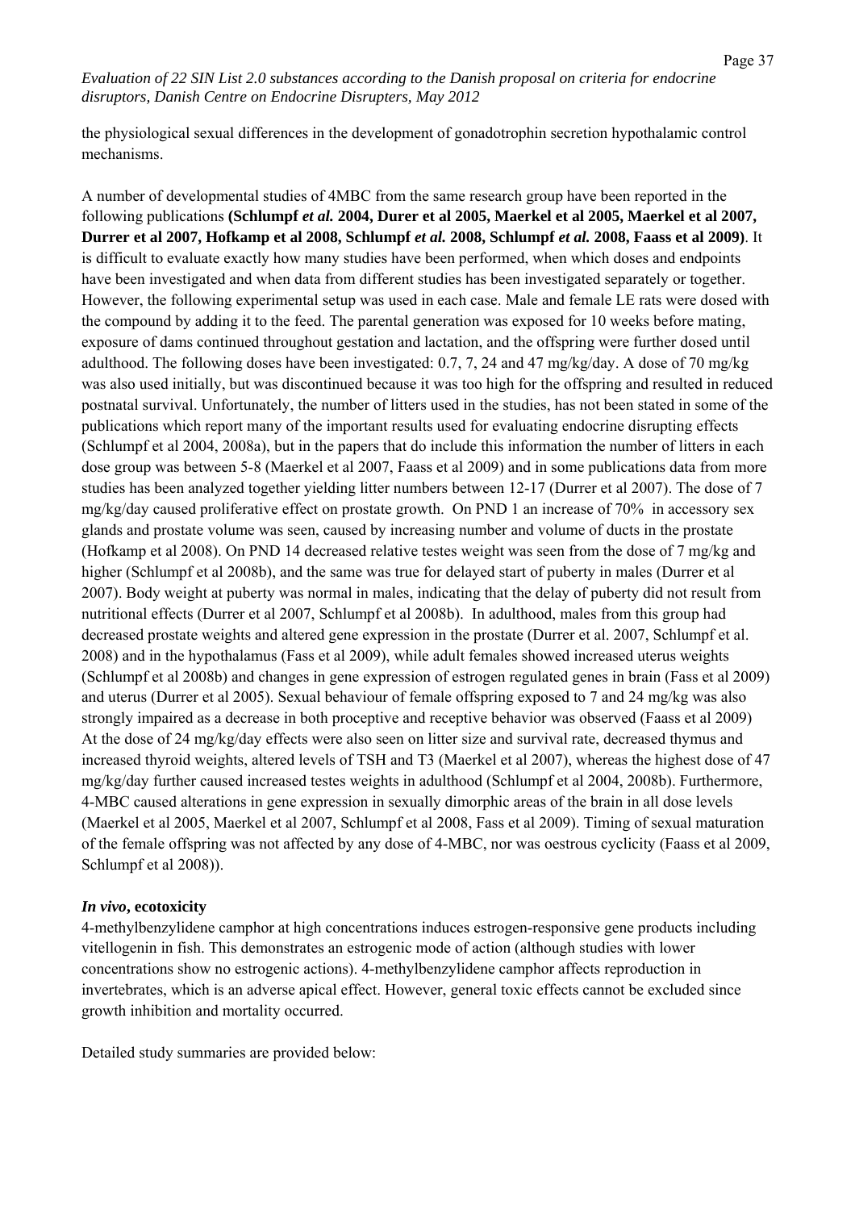the physiological sexual differences in the development of gonadotrophin secretion hypothalamic control mechanisms.

A number of developmental studies of 4MBC from the same research group have been reported in the following publications **(Schlumpf *et al.* 2004, Durer et al 2005, Maerkel et al 2005, Maerkel et al 2007, Durrer et al 2007, Hofkamp et al 2008, Schlumpf *et al.* 2008, Schlumpf *et al.* 2008, Faass et al 2009)**. It is difficult to evaluate exactly how many studies have been performed, when which doses and endpoints have been investigated and when data from different studies has been investigated separately or together. However, the following experimental setup was used in each case. Male and female LE rats were dosed with the compound by adding it to the feed. The parental generation was exposed for 10 weeks before mating, exposure of dams continued throughout gestation and lactation, and the offspring were further dosed until adulthood. The following doses have been investigated: 0.7, 7, 24 and 47 mg/kg/day. A dose of 70 mg/kg was also used initially, but was discontinued because it was too high for the offspring and resulted in reduced postnatal survival. Unfortunately, the number of litters used in the studies, has not been stated in some of the publications which report many of the important results used for evaluating endocrine disrupting effects (Schlumpf et al 2004, 2008a), but in the papers that do include this information the number of litters in each dose group was between 5-8 (Maerkel et al 2007, Faass et al 2009) and in some publications data from more studies has been analyzed together yielding litter numbers between 12-17 (Durrer et al 2007). The dose of 7 mg/kg/day caused proliferative effect on prostate growth. On PND 1 an increase of 70% in accessory sex glands and prostate volume was seen, caused by increasing number and volume of ducts in the prostate (Hofkamp et al 2008). On PND 14 decreased relative testes weight was seen from the dose of 7 mg/kg and higher (Schlumpf et al 2008b), and the same was true for delayed start of puberty in males (Durrer et al 2007). Body weight at puberty was normal in males, indicating that the delay of puberty did not result from nutritional effects (Durrer et al 2007, Schlumpf et al 2008b). In adulthood, males from this group had decreased prostate weights and altered gene expression in the prostate (Durrer et al. 2007, Schlumpf et al. 2008) and in the hypothalamus (Fass et al 2009), while adult females showed increased uterus weights (Schlumpf et al 2008b) and changes in gene expression of estrogen regulated genes in brain (Fass et al 2009) and uterus (Durrer et al 2005). Sexual behaviour of female offspring exposed to 7 and 24 mg/kg was also strongly impaired as a decrease in both proceptive and receptive behavior was observed (Faass et al 2009) At the dose of 24 mg/kg/day effects were also seen on litter size and survival rate, decreased thymus and increased thyroid weights, altered levels of TSH and T3 (Maerkel et al 2007), whereas the highest dose of 47 mg/kg/day further caused increased testes weights in adulthood (Schlumpf et al 2004, 2008b). Furthermore, 4-MBC caused alterations in gene expression in sexually dimorphic areas of the brain in all dose levels (Maerkel et al 2005, Maerkel et al 2007, Schlumpf et al 2008, Fass et al 2009). Timing of sexual maturation of the female offspring was not affected by any dose of 4-MBC, nor was oestrous cyclicity (Faass et al 2009, Schlumpf et al 2008)).

### *In vivo*, ecotoxicity

4-methylbenzylidene camphor at high concentrations induces estrogen-responsive gene products including vitellogenin in fish. This demonstrates an estrogenic mode of action (although studies with lower concentrations show no estrogenic actions). 4-methylbenzylidene camphor affects reproduction in invertebrates, which is an adverse apical effect. However, general toxic effects cannot be excluded since growth inhibition and mortality occurred.

Detailed study summaries are provided below: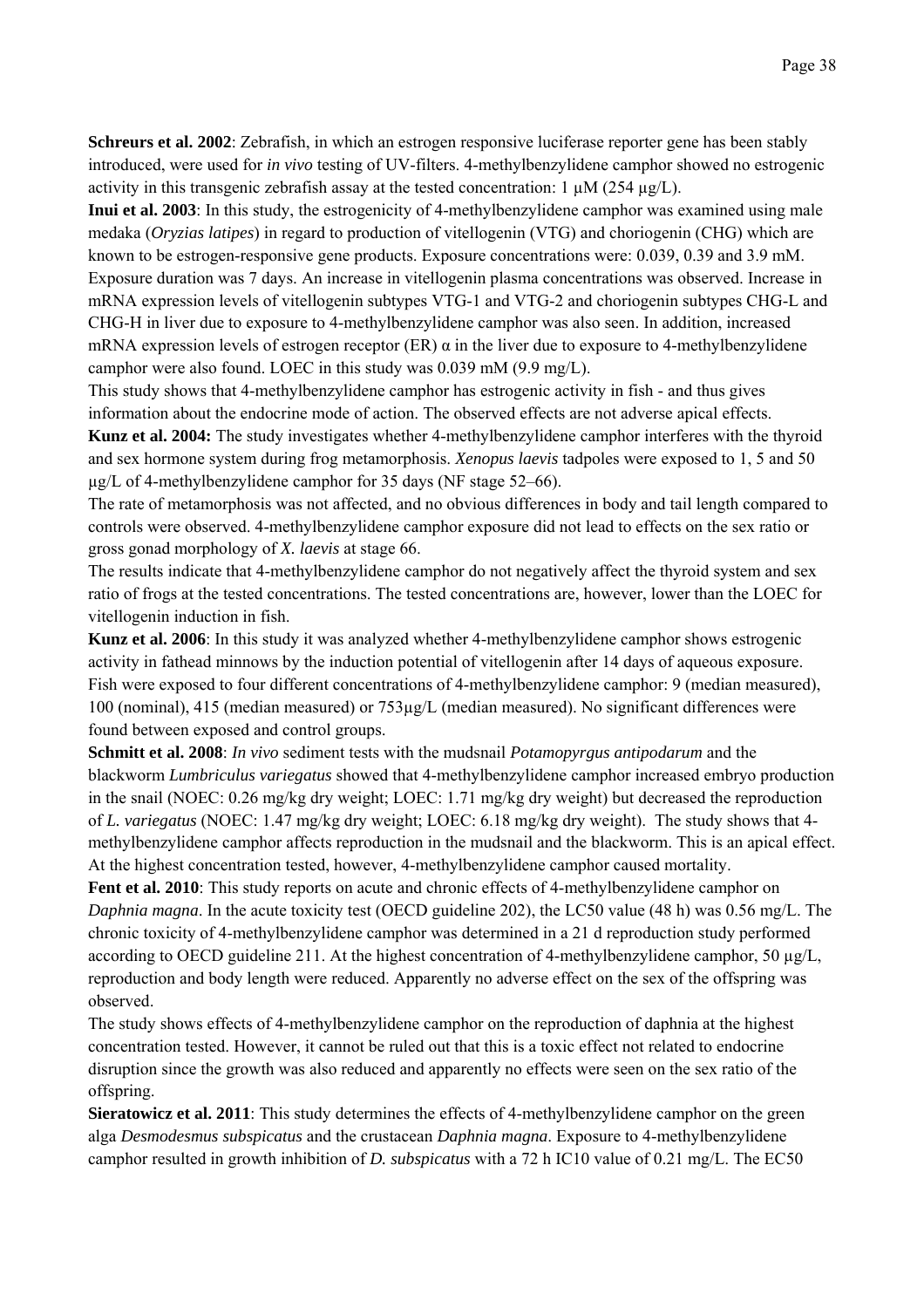**Schreurs et al. 2002**: Zebrafish, in which an estrogen responsive luciferase reporter gene has been stably introduced, were used for *in vivo* testing of UV-filters. 4-methylbenzylidene camphor showed no estrogenic activity in this transgenic zebrafish assay at the tested concentration: 1 µM (254 µg/L).

**Inui et al. 2003**: In this study, the estrogenicity of 4-methylbenzylidene camphor was examined using male medaka (*Oryzias latipes*) in regard to production of vitellogenin (VTG) and choriogenin (CHG) which are known to be estrogen-responsive gene products. Exposure concentrations were: 0.039, 0.39 and 3.9 mM. Exposure duration was 7 days. An increase in vitellogenin plasma concentrations was observed. Increase in mRNA expression levels of vitellogenin subtypes VTG-1 and VTG-2 and choriogenin subtypes CHG-L and CHG-H in liver due to exposure to 4-methylbenzylidene camphor was also seen. In addition, increased mRNA expression levels of estrogen receptor (ER) α in the liver due to exposure to 4-methylbenzylidene camphor were also found. LOEC in this study was 0.039 mM (9.9 mg/L).

This study shows that 4-methylbenzylidene camphor has estrogenic activity in fish - and thus gives information about the endocrine mode of action. The observed effects are not adverse apical effects.

**Kunz et al. 2004:** The study investigates whether 4-methylbenzylidene camphor interferes with the thyroid and sex hormone system during frog metamorphosis. *Xenopus laevis* tadpoles were exposed to 1, 5 and 50 µg/L of 4-methylbenzylidene camphor for 35 days (NF stage 52–66).

The rate of metamorphosis was not affected, and no obvious differences in body and tail length compared to controls were observed. 4-methylbenzylidene camphor exposure did not lead to effects on the sex ratio or gross gonad morphology of *X. laevis* at stage 66.

The results indicate that 4-methylbenzylidene camphor do not negatively affect the thyroid system and sex ratio of frogs at the tested concentrations. The tested concentrations are, however, lower than the LOEC for vitellogenin induction in fish.

**Kunz et al. 2006**: In this study it was analyzed whether 4-methylbenzylidene camphor shows estrogenic activity in fathead minnows by the induction potential of vitellogenin after 14 days of aqueous exposure. Fish were exposed to four different concentrations of 4-methylbenzylidene camphor: 9 (median measured), 100 (nominal), 415 (median measured) or 753µg/L (median measured). No significant differences were found between exposed and control groups.

**Schmitt et al. 2008**: *In vivo* sediment tests with the mudsnail *Potamopyrgus antipodarum* and the blackworm *Lumbriculus variegatus* showed that 4-methylbenzylidene camphor increased embryo production in the snail (NOEC: 0.26 mg/kg dry weight; LOEC: 1.71 mg/kg dry weight) but decreased the reproduction of *L. variegatus* (NOEC: 1.47 mg/kg dry weight; LOEC: 6.18 mg/kg dry weight). The study shows that 4-methylbenzylidene camphor affects reproduction in the mudsnail and the blackworm. This is an apical effect. At the highest concentration tested, however, 4-methylbenzylidene camphor caused mortality.

**Fent et al. 2010**: This study reports on acute and chronic effects of 4-methylbenzylidene camphor on *Daphnia magna*. In the acute toxicity test (OECD guideline 202), the LC50 value (48 h) was 0.56 mg/L. The chronic toxicity of 4-methylbenzylidene camphor was determined in a 21 d reproduction study performed according to OECD guideline 211. At the highest concentration of 4-methylbenzylidene camphor, 50 µg/L, reproduction and body length were reduced. Apparently no adverse effect on the sex of the offspring was observed.

The study shows effects of 4-methylbenzylidene camphor on the reproduction of daphnia at the highest concentration tested. However, it cannot be ruled out that this is a toxic effect not related to endocrine disruption since the growth was also reduced and apparently no effects were seen on the sex ratio of the offspring.

**Sieratowicz et al. 2011**: This study determines the effects of 4-methylbenzylidene camphor on the green alga *Desmodesmus subspicatus* and the crustacean *Daphnia magna*. Exposure to 4-methylbenzylidene camphor resulted in growth inhibition of *D. subspicatus* with a 72 h IC10 value of 0.21 mg/L. The EC50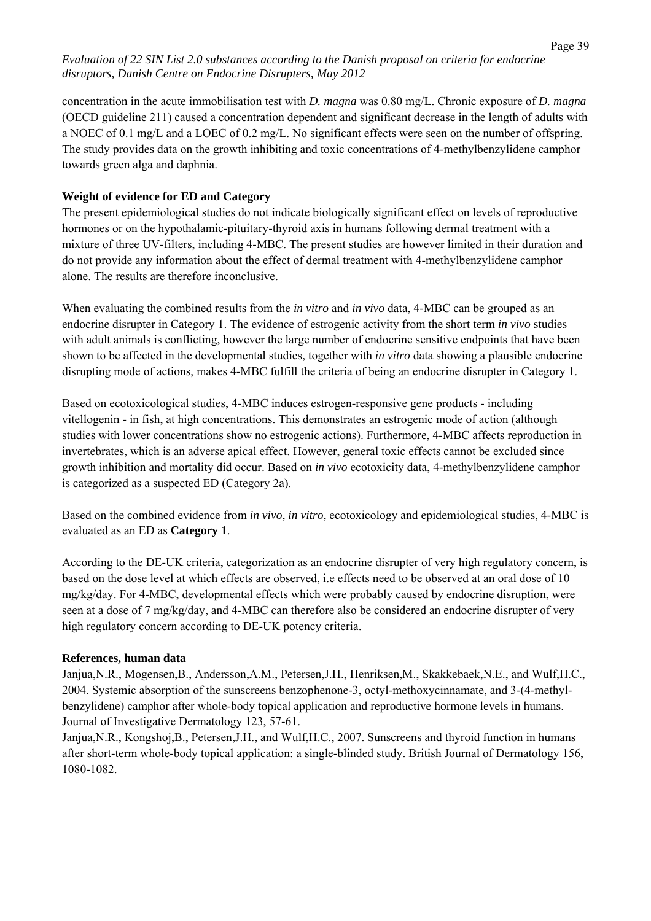concentration in the acute immobilisation test with *D. magna* was 0.80 mg/L. Chronic exposure of *D. magna* (OECD guideline 211) caused a concentration dependent and significant decrease in the length of adults with a NOEC of 0.1 mg/L and a LOEC of 0.2 mg/L. No significant effects were seen on the number of offspring. The study provides data on the growth inhibiting and toxic concentrations of 4-methylbenzylidene camphor towards green alga and daphnia.

**Weight of evidence for ED and Category**

The present epidemiological studies do not indicate biologically significant effect on levels of reproductive hormones or on the hypothalamic-pituitary-thyroid axis in humans following dermal treatment with a mixture of three UV-filters, including 4-MBC. The present studies are however limited in their duration and do not provide any information about the effect of dermal treatment with 4-methylbenzylidene camphor alone. The results are therefore inconclusive.

When evaluating the combined results from the *in vitro* and *in vivo* data, 4-MBC can be grouped as an endocrine disrupter in Category 1. The evidence of estrogenic activity from the short term *in vivo* studies with adult animals is conflicting, however the large number of endocrine sensitive endpoints that have been shown to be affected in the developmental studies, together with *in vitro* data showing a plausible endocrine disrupting mode of actions, makes 4-MBC fulfill the criteria of being an endocrine disrupter in Category 1.

Based on ecotoxicological studies, 4-MBC induces estrogen-responsive gene products - including vitellogenin - in fish, at high concentrations. This demonstrates an estrogenic mode of action (although studies with lower concentrations show no estrogenic actions). Furthermore, 4-MBC affects reproduction in invertebrates, which is an adverse apical effect. However, general toxic effects cannot be excluded since growth inhibition and mortality did occur. Based on *in vivo* ecotoxicity data, 4-methylbenzylidene camphor is categorized as a suspected ED (Category 2a).

Based on the combined evidence from *in vivo*, *in vitro*, ecotoxicology and epidemiological studies, 4-MBC is evaluated as an ED as **Category 1**.

According to the DE-UK criteria, categorization as an endocrine disrupter of very high regulatory concern, is based on the dose level at which effects are observed, i.e effects need to be observed at an oral dose of 10 mg/kg/day. For 4-MBC, developmental effects which were probably caused by endocrine disruption, were seen at a dose of 7 mg/kg/day, and 4-MBC can therefore also be considered an endocrine disrupter of very high regulatory concern according to DE-UK potency criteria.

**References, human data**

Janjua,N.R., Mogensen,B., Andersson,A.M., Petersen,J.H., Henriksen,M., Skakkebaek,N.E., and Wulf,H.C., 2004. Systemic absorption of the sunscreens benzophenone-3, octyl-methoxycinnamate, and 3-(4-methyl-benzylidene) camphor after whole-body topical application and reproductive hormone levels in humans. Journal of Investigative Dermatology 123, 57-61.

Janjua,N.R., Kongshoj,B., Petersen,J.H., and Wulf,H.C., 2007. Sunscreens and thyroid function in humans after short-term whole-body topical application: a single-blinded study. British Journal of Dermatology 156, 1080-1082.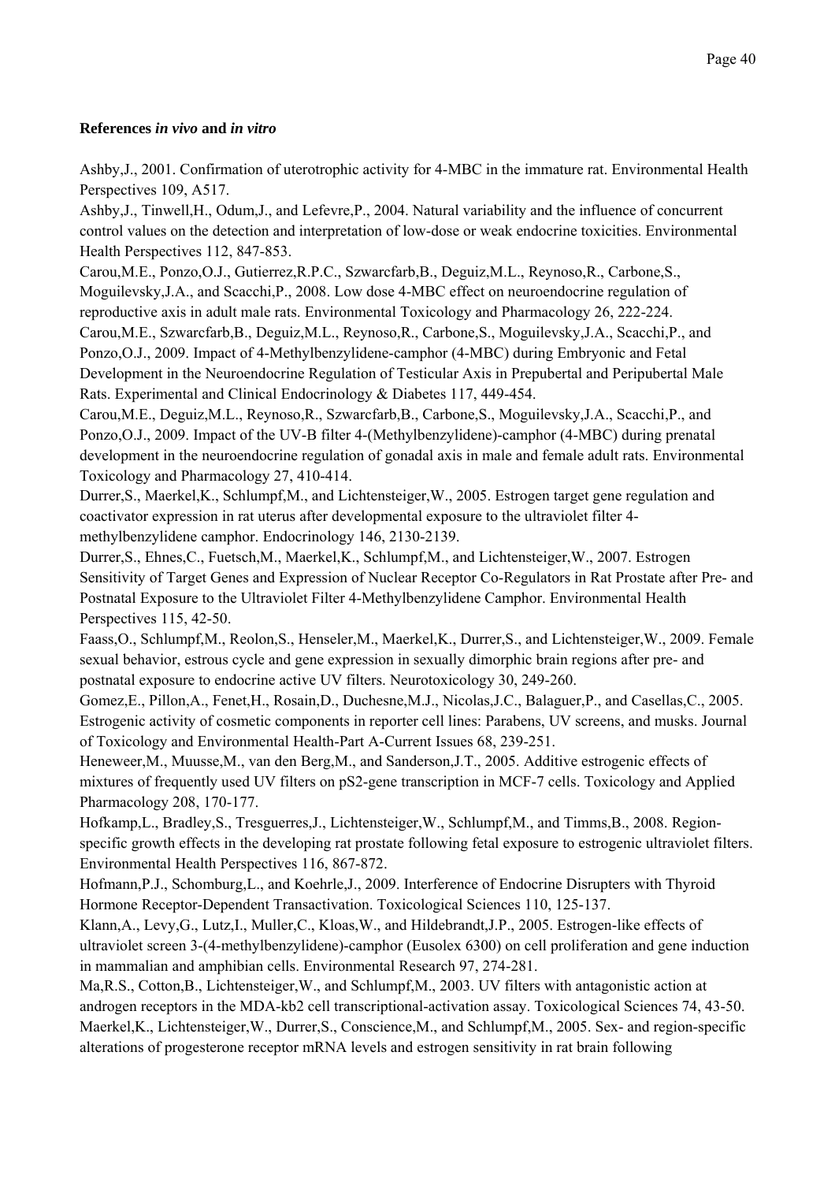**References *in vivo* and *in vitro***

Ashby,J., 2001. Confirmation of uterotrophic activity for 4-MBC in the immature rat. Environmental Health Perspectives 109, A517.

Ashby,J., Tinwell,H., Odum,J., and Lefevre,P., 2004. Natural variability and the influence of concurrent control values on the detection and interpretation of low-dose or weak endocrine toxicities. Environmental Health Perspectives 112, 847-853.

Carou,M.E., Ponzo,O.J., Gutierrez,R.P.C., Szwarcfarb,B., Deguiz,M.L., Reynoso,R., Carbone,S., Moguilevsky,J.A., and Scacchi,P., 2008. Low dose 4-MBC effect on neuroendocrine regulation of reproductive axis in adult male rats. Environmental Toxicology and Pharmacology 26, 222-224.

Carou,M.E., Szwarcfarb,B., Deguiz,M.L., Reynoso,R., Carbone,S., Moguilevsky,J.A., Scacchi,P., and Ponzo,O.J., 2009. Impact of 4-Methylbenzylidene-camphor (4-MBC) during Embryonic and Fetal Development in the Neuroendocrine Regulation of Testicular Axis in Prepubertal and Peripubertal Male Rats. Experimental and Clinical Endocrinology & Diabetes 117, 449-454.

Carou,M.E., Deguiz,M.L., Reynoso,R., Szwarcfarb,B., Carbone,S., Moguilevsky,J.A., Scacchi,P., and Ponzo,O.J., 2009. Impact of the UV-B filter 4-(Methylbenzylidene)-camphor (4-MBC) during prenatal development in the neuroendocrine regulation of gonadal axis in male and female adult rats. Environmental Toxicology and Pharmacology 27, 410-414.

Durrer,S., Maerkel,K., Schlumpf,M., and Lichtensteiger,W., 2005. Estrogen target gene regulation and coactivator expression in rat uterus after developmental exposure to the ultraviolet filter 4-methylbenzylidene camphor. Endocrinology 146, 2130-2139.

Durrer,S., Ehnes,C., Fuetsch,M., Maerkel,K., Schlumpf,M., and Lichtensteiger,W., 2007. Estrogen Sensitivity of Target Genes and Expression of Nuclear Receptor Co-Regulators in Rat Prostate after Pre- and Postnatal Exposure to the Ultraviolet Filter 4-Methylbenzylidene Camphor. Environmental Health Perspectives 115, 42-50.

Faass,O., Schlumpf,M., Reolon,S., Henseler,M., Maerkel,K., Durrer,S., and Lichtensteiger,W., 2009. Female sexual behavior, estrous cycle and gene expression in sexually dimorphic brain regions after pre- and postnatal exposure to endocrine active UV filters. Neurotoxicology 30, 249-260.

Gomez,E., Pillon,A., Fenet,H., Rosain,D., Duchesne,M.J., Nicolas,J.C., Balaguer,P., and Casellas,C., 2005. Estrogenic activity of cosmetic components in reporter cell lines: Parabens, UV screens, and musks. Journal of Toxicology and Environmental Health-Part A-Current Issues 68, 239-251.

Heneweer,M., Muusse,M., van den Berg,M., and Sanderson,J.T., 2005. Additive estrogenic effects of mixtures of frequently used UV filters on pS2-gene transcription in MCF-7 cells. Toxicology and Applied Pharmacology 208, 170-177.

Hofkamp,L., Bradley,S., Tresguerres,J., Lichtensteiger,W., Schlumpf,M., and Timms,B., 2008. Region-specific growth effects in the developing rat prostate following fetal exposure to estrogenic ultraviolet filters. Environmental Health Perspectives 116, 867-872.

Hofmann,P.J., Schomburg,L., and Koehrle,J., 2009. Interference of Endocrine Disrupters with Thyroid Hormone Receptor-Dependent Transactivation. Toxicological Sciences 110, 125-137.

Klann,A., Levy,G., Lutz,I., Muller,C., Kloas,W., and Hildebrandt,J.P., 2005. Estrogen-like effects of ultraviolet screen 3-(4-methylbenzylidene)-camphor (Eusolex 6300) on cell proliferation and gene induction in mammalian and amphibian cells. Environmental Research 97, 274-281.

Ma,R.S., Cotton,B., Lichtensteiger,W., and Schlumpf,M., 2003. UV filters with antagonistic action at androgen receptors in the MDA-kb2 cell transcriptional-activation assay. Toxicological Sciences 74, 43-50.

Maerkel,K., Lichtensteiger,W., Durrer,S., Conscience,M., and Schlumpf,M., 2005. Sex- and region-specific alterations of progesterone receptor mRNA levels and estrogen sensitivity in rat brain following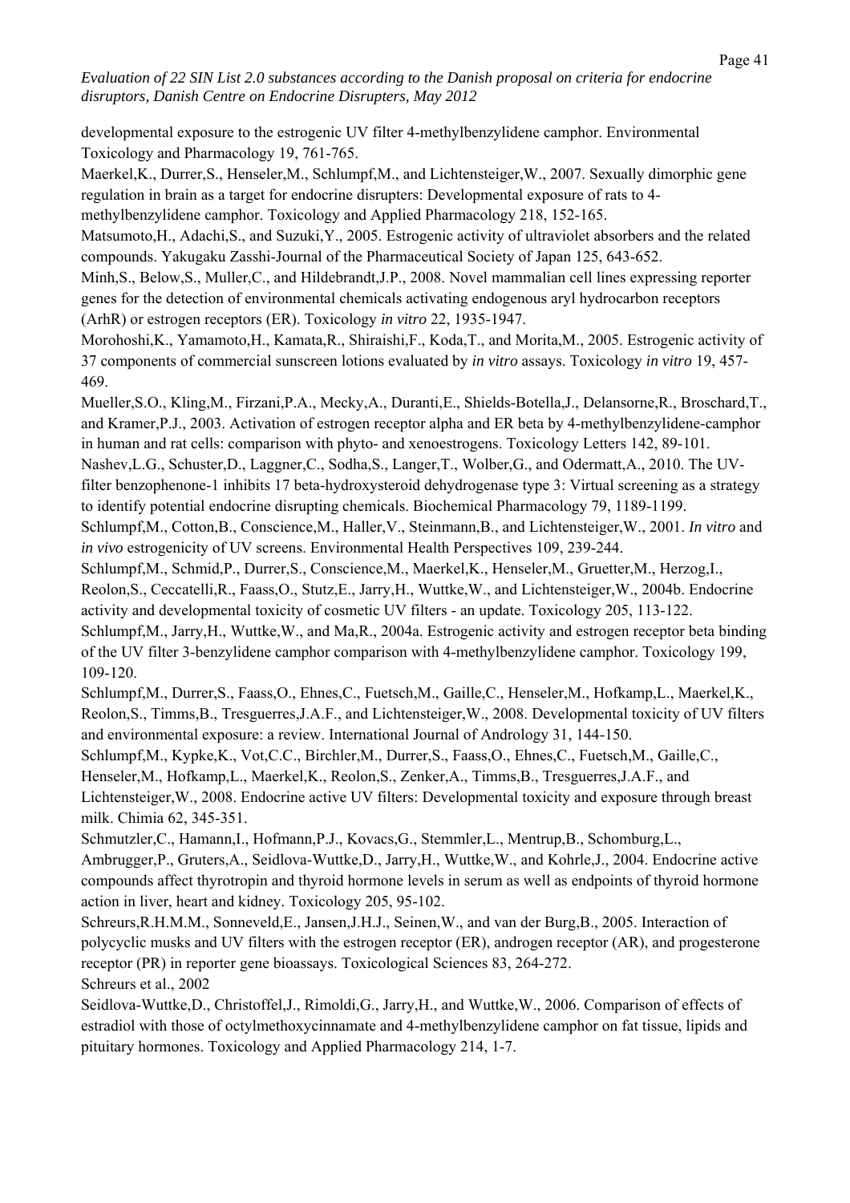developmental exposure to the estrogenic UV filter 4-methylbenzylidene camphor. Environmental Toxicology and Pharmacology 19, 761-765.

Maerkel,K., Durrer,S., Henseler,M., Schlumpf,M., and Lichtensteiger,W., 2007. Sexually dimorphic gene regulation in brain as a target for endocrine disrupters: Developmental exposure of rats to 4-methylbenzylidene camphor. Toxicology and Applied Pharmacology 218, 152-165.

Matsumoto,H., Adachi,S., and Suzuki,Y., 2005. Estrogenic activity of ultraviolet absorbers and the related compounds. Yakugaku Zasshi-Journal of the Pharmaceutical Society of Japan 125, 643-652.

Minh,S., Below,S., Muller,C., and Hildebrandt,J.P., 2008. Novel mammalian cell lines expressing reporter genes for the detection of environmental chemicals activating endogenous aryl hydrocarbon receptors (ArhR) or estrogen receptors (ER). Toxicology *in vitro* 22, 1935-1947.

Morohoshi,K., Yamamoto,H., Kamata,R., Shiraishi,F., Koda,T., and Morita,M., 2005. Estrogenic activity of 37 components of commercial sunscreen lotions evaluated by *in vitro* assays. Toxicology *in vitro* 19, 457-469.

Mueller,S.O., Kling,M., Firzani,P.A., Mecky,A., Duranti,E., Shields-Botella,J., Delansorne,R., Broschard,T., and Kramer,P.J., 2003. Activation of estrogen receptor alpha and ER beta by 4-methylbenzylidene-camphor in human and rat cells: comparison with phyto- and xenoestrogens. Toxicology Letters 142, 89-101.

Nashev,L.G., Schuster,D., Laggner,C., Sodha,S., Langer,T., Wolber,G., and Odermatt,A., 2010. The UV-filter benzophenone-1 inhibits 17 beta-hydroxysteroid dehydrogenase type 3: Virtual screening as a strategy to identify potential endocrine disrupting chemicals. Biochemical Pharmacology 79, 1189-1199.

Schlumpf,M., Cotton,B., Conscience,M., Haller,V., Steinmann,B., and Lichtensteiger,W., 2001. *In vitro* and *in vivo* estrogenicity of UV screens. Environmental Health Perspectives 109, 239-244.

Schlumpf,M., Schmid,P., Durrer,S., Conscience,M., Maerkel,K., Henseler,M., Gruetter,M., Herzog,I., Reolon,S., Ceccatelli,R., Faass,O., Stutz,E., Jarry,H., Wuttke,W., and Lichtensteiger,W., 2004b. Endocrine activity and developmental toxicity of cosmetic UV filters - an update. Toxicology 205, 113-122.

Schlumpf,M., Jarry,H., Wuttke,W., and Ma,R., 2004a. Estrogenic activity and estrogen receptor beta binding of the UV filter 3-benzylidene camphor comparison with 4-methylbenzylidene camphor. Toxicology 199, 109-120.

Schlumpf,M., Durrer,S., Faass,O., Ehnes,C., Fuetsch,M., Gaille,C., Henseler,M., Hofkamp,L., Maerkel,K., Reolon,S., Timms,B., Tresguerres,J.A.F., and Lichtensteiger,W., 2008. Developmental toxicity of UV filters and environmental exposure: a review. International Journal of Andrology 31, 144-150.

Schlumpf,M., Kypke,K., Vot,C.C., Birchler,M., Durrer,S., Faass,O., Ehnes,C., Fuetsch,M., Gaille,C., Henseler,M., Hofkamp,L., Maerkel,K., Reolon,S., Zenker,A., Timms,B., Tresguerres,J.A.F., and Lichtensteiger,W., 2008. Endocrine active UV filters: Developmental toxicity and exposure through breast milk. Chimia 62, 345-351.

Schmutzler,C., Hamann,I., Hofmann,P.J., Kovacs,G., Stemmler,L., Mentrup,B., Schomburg,L., Ambrugger,P., Gruters,A., Seidlova-Wuttke,D., Jarry,H., Wuttke,W., and Kohrle,J., 2004. Endocrine active compounds affect thyrotropin and thyroid hormone levels in serum as well as endpoints of thyroid hormone action in liver, heart and kidney. Toxicology 205, 95-102.

Schreurs,R.H.M.M., Sonneveld,E., Jansen,J.H.J., Seinen,W., and van der Burg,B., 2005. Interaction of polycyclic musks and UV filters with the estrogen receptor (ER), androgen receptor (AR), and progesterone receptor (PR) in reporter gene bioassays. Toxicological Sciences 83, 264-272.

Schreurs et al., 2002

Seidlova-Wuttke,D., Christoffel,J., Rimoldi,G., Jarry,H., and Wuttke,W., 2006. Comparison of effects of estradiol with those of octylmethoxycinnamate and 4-methylbenzylidene camphor on fat tissue, lipids and pituitary hormones. Toxicology and Applied Pharmacology 214, 1-7.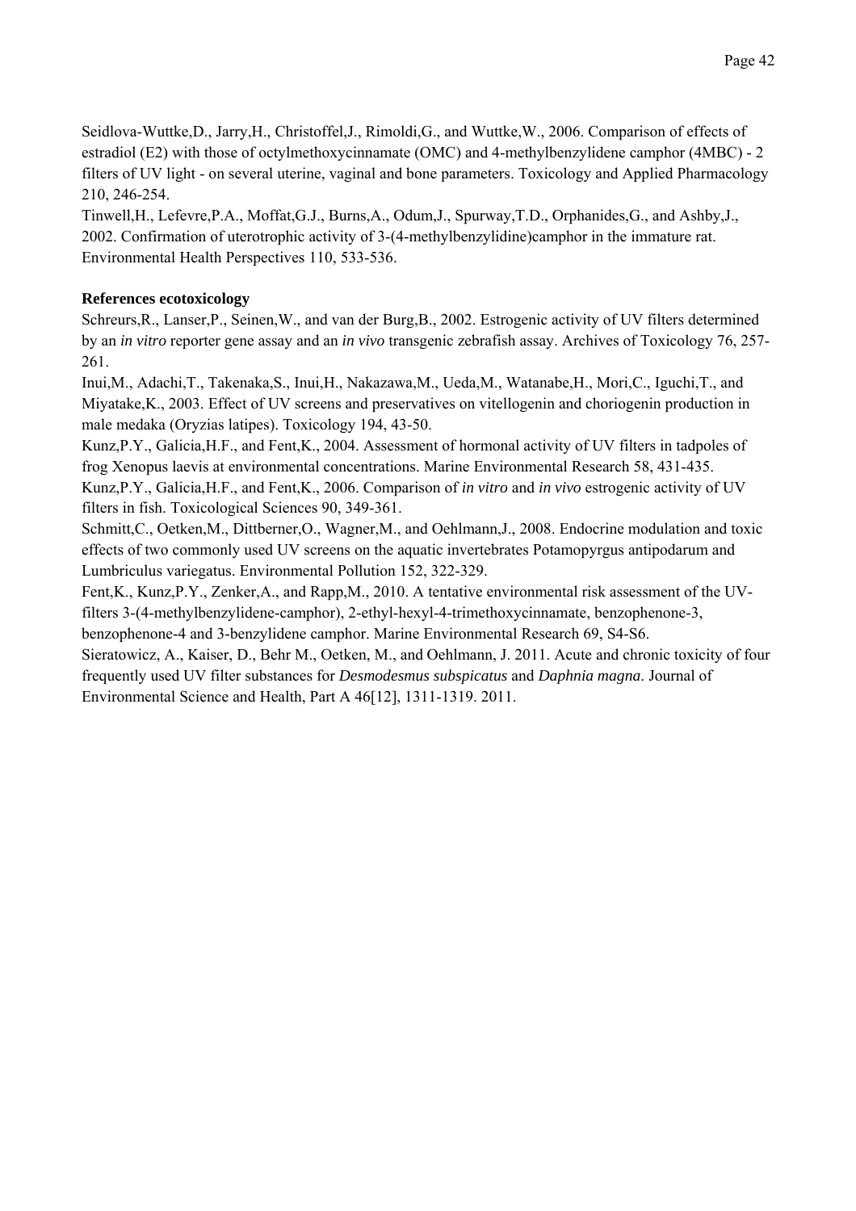Seidlova-Wuttke,D., Jarry,H., Christoffel,J., Rimoldi,G., and Wuttke,W., 2006. Comparison of effects of estradiol (E2) with those of octylmethoxycinnamate (OMC) and 4-methylbenzylidene camphor (4MBC) - 2 filters of UV light - on several uterine, vaginal and bone parameters. Toxicology and Applied Pharmacology 210, 246-254.

Tinwell,H., Lefevre,P.A., Moffat,G.J., Burns,A., Odum,J., Spurway,T.D., Orphanides,G., and Ashby,J., 2002. Confirmation of uterotrophic activity of 3-(4-methylbenzylidine)camphor in the immature rat. Environmental Health Perspectives 110, 533-536.

**References ecotoxicology**

Schreurs,R., Lanser,P., Seinen,W., and van der Burg,B., 2002. Estrogenic activity of UV filters determined by an *in vitro* reporter gene assay and an *in vivo* transgenic zebrafish assay. Archives of Toxicology 76, 257-261.

Inui,M., Adachi,T., Takenaka,S., Inui,H., Nakazawa,M., Ueda,M., Watanabe,H., Mori,C., Iguchi,T., and Miyatake,K., 2003. Effect of UV screens and preservatives on vitellogenin and choriogenin production in male medaka (Oryzias latipes). Toxicology 194, 43-50.

Kunz,P.Y., Galicia,H.F., and Fent,K., 2004. Assessment of hormonal activity of UV filters in tadpoles of frog Xenopus laevis at environmental concentrations. Marine Environmental Research 58, 431-435.

Kunz,P.Y., Galicia,H.F., and Fent,K., 2006. Comparison of *in vitro* and *in vivo* estrogenic activity of UV filters in fish. Toxicological Sciences 90, 349-361.

Schmitt,C., Oetken,M., Dittberner,O., Wagner,M., and Oehlmann,J., 2008. Endocrine modulation and toxic effects of two commonly used UV screens on the aquatic invertebrates Potamopyrgus antipodarum and Lumbriculus variegatus. Environmental Pollution 152, 322-329.

Fent,K., Kunz,P.Y., Zenker,A., and Rapp,M., 2010. A tentative environmental risk assessment of the UV-filters 3-(4-methylbenzylidene-camphor), 2-ethyl-hexyl-4-trimethoxycinnamate, benzophenone-3, benzophenone-4 and 3-benzylidene camphor. Marine Environmental Research 69, S4-S6.

Sieratowicz, A., Kaiser, D., Behr M., Oetken, M., and Oehlmann, J. 2011. Acute and chronic toxicity of four frequently used UV filter substances for *Desmodesmus subspicatus* and *Daphnia magna*. Journal of Environmental Science and Health, Part A 46[12], 1311-1319. 2011.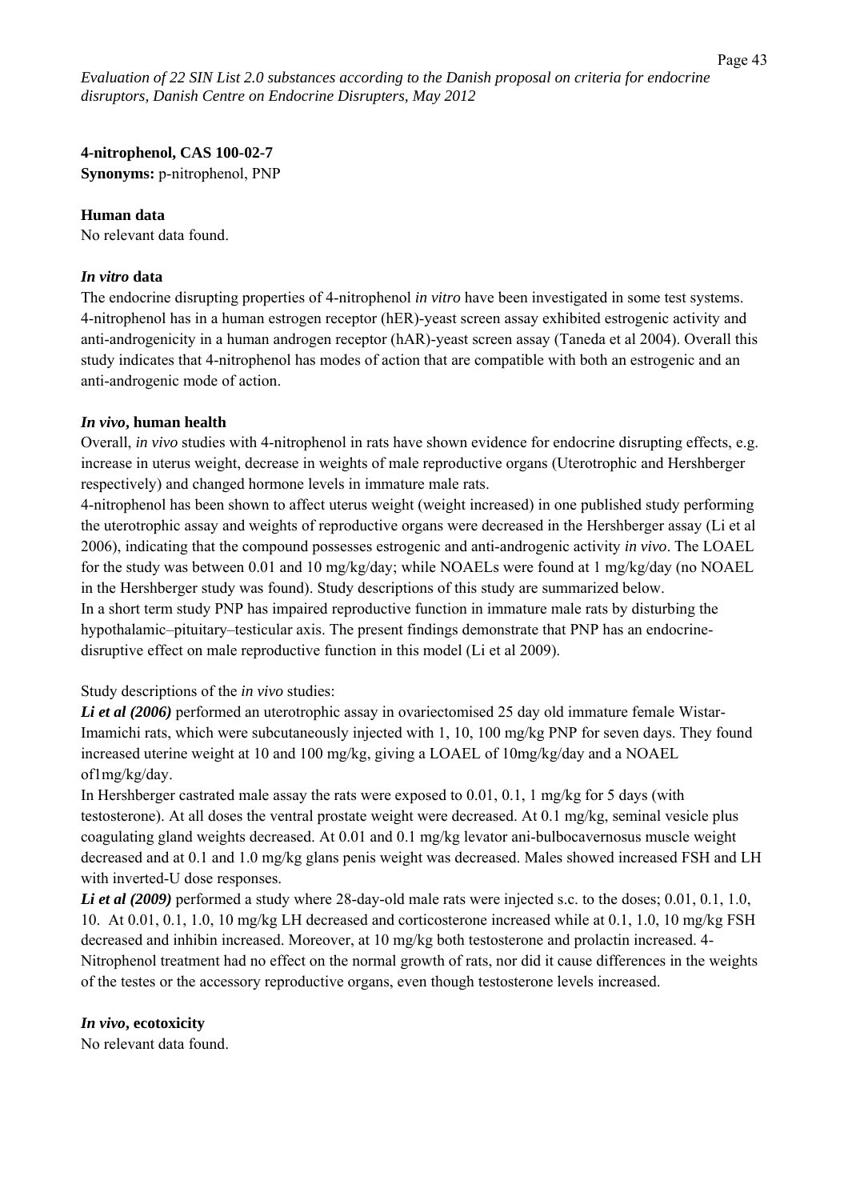**4-nitrophenol, CAS 100-02-7**
**Synonyms:** p-nitrophenol, PNP

**Human data**
No relevant data found.

***In vitro* data**
The endocrine disrupting properties of 4-nitrophenol *in vitro* have been investigated in some test systems. 4-nitrophenol has in a human estrogen receptor (hER)-yeast screen assay exhibited estrogenic activity and anti-androgenicity in a human androgen receptor (hAR)-yeast screen assay (Taneda et al 2004). Overall this study indicates that 4-nitrophenol has modes of action that are compatible with both an estrogenic and an anti-androgenic mode of action.

***In vivo*, human health**
Overall, *in vivo* studies with 4-nitrophenol in rats have shown evidence for endocrine disrupting effects, e.g. increase in uterus weight, decrease in weights of male reproductive organs (Uterotrophic and Hershberger respectively) and changed hormone levels in immature male rats.
4-nitrophenol has been shown to affect uterus weight (weight increased) in one published study performing the uterotrophic assay and weights of reproductive organs were decreased in the Hershberger assay (Li et al 2006), indicating that the compound possesses estrogenic and anti-androgenic activity *in vivo*. The LOAEL for the study was between 0.01 and 10 mg/kg/day; while NOAELs were found at 1 mg/kg/day (no NOAEL in the Hershberger study was found). Study descriptions of this study are summarized below.
In a short term study PNP has impaired reproductive function in immature male rats by disturbing the hypothalamic–pituitary–testicular axis. The present findings demonstrate that PNP has an endocrine-disruptive effect on male reproductive function in this model (Li et al 2009).

Study descriptions of the *in vivo* studies:
***Li et al (2006)*** performed an uterotrophic assay in ovariectomised 25 day old immature female Wistar-Imamichi rats, which were subcutaneously injected with 1, 10, 100 mg/kg PNP for seven days. They found increased uterine weight at 10 and 100 mg/kg, giving a LOAEL of 10mg/kg/day and a NOAEL of1mg/kg/day.
In Hershberger castrated male assay the rats were exposed to 0.01, 0.1, 1 mg/kg for 5 days (with testosterone). At all doses the ventral prostate weight were decreased. At 0.1 mg/kg, seminal vesicle plus coagulating gland weights decreased. At 0.01 and 0.1 mg/kg levator ani-bulbocavernosus muscle weight decreased and at 0.1 and 1.0 mg/kg glans penis weight was decreased. Males showed increased FSH and LH with inverted-U dose responses.
***Li et al (2009)*** performed a study where 28-day-old male rats were injected s.c. to the doses; 0.01, 0.1, 1.0, 10. At 0.01, 0.1, 1.0, 10 mg/kg LH decreased and corticosterone increased while at 0.1, 1.0, 10 mg/kg FSH decreased and inhibin increased. Moreover, at 10 mg/kg both testosterone and prolactin increased. 4-Nitrophenol treatment had no effect on the normal growth of rats, nor did it cause differences in the weights of the testes or the accessory reproductive organs, even though testosterone levels increased.

***In vivo*, ecotoxicity**
No relevant data found.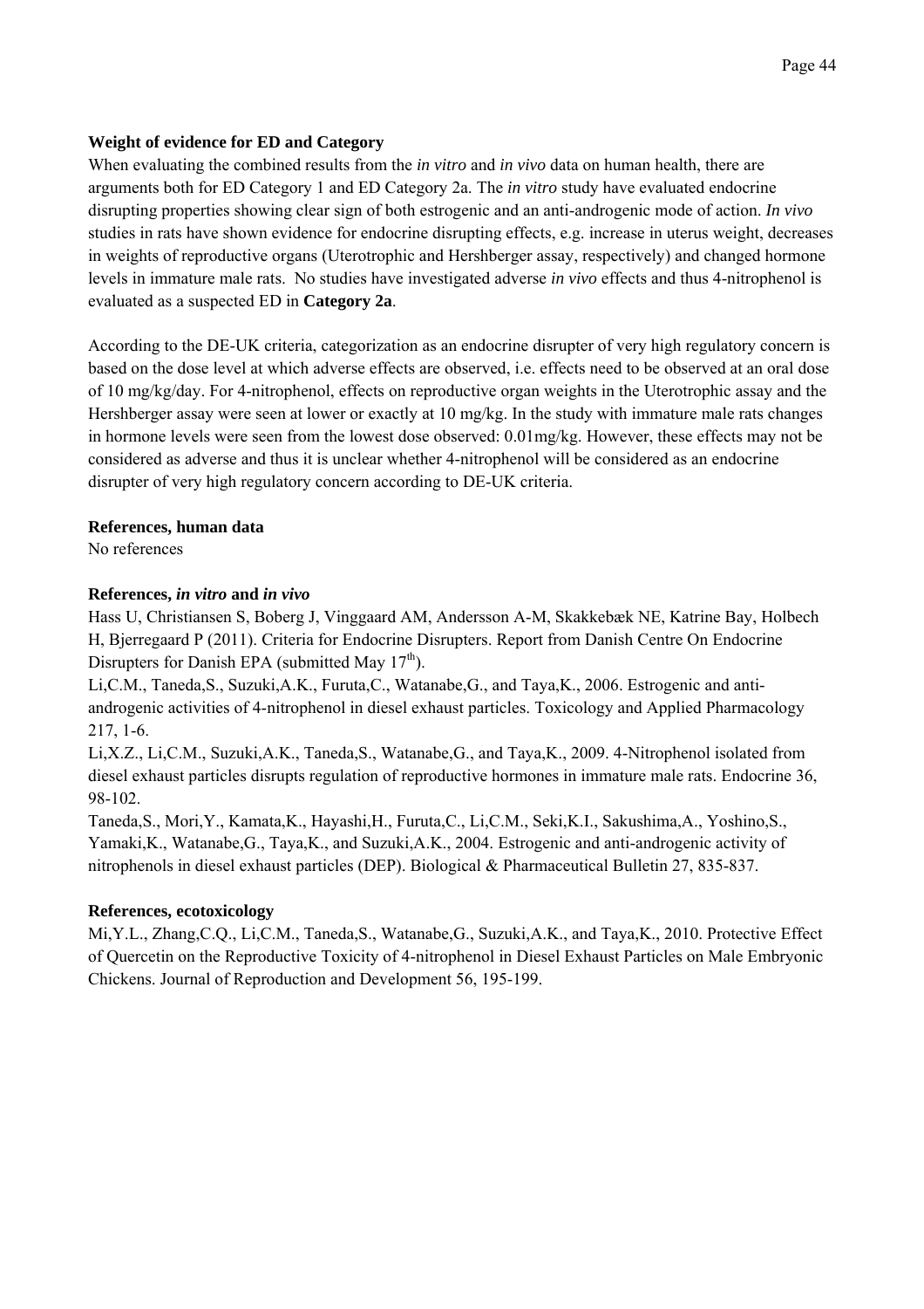**Weight of evidence for ED and Category**

When evaluating the combined results from the *in vitro* and *in vivo* data on human health, there are arguments both for ED Category 1 and ED Category 2a. The *in vitro* study have evaluated endocrine disrupting properties showing clear sign of both estrogenic and an anti-androgenic mode of action. *In vivo* studies in rats have shown evidence for endocrine disrupting effects, e.g. increase in uterus weight, decreases in weights of reproductive organs (Uterotrophic and Hershberger assay, respectively) and changed hormone levels in immature male rats. No studies have investigated adverse *in vivo* effects and thus 4-nitrophenol is evaluated as a suspected ED in **Category 2a**.

According to the DE-UK criteria, categorization as an endocrine disrupter of very high regulatory concern is based on the dose level at which adverse effects are observed, i.e. effects need to be observed at an oral dose of 10 mg/kg/day. For 4-nitrophenol, effects on reproductive organ weights in the Uterotrophic assay and the Hershberger assay were seen at lower or exactly at 10 mg/kg. In the study with immature male rats changes in hormone levels were seen from the lowest dose observed: 0.01mg/kg. However, these effects may not be considered as adverse and thus it is unclear whether 4-nitrophenol will be considered as an endocrine disrupter of very high regulatory concern according to DE-UK criteria.

**References, human data**

No references

**References, *in vitro* and *in vivo***

Hass U, Christiansen S, Boberg J, Vinggaard AM, Andersson A-M, Skakkebæk NE, Katrine Bay, Holbech H, Bjerregaard P (2011). Criteria for Endocrine Disrupters. Report from Danish Centre On Endocrine Disrupters for Danish EPA (submitted May 17$^{th}$).

Li,C.M., Taneda,S., Suzuki,A.K., Furuta,C., Watanabe,G., and Taya,K., 2006. Estrogenic and anti-androgenic activities of 4-nitrophenol in diesel exhaust particles. Toxicology and Applied Pharmacology 217, 1-6.

Li,X.Z., Li,C.M., Suzuki,A.K., Taneda,S., Watanabe,G., and Taya,K., 2009. 4-Nitrophenol isolated from diesel exhaust particles disrupts regulation of reproductive hormones in immature male rats. Endocrine 36, 98-102.

Taneda,S., Mori,Y., Kamata,K., Hayashi,H., Furuta,C., Li,C.M., Seki,K.I., Sakushima,A., Yoshino,S., Yamaki,K., Watanabe,G., Taya,K., and Suzuki,A.K., 2004. Estrogenic and anti-androgenic activity of nitrophenols in diesel exhaust particles (DEP). Biological & Pharmaceutical Bulletin 27, 835-837.

**References, ecotoxicology**

Mi,Y.L., Zhang,C.Q., Li,C.M., Taneda,S., Watanabe,G., Suzuki,A.K., and Taya,K., 2010. Protective Effect of Quercetin on the Reproductive Toxicity of 4-nitrophenol in Diesel Exhaust Particles on Male Embryonic Chickens. Journal of Reproduction and Development 56, 195-199.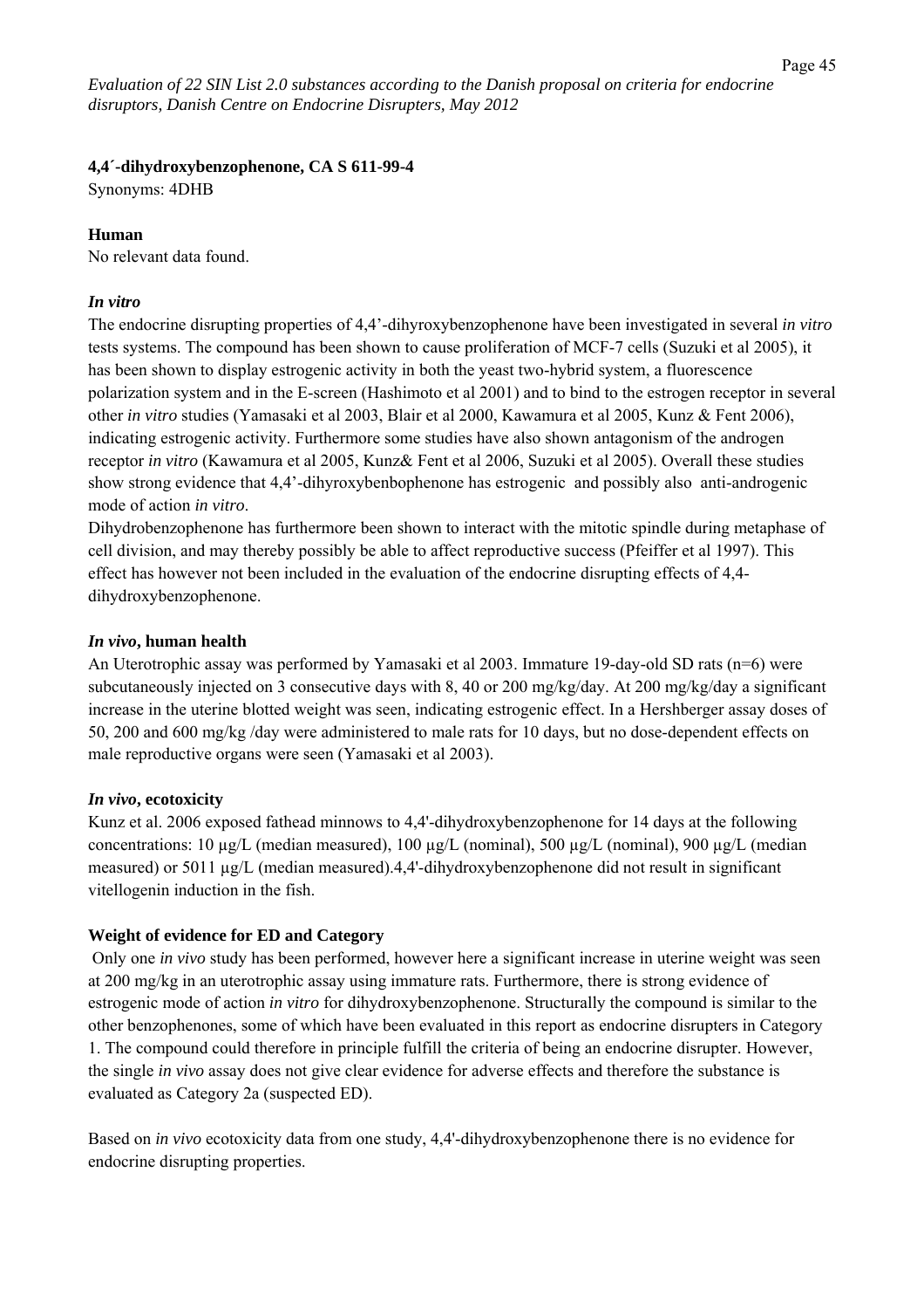**4,4´-dihydroxybenzophenone, CA S 611-99-4**
Synonyms: 4DHB

**Human**
No relevant data found.

***In vitro***
The endocrine disrupting properties of 4,4'-dihyroxybenzophenone have been investigated in several *in vitro* tests systems. The compound has been shown to cause proliferation of MCF-7 cells (Suzuki et al 2005), it has been shown to display estrogenic activity in both the yeast two-hybrid system, a fluorescence polarization system and in the E-screen (Hashimoto et al 2001) and to bind to the estrogen receptor in several other *in vitro* studies (Yamasaki et al 2003, Blair et al 2000, Kawamura et al 2005, Kunz & Fent 2006), indicating estrogenic activity. Furthermore some studies have also shown antagonism of the androgen receptor *in vitro* (Kawamura et al 2005, Kunz& Fent et al 2006, Suzuki et al 2005). Overall these studies show strong evidence that 4,4'-dihyroxybenbophenone has estrogenic and possibly also anti-androgenic mode of action *in vitro*.
Dihydrobenzophenone has furthermore been shown to interact with the mitotic spindle during metaphase of cell division, and may thereby possibly be able to affect reproductive success (Pfeiffer et al 1997). This effect has however not been included in the evaluation of the endocrine disrupting effects of 4,4-dihydroxybenzophenone.

***In vivo*, human health**
An Uterotrophic assay was performed by Yamasaki et al 2003. Immature 19-day-old SD rats (n=6) were subcutaneously injected on 3 consecutive days with 8, 40 or 200 mg/kg/day. At 200 mg/kg/day a significant increase in the uterine blotted weight was seen, indicating estrogenic effect. In a Hershberger assay doses of 50, 200 and 600 mg/kg /day were administered to male rats for 10 days, but no dose-dependent effects on male reproductive organs were seen (Yamasaki et al 2003).

***In vivo*, ecotoxicity**
Kunz et al. 2006 exposed fathead minnows to 4,4'-dihydroxybenzophenone for 14 days at the following concentrations: 10 µg/L (median measured), 100 µg/L (nominal), 500 µg/L (nominal), 900 µg/L (median measured) or 5011 µg/L (median measured).4,4'-dihydroxybenzophenone did not result in significant vitellogenin induction in the fish.

**Weight of evidence for ED and Category**
Only one *in vivo* study has been performed, however here a significant increase in uterine weight was seen at 200 mg/kg in an uterotrophic assay using immature rats. Furthermore, there is strong evidence of estrogenic mode of action *in vitro* for dihydroxybenzophenone. Structurally the compound is similar to the other benzophenones, some of which have been evaluated in this report as endocrine disrupters in Category 1. The compound could therefore in principle fulfill the criteria of being an endocrine disrupter. However, the single *in vivo* assay does not give clear evidence for adverse effects and therefore the substance is evaluated as Category 2a (suspected ED).

Based on *in vivo* ecotoxicity data from one study, 4,4'-dihydroxybenzophenone there is no evidence for endocrine disrupting properties.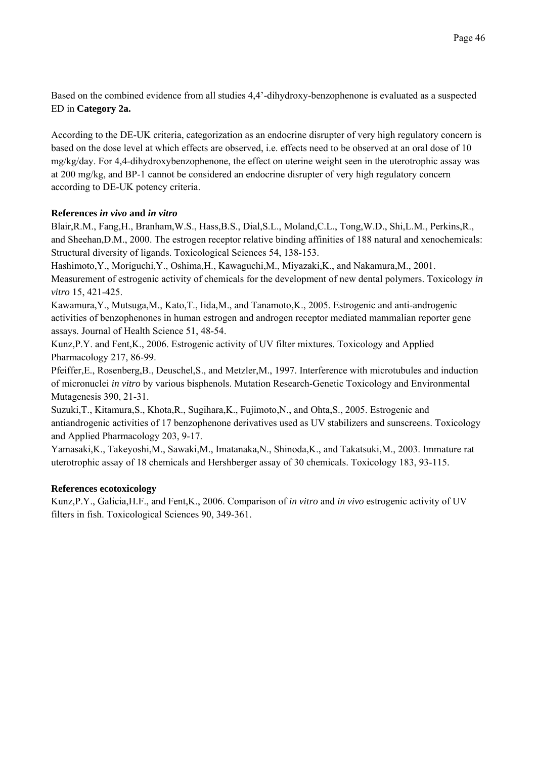Based on the combined evidence from all studies 4,4'-dihydroxy-benzophenone is evaluated as a suspected ED in **Category 2a.**

According to the DE-UK criteria, categorization as an endocrine disrupter of very high regulatory concern is based on the dose level at which effects are observed, i.e. effects need to be observed at an oral dose of 10 mg/kg/day. For 4,4-dihydroxybenzophenone, the effect on uterine weight seen in the uterotrophic assay was at 200 mg/kg, and BP-1 cannot be considered an endocrine disrupter of very high regulatory concern according to DE-UK potency criteria.

**References *in vivo* and *in vitro***

Blair,R.M., Fang,H., Branham,W.S., Hass,B.S., Dial,S.L., Moland,C.L., Tong,W.D., Shi,L.M., Perkins,R., and Sheehan,D.M., 2000. The estrogen receptor relative binding affinities of 188 natural and xenochemicals: Structural diversity of ligands. Toxicological Sciences 54, 138-153.

Hashimoto,Y., Moriguchi,Y., Oshima,H., Kawaguchi,M., Miyazaki,K., and Nakamura,M., 2001. Measurement of estrogenic activity of chemicals for the development of new dental polymers. Toxicology *in vitro* 15, 421-425.

Kawamura,Y., Mutsuga,M., Kato,T., Iida,M., and Tanamoto,K., 2005. Estrogenic and anti-androgenic activities of benzophenones in human estrogen and androgen receptor mediated mammalian reporter gene assays. Journal of Health Science 51, 48-54.

Kunz,P.Y. and Fent,K., 2006. Estrogenic activity of UV filter mixtures. Toxicology and Applied Pharmacology 217, 86-99.

Pfeiffer,E., Rosenberg,B., Deuschel,S., and Metzler,M., 1997. Interference with microtubules and induction of micronuclei *in vitro* by various bisphenols. Mutation Research-Genetic Toxicology and Environmental Mutagenesis 390, 21-31.

Suzuki,T., Kitamura,S., Khota,R., Sugihara,K., Fujimoto,N., and Ohta,S., 2005. Estrogenic and antiandrogenic activities of 17 benzophenone derivatives used as UV stabilizers and sunscreens. Toxicology and Applied Pharmacology 203, 9-17.

Yamasaki,K., Takeyoshi,M., Sawaki,M., Imatanaka,N., Shinoda,K., and Takatsuki,M., 2003. Immature rat uterotrophic assay of 18 chemicals and Hershberger assay of 30 chemicals. Toxicology 183, 93-115.

**References ecotoxicology**

Kunz,P.Y., Galicia,H.F., and Fent,K., 2006. Comparison of *in vitro* and *in vivo* estrogenic activity of UV filters in fish. Toxicological Sciences 90, 349-361.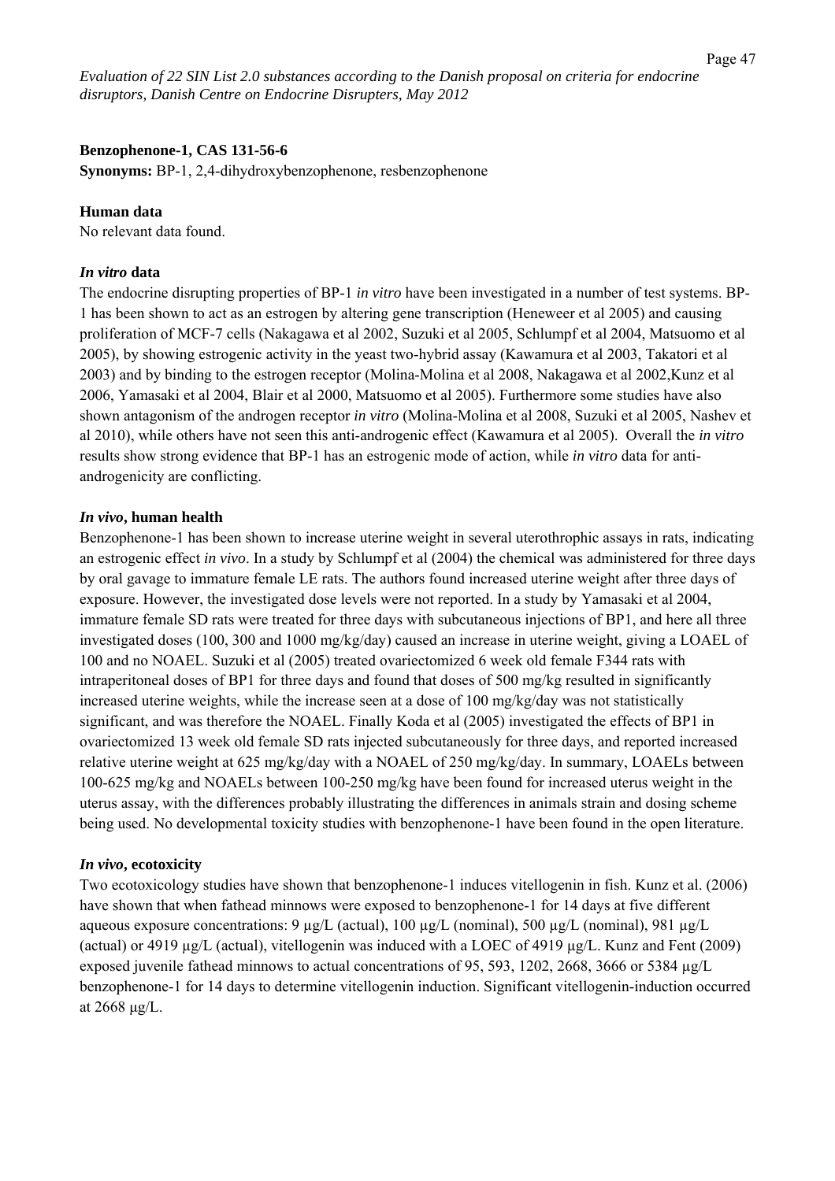**Benzophenone-1, CAS 131-56-6**

**Synonyms:** BP-1, 2,4-dihydroxybenzophenone, resbenzophenone

**Human data**

No relevant data found.

***In vitro* data**

The endocrine disrupting properties of BP-1 *in vitro* have been investigated in a number of test systems. BP-1 has been shown to act as an estrogen by altering gene transcription (Heneweer et al 2005) and causing proliferation of MCF-7 cells (Nakagawa et al 2002, Suzuki et al 2005, Schlumpf et al 2004, Matsuomo et al 2005), by showing estrogenic activity in the yeast two-hybrid assay (Kawamura et al 2003, Takatori et al 2003) and by binding to the estrogen receptor (Molina-Molina et al 2008, Nakagawa et al 2002,Kunz et al 2006, Yamasaki et al 2004, Blair et al 2000, Matsuomo et al 2005). Furthermore some studies have also shown antagonism of the androgen receptor *in vitro* (Molina-Molina et al 2008, Suzuki et al 2005, Nashev et al 2010), while others have not seen this anti-androgenic effect (Kawamura et al 2005). Overall the *in vitro* results show strong evidence that BP-1 has an estrogenic mode of action, while *in vitro* data for anti-androgenicity are conflicting.

***In vivo*, human health**

Benzophenone-1 has been shown to increase uterine weight in several uterothrophic assays in rats, indicating an estrogenic effect *in vivo*. In a study by Schlumpf et al (2004) the chemical was administered for three days by oral gavage to immature female LE rats. The authors found increased uterine weight after three days of exposure. However, the investigated dose levels were not reported. In a study by Yamasaki et al 2004, immature female SD rats were treated for three days with subcutaneous injections of BP1, and here all three investigated doses (100, 300 and 1000 mg/kg/day) caused an increase in uterine weight, giving a LOAEL of 100 and no NOAEL. Suzuki et al (2005) treated ovariectomized 6 week old female F344 rats with intraperitoneal doses of BP1 for three days and found that doses of 500 mg/kg resulted in significantly increased uterine weights, while the increase seen at a dose of 100 mg/kg/day was not statistically significant, and was therefore the NOAEL. Finally Koda et al (2005) investigated the effects of BP1 in ovariectomized 13 week old female SD rats injected subcutaneously for three days, and reported increased relative uterine weight at 625 mg/kg/day with a NOAEL of 250 mg/kg/day. In summary, LOAELs between 100-625 mg/kg and NOAELs between 100-250 mg/kg have been found for increased uterus weight in the uterus assay, with the differences probably illustrating the differences in animals strain and dosing scheme being used. No developmental toxicity studies with benzophenone-1 have been found in the open literature.

***In vivo*, ecotoxicity**

Two ecotoxicology studies have shown that benzophenone-1 induces vitellogenin in fish. Kunz et al. (2006) have shown that when fathead minnows were exposed to benzophenone-1 for 14 days at five different aqueous exposure concentrations: 9 µg/L (actual), 100 µg/L (nominal), 500 µg/L (nominal), 981 µg/L (actual) or 4919 µg/L (actual), vitellogenin was induced with a LOEC of 4919 µg/L. Kunz and Fent (2009) exposed juvenile fathead minnows to actual concentrations of 95, 593, 1202, 2668, 3666 or 5384 µg/L benzophenone-1 for 14 days to determine vitellogenin induction. Significant vitellogenin-induction occurred at 2668 µg/L.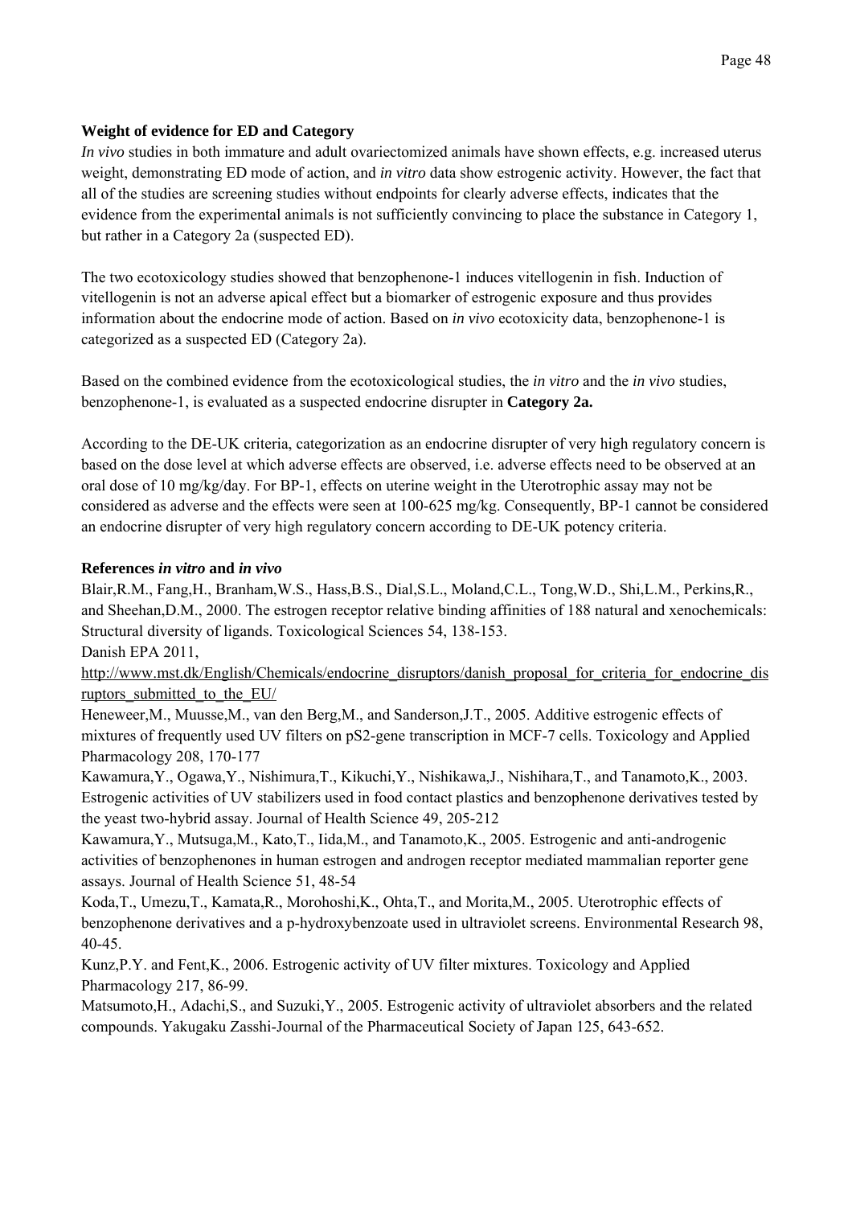**Weight of evidence for ED and Category**

*In vivo* studies in both immature and adult ovariectomized animals have shown effects, e.g. increased uterus weight, demonstrating ED mode of action, and *in vitro* data show estrogenic activity. However, the fact that all of the studies are screening studies without endpoints for clearly adverse effects, indicates that the evidence from the experimental animals is not sufficiently convincing to place the substance in Category 1, but rather in a Category 2a (suspected ED).

The two ecotoxicology studies showed that benzophenone-1 induces vitellogenin in fish. Induction of vitellogenin is not an adverse apical effect but a biomarker of estrogenic exposure and thus provides information about the endocrine mode of action. Based on *in vivo* ecotoxicity data, benzophenone-1 is categorized as a suspected ED (Category 2a).

Based on the combined evidence from the ecotoxicological studies, the *in vitro* and the *in vivo* studies, benzophenone-1, is evaluated as a suspected endocrine disrupter in **Category 2a.**

According to the DE-UK criteria, categorization as an endocrine disrupter of very high regulatory concern is based on the dose level at which adverse effects are observed, i.e. adverse effects need to be observed at an oral dose of 10 mg/kg/day. For BP-1, effects on uterine weight in the Uterotrophic assay may not be considered as adverse and the effects were seen at 100-625 mg/kg. Consequently, BP-1 cannot be considered an endocrine disrupter of very high regulatory concern according to DE-UK potency criteria.

**References *in vitro* and *in vivo***

Blair,R.M., Fang,H., Branham,W.S., Hass,B.S., Dial,S.L., Moland,C.L., Tong,W.D., Shi,L.M., Perkins,R., and Sheehan,D.M., 2000. The estrogen receptor relative binding affinities of 188 natural and xenochemicals: Structural diversity of ligands. Toxicological Sciences 54, 138-153.

Danish EPA 2011,
http://www.mst.dk/English/Chemicals/endocrine_disruptors/danish_proposal_for_criteria_for_endocrine_disruptors_submitted_to_the_EU/

Heneweer,M., Muusse,M., van den Berg,M., and Sanderson,J.T., 2005. Additive estrogenic effects of mixtures of frequently used UV filters on pS2-gene transcription in MCF-7 cells. Toxicology and Applied Pharmacology 208, 170-177

Kawamura,Y., Ogawa,Y., Nishimura,T., Kikuchi,Y., Nishikawa,J., Nishihara,T., and Tanamoto,K., 2003. Estrogenic activities of UV stabilizers used in food contact plastics and benzophenone derivatives tested by the yeast two-hybrid assay. Journal of Health Science 49, 205-212

Kawamura,Y., Mutsuga,M., Kato,T., Iida,M., and Tanamoto,K., 2005. Estrogenic and anti-androgenic activities of benzophenones in human estrogen and androgen receptor mediated mammalian reporter gene assays. Journal of Health Science 51, 48-54

Koda,T., Umezu,T., Kamata,R., Morohoshi,K., Ohta,T., and Morita,M., 2005. Uterotrophic effects of benzophenone derivatives and a p-hydroxybenzoate used in ultraviolet screens. Environmental Research 98, 40-45.

Kunz,P.Y. and Fent,K., 2006. Estrogenic activity of UV filter mixtures. Toxicology and Applied Pharmacology 217, 86-99.

Matsumoto,H., Adachi,S., and Suzuki,Y., 2005. Estrogenic activity of ultraviolet absorbers and the related compounds. Yakugaku Zasshi-Journal of the Pharmaceutical Society of Japan 125, 643-652.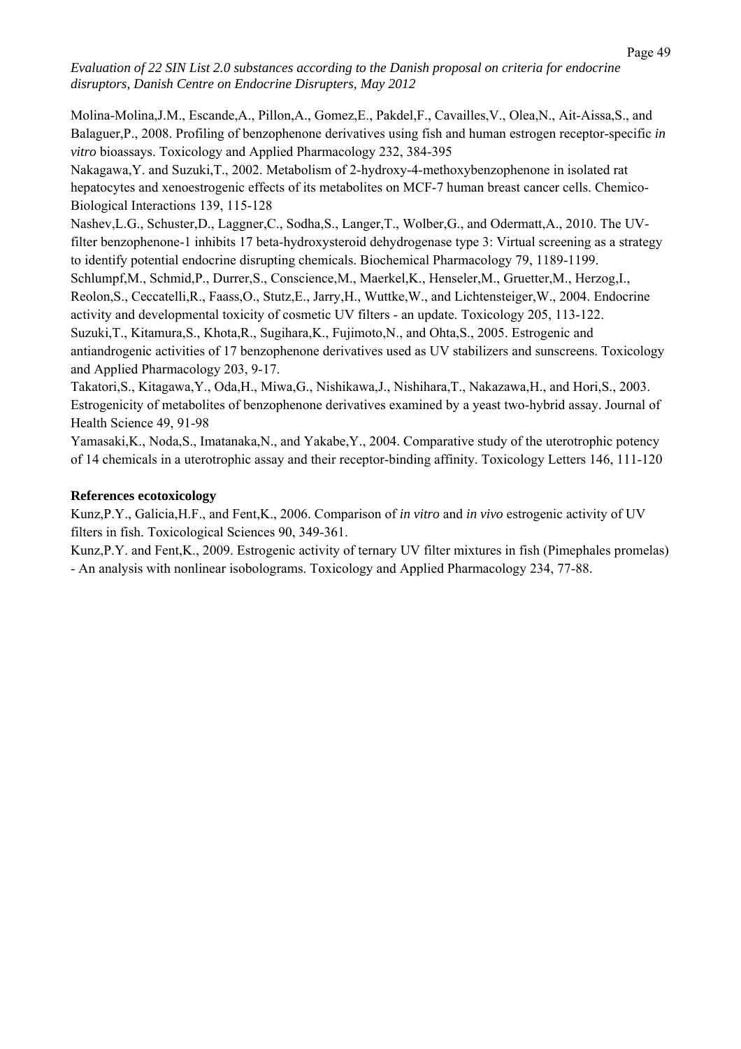Molina-Molina,J.M., Escande,A., Pillon,A., Gomez,E., Pakdel,F., Cavailles,V., Olea,N., Ait-Aissa,S., and Balaguer,P., 2008. Profiling of benzophenone derivatives using fish and human estrogen receptor-specific *in vitro* bioassays. Toxicology and Applied Pharmacology 232, 384-395

Nakagawa,Y. and Suzuki,T., 2002. Metabolism of 2-hydroxy-4-methoxybenzophenone in isolated rat hepatocytes and xenoestrogenic effects of its metabolites on MCF-7 human breast cancer cells. Chemico-Biological Interactions 139, 115-128

Nashev,L.G., Schuster,D., Laggner,C., Sodha,S., Langer,T., Wolber,G., and Odermatt,A., 2010. The UV-filter benzophenone-1 inhibits 17 beta-hydroxysteroid dehydrogenase type 3: Virtual screening as a strategy to identify potential endocrine disrupting chemicals. Biochemical Pharmacology 79, 1189-1199.

Schlumpf,M., Schmid,P., Durrer,S., Conscience,M., Maerkel,K., Henseler,M., Gruetter,M., Herzog,I., Reolon,S., Ceccatelli,R., Faass,O., Stutz,E., Jarry,H., Wuttke,W., and Lichtensteiger,W., 2004. Endocrine activity and developmental toxicity of cosmetic UV filters - an update. Toxicology 205, 113-122.

Suzuki,T., Kitamura,S., Khota,R., Sugihara,K., Fujimoto,N., and Ohta,S., 2005. Estrogenic and antiandrogenic activities of 17 benzophenone derivatives used as UV stabilizers and sunscreens. Toxicology and Applied Pharmacology 203, 9-17.

Takatori,S., Kitagawa,Y., Oda,H., Miwa,G., Nishikawa,J., Nishihara,T., Nakazawa,H., and Hori,S., 2003. Estrogenicity of metabolites of benzophenone derivatives examined by a yeast two-hybrid assay. Journal of Health Science 49, 91-98

Yamasaki,K., Noda,S., Imatanaka,N., and Yakabe,Y., 2004. Comparative study of the uterotrophic potency of 14 chemicals in a uterotrophic assay and their receptor-binding affinity. Toxicology Letters 146, 111-120

**References ecotoxicology**

Kunz,P.Y., Galicia,H.F., and Fent,K., 2006. Comparison of *in vitro* and *in vivo* estrogenic activity of UV filters in fish. Toxicological Sciences 90, 349-361.

Kunz,P.Y. and Fent,K., 2009. Estrogenic activity of ternary UV filter mixtures in fish (Pimephales promelas) - An analysis with nonlinear isobolograms. Toxicology and Applied Pharmacology 234, 77-88.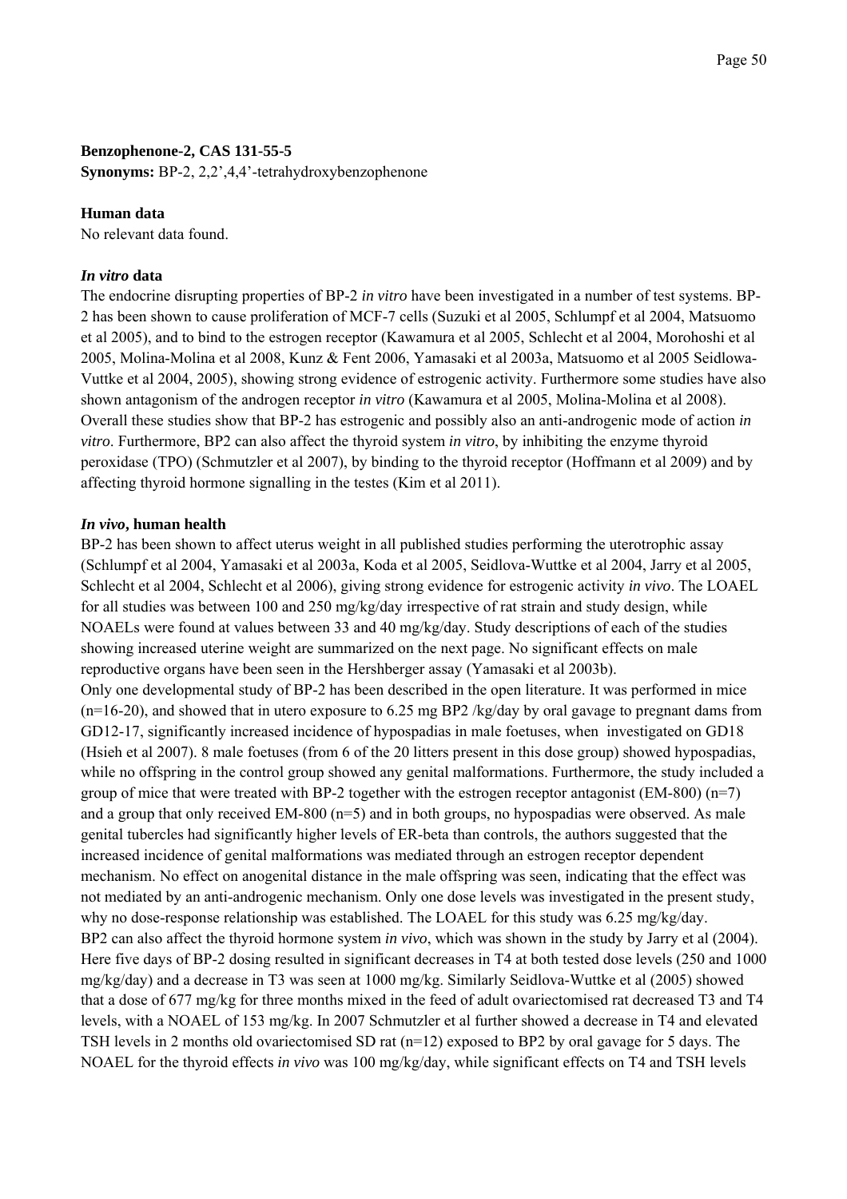**Benzophenone-2, CAS 131-55-5**

**Synonyms:** BP-2, 2,2',4,4'-tetrahydroxybenzophenone

**Human data**

No relevant data found.

***In vitro* data**

The endocrine disrupting properties of BP-2 *in vitro* have been investigated in a number of test systems. BP-2 has been shown to cause proliferation of MCF-7 cells (Suzuki et al 2005, Schlumpf et al 2004, Matsuomo et al 2005), and to bind to the estrogen receptor (Kawamura et al 2005, Schlecht et al 2004, Morohoshi et al 2005, Molina-Molina et al 2008, Kunz & Fent 2006, Yamasaki et al 2003a, Matsuomo et al 2005 Seidlowa-Vuttke et al 2004, 2005), showing strong evidence of estrogenic activity. Furthermore some studies have also shown antagonism of the androgen receptor *in vitro* (Kawamura et al 2005, Molina-Molina et al 2008). Overall these studies show that BP-2 has estrogenic and possibly also an anti-androgenic mode of action *in vitro*. Furthermore, BP2 can also affect the thyroid system *in vitro*, by inhibiting the enzyme thyroid peroxidase (TPO) (Schmutzler et al 2007), by binding to the thyroid receptor (Hoffmann et al 2009) and by affecting thyroid hormone signalling in the testes (Kim et al 2011).

***In vivo*, human health**

BP-2 has been shown to affect uterus weight in all published studies performing the uterotrophic assay (Schlumpf et al 2004, Yamasaki et al 2003a, Koda et al 2005, Seidlova-Wuttke et al 2004, Jarry et al 2005, Schlecht et al 2004, Schlecht et al 2006), giving strong evidence for estrogenic activity *in vivo*. The LOAEL for all studies was between 100 and 250 mg/kg/day irrespective of rat strain and study design, while NOAELs were found at values between 33 and 40 mg/kg/day. Study descriptions of each of the studies showing increased uterine weight are summarized on the next page. No significant effects on male reproductive organs have been seen in the Hershberger assay (Yamasaki et al 2003b).

Only one developmental study of BP-2 has been described in the open literature. It was performed in mice (n=16-20), and showed that in utero exposure to 6.25 mg BP2 /kg/day by oral gavage to pregnant dams from GD12-17, significantly increased incidence of hypospadias in male foetuses, when investigated on GD18 (Hsieh et al 2007). 8 male foetuses (from 6 of the 20 litters present in this dose group) showed hypospadias, while no offspring in the control group showed any genital malformations. Furthermore, the study included a group of mice that were treated with BP-2 together with the estrogen receptor antagonist (EM-800) (n=7) and a group that only received EM-800 (n=5) and in both groups, no hypospadias were observed. As male genital tubercles had significantly higher levels of ER-beta than controls, the authors suggested that the increased incidence of genital malformations was mediated through an estrogen receptor dependent mechanism. No effect on anogenital distance in the male offspring was seen, indicating that the effect was not mediated by an anti-androgenic mechanism. Only one dose levels was investigated in the present study, why no dose-response relationship was established. The LOAEL for this study was 6.25 mg/kg/day.

BP2 can also affect the thyroid hormone system *in vivo*, which was shown in the study by Jarry et al (2004). Here five days of BP-2 dosing resulted in significant decreases in T4 at both tested dose levels (250 and 1000 mg/kg/day) and a decrease in T3 was seen at 1000 mg/kg. Similarly Seidlova-Wuttke et al (2005) showed that a dose of 677 mg/kg for three months mixed in the feed of adult ovariectomised rat decreased T3 and T4 levels, with a NOAEL of 153 mg/kg. In 2007 Schmutzler et al further showed a decrease in T4 and elevated TSH levels in 2 months old ovariectomised SD rat (n=12) exposed to BP2 by oral gavage for 5 days. The NOAEL for the thyroid effects *in vivo* was 100 mg/kg/day, while significant effects on T4 and TSH levels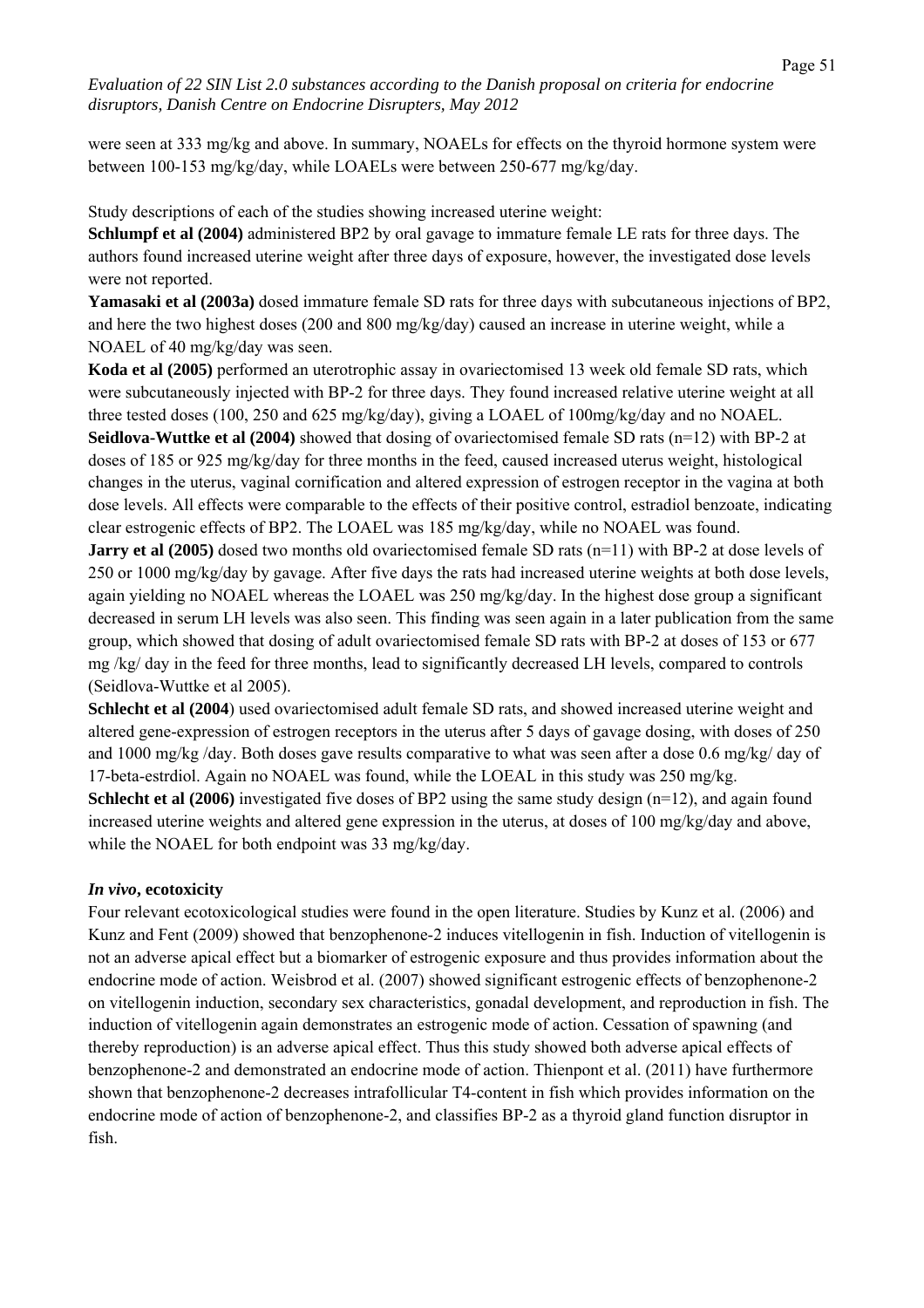were seen at 333 mg/kg and above. In summary, NOAELs for effects on the thyroid hormone system were between 100-153 mg/kg/day, while LOAELs were between 250-677 mg/kg/day.

Study descriptions of each of the studies showing increased uterine weight:

**Schlumpf et al (2004)** administered BP2 by oral gavage to immature female LE rats for three days. The authors found increased uterine weight after three days of exposure, however, the investigated dose levels were not reported.

**Yamasaki et al (2003a)** dosed immature female SD rats for three days with subcutaneous injections of BP2, and here the two highest doses (200 and 800 mg/kg/day) caused an increase in uterine weight, while a NOAEL of 40 mg/kg/day was seen.

**Koda et al (2005)** performed an uterotrophic assay in ovariectomised 13 week old female SD rats, which were subcutaneously injected with BP-2 for three days. They found increased relative uterine weight at all three tested doses (100, 250 and 625 mg/kg/day), giving a LOAEL of 100mg/kg/day and no NOAEL.

**Seidlova-Wuttke et al (2004)** showed that dosing of ovariectomised female SD rats (n=12) with BP-2 at doses of 185 or 925 mg/kg/day for three months in the feed, caused increased uterus weight, histological changes in the uterus, vaginal cornification and altered expression of estrogen receptor in the vagina at both dose levels. All effects were comparable to the effects of their positive control, estradiol benzoate, indicating clear estrogenic effects of BP2. The LOAEL was 185 mg/kg/day, while no NOAEL was found.

**Jarry et al (2005)** dosed two months old ovariectomised female SD rats (n=11) with BP-2 at dose levels of 250 or 1000 mg/kg/day by gavage. After five days the rats had increased uterine weights at both dose levels, again yielding no NOAEL whereas the LOAEL was 250 mg/kg/day. In the highest dose group a significant decreased in serum LH levels was also seen. This finding was seen again in a later publication from the same group, which showed that dosing of adult ovariectomised female SD rats with BP-2 at doses of 153 or 677 mg /kg/ day in the feed for three months, lead to significantly decreased LH levels, compared to controls (Seidlova-Wuttke et al 2005).

**Schlecht et al (2004**) used ovariectomised adult female SD rats, and showed increased uterine weight and altered gene-expression of estrogen receptors in the uterus after 5 days of gavage dosing, with doses of 250 and 1000 mg/kg /day. Both doses gave results comparative to what was seen after a dose 0.6 mg/kg/ day of 17-beta-estrdiol. Again no NOAEL was found, while the LOEAL in this study was 250 mg/kg.

**Schlecht et al (2006)** investigated five doses of BP2 using the same study design (n=12), and again found increased uterine weights and altered gene expression in the uterus, at doses of 100 mg/kg/day and above, while the NOAEL for both endpoint was 33 mg/kg/day.

### *In vivo*, ecotoxicity

Four relevant ecotoxicological studies were found in the open literature. Studies by Kunz et al. (2006) and Kunz and Fent (2009) showed that benzophenone-2 induces vitellogenin in fish. Induction of vitellogenin is not an adverse apical effect but a biomarker of estrogenic exposure and thus provides information about the endocrine mode of action. Weisbrod et al. (2007) showed significant estrogenic effects of benzophenone-2 on vitellogenin induction, secondary sex characteristics, gonadal development, and reproduction in fish. The induction of vitellogenin again demonstrates an estrogenic mode of action. Cessation of spawning (and thereby reproduction) is an adverse apical effect. Thus this study showed both adverse apical effects of benzophenone-2 and demonstrated an endocrine mode of action. Thienpont et al. (2011) have furthermore shown that benzophenone-2 decreases intrafollicular T4-content in fish which provides information on the endocrine mode of action of benzophenone-2, and classifies BP-2 as a thyroid gland function disruptor in fish.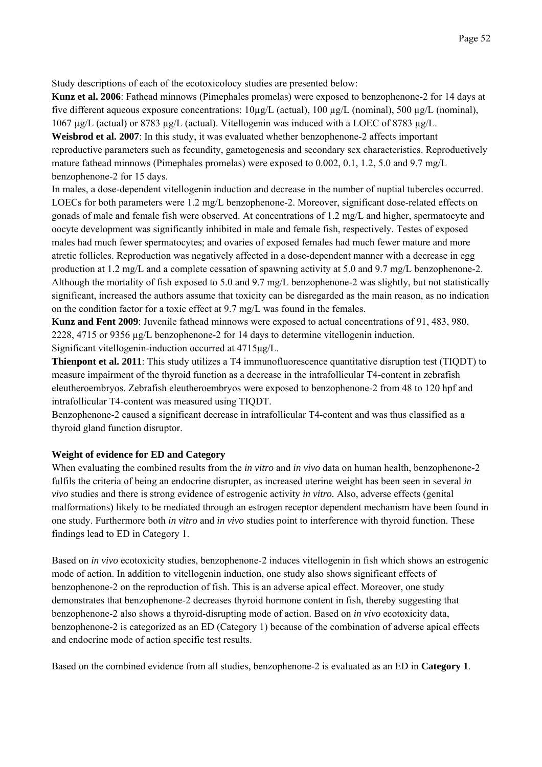Study descriptions of each of the ecotoxicolocy studies are presented below:

**Kunz et al. 2006**: Fathead minnows (Pimephales promelas) were exposed to benzophenone-2 for 14 days at five different aqueous exposure concentrations: 10µg/L (actual), 100 µg/L (nominal), 500 µg/L (nominal), 1067 µg/L (actual) or 8783 µg/L (actual). Vitellogenin was induced with a LOEC of 8783 µg/L.

**Weisbrod et al. 2007**: In this study, it was evaluated whether benzophenone-2 affects important reproductive parameters such as fecundity, gametogenesis and secondary sex characteristics. Reproductively mature fathead minnows (Pimephales promelas) were exposed to 0.002, 0.1, 1.2, 5.0 and 9.7 mg/L benzophenone-2 for 15 days.

In males, a dose-dependent vitellogenin induction and decrease in the number of nuptial tubercles occurred. LOECs for both parameters were 1.2 mg/L benzophenone-2. Moreover, significant dose-related effects on gonads of male and female fish were observed. At concentrations of 1.2 mg/L and higher, spermatocyte and oocyte development was significantly inhibited in male and female fish, respectively. Testes of exposed males had much fewer spermatocytes; and ovaries of exposed females had much fewer mature and more atretic follicles. Reproduction was negatively affected in a dose-dependent manner with a decrease in egg production at 1.2 mg/L and a complete cessation of spawning activity at 5.0 and 9.7 mg/L benzophenone-2. Although the mortality of fish exposed to 5.0 and 9.7 mg/L benzophenone-2 was slightly, but not statistically significant, increased the authors assume that toxicity can be disregarded as the main reason, as no indication on the condition factor for a toxic effect at 9.7 mg/L was found in the females.

**Kunz and Fent 2009**: Juvenile fathead minnows were exposed to actual concentrations of 91, 483, 980, 2228, 4715 or 9356 µg/L benzophenone-2 for 14 days to determine vitellogenin induction. Significant vitellogenin-induction occurred at 4715µg/L.

**Thienpont et al. 2011**: This study utilizes a T4 immunofluorescence quantitative disruption test (TIQDT) to measure impairment of the thyroid function as a decrease in the intrafollicular T4-content in zebrafish eleutheroembryos. Zebrafish eleutheroembryos were exposed to benzophenone-2 from 48 to 120 hpf and intrafollicular T4-content was measured using TIQDT.

Benzophenone-2 caused a significant decrease in intrafollicular T4-content and was thus classified as a thyroid gland function disruptor.

**Weight of evidence for ED and Category**

When evaluating the combined results from the *in vitro* and *in vivo* data on human health, benzophenone-2 fulfils the criteria of being an endocrine disrupter, as increased uterine weight has been seen in several *in vivo* studies and there is strong evidence of estrogenic activity *in vitro.* Also, adverse effects (genital malformations) likely to be mediated through an estrogen receptor dependent mechanism have been found in one study. Furthermore both *in vitro* and *in vivo* studies point to interference with thyroid function. These findings lead to ED in Category 1.

Based on *in vivo* ecotoxicity studies, benzophenone-2 induces vitellogenin in fish which shows an estrogenic mode of action. In addition to vitellogenin induction, one study also shows significant effects of benzophenone-2 on the reproduction of fish. This is an adverse apical effect. Moreover, one study demonstrates that benzophenone-2 decreases thyroid hormone content in fish, thereby suggesting that benzophenone-2 also shows a thyroid-disrupting mode of action. Based on *in vivo* ecotoxicity data, benzophenone-2 is categorized as an ED (Category 1) because of the combination of adverse apical effects and endocrine mode of action specific test results.

Based on the combined evidence from all studies, benzophenone-2 is evaluated as an ED in **Category 1**.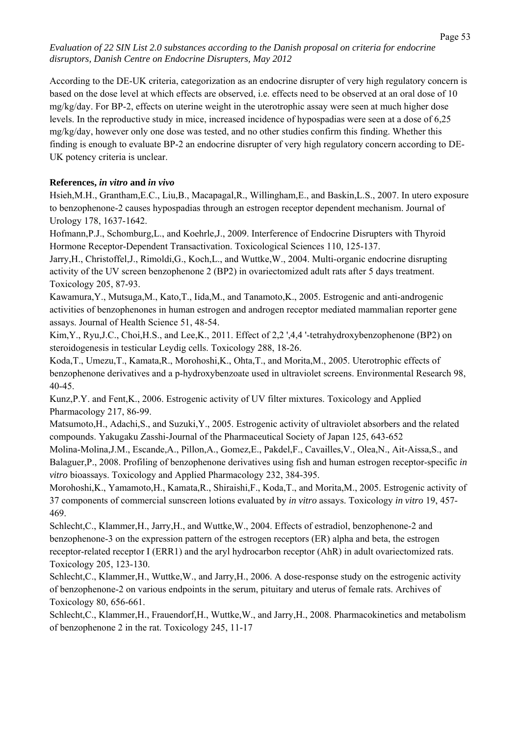According to the DE-UK criteria, categorization as an endocrine disrupter of very high regulatory concern is based on the dose level at which effects are observed, i.e. effects need to be observed at an oral dose of 10 mg/kg/day. For BP-2, effects on uterine weight in the uterotrophic assay were seen at much higher dose levels. In the reproductive study in mice, increased incidence of hypospadias were seen at a dose of 6,25 mg/kg/day, however only one dose was tested, and no other studies confirm this finding. Whether this finding is enough to evaluate BP-2 an endocrine disrupter of very high regulatory concern according to DE-UK potency criteria is unclear.

**References, *in vitro* and *in vivo***

Hsieh,M.H., Grantham,E.C., Liu,B., Macapagal,R., Willingham,E., and Baskin,L.S., 2007. In utero exposure to benzophenone-2 causes hypospadias through an estrogen receptor dependent mechanism. Journal of Urology 178, 1637-1642.

Hofmann,P.J., Schomburg,L., and Koehrle,J., 2009. Interference of Endocrine Disrupters with Thyroid Hormone Receptor-Dependent Transactivation. Toxicological Sciences 110, 125-137.

Jarry,H., Christoffel,J., Rimoldi,G., Koch,L., and Wuttke,W., 2004. Multi-organic endocrine disrupting activity of the UV screen benzophenone 2 (BP2) in ovariectomized adult rats after 5 days treatment. Toxicology 205, 87-93.

Kawamura,Y., Mutsuga,M., Kato,T., Iida,M., and Tanamoto,K., 2005. Estrogenic and anti-androgenic activities of benzophenones in human estrogen and androgen receptor mediated mammalian reporter gene assays. Journal of Health Science 51, 48-54.

Kim,Y., Ryu,J.C., Choi,H.S., and Lee,K., 2011. Effect of 2,2 ',4,4 '-tetrahydroxybenzophenone (BP2) on steroidogenesis in testicular Leydig cells. Toxicology 288, 18-26.

Koda,T., Umezu,T., Kamata,R., Morohoshi,K., Ohta,T., and Morita,M., 2005. Uterotrophic effects of benzophenone derivatives and a p-hydroxybenzoate used in ultraviolet screens. Environmental Research 98, 40-45.

Kunz,P.Y. and Fent,K., 2006. Estrogenic activity of UV filter mixtures. Toxicology and Applied Pharmacology 217, 86-99.

Matsumoto,H., Adachi,S., and Suzuki,Y., 2005. Estrogenic activity of ultraviolet absorbers and the related compounds. Yakugaku Zasshi-Journal of the Pharmaceutical Society of Japan 125, 643-652

Molina-Molina,J.M., Escande,A., Pillon,A., Gomez,E., Pakdel,F., Cavailles,V., Olea,N., Ait-Aissa,S., and Balaguer,P., 2008. Profiling of benzophenone derivatives using fish and human estrogen receptor-specific *in vitro* bioassays. Toxicology and Applied Pharmacology 232, 384-395.

Morohoshi,K., Yamamoto,H., Kamata,R., Shiraishi,F., Koda,T., and Morita,M., 2005. Estrogenic activity of 37 components of commercial sunscreen lotions evaluated by *in vitro* assays. Toxicology *in vitro* 19, 457-469.

Schlecht,C., Klammer,H., Jarry,H., and Wuttke,W., 2004. Effects of estradiol, benzophenone-2 and benzophenone-3 on the expression pattern of the estrogen receptors (ER) alpha and beta, the estrogen receptor-related receptor I (ERR1) and the aryl hydrocarbon receptor (AhR) in adult ovariectomized rats. Toxicology 205, 123-130.

Schlecht,C., Klammer,H., Wuttke,W., and Jarry,H., 2006. A dose-response study on the estrogenic activity of benzophenone-2 on various endpoints in the serum, pituitary and uterus of female rats. Archives of Toxicology 80, 656-661.

Schlecht,C., Klammer,H., Frauendorf,H., Wuttke,W., and Jarry,H., 2008. Pharmacokinetics and metabolism of benzophenone 2 in the rat. Toxicology 245, 11-17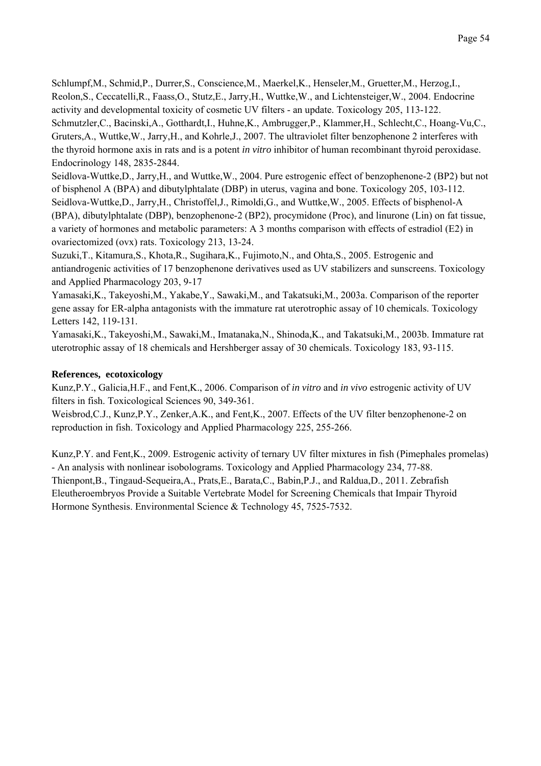Schlumpf,M., Schmid,P., Durrer,S., Conscience,M., Maerkel,K., Henseler,M., Gruetter,M., Herzog,I., Reolon,S., Ceccatelli,R., Faass,O., Stutz,E., Jarry,H., Wuttke,W., and Lichtensteiger,W., 2004. Endocrine activity and developmental toxicity of cosmetic UV filters - an update. Toxicology 205, 113-122.

Schmutzler,C., Bacinski,A., Gotthardt,I., Huhne,K., Ambrugger,P., Klammer,H., Schlecht,C., Hoang-Vu,C., Gruters,A., Wuttke,W., Jarry,H., and Kohrle,J., 2007. The ultraviolet filter benzophenone 2 interferes with the thyroid hormone axis in rats and is a potent *in vitro* inhibitor of human recombinant thyroid peroxidase. Endocrinology 148, 2835-2844.

Seidlova-Wuttke,D., Jarry,H., and Wuttke,W., 2004. Pure estrogenic effect of benzophenone-2 (BP2) but not of bisphenol A (BPA) and dibutylphtalate (DBP) in uterus, vagina and bone. Toxicology 205, 103-112.

Seidlova-Wuttke,D., Jarry,H., Christoffel,J., Rimoldi,G., and Wuttke,W., 2005. Effects of bisphenol-A (BPA), dibutylphtalate (DBP), benzophenone-2 (BP2), procymidone (Proc), and linurone (Lin) on fat tissue, a variety of hormones and metabolic parameters: A 3 months comparison with effects of estradiol (E2) in ovariectomized (ovx) rats. Toxicology 213, 13-24.

Suzuki,T., Kitamura,S., Khota,R., Sugihara,K., Fujimoto,N., and Ohta,S., 2005. Estrogenic and antiandrogenic activities of 17 benzophenone derivatives used as UV stabilizers and sunscreens. Toxicology and Applied Pharmacology 203, 9-17

Yamasaki,K., Takeyoshi,M., Yakabe,Y., Sawaki,M., and Takatsuki,M., 2003a. Comparison of the reporter gene assay for ER-alpha antagonists with the immature rat uterotrophic assay of 10 chemicals. Toxicology Letters 142, 119-131.

Yamasaki,K., Takeyoshi,M., Sawaki,M., Imatanaka,N., Shinoda,K., and Takatsuki,M., 2003b. Immature rat uterotrophic assay of 18 chemicals and Hershberger assay of 30 chemicals. Toxicology 183, 93-115.

**References, ecotoxicology**

Kunz,P.Y., Galicia,H.F., and Fent,K., 2006. Comparison of *in vitro* and *in vivo* estrogenic activity of UV filters in fish. Toxicological Sciences 90, 349-361.

Weisbrod,C.J., Kunz,P.Y., Zenker,A.K., and Fent,K., 2007. Effects of the UV filter benzophenone-2 on reproduction in fish. Toxicology and Applied Pharmacology 225, 255-266.

Kunz,P.Y. and Fent,K., 2009. Estrogenic activity of ternary UV filter mixtures in fish (Pimephales promelas) - An analysis with nonlinear isobolograms. Toxicology and Applied Pharmacology 234, 77-88.

Thienpont,B., Tingaud-Sequeira,A., Prats,E., Barata,C., Babin,P.J., and Raldua,D., 2011. Zebrafish Eleutheroembryos Provide a Suitable Vertebrate Model for Screening Chemicals that Impair Thyroid Hormone Synthesis. Environmental Science & Technology 45, 7525-7532.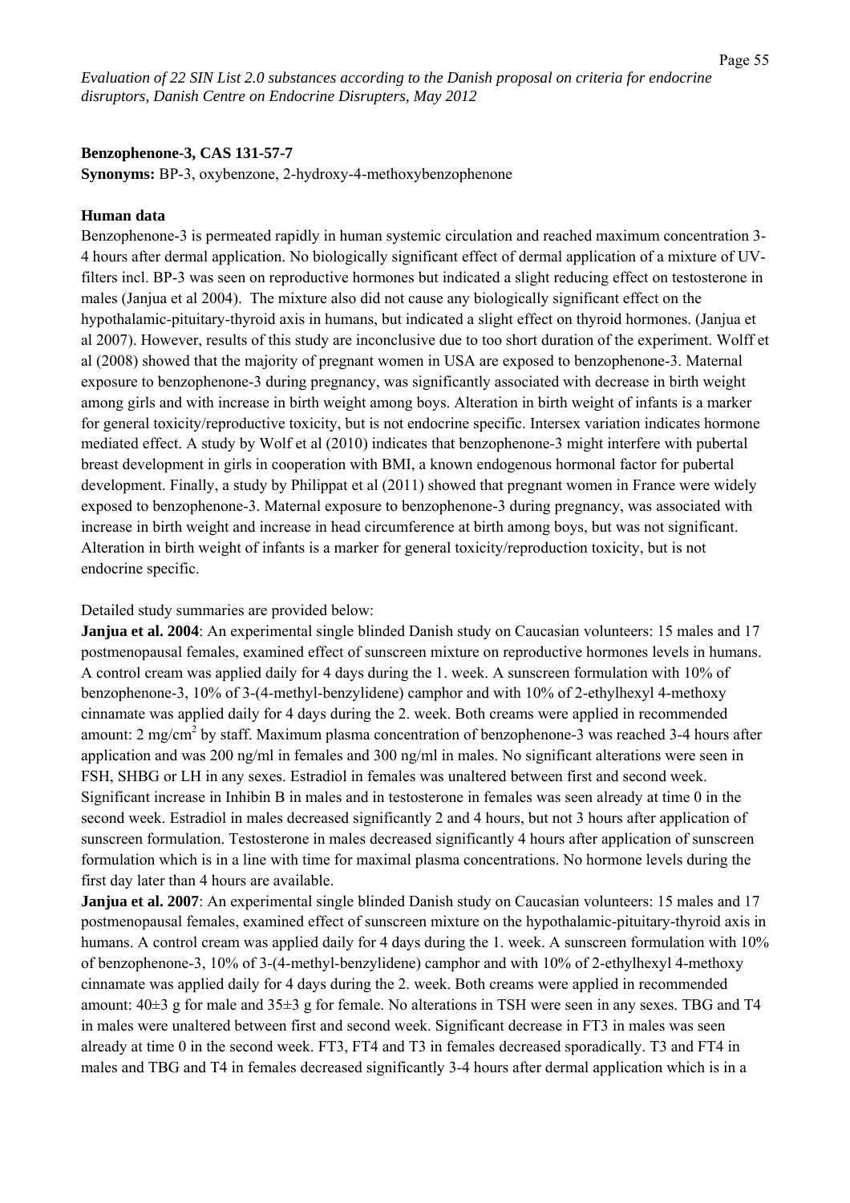**Benzophenone-3, CAS 131-57-7**

**Synonyms:** BP-3, oxybenzone, 2-hydroxy-4-methoxybenzophenone

**Human data**

Benzophenone-3 is permeated rapidly in human systemic circulation and reached maximum concentration 3-4 hours after dermal application. No biologically significant effect of dermal application of a mixture of UV-filters incl. BP-3 was seen on reproductive hormones but indicated a slight reducing effect on testosterone in males (Janjua et al 2004). The mixture also did not cause any biologically significant effect on the hypothalamic-pituitary-thyroid axis in humans, but indicated a slight effect on thyroid hormones. (Janjua et al 2007). However, results of this study are inconclusive due to too short duration of the experiment. Wolff et al (2008) showed that the majority of pregnant women in USA are exposed to benzophenone-3. Maternal exposure to benzophenone-3 during pregnancy, was significantly associated with decrease in birth weight among girls and with increase in birth weight among boys. Alteration in birth weight of infants is a marker for general toxicity/reproductive toxicity, but is not endocrine specific. Intersex variation indicates hormone mediated effect. A study by Wolf et al (2010) indicates that benzophenone-3 might interfere with pubertal breast development in girls in cooperation with BMI, a known endogenous hormonal factor for pubertal development. Finally, a study by Philippat et al (2011) showed that pregnant women in France were widely exposed to benzophenone-3. Maternal exposure to benzophenone-3 during pregnancy, was associated with increase in birth weight and increase in head circumference at birth among boys, but was not significant. Alteration in birth weight of infants is a marker for general toxicity/reproduction toxicity, but is not endocrine specific.

Detailed study summaries are provided below:

**Janjua et al. 2004**: An experimental single blinded Danish study on Caucasian volunteers: 15 males and 17 postmenopausal females, examined effect of sunscreen mixture on reproductive hormones levels in humans. A control cream was applied daily for 4 days during the 1. week. A sunscreen formulation with 10% of benzophenone-3, 10% of 3-(4-methyl-benzylidene) camphor and with 10% of 2-ethylhexyl 4-methoxy cinnamate was applied daily for 4 days during the 2. week. Both creams were applied in recommended amount: 2 mg/cm$^2$ by staff. Maximum plasma concentration of benzophenone-3 was reached 3-4 hours after application and was 200 ng/ml in females and 300 ng/ml in males. No significant alterations were seen in FSH, SHBG or LH in any sexes. Estradiol in females was unaltered between first and second week. Significant increase in Inhibin B in males and in testosterone in females was seen already at time 0 in the second week. Estradiol in males decreased significantly 2 and 4 hours, but not 3 hours after application of sunscreen formulation. Testosterone in males decreased significantly 4 hours after application of sunscreen formulation which is in a line with time for maximal plasma concentrations. No hormone levels during the first day later than 4 hours are available.

**Janjua et al. 2007**: An experimental single blinded Danish study on Caucasian volunteers: 15 males and 17 postmenopausal females, examined effect of sunscreen mixture on the hypothalamic-pituitary-thyroid axis in humans. A control cream was applied daily for 4 days during the 1. week. A sunscreen formulation with 10% of benzophenone-3, 10% of 3-(4-methyl-benzylidene) camphor and with 10% of 2-ethylhexyl 4-methoxy cinnamate was applied daily for 4 days during the 2. week. Both creams were applied in recommended amount: 40±3 g for male and 35±3 g for female. No alterations in TSH were seen in any sexes. TBG and T4 in males were unaltered between first and second week. Significant decrease in FT3 in males was seen already at time 0 in the second week. FT3, FT4 and T3 in females decreased sporadically. T3 and FT4 in males and TBG and T4 in females decreased significantly 3-4 hours after dermal application which is in a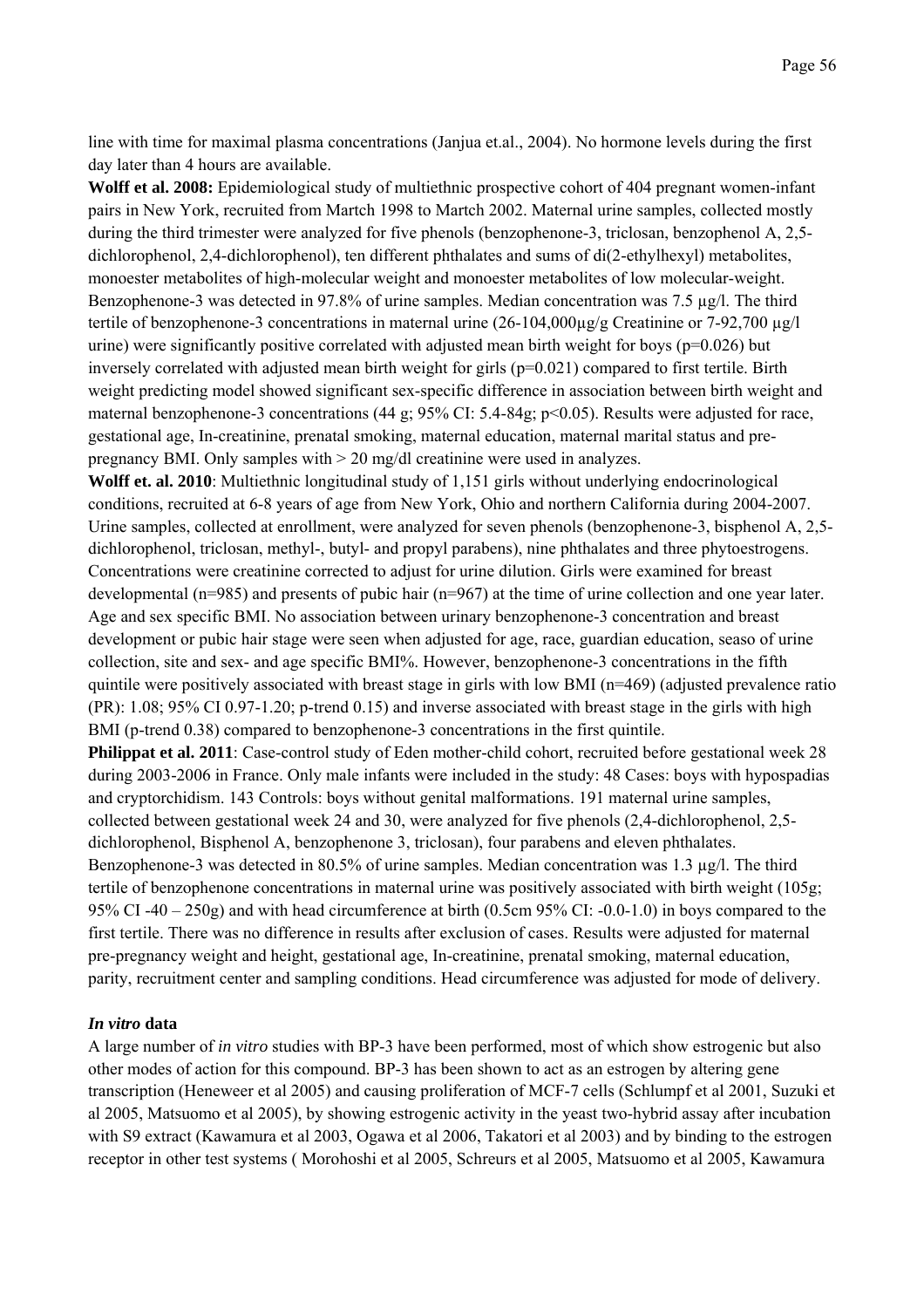line with time for maximal plasma concentrations (Janjua et.al., 2004). No hormone levels during the first day later than 4 hours are available.

**Wolff et al. 2008:** Epidemiological study of multiethnic prospective cohort of 404 pregnant women-infant pairs in New York, recruited from Martch 1998 to Martch 2002. Maternal urine samples, collected mostly during the third trimester were analyzed for five phenols (benzophenone-3, triclosan, benzophenol A, 2,5-dichlorophenol, 2,4-dichlorophenol), ten different phthalates and sums of di(2-ethylhexyl) metabolites, monoester metabolites of high-molecular weight and monoester metabolites of low molecular-weight. Benzophenone-3 was detected in 97.8% of urine samples. Median concentration was 7.5 µg/l. The third tertile of benzophenone-3 concentrations in maternal urine (26-104,000µg/g Creatinine or 7-92,700 µg/l urine) were significantly positive correlated with adjusted mean birth weight for boys ($p=0.026$) but inversely correlated with adjusted mean birth weight for girls ($p=0.021$) compared to first tertile. Birth weight predicting model showed significant sex-specific difference in association between birth weight and maternal benzophenone-3 concentrations (44 g; 95% CI: 5.4-84g; $p<0.05$). Results were adjusted for race, gestational age, In-creatinine, prenatal smoking, maternal education, maternal marital status and pre-pregnancy BMI. Only samples with > 20 mg/dl creatinine were used in analyzes.

**Wolff et. al. 2010**: Multiethnic longitudinal study of 1,151 girls without underlying endocrinological conditions, recruited at 6-8 years of age from New York, Ohio and northern California during 2004-2007. Urine samples, collected at enrollment, were analyzed for seven phenols (benzophenone-3, bisphenol A, 2,5-dichlorophenol, triclosan, methyl-, butyl- and propyl parabens), nine phthalates and three phytoestrogens. Concentrations were creatinine corrected to adjust for urine dilution. Girls were examined for breast developmental (n=985) and presents of pubic hair (n=967) at the time of urine collection and one year later. Age and sex specific BMI. No association between urinary benzophenone-3 concentration and breast development or pubic hair stage were seen when adjusted for age, race, guardian education, seaso of urine collection, site and sex- and age specific BMI%. However, benzophenone-3 concentrations in the fifth quintile were positively associated with breast stage in girls with low BMI (n=469) (adjusted prevalence ratio (PR): 1.08; 95% CI 0.97-1.20; p-trend 0.15) and inverse associated with breast stage in the girls with high BMI (p-trend 0.38) compared to benzophenone-3 concentrations in the first quintile.

**Philippat et al. 2011**: Case-control study of Eden mother-child cohort, recruited before gestational week 28 during 2003-2006 in France. Only male infants were included in the study: 48 Cases: boys with hypospadias and cryptorchidism. 143 Controls: boys without genital malformations. 191 maternal urine samples, collected between gestational week 24 and 30, were analyzed for five phenols (2,4-dichlorophenol, 2,5-dichlorophenol, Bisphenol A, benzophenone 3, triclosan), four parabens and eleven phthalates. Benzophenone-3 was detected in 80.5% of urine samples. Median concentration was 1.3 µg/l. The third tertile of benzophenone concentrations in maternal urine was positively associated with birth weight (105g; 95% CI -40 – 250g) and with head circumference at birth (0.5cm 95% CI: -0.0-1.0) in boys compared to the first tertile. There was no difference in results after exclusion of cases. Results were adjusted for maternal pre-pregnancy weight and height, gestational age, In-creatinine, prenatal smoking, maternal education, parity, recruitment center and sampling conditions. Head circumference was adjusted for mode of delivery.

### *In vitro* data

A large number of *in vitro* studies with BP-3 have been performed, most of which show estrogenic but also other modes of action for this compound. BP-3 has been shown to act as an estrogen by altering gene transcription (Heneweer et al 2005) and causing proliferation of MCF-7 cells (Schlumpf et al 2001, Suzuki et al 2005, Matsuomo et al 2005), by showing estrogenic activity in the yeast two-hybrid assay after incubation with S9 extract (Kawamura et al 2003, Ogawa et al 2006, Takatori et al 2003) and by binding to the estrogen receptor in other test systems ( Morohoshi et al 2005, Schreurs et al 2005, Matsuomo et al 2005, Kawamura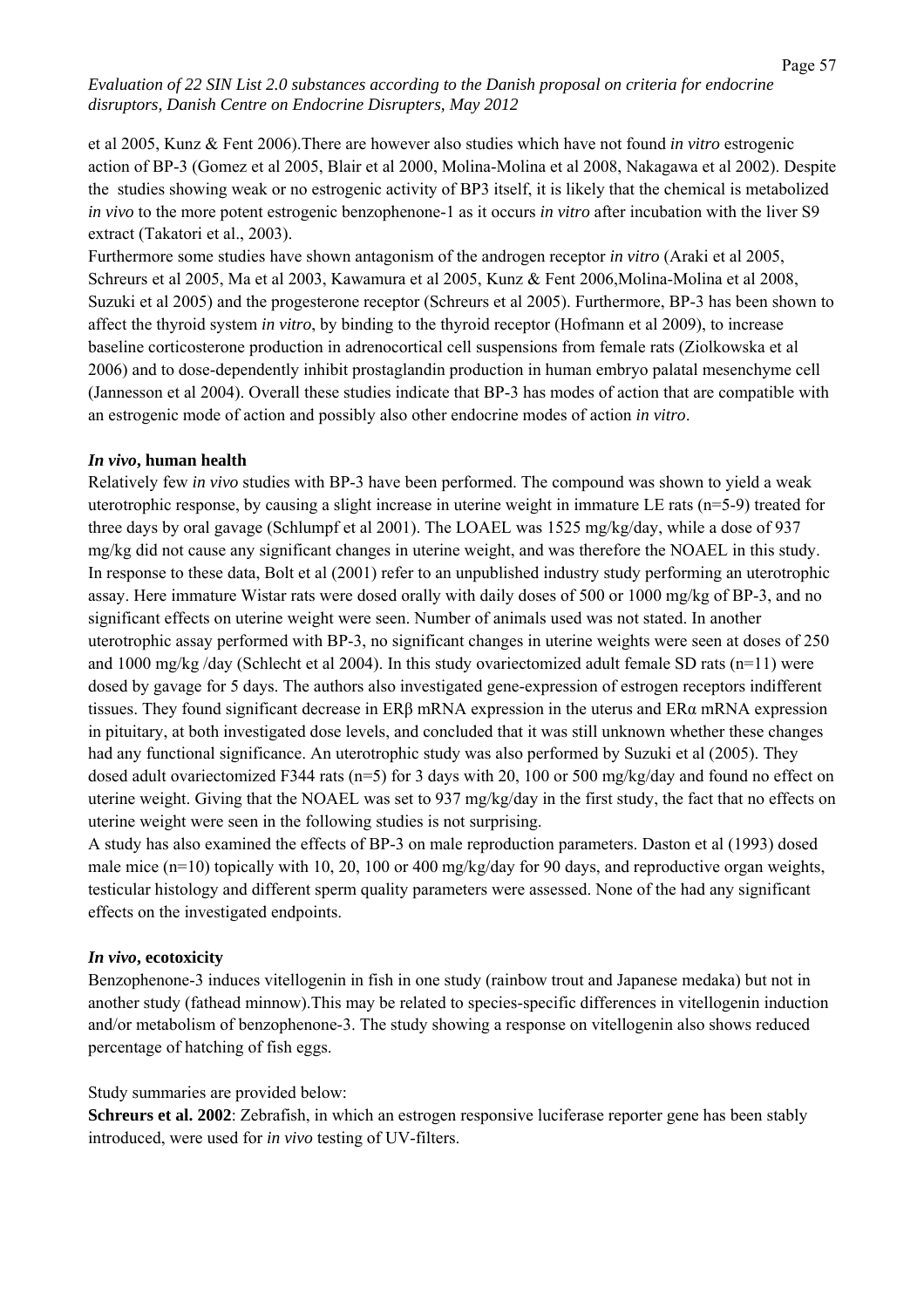et al 2005, Kunz & Fent 2006).There are however also studies which have not found *in vitro* estrogenic action of BP-3 (Gomez et al 2005, Blair et al 2000, Molina-Molina et al 2008, Nakagawa et al 2002). Despite the studies showing weak or no estrogenic activity of BP3 itself, it is likely that the chemical is metabolized *in vivo* to the more potent estrogenic benzophenone-1 as it occurs *in vitro* after incubation with the liver S9 extract (Takatori et al., 2003).

Furthermore some studies have shown antagonism of the androgen receptor *in vitro* (Araki et al 2005, Schreurs et al 2005, Ma et al 2003, Kawamura et al 2005, Kunz & Fent 2006,Molina-Molina et al 2008, Suzuki et al 2005) and the progesterone receptor (Schreurs et al 2005). Furthermore, BP-3 has been shown to affect the thyroid system *in vitro*, by binding to the thyroid receptor (Hofmann et al 2009), to increase baseline corticosterone production in adrenocortical cell suspensions from female rats (Ziolkowska et al 2006) and to dose-dependently inhibit prostaglandin production in human embryo palatal mesenchyme cell (Jannesson et al 2004). Overall these studies indicate that BP-3 has modes of action that are compatible with an estrogenic mode of action and possibly also other endocrine modes of action *in vitro*.

### *In vivo*, human health

Relatively few *in vivo* studies with BP-3 have been performed. The compound was shown to yield a weak uterotrophic response, by causing a slight increase in uterine weight in immature LE rats (n=5-9) treated for three days by oral gavage (Schlumpf et al 2001). The LOAEL was 1525 mg/kg/day, while a dose of 937 mg/kg did not cause any significant changes in uterine weight, and was therefore the NOAEL in this study. In response to these data, Bolt et al (2001) refer to an unpublished industry study performing an uterotrophic assay. Here immature Wistar rats were dosed orally with daily doses of 500 or 1000 mg/kg of BP-3, and no significant effects on uterine weight were seen. Number of animals used was not stated. In another uterotrophic assay performed with BP-3, no significant changes in uterine weights were seen at doses of 250 and 1000 mg/kg /day (Schlecht et al 2004). In this study ovariectomized adult female SD rats (n=11) were dosed by gavage for 5 days. The authors also investigated gene-expression of estrogen receptors indifferent tissues. They found significant decrease in ERβ mRNA expression in the uterus and ERα mRNA expression in pituitary, at both investigated dose levels, and concluded that it was still unknown whether these changes had any functional significance. An uterotrophic study was also performed by Suzuki et al (2005). They dosed adult ovariectomized F344 rats (n=5) for 3 days with 20, 100 or 500 mg/kg/day and found no effect on uterine weight. Giving that the NOAEL was set to 937 mg/kg/day in the first study, the fact that no effects on uterine weight were seen in the following studies is not surprising.

A study has also examined the effects of BP-3 on male reproduction parameters. Daston et al (1993) dosed male mice (n=10) topically with 10, 20, 100 or 400 mg/kg/day for 90 days, and reproductive organ weights, testicular histology and different sperm quality parameters were assessed. None of the had any significant effects on the investigated endpoints.

### *In vivo*, ecotoxicity

Benzophenone-3 induces vitellogenin in fish in one study (rainbow trout and Japanese medaka) but not in another study (fathead minnow).This may be related to species-specific differences in vitellogenin induction and/or metabolism of benzophenone-3. The study showing a response on vitellogenin also shows reduced percentage of hatching of fish eggs.

Study summaries are provided below:

**Schreurs et al. 2002**: Zebrafish, in which an estrogen responsive luciferase reporter gene has been stably introduced, were used for *in vivo* testing of UV-filters.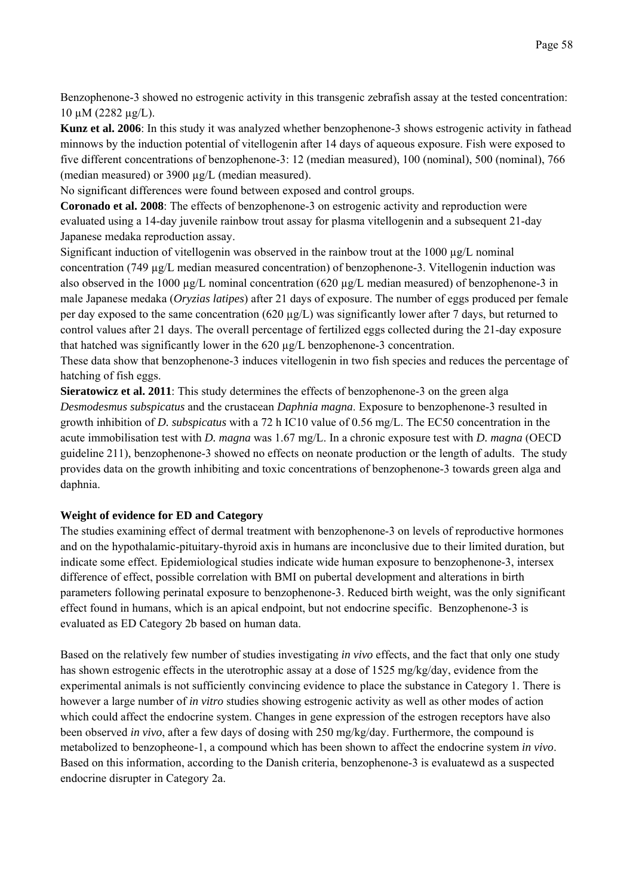Benzophenone-3 showed no estrogenic activity in this transgenic zebrafish assay at the tested concentration: 10 µM (2282 µg/L).

**Kunz et al. 2006**: In this study it was analyzed whether benzophenone-3 shows estrogenic activity in fathead minnows by the induction potential of vitellogenin after 14 days of aqueous exposure. Fish were exposed to five different concentrations of benzophenone-3: 12 (median measured), 100 (nominal), 500 (nominal), 766 (median measured) or 3900 µg/L (median measured).

No significant differences were found between exposed and control groups.

**Coronado et al. 2008**: The effects of benzophenone-3 on estrogenic activity and reproduction were evaluated using a 14-day juvenile rainbow trout assay for plasma vitellogenin and a subsequent 21-day Japanese medaka reproduction assay.

Significant induction of vitellogenin was observed in the rainbow trout at the 1000 µg/L nominal concentration (749 µg/L median measured concentration) of benzophenone-3. Vitellogenin induction was also observed in the 1000 µg/L nominal concentration (620 µg/L median measured) of benzophenone-3 in male Japanese medaka (*Oryzias latipes*) after 21 days of exposure. The number of eggs produced per female per day exposed to the same concentration (620 µg/L) was significantly lower after 7 days, but returned to control values after 21 days. The overall percentage of fertilized eggs collected during the 21-day exposure that hatched was significantly lower in the 620 µg/L benzophenone-3 concentration.

These data show that benzophenone-3 induces vitellogenin in two fish species and reduces the percentage of hatching of fish eggs.

**Sieratowicz et al. 2011**: This study determines the effects of benzophenone-3 on the green alga *Desmodesmus subspicatus* and the crustacean *Daphnia magna*. Exposure to benzophenone-3 resulted in growth inhibition of *D. subspicatus* with a 72 h IC10 value of 0.56 mg/L. The EC50 concentration in the acute immobilisation test with *D. magna* was 1.67 mg/L. In a chronic exposure test with *D. magna* (OECD guideline 211), benzophenone-3 showed no effects on neonate production or the length of adults. The study provides data on the growth inhibiting and toxic concentrations of benzophenone-3 towards green alga and daphnia.

**Weight of evidence for ED and Category**

The studies examining effect of dermal treatment with benzophenone-3 on levels of reproductive hormones and on the hypothalamic-pituitary-thyroid axis in humans are inconclusive due to their limited duration, but indicate some effect. Epidemiological studies indicate wide human exposure to benzophenone-3, intersex difference of effect, possible correlation with BMI on pubertal development and alterations in birth parameters following perinatal exposure to benzophenone-3. Reduced birth weight, was the only significant effect found in humans, which is an apical endpoint, but not endocrine specific. Benzophenone-3 is evaluated as ED Category 2b based on human data.

Based on the relatively few number of studies investigating *in vivo* effects, and the fact that only one study has shown estrogenic effects in the uterotrophic assay at a dose of 1525 mg/kg/day, evidence from the experimental animals is not sufficiently convincing evidence to place the substance in Category 1. There is however a large number of *in vitro* studies showing estrogenic activity as well as other modes of action which could affect the endocrine system. Changes in gene expression of the estrogen receptors have also been observed *in vivo*, after a few days of dosing with 250 mg/kg/day. Furthermore, the compound is metabolized to benzopheone-1, a compound which has been shown to affect the endocrine system *in vivo*. Based on this information, according to the Danish criteria, benzophenone-3 is evaluatewd as a suspected endocrine disrupter in Category 2a.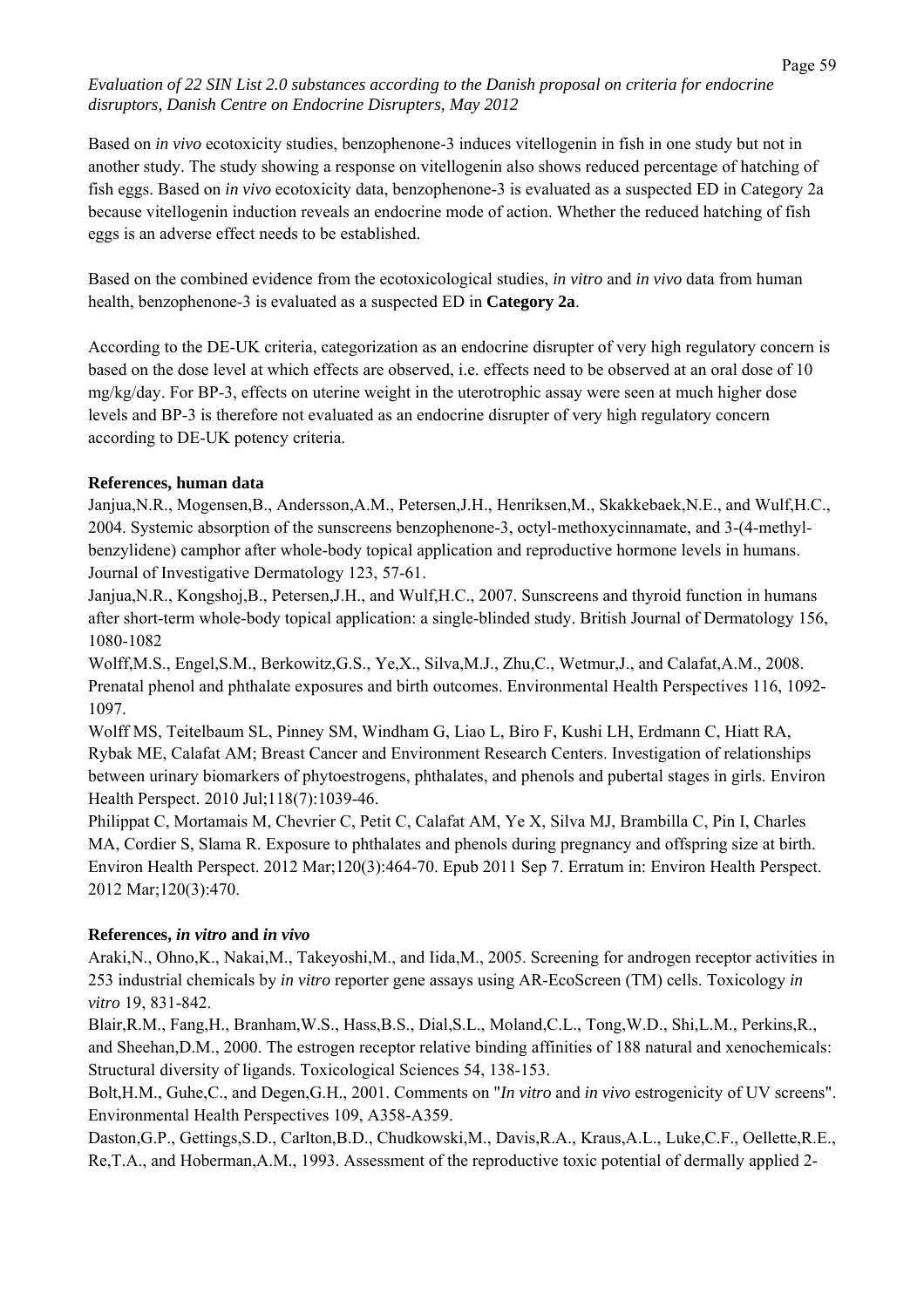Based on *in vivo* ecotoxicity studies, benzophenone-3 induces vitellogenin in fish in one study but not in another study. The study showing a response on vitellogenin also shows reduced percentage of hatching of fish eggs. Based on *in vivo* ecotoxicity data, benzophenone-3 is evaluated as a suspected ED in Category 2a because vitellogenin induction reveals an endocrine mode of action. Whether the reduced hatching of fish eggs is an adverse effect needs to be established.

Based on the combined evidence from the ecotoxicological studies, *in vitro* and *in vivo* data from human health, benzophenone-3 is evaluated as a suspected ED in **Category 2a**.

According to the DE-UK criteria, categorization as an endocrine disrupter of very high regulatory concern is based on the dose level at which effects are observed, i.e. effects need to be observed at an oral dose of 10 mg/kg/day. For BP-3, effects on uterine weight in the uterotrophic assay were seen at much higher dose levels and BP-3 is therefore not evaluated as an endocrine disrupter of very high regulatory concern according to DE-UK potency criteria.

**References, human data**

Janjua,N.R., Mogensen,B., Andersson,A.M., Petersen,J.H., Henriksen,M., Skakkebaek,N.E., and Wulf,H.C., 2004. Systemic absorption of the sunscreens benzophenone-3, octyl-methoxycinnamate, and 3-(4-methyl-benzylidene) camphor after whole-body topical application and reproductive hormone levels in humans. Journal of Investigative Dermatology 123, 57-61.

Janjua,N.R., Kongshoj,B., Petersen,J.H., and Wulf,H.C., 2007. Sunscreens and thyroid function in humans after short-term whole-body topical application: a single-blinded study. British Journal of Dermatology 156, 1080-1082

Wolff,M.S., Engel,S.M., Berkowitz,G.S., Ye,X., Silva,M.J., Zhu,C., Wetmur,J., and Calafat,A.M., 2008. Prenatal phenol and phthalate exposures and birth outcomes. Environmental Health Perspectives 116, 1092-1097.

Wolff MS, Teitelbaum SL, Pinney SM, Windham G, Liao L, Biro F, Kushi LH, Erdmann C, Hiatt RA, Rybak ME, Calafat AM; Breast Cancer and Environment Research Centers. Investigation of relationships between urinary biomarkers of phytoestrogens, phthalates, and phenols and pubertal stages in girls. Environ Health Perspect. 2010 Jul;118(7):1039-46.

Philippat C, Mortamais M, Chevrier C, Petit C, Calafat AM, Ye X, Silva MJ, Brambilla C, Pin I, Charles MA, Cordier S, Slama R. Exposure to phthalates and phenols during pregnancy and offspring size at birth. Environ Health Perspect. 2012 Mar;120(3):464-70. Epub 2011 Sep 7. Erratum in: Environ Health Perspect. 2012 Mar;120(3):470.

**References, *in vitro* and *in vivo***

Araki,N., Ohno,K., Nakai,M., Takeyoshi,M., and Iida,M., 2005. Screening for androgen receptor activities in 253 industrial chemicals by *in vitro* reporter gene assays using AR-EcoScreen (TM) cells. Toxicology *in vitro* 19, 831-842.

Blair,R.M., Fang,H., Branham,W.S., Hass,B.S., Dial,S.L., Moland,C.L., Tong,W.D., Shi,L.M., Perkins,R., and Sheehan,D.M., 2000. The estrogen receptor relative binding affinities of 188 natural and xenochemicals: Structural diversity of ligands. Toxicological Sciences 54, 138-153.

Bolt,H.M., Guhe,C., and Degen,G.H., 2001. Comments on "*In vitro* and *in vivo* estrogenicity of UV screens". Environmental Health Perspectives 109, A358-A359.

Daston,G.P., Gettings,S.D., Carlton,B.D., Chudkowski,M., Davis,R.A., Kraus,A.L., Luke,C.F., Oellette,R.E., Re,T.A., and Hoberman,A.M., 1993. Assessment of the reproductive toxic potential of dermally applied 2-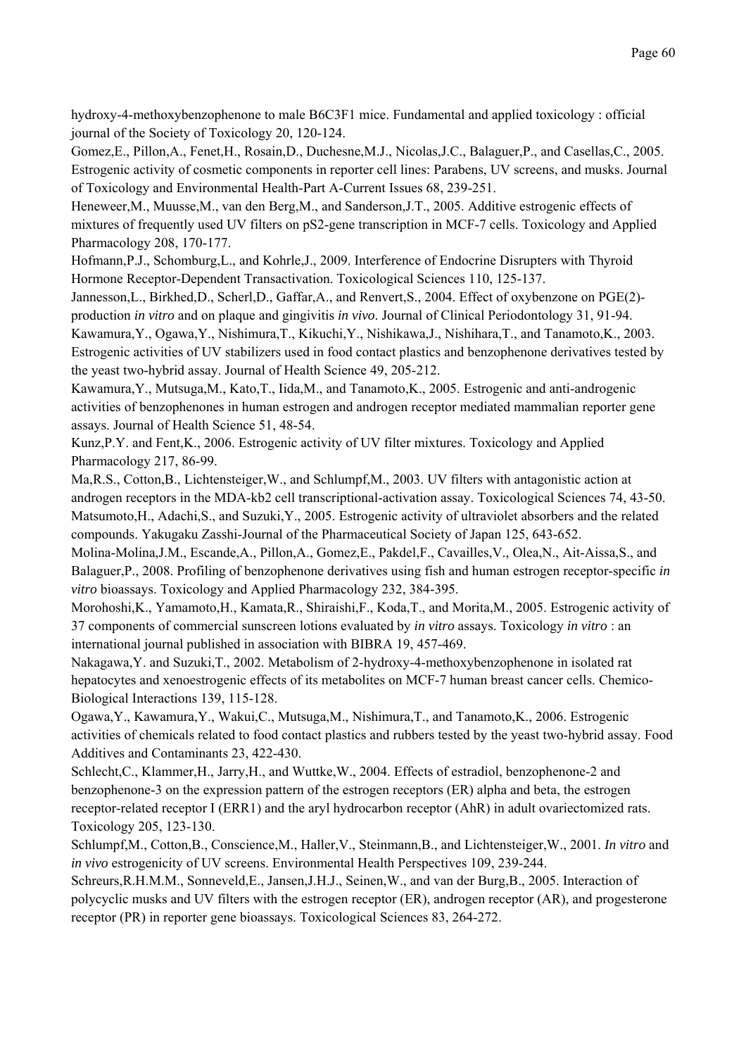hydroxy-4-methoxybenzophenone to male B6C3F1 mice. Fundamental and applied toxicology : official journal of the Society of Toxicology 20, 120-124.

Gomez,E., Pillon,A., Fenet,H., Rosain,D., Duchesne,M.J., Nicolas,J.C., Balaguer,P., and Casellas,C., 2005. Estrogenic activity of cosmetic components in reporter cell lines: Parabens, UV screens, and musks. Journal of Toxicology and Environmental Health-Part A-Current Issues 68, 239-251.

Heneweer,M., Muusse,M., van den Berg,M., and Sanderson,J.T., 2005. Additive estrogenic effects of mixtures of frequently used UV filters on pS2-gene transcription in MCF-7 cells. Toxicology and Applied Pharmacology 208, 170-177.

Hofmann,P.J., Schomburg,L., and Kohrle,J., 2009. Interference of Endocrine Disrupters with Thyroid Hormone Receptor-Dependent Transactivation. Toxicological Sciences 110, 125-137.

Jannesson,L., Birkhed,D., Scherl,D., Gaffar,A., and Renvert,S., 2004. Effect of oxybenzone on PGE(2)-production *in vitro* and on plaque and gingivitis *in vivo*. Journal of Clinical Periodontology 31, 91-94.

Kawamura,Y., Ogawa,Y., Nishimura,T., Kikuchi,Y., Nishikawa,J., Nishihara,T., and Tanamoto,K., 2003. Estrogenic activities of UV stabilizers used in food contact plastics and benzophenone derivatives tested by the yeast two-hybrid assay. Journal of Health Science 49, 205-212.

Kawamura,Y., Mutsuga,M., Kato,T., Iida,M., and Tanamoto,K., 2005. Estrogenic and anti-androgenic activities of benzophenones in human estrogen and androgen receptor mediated mammalian reporter gene assays. Journal of Health Science 51, 48-54.

Kunz,P.Y. and Fent,K., 2006. Estrogenic activity of UV filter mixtures. Toxicology and Applied Pharmacology 217, 86-99.

Ma,R.S., Cotton,B., Lichtensteiger,W., and Schlumpf,M., 2003. UV filters with antagonistic action at androgen receptors in the MDA-kb2 cell transcriptional-activation assay. Toxicological Sciences 74, 43-50.

Matsumoto,H., Adachi,S., and Suzuki,Y., 2005. Estrogenic activity of ultraviolet absorbers and the related compounds. Yakugaku Zasshi-Journal of the Pharmaceutical Society of Japan 125, 643-652.

Molina-Molina,J.M., Escande,A., Pillon,A., Gomez,E., Pakdel,F., Cavailles,V., Olea,N., Ait-Aissa,S., and Balaguer,P., 2008. Profiling of benzophenone derivatives using fish and human estrogen receptor-specific *in vitro* bioassays. Toxicology and Applied Pharmacology 232, 384-395.

Morohoshi,K., Yamamoto,H., Kamata,R., Shiraishi,F., Koda,T., and Morita,M., 2005. Estrogenic activity of 37 components of commercial sunscreen lotions evaluated by *in vitro* assays. Toxicology *in vitro* : an international journal published in association with BIBRA 19, 457-469.

Nakagawa,Y. and Suzuki,T., 2002. Metabolism of 2-hydroxy-4-methoxybenzophenone in isolated rat hepatocytes and xenoestrogenic effects of its metabolites on MCF-7 human breast cancer cells. Chemico-Biological Interactions 139, 115-128.

Ogawa,Y., Kawamura,Y., Wakui,C., Mutsuga,M., Nishimura,T., and Tanamoto,K., 2006. Estrogenic activities of chemicals related to food contact plastics and rubbers tested by the yeast two-hybrid assay. Food Additives and Contaminants 23, 422-430.

Schlecht,C., Klammer,H., Jarry,H., and Wuttke,W., 2004. Effects of estradiol, benzophenone-2 and benzophenone-3 on the expression pattern of the estrogen receptors (ER) alpha and beta, the estrogen receptor-related receptor I (ERR1) and the aryl hydrocarbon receptor (AhR) in adult ovariectomized rats. Toxicology 205, 123-130.

Schlumpf,M., Cotton,B., Conscience,M., Haller,V., Steinmann,B., and Lichtensteiger,W., 2001. *In vitro* and *in vivo* estrogenicity of UV screens. Environmental Health Perspectives 109, 239-244.

Schreurs,R.H.M.M., Sonneveld,E., Jansen,J.H.J., Seinen,W., and van der Burg,B., 2005. Interaction of polycyclic musks and UV filters with the estrogen receptor (ER), androgen receptor (AR), and progesterone receptor (PR) in reporter gene bioassays. Toxicological Sciences 83, 264-272.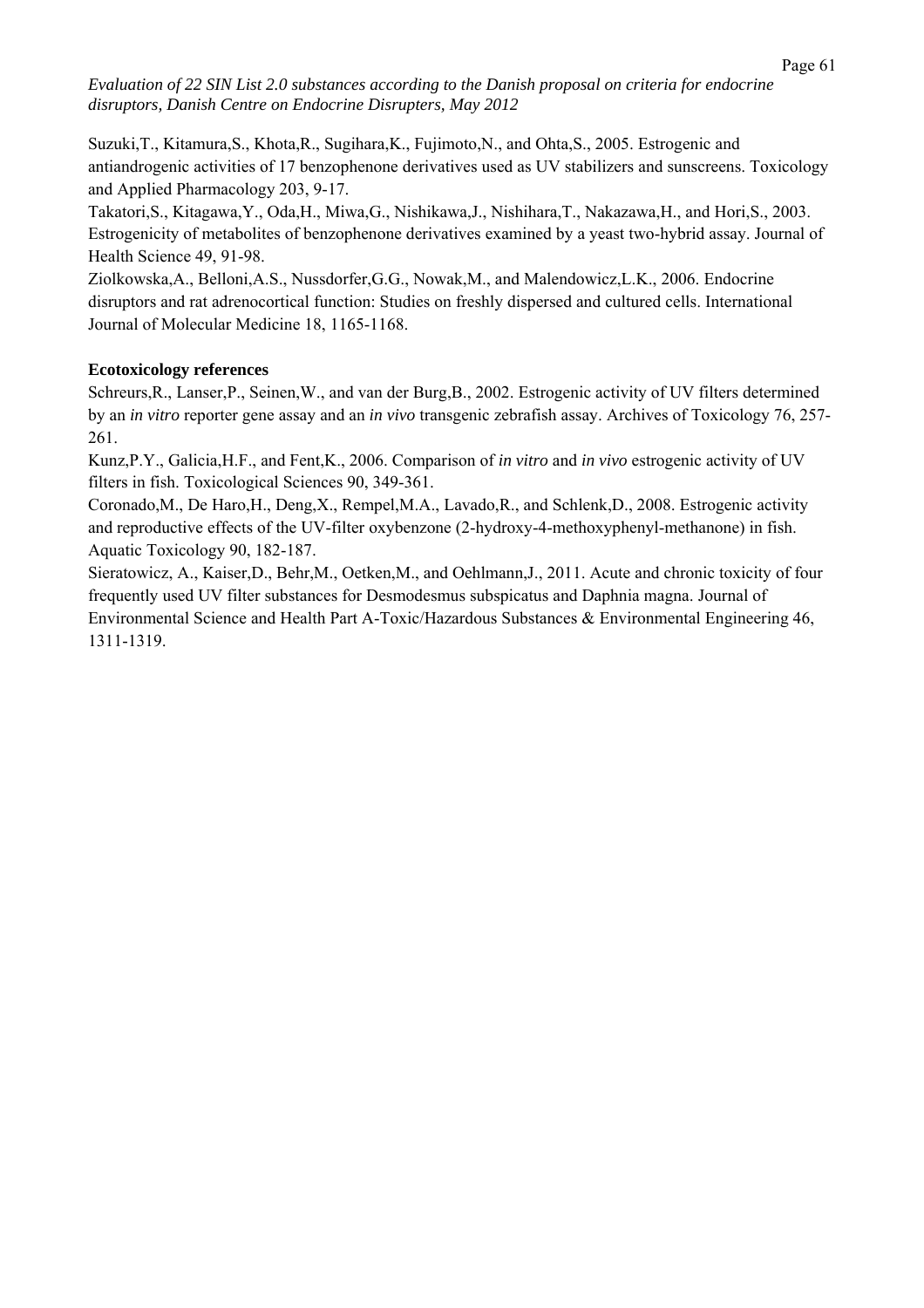Suzuki,T., Kitamura,S., Khota,R., Sugihara,K., Fujimoto,N., and Ohta,S., 2005. Estrogenic and antiandrogenic activities of 17 benzophenone derivatives used as UV stabilizers and sunscreens. Toxicology and Applied Pharmacology 203, 9-17.

Takatori,S., Kitagawa,Y., Oda,H., Miwa,G., Nishikawa,J., Nishihara,T., Nakazawa,H., and Hori,S., 2003. Estrogenicity of metabolites of benzophenone derivatives examined by a yeast two-hybrid assay. Journal of Health Science 49, 91-98.

Ziolkowska,A., Belloni,A.S., Nussdorfer,G.G., Nowak,M., and Malendowicz,L.K., 2006. Endocrine disruptors and rat adrenocortical function: Studies on freshly dispersed and cultured cells. International Journal of Molecular Medicine 18, 1165-1168.

**Ecotoxicology references**

Schreurs,R., Lanser,P., Seinen,W., and van der Burg,B., 2002. Estrogenic activity of UV filters determined by an *in vitro* reporter gene assay and an *in vivo* transgenic zebrafish assay. Archives of Toxicology 76, 257-261.

Kunz,P.Y., Galicia,H.F., and Fent,K., 2006. Comparison of *in vitro* and *in vivo* estrogenic activity of UV filters in fish. Toxicological Sciences 90, 349-361.

Coronado,M., De Haro,H., Deng,X., Rempel,M.A., Lavado,R., and Schlenk,D., 2008. Estrogenic activity and reproductive effects of the UV-filter oxybenzone (2-hydroxy-4-methoxyphenyl-methanone) in fish. Aquatic Toxicology 90, 182-187.

Sieratowicz, A., Kaiser,D., Behr,M., Oetken,M., and Oehlmann,J., 2011. Acute and chronic toxicity of four frequently used UV filter substances for Desmodesmus subspicatus and Daphnia magna. Journal of Environmental Science and Health Part A-Toxic/Hazardous Substances & Environmental Engineering 46, 1311-1319.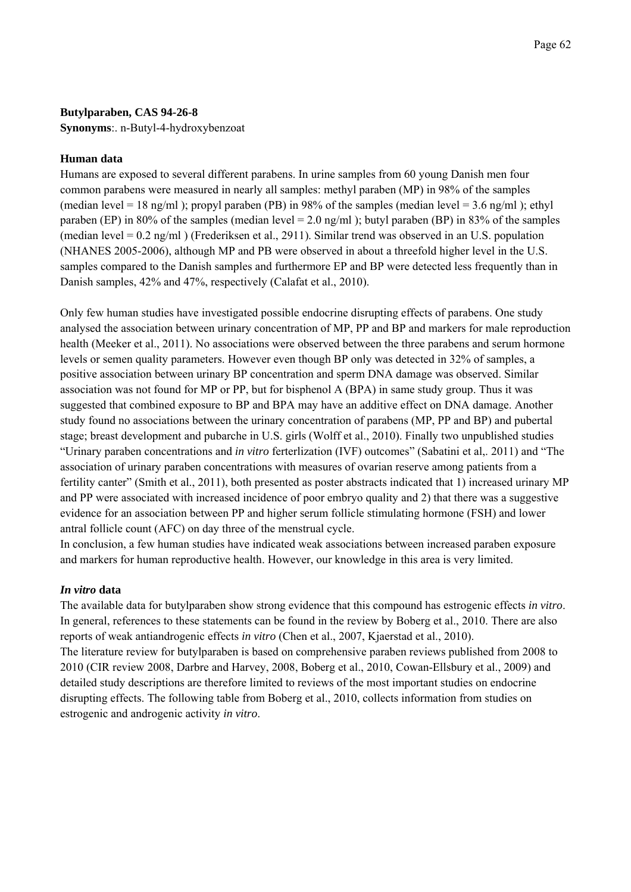**Butylparaben, CAS 94-26-8**
**Synonyms**:. n-Butyl-4-hydroxybenzoat

**Human data**

Humans are exposed to several different parabens. In urine samples from 60 young Danish men four common parabens were measured in nearly all samples: methyl paraben (MP) in 98% of the samples (median level = 18 ng/ml ); propyl paraben (PB) in 98% of the samples (median level = 3.6 ng/ml ); ethyl paraben (EP) in 80% of the samples (median level = 2.0 ng/ml ); butyl paraben (BP) in 83% of the samples (median level = 0.2 ng/ml ) (Frederiksen et al., 2911). Similar trend was observed in an U.S. population (NHANES 2005-2006), although MP and PB were observed in about a threefold higher level in the U.S. samples compared to the Danish samples and furthermore EP and BP were detected less frequently than in Danish samples, 42% and 47%, respectively (Calafat et al., 2010).

Only few human studies have investigated possible endocrine disrupting effects of parabens. One study analysed the association between urinary concentration of MP, PP and BP and markers for male reproduction health (Meeker et al., 2011). No associations were observed between the three parabens and serum hormone levels or semen quality parameters. However even though BP only was detected in 32% of samples, a positive association between urinary BP concentration and sperm DNA damage was observed. Similar association was not found for MP or PP, but for bisphenol A (BPA) in same study group. Thus it was suggested that combined exposure to BP and BPA may have an additive effect on DNA damage. Another study found no associations between the urinary concentration of parabens (MP, PP and BP) and pubertal stage; breast development and pubarche in U.S. girls (Wolff et al., 2010). Finally two unpublished studies "Urinary paraben concentrations and *in vitro* ferterlization (IVF) outcomes" (Sabatini et al,. 2011) and "The association of urinary paraben concentrations with measures of ovarian reserve among patients from a fertility canter" (Smith et al., 2011), both presented as poster abstracts indicated that 1) increased urinary MP and PP were associated with increased incidence of poor embryo quality and 2) that there was a suggestive evidence for an association between PP and higher serum follicle stimulating hormone (FSH) and lower antral follicle count (AFC) on day three of the menstrual cycle.
In conclusion, a few human studies have indicated weak associations between increased paraben exposure and markers for human reproductive health. However, our knowledge in this area is very limited.

***In vitro* data**

The available data for butylparaben show strong evidence that this compound has estrogenic effects *in vitro*. In general, references to these statements can be found in the review by Boberg et al., 2010. There are also reports of weak antiandrogenic effects *in vitro* (Chen et al., 2007, Kjaerstad et al., 2010).
The literature review for butylparaben is based on comprehensive paraben reviews published from 2008 to 2010 (CIR review 2008, Darbre and Harvey, 2008, Boberg et al., 2010, Cowan-Ellsbury et al., 2009) and detailed study descriptions are therefore limited to reviews of the most important studies on endocrine disrupting effects. The following table from Boberg et al., 2010, collects information from studies on estrogenic and androgenic activity *in vitro*.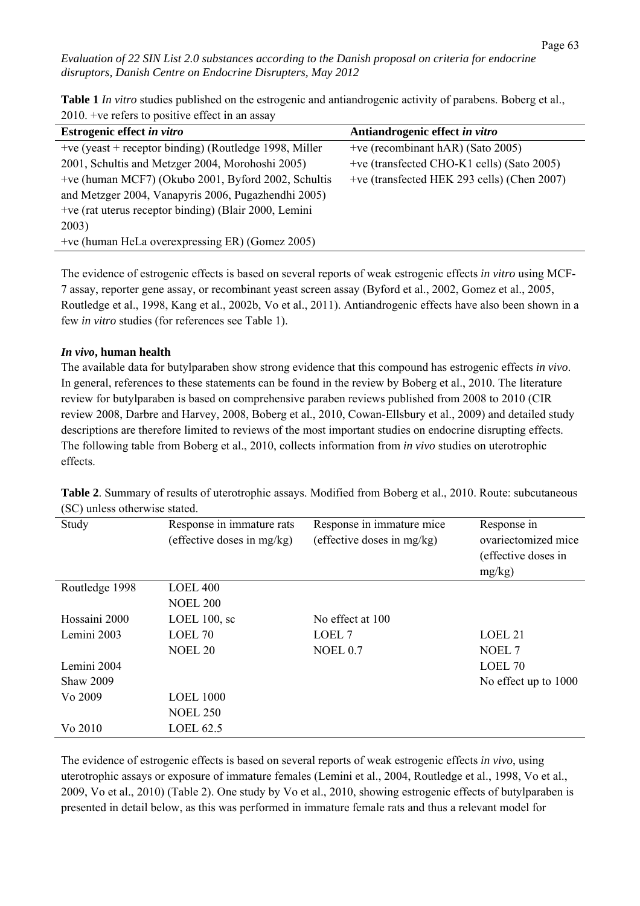**Table 1** *In vitro* studies published on the estrogenic and antiandrogenic activity of parabens. Boberg et al., 2010. +ve refers to positive effect in an assay

| Estrogenic effect *in vitro* | Antiandrogenic effect *in vitro* |
|---|---|
| +ve (yeast + receptor binding) (Routledge 1998, Miller 2001, Schultis and Metzger 2004, Morohoshi 2005) | +ve (recombinant hAR) (Sato 2005) |
| +ve (human MCF7) (Okubo 2001, Byford 2002, Schultis and Metzger 2004, Vanapyris 2006, Pugazhendhi 2005) | +ve (transfected CHO-K1 cells) (Sato 2005) |
| +ve (rat uterus receptor binding) (Blair 2000, Lemini 2003) | +ve (transfected HEK 293 cells) (Chen 2007) |
| +ve (human HeLa overexpressing ER) (Gomez 2005) | |

The evidence of estrogenic effects is based on several reports of weak estrogenic effects *in vitro* using MCF-7 assay, reporter gene assay, or recombinant yeast screen assay (Byford et al., 2002, Gomez et al., 2005, Routledge et al., 1998, Kang et al., 2002b, Vo et al., 2011). Antiandrogenic effects have also been shown in a few *in vitro* studies (for references see Table 1).

### *In vivo*, human health

The available data for butylparaben show strong evidence that this compound has estrogenic effects *in vivo*. In general, references to these statements can be found in the review by Boberg et al., 2010. The literature review for butylparaben is based on comprehensive paraben reviews published from 2008 to 2010 (CIR review 2008, Darbre and Harvey, 2008, Boberg et al., 2010, Cowan-Ellsbury et al., 2009) and detailed study descriptions are therefore limited to reviews of the most important studies on endocrine disrupting effects. The following table from Boberg et al., 2010, collects information from *in vivo* studies on uterotrophic effects.

**Table 2**. Summary of results of uterotrophic assays. Modified from Boberg et al., 2010. Route: subcutaneous (SC) unless otherwise stated.

| Study | Response in immature rats (effective doses in mg/kg) | Response in immature mice (effective doses in mg/kg) | Response in ovariectomized mice (effective doses in mg/kg) |
|---|---|---|---|
| Routledge 1998 | LOEL 400<br>NOEL 200 | | |
| Hossaini 2000 | LOEL 100, sc | No effect at 100 | |
| Lemini 2003 | LOEL 70<br>NOEL 20 | LOEL 7<br>NOEL 0.7 | LOEL 21<br>NOEL 7 |
| Lemini 2004 | | | LOEL 70 |
| Shaw 2009 | | | No effect up to 1000 |
| Vo 2009 | LOEL 1000<br>NOEL 250 | | |
| Vo 2010 | LOEL 62.5 | | |

The evidence of estrogenic effects is based on several reports of weak estrogenic effects *in vivo*, using uterotrophic assays or exposure of immature females (Lemini et al., 2004, Routledge et al., 1998, Vo et al., 2009, Vo et al., 2010) (Table 2). One study by Vo et al., 2010, showing estrogenic effects of butylparaben is presented in detail below, as this was performed in immature female rats and thus a relevant model for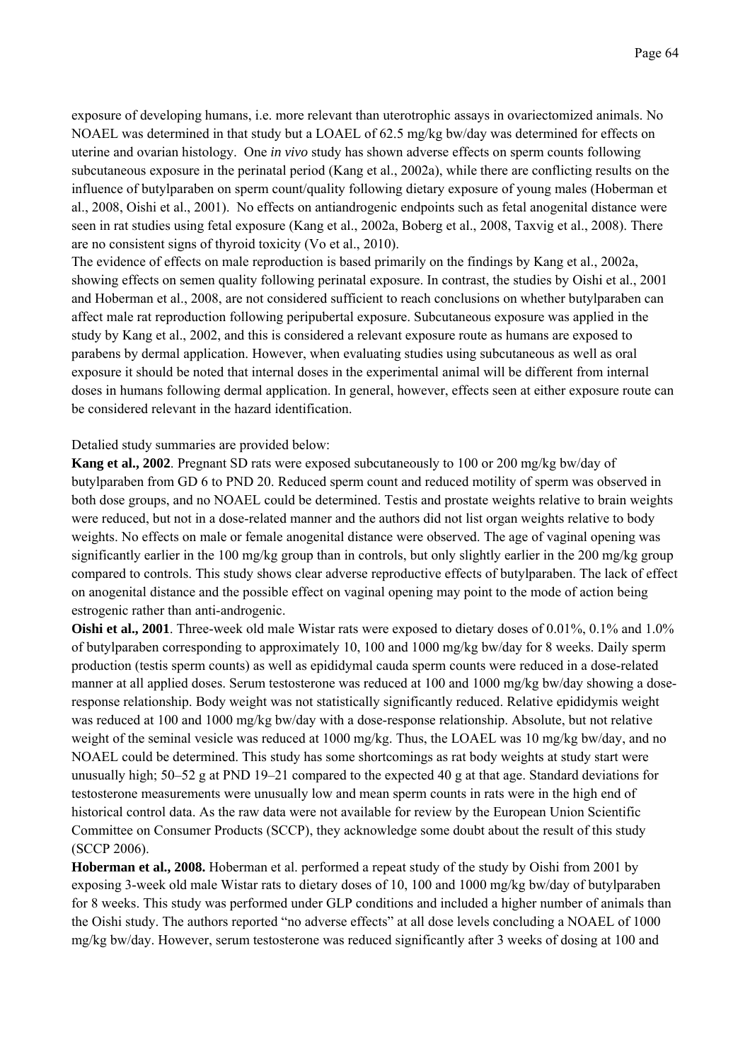exposure of developing humans, i.e. more relevant than uterotrophic assays in ovariectomized animals. No NOAEL was determined in that study but a LOAEL of 62.5 mg/kg bw/day was determined for effects on uterine and ovarian histology. One *in vivo* study has shown adverse effects on sperm counts following subcutaneous exposure in the perinatal period (Kang et al., 2002a), while there are conflicting results on the influence of butylparaben on sperm count/quality following dietary exposure of young males (Hoberman et al., 2008, Oishi et al., 2001). No effects on antiandrogenic endpoints such as fetal anogenital distance were seen in rat studies using fetal exposure (Kang et al., 2002a, Boberg et al., 2008, Taxvig et al., 2008). There are no consistent signs of thyroid toxicity (Vo et al., 2010).

The evidence of effects on male reproduction is based primarily on the findings by Kang et al., 2002a, showing effects on semen quality following perinatal exposure. In contrast, the studies by Oishi et al., 2001 and Hoberman et al., 2008, are not considered sufficient to reach conclusions on whether butylparaben can affect male rat reproduction following peripubertal exposure. Subcutaneous exposure was applied in the study by Kang et al., 2002, and this is considered a relevant exposure route as humans are exposed to parabens by dermal application. However, when evaluating studies using subcutaneous as well as oral exposure it should be noted that internal doses in the experimental animal will be different from internal doses in humans following dermal application. In general, however, effects seen at either exposure route can be considered relevant in the hazard identification.

Detalied study summaries are provided below:

**Kang et al., 2002**. Pregnant SD rats were exposed subcutaneously to 100 or 200 mg/kg bw/day of butylparaben from GD 6 to PND 20. Reduced sperm count and reduced motility of sperm was observed in both dose groups, and no NOAEL could be determined. Testis and prostate weights relative to brain weights were reduced, but not in a dose-related manner and the authors did not list organ weights relative to body weights. No effects on male or female anogenital distance were observed. The age of vaginal opening was significantly earlier in the 100 mg/kg group than in controls, but only slightly earlier in the 200 mg/kg group compared to controls. This study shows clear adverse reproductive effects of butylparaben. The lack of effect on anogenital distance and the possible effect on vaginal opening may point to the mode of action being estrogenic rather than anti-androgenic.

**Oishi et al., 2001**. Three-week old male Wistar rats were exposed to dietary doses of 0.01%, 0.1% and 1.0% of butylparaben corresponding to approximately 10, 100 and 1000 mg/kg bw/day for 8 weeks. Daily sperm production (testis sperm counts) as well as epididymal cauda sperm counts were reduced in a dose-related manner at all applied doses. Serum testosterone was reduced at 100 and 1000 mg/kg bw/day showing a dose-response relationship. Body weight was not statistically significantly reduced. Relative epididymis weight was reduced at 100 and 1000 mg/kg bw/day with a dose-response relationship. Absolute, but not relative weight of the seminal vesicle was reduced at 1000 mg/kg. Thus, the LOAEL was 10 mg/kg bw/day, and no NOAEL could be determined. This study has some shortcomings as rat body weights at study start were unusually high; 50–52 g at PND 19–21 compared to the expected 40 g at that age. Standard deviations for testosterone measurements were unusually low and mean sperm counts in rats were in the high end of historical control data. As the raw data were not available for review by the European Union Scientific Committee on Consumer Products (SCCP), they acknowledge some doubt about the result of this study (SCCP 2006).

**Hoberman et al., 2008.** Hoberman et al. performed a repeat study of the study by Oishi from 2001 by exposing 3-week old male Wistar rats to dietary doses of 10, 100 and 1000 mg/kg bw/day of butylparaben for 8 weeks. This study was performed under GLP conditions and included a higher number of animals than the Oishi study. The authors reported "no adverse effects" at all dose levels concluding a NOAEL of 1000 mg/kg bw/day. However, serum testosterone was reduced significantly after 3 weeks of dosing at 100 and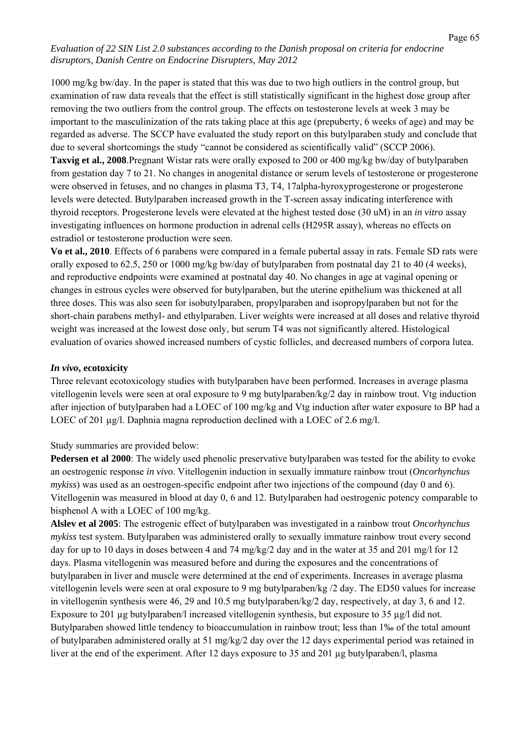1000 mg/kg bw/day. In the paper is stated that this was due to two high outliers in the control group, but examination of raw data reveals that the effect is still statistically significant in the highest dose group after removing the two outliers from the control group. The effects on testosterone levels at week 3 may be important to the masculinization of the rats taking place at this age (prepuberty, 6 weeks of age) and may be regarded as adverse. The SCCP have evaluated the study report on this butylparaben study and conclude that due to several shortcomings the study "cannot be considered as scientifically valid" (SCCP 2006).

**Taxvig et al., 2008**.Pregnant Wistar rats were orally exposed to 200 or 400 mg/kg bw/day of butylparaben from gestation day 7 to 21. No changes in anogenital distance or serum levels of testosterone or progesterone were observed in fetuses, and no changes in plasma T3, T4, 17alpha-hyroxyprogesterone or progesterone levels were detected. Butylparaben increased growth in the T-screen assay indicating interference with thyroid receptors. Progesterone levels were elevated at the highest tested dose (30 uM) in an *in vitro* assay investigating influences on hormone production in adrenal cells (H295R assay), whereas no effects on estradiol or testosterone production were seen.

**Vo et al., 2010**. Effects of 6 parabens were compared in a female pubertal assay in rats. Female SD rats were orally exposed to 62.5, 250 or 1000 mg/kg bw/day of butylparaben from postnatal day 21 to 40 (4 weeks), and reproductive endpoints were examined at postnatal day 40. No changes in age at vaginal opening or changes in estrous cycles were observed for butylparaben, but the uterine epithelium was thickened at all three doses. This was also seen for isobutylparaben, propylparaben and isopropylparaben but not for the short-chain parabens methyl- and ethylparaben. Liver weights were increased at all doses and relative thyroid weight was increased at the lowest dose only, but serum T4 was not significantly altered. Histological evaluation of ovaries showed increased numbers of cystic follicles, and decreased numbers of corpora lutea.

***In vivo*, ecotoxicity**

Three relevant ecotoxicology studies with butylparaben have been performed. Increases in average plasma vitellogenin levels were seen at oral exposure to 9 mg butylparaben/kg/2 day in rainbow trout. Vtg induction after injection of butylparaben had a LOEC of 100 mg/kg and Vtg induction after water exposure to BP had a LOEC of 201 µg/l. Daphnia magna reproduction declined with a LOEC of 2.6 mg/l.

Study summaries are provided below:

**Pedersen et al 2000**: The widely used phenolic preservative butylparaben was tested for the ability to evoke an oestrogenic response *in vivo*. Vitellogenin induction in sexually immature rainbow trout (*Oncorhynchus mykiss*) was used as an oestrogen-specific endpoint after two injections of the compound (day 0 and 6). Vitellogenin was measured in blood at day 0, 6 and 12. Butylparaben had oestrogenic potency comparable to bisphenol A with a LOEC of 100 mg/kg.

**Alslev et al 2005**: The estrogenic effect of butylparaben was investigated in a rainbow trout *Oncorhynchus mykiss* test system. Butylparaben was administered orally to sexually immature rainbow trout every second day for up to 10 days in doses between 4 and 74 mg/kg/2 day and in the water at 35 and 201 mg/l for 12 days. Plasma vitellogenin was measured before and during the exposures and the concentrations of butylparaben in liver and muscle were determined at the end of experiments. Increases in average plasma vitellogenin levels were seen at oral exposure to 9 mg butylparaben/kg /2 day. The ED50 values for increase in vitellogenin synthesis were 46, 29 and 10.5 mg butylparaben/kg/2 day, respectively, at day 3, 6 and 12. Exposure to 201 µg butylparaben/l increased vitellogenin synthesis, but exposure to 35 µg/l did not. Butylparaben showed little tendency to bioaccumulation in rainbow trout; less than 1‰ of the total amount of butylparaben administered orally at 51 mg/kg/2 day over the 12 days experimental period was retained in liver at the end of the experiment. After 12 days exposure to 35 and 201 µg butylparaben/l, plasma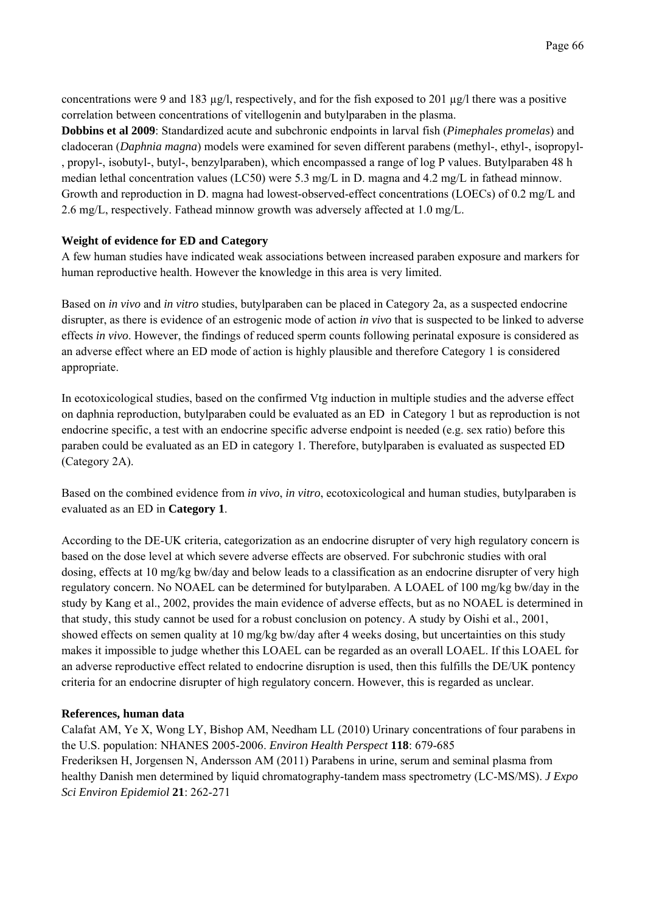concentrations were 9 and 183 µg/l, respectively, and for the fish exposed to 201 µg/l there was a positive correlation between concentrations of vitellogenin and butylparaben in the plasma.

**Dobbins et al 2009**: Standardized acute and subchronic endpoints in larval fish (*Pimephales promelas*) and cladoceran (*Daphnia magna*) models were examined for seven different parabens (methyl-, ethyl-, isopropyl-, propyl-, isobutyl-, butyl-, benzylparaben), which encompassed a range of log P values. Butylparaben 48 h median lethal concentration values (LC50) were 5.3 mg/L in D. magna and 4.2 mg/L in fathead minnow. Growth and reproduction in D. magna had lowest-observed-effect concentrations (LOECs) of 0.2 mg/L and 2.6 mg/L, respectively. Fathead minnow growth was adversely affected at 1.0 mg/L.

**Weight of evidence for ED and Category**

A few human studies have indicated weak associations between increased paraben exposure and markers for human reproductive health. However the knowledge in this area is very limited.

Based on *in vivo* and *in vitro* studies, butylparaben can be placed in Category 2a, as a suspected endocrine disrupter, as there is evidence of an estrogenic mode of action *in vivo* that is suspected to be linked to adverse effects *in vivo*. However, the findings of reduced sperm counts following perinatal exposure is considered as an adverse effect where an ED mode of action is highly plausible and therefore Category 1 is considered appropriate.

In ecotoxicological studies, based on the confirmed Vtg induction in multiple studies and the adverse effect on daphnia reproduction, butylparaben could be evaluated as an ED in Category 1 but as reproduction is not endocrine specific, a test with an endocrine specific adverse endpoint is needed (e.g. sex ratio) before this paraben could be evaluated as an ED in category 1. Therefore, butylparaben is evaluated as suspected ED (Category 2A).

Based on the combined evidence from *in vivo*, *in vitro*, ecotoxicological and human studies, butylparaben is evaluated as an ED in **Category 1**.

According to the DE-UK criteria, categorization as an endocrine disrupter of very high regulatory concern is based on the dose level at which severe adverse effects are observed. For subchronic studies with oral dosing, effects at 10 mg/kg bw/day and below leads to a classification as an endocrine disrupter of very high regulatory concern. No NOAEL can be determined for butylparaben. A LOAEL of 100 mg/kg bw/day in the study by Kang et al., 2002, provides the main evidence of adverse effects, but as no NOAEL is determined in that study, this study cannot be used for a robust conclusion on potency. A study by Oishi et al., 2001, showed effects on semen quality at 10 mg/kg bw/day after 4 weeks dosing, but uncertainties on this study makes it impossible to judge whether this LOAEL can be regarded as an overall LOAEL. If this LOAEL for an adverse reproductive effect related to endocrine disruption is used, then this fulfills the DE/UK pontency criteria for an endocrine disrupter of high regulatory concern. However, this is regarded as unclear.

**References, human data**

Calafat AM, Ye X, Wong LY, Bishop AM, Needham LL (2010) Urinary concentrations of four parabens in the U.S. population: NHANES 2005-2006. *Environ Health Perspect* **118**: 679-685

Frederiksen H, Jorgensen N, Andersson AM (2011) Parabens in urine, serum and seminal plasma from healthy Danish men determined by liquid chromatography-tandem mass spectrometry (LC-MS/MS). *J Expo Sci Environ Epidemiol* **21**: 262-271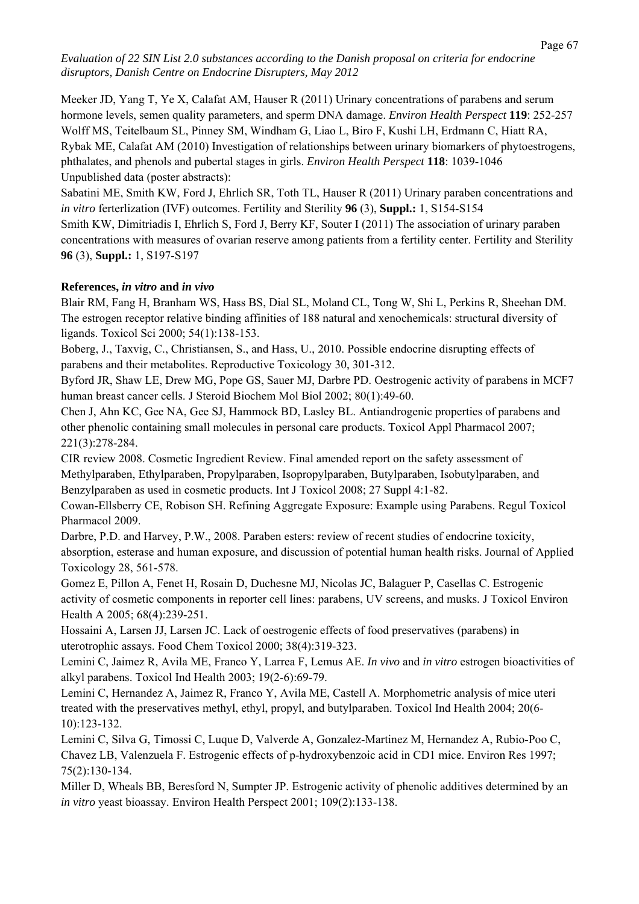Meeker JD, Yang T, Ye X, Calafat AM, Hauser R (2011) Urinary concentrations of parabens and serum hormone levels, semen quality parameters, and sperm DNA damage. *Environ Health Perspect* **119**: 252-257

Wolff MS, Teitelbaum SL, Pinney SM, Windham G, Liao L, Biro F, Kushi LH, Erdmann C, Hiatt RA, Rybak ME, Calafat AM (2010) Investigation of relationships between urinary biomarkers of phytoestrogens, phthalates, and phenols and pubertal stages in girls. *Environ Health Perspect* **118**: 1039-1046

Unpublished data (poster abstracts):

Sabatini ME, Smith KW, Ford J, Ehrlich SR, Toth TL, Hauser R (2011) Urinary paraben concentrations and *in vitro* ferterlization (IVF) outcomes. Fertility and Sterility **96** (3), **Suppl.:** 1, S154-S154

Smith KW, Dimitriadis I, Ehrlich S, Ford J, Berry KF, Souter I (2011) The association of urinary paraben concentrations with measures of ovarian reserve among patients from a fertility center. Fertility and Sterility **96** (3), **Suppl.:** 1, S197-S197

**References, *in vitro* and *in vivo***

Blair RM, Fang H, Branham WS, Hass BS, Dial SL, Moland CL, Tong W, Shi L, Perkins R, Sheehan DM. The estrogen receptor relative binding affinities of 188 natural and xenochemicals: structural diversity of ligands. Toxicol Sci 2000; 54(1):138-153.

Boberg, J., Taxvig, C., Christiansen, S., and Hass, U., 2010. Possible endocrine disrupting effects of parabens and their metabolites. Reproductive Toxicology 30, 301-312.

Byford JR, Shaw LE, Drew MG, Pope GS, Sauer MJ, Darbre PD. Oestrogenic activity of parabens in MCF7 human breast cancer cells. J Steroid Biochem Mol Biol 2002; 80(1):49-60.

Chen J, Ahn KC, Gee NA, Gee SJ, Hammock BD, Lasley BL. Antiandrogenic properties of parabens and other phenolic containing small molecules in personal care products. Toxicol Appl Pharmacol 2007; 221(3):278-284.

CIR review 2008. Cosmetic Ingredient Review. Final amended report on the safety assessment of Methylparaben, Ethylparaben, Propylparaben, Isopropylparaben, Butylparaben, Isobutylparaben, and Benzylparaben as used in cosmetic products. Int J Toxicol 2008; 27 Suppl 4:1-82.

Cowan-Ellsberry CE, Robison SH. Refining Aggregate Exposure: Example using Parabens. Regul Toxicol Pharmacol 2009.

Darbre, P.D. and Harvey, P.W., 2008. Paraben esters: review of recent studies of endocrine toxicity, absorption, esterase and human exposure, and discussion of potential human health risks. Journal of Applied Toxicology 28, 561-578.

Gomez E, Pillon A, Fenet H, Rosain D, Duchesne MJ, Nicolas JC, Balaguer P, Casellas C. Estrogenic activity of cosmetic components in reporter cell lines: parabens, UV screens, and musks. J Toxicol Environ Health A 2005; 68(4):239-251.

Hossaini A, Larsen JJ, Larsen JC. Lack of oestrogenic effects of food preservatives (parabens) in uterotrophic assays. Food Chem Toxicol 2000; 38(4):319-323.

Lemini C, Jaimez R, Avila ME, Franco Y, Larrea F, Lemus AE. *In vivo* and *in vitro* estrogen bioactivities of alkyl parabens. Toxicol Ind Health 2003; 19(2-6):69-79.

Lemini C, Hernandez A, Jaimez R, Franco Y, Avila ME, Castell A. Morphometric analysis of mice uteri treated with the preservatives methyl, ethyl, propyl, and butylparaben. Toxicol Ind Health 2004; 20(6-10):123-132.

Lemini C, Silva G, Timossi C, Luque D, Valverde A, Gonzalez-Martinez M, Hernandez A, Rubio-Poo C, Chavez LB, Valenzuela F. Estrogenic effects of p-hydroxybenzoic acid in CD1 mice. Environ Res 1997; 75(2):130-134.

Miller D, Wheals BB, Beresford N, Sumpter JP. Estrogenic activity of phenolic additives determined by an *in vitro* yeast bioassay. Environ Health Perspect 2001; 109(2):133-138.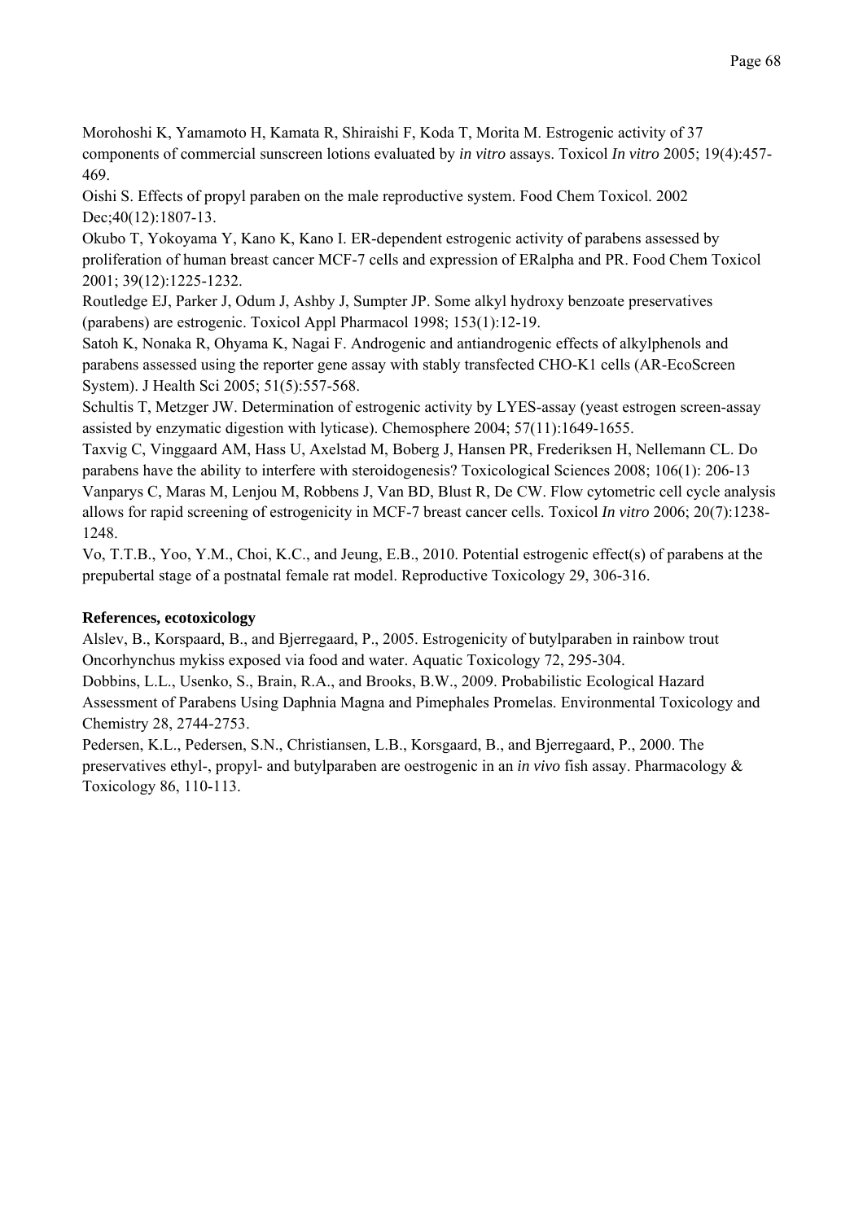Morohoshi K, Yamamoto H, Kamata R, Shiraishi F, Koda T, Morita M. Estrogenic activity of 37 components of commercial sunscreen lotions evaluated by *in vitro* assays. Toxicol *In vitro* 2005; 19(4):457-469.

Oishi S. Effects of propyl paraben on the male reproductive system. Food Chem Toxicol. 2002 Dec;40(12):1807-13.

Okubo T, Yokoyama Y, Kano K, Kano I. ER-dependent estrogenic activity of parabens assessed by proliferation of human breast cancer MCF-7 cells and expression of ERalpha and PR. Food Chem Toxicol 2001; 39(12):1225-1232.

Routledge EJ, Parker J, Odum J, Ashby J, Sumpter JP. Some alkyl hydroxy benzoate preservatives (parabens) are estrogenic. Toxicol Appl Pharmacol 1998; 153(1):12-19.

Satoh K, Nonaka R, Ohyama K, Nagai F. Androgenic and antiandrogenic effects of alkylphenols and parabens assessed using the reporter gene assay with stably transfected CHO-K1 cells (AR-EcoScreen System). J Health Sci 2005; 51(5):557-568.

Schultis T, Metzger JW. Determination of estrogenic activity by LYES-assay (yeast estrogen screen-assay assisted by enzymatic digestion with lyticase). Chemosphere 2004; 57(11):1649-1655.

Taxvig C, Vinggaard AM, Hass U, Axelstad M, Boberg J, Hansen PR, Frederiksen H, Nellemann CL. Do parabens have the ability to interfere with steroidogenesis? Toxicological Sciences 2008; 106(1): 206-13

Vanparys C, Maras M, Lenjou M, Robbens J, Van BD, Blust R, De CW. Flow cytometric cell cycle analysis allows for rapid screening of estrogenicity in MCF-7 breast cancer cells. Toxicol *In vitro* 2006; 20(7):1238-1248.

Vo, T.T.B., Yoo, Y.M., Choi, K.C., and Jeung, E.B., 2010. Potential estrogenic effect(s) of parabens at the prepubertal stage of a postnatal female rat model. Reproductive Toxicology 29, 306-316.

**References, ecotoxicology**

Alslev, B., Korspaard, B., and Bjerregaard, P., 2005. Estrogenicity of butylparaben in rainbow trout Oncorhynchus mykiss exposed via food and water. Aquatic Toxicology 72, 295-304.

Dobbins, L.L., Usenko, S., Brain, R.A., and Brooks, B.W., 2009. Probabilistic Ecological Hazard Assessment of Parabens Using Daphnia Magna and Pimephales Promelas. Environmental Toxicology and Chemistry 28, 2744-2753.

Pedersen, K.L., Pedersen, S.N., Christiansen, L.B., Korsgaard, B., and Bjerregaard, P., 2000. The preservatives ethyl-, propyl- and butylparaben are oestrogenic in an *in vivo* fish assay. Pharmacology & Toxicology 86, 110-113.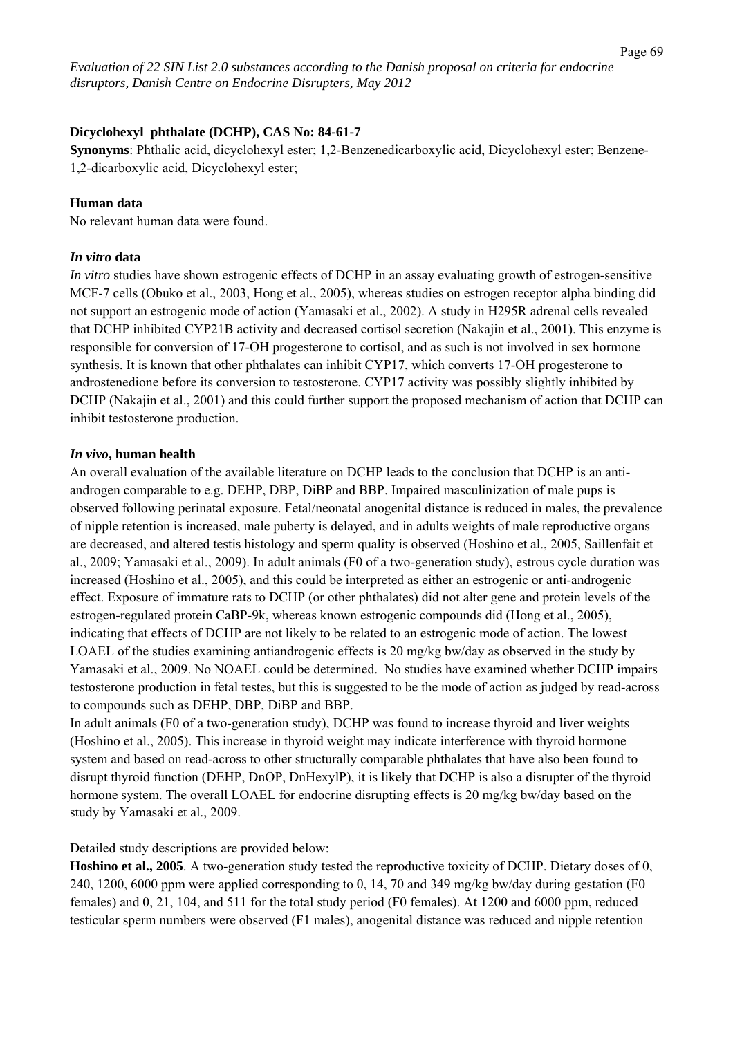### Dicyclohexyl phthalate (DCHP), CAS No: 84-61-7

**Synonyms**: Phthalic acid, dicyclohexyl ester; 1,2-Benzenedicarboxylic acid, Dicyclohexyl ester; Benzene-1,2-dicarboxylic acid, Dicyclohexyl ester;

#### Human data

No relevant human data were found.

#### *In vitro* data

*In vitro* studies have shown estrogenic effects of DCHP in an assay evaluating growth of estrogen-sensitive MCF-7 cells (Obuko et al., 2003, Hong et al., 2005), whereas studies on estrogen receptor alpha binding did not support an estrogenic mode of action (Yamasaki et al., 2002). A study in H295R adrenal cells revealed that DCHP inhibited CYP21B activity and decreased cortisol secretion (Nakajin et al., 2001). This enzyme is responsible for conversion of 17-OH progesterone to cortisol, and as such is not involved in sex hormone synthesis. It is known that other phthalates can inhibit CYP17, which converts 17-OH progesterone to androstenedione before its conversion to testosterone. CYP17 activity was possibly slightly inhibited by DCHP (Nakajin et al., 2001) and this could further support the proposed mechanism of action that DCHP can inhibit testosterone production.

#### *In vivo*, human health

An overall evaluation of the available literature on DCHP leads to the conclusion that DCHP is an anti-androgen comparable to e.g. DEHP, DBP, DiBP and BBP. Impaired masculinization of male pups is observed following perinatal exposure. Fetal/neonatal anogenital distance is reduced in males, the prevalence of nipple retention is increased, male puberty is delayed, and in adults weights of male reproductive organs are decreased, and altered testis histology and sperm quality is observed (Hoshino et al., 2005, Saillenfait et al., 2009; Yamasaki et al., 2009). In adult animals (F0 of a two-generation study), estrous cycle duration was increased (Hoshino et al., 2005), and this could be interpreted as either an estrogenic or anti-androgenic effect. Exposure of immature rats to DCHP (or other phthalates) did not alter gene and protein levels of the estrogen-regulated protein CaBP-9k, whereas known estrogenic compounds did (Hong et al., 2005), indicating that effects of DCHP are not likely to be related to an estrogenic mode of action. The lowest LOAEL of the studies examining antiandrogenic effects is 20 mg/kg bw/day as observed in the study by Yamasaki et al., 2009. No NOAEL could be determined. No studies have examined whether DCHP impairs testosterone production in fetal testes, but this is suggested to be the mode of action as judged by read-across to compounds such as DEHP, DBP, DiBP and BBP.

In adult animals (F0 of a two-generation study), DCHP was found to increase thyroid and liver weights (Hoshino et al., 2005). This increase in thyroid weight may indicate interference with thyroid hormone system and based on read-across to other structurally comparable phthalates that have also been found to disrupt thyroid function (DEHP, DnOP, DnHexylP), it is likely that DCHP is also a disrupter of the thyroid hormone system. The overall LOAEL for endocrine disrupting effects is 20 mg/kg bw/day based on the study by Yamasaki et al., 2009.

Detailed study descriptions are provided below:

**Hoshino et al., 2005**. A two-generation study tested the reproductive toxicity of DCHP. Dietary doses of 0, 240, 1200, 6000 ppm were applied corresponding to 0, 14, 70 and 349 mg/kg bw/day during gestation (F0 females) and 0, 21, 104, and 511 for the total study period (F0 females). At 1200 and 6000 ppm, reduced testicular sperm numbers were observed (F1 males), anogenital distance was reduced and nipple retention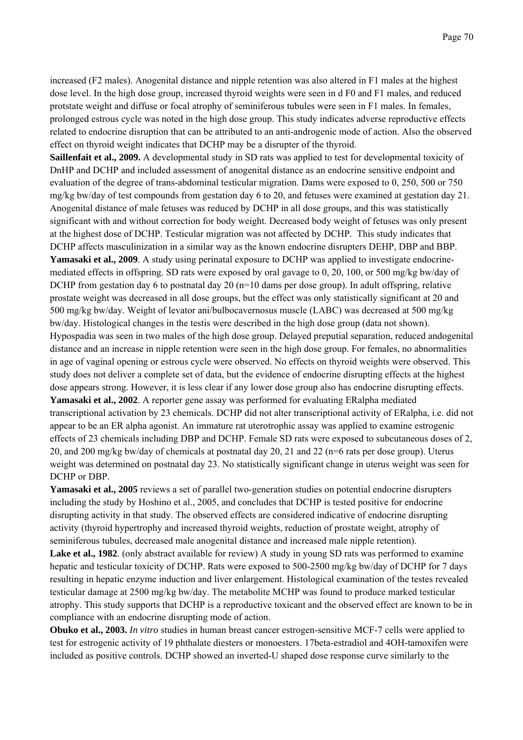increased (F2 males). Anogenital distance and nipple retention was also altered in F1 males at the highest dose level. In the high dose group, increased thyroid weights were seen in d F0 and F1 males, and reduced protstate weight and diffuse or focal atrophy of seminiferous tubules were seen in F1 males. In females, prolonged estrous cycle was noted in the high dose group. This study indicates adverse reproductive effects related to endocrine disruption that can be attributed to an anti-androgenic mode of action. Also the observed effect on thyroid weight indicates that DCHP may be a disrupter of the thyroid.

**Saillenfait et al., 2009.** A developmental study in SD rats was applied to test for developmental toxicity of DnHP and DCHP and included assessment of anogenital distance as an endocrine sensitive endpoint and evaluation of the degree of trans-abdominal testicular migration. Dams were exposed to 0, 250, 500 or 750 mg/kg bw/day of test compounds from gestation day 6 to 20, and fetuses were examined at gestation day 21. Anogenital distance of male fetuses was reduced by DCHP in all dose groups, and this was statistically significant with and without correction for body weight. Decreased body weight of fetuses was only present at the highest dose of DCHP. Testicular migration was not affected by DCHP. This study indicates that DCHP affects masculinization in a similar way as the known endocrine disrupters DEHP, DBP and BBP.

**Yamasaki et al., 2009**. A study using perinatal exposure to DCHP was applied to investigate endocrine-mediated effects in offspring. SD rats were exposed by oral gavage to 0, 20, 100, or 500 mg/kg bw/day of DCHP from gestation day 6 to postnatal day 20 (n=10 dams per dose group). In adult offspring, relative prostate weight was decreased in all dose groups, but the effect was only statistically significant at 20 and 500 mg/kg bw/day. Weight of levator ani/bulbocavernosus muscle (LABC) was decreased at 500 mg/kg bw/day. Histological changes in the testis were described in the high dose group (data not shown). Hypospadia was seen in two males of the high dose group. Delayed preputial separation, reduced andogenital distance and an increase in nipple retention were seen in the high dose group. For females, no abnormalities in age of vaginal opening or estrous cycle were observed. No effects on thyroid weights were observed. This study does not deliver a complete set of data, but the evidence of endocrine disrupting effects at the highest dose appears strong. However, it is less clear if any lower dose group also has endocrine disrupting effects.

**Yamasaki et al., 2002**. A reporter gene assay was performed for evaluating ERalpha mediated transcriptional activation by 23 chemicals. DCHP did not alter transcriptional activity of ERalpha, i.e. did not appear to be an ER alpha agonist. An immature rat uterotrophic assay was applied to examine estrogenic effects of 23 chemicals including DBP and DCHP. Female SD rats were exposed to subcutaneous doses of 2, 20, and 200 mg/kg bw/day of chemicals at postnatal day 20, 21 and 22 (n=6 rats per dose group). Uterus weight was determined on postnatal day 23. No statistically significant change in uterus weight was seen for DCHP or DBP.

**Yamasaki et al., 2005** reviews a set of parallel two-generation studies on potential endocrine disrupters including the study by Hoshino et al., 2005, and concludes that DCHP is tested positive for endocrine disrupting activity in that study. The observed effects are considered indicative of endocrine disrupting activity (thyroid hypertrophy and increased thyroid weights, reduction of prostate weight, atrophy of seminiferous tubules, decreased male anogenital distance and increased male nipple retention).

**Lake et al., 1982**. (only abstract available for review) A study in young SD rats was performed to examine hepatic and testicular toxicity of DCHP. Rats were exposed to 500-2500 mg/kg bw/day of DCHP for 7 days resulting in hepatic enzyme induction and liver enlargement. Histological examination of the testes revealed testicular damage at 2500 mg/kg bw/day. The metabolite MCHP was found to produce marked testicular atrophy. This study supports that DCHP is a reproductive toxicant and the observed effect are known to be in compliance with an endocrine disrupting mode of action.

**Obuko et al., 2003.** *In vitro* studies in human breast cancer estrogen-sensitive MCF-7 cells were applied to test for estrogenic activity of 19 phthalate diesters or monoesters. 17beta-estradiol and 4OH-tamoxifen were included as positive controls. DCHP showed an inverted-U shaped dose response curve similarly to the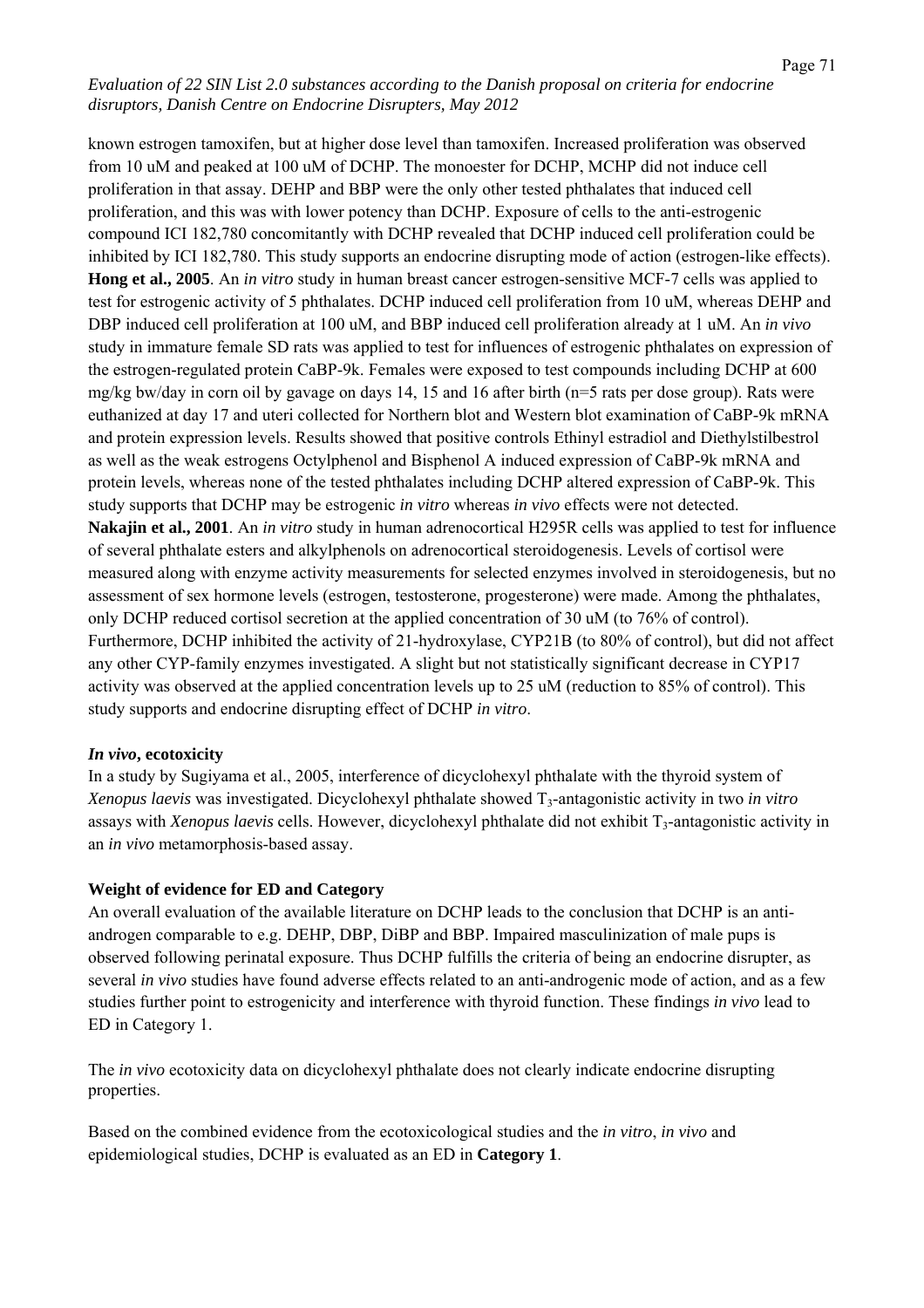known estrogen tamoxifen, but at higher dose level than tamoxifen. Increased proliferation was observed from 10 uM and peaked at 100 uM of DCHP. The monoester for DCHP, MCHP did not induce cell proliferation in that assay. DEHP and BBP were the only other tested phthalates that induced cell proliferation, and this was with lower potency than DCHP. Exposure of cells to the anti-estrogenic compound ICI 182,780 concomitantly with DCHP revealed that DCHP induced cell proliferation could be inhibited by ICI 182,780. This study supports an endocrine disrupting mode of action (estrogen-like effects). **Hong et al., 2005**. An *in vitro* study in human breast cancer estrogen-sensitive MCF-7 cells was applied to test for estrogenic activity of 5 phthalates. DCHP induced cell proliferation from 10 uM, whereas DEHP and DBP induced cell proliferation at 100 uM, and BBP induced cell proliferation already at 1 uM. An *in vivo* study in immature female SD rats was applied to test for influences of estrogenic phthalates on expression of the estrogen-regulated protein CaBP-9k. Females were exposed to test compounds including DCHP at 600 mg/kg bw/day in corn oil by gavage on days 14, 15 and 16 after birth (n=5 rats per dose group). Rats were euthanized at day 17 and uteri collected for Northern blot and Western blot examination of CaBP-9k mRNA and protein expression levels. Results showed that positive controls Ethinyl estradiol and Diethylstilbestrol as well as the weak estrogens Octylphenol and Bisphenol A induced expression of CaBP-9k mRNA and protein levels, whereas none of the tested phthalates including DCHP altered expression of CaBP-9k. This study supports that DCHP may be estrogenic *in vitro* whereas *in vivo* effects were not detected.
**Nakajin et al., 2001**. An *in vitro* study in human adrenocortical H295R cells was applied to test for influence of several phthalate esters and alkylphenols on adrenocortical steroidogenesis. Levels of cortisol were measured along with enzyme activity measurements for selected enzymes involved in steroidogenesis, but no assessment of sex hormone levels (estrogen, testosterone, progesterone) were made. Among the phthalates, only DCHP reduced cortisol secretion at the applied concentration of 30 uM (to 76% of control). Furthermore, DCHP inhibited the activity of 21-hydroxylase, CYP21B (to 80% of control), but did not affect any other CYP-family enzymes investigated. A slight but not statistically significant decrease in CYP17 activity was observed at the applied concentration levels up to 25 uM (reduction to 85% of control). This study supports and endocrine disrupting effect of DCHP *in vitro*.

### *In vivo*, ecotoxicity

In a study by Sugiyama et al., 2005, interference of dicyclohexyl phthalate with the thyroid system of *Xenopus laevis* was investigated. Dicyclohexyl phthalate showed $T_3$-antagonistic activity in two *in vitro* assays with *Xenopus laevis* cells. However, dicyclohexyl phthalate did not exhibit $T_3$-antagonistic activity in an *in vivo* metamorphosis-based assay.

### Weight of evidence for ED and Category

An overall evaluation of the available literature on DCHP leads to the conclusion that DCHP is an anti-androgen comparable to e.g. DEHP, DBP, DiBP and BBP. Impaired masculinization of male pups is observed following perinatal exposure. Thus DCHP fulfills the criteria of being an endocrine disrupter, as several *in vivo* studies have found adverse effects related to an anti-androgenic mode of action, and as a few studies further point to estrogenicity and interference with thyroid function. These findings *in vivo* lead to ED in Category 1.

The *in vivo* ecotoxicity data on dicyclohexyl phthalate does not clearly indicate endocrine disrupting properties.

Based on the combined evidence from the ecotoxicological studies and the *in vitro*, *in vivo* and epidemiological studies, DCHP is evaluated as an ED in **Category 1**.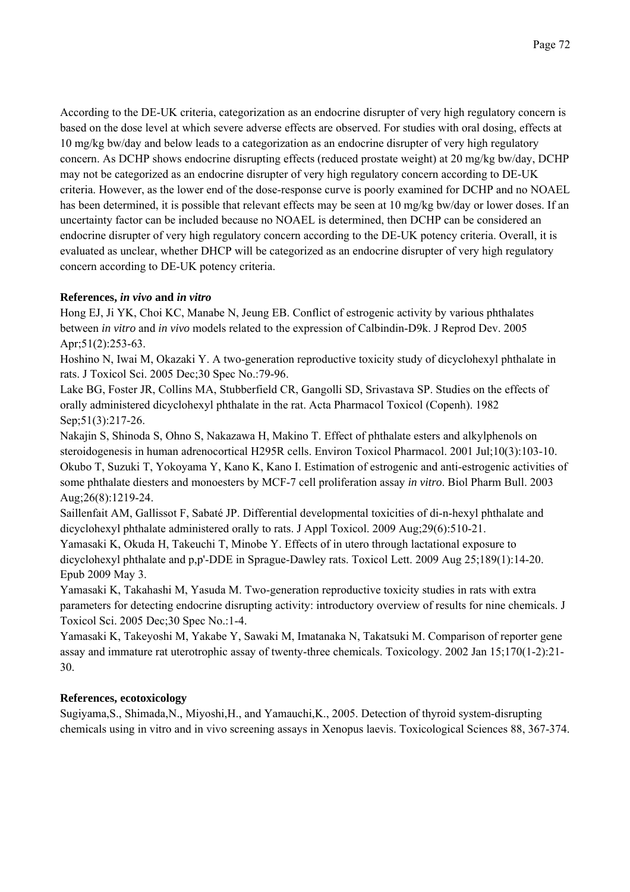According to the DE-UK criteria, categorization as an endocrine disrupter of very high regulatory concern is based on the dose level at which severe adverse effects are observed. For studies with oral dosing, effects at 10 mg/kg bw/day and below leads to a categorization as an endocrine disrupter of very high regulatory concern. As DCHP shows endocrine disrupting effects (reduced prostate weight) at 20 mg/kg bw/day, DCHP may not be categorized as an endocrine disrupter of very high regulatory concern according to DE-UK criteria. However, as the lower end of the dose-response curve is poorly examined for DCHP and no NOAEL has been determined, it is possible that relevant effects may be seen at 10 mg/kg bw/day or lower doses. If an uncertainty factor can be included because no NOAEL is determined, then DCHP can be considered an endocrine disrupter of very high regulatory concern according to the DE-UK potency criteria. Overall, it is evaluated as unclear, whether DHCP will be categorized as an endocrine disrupter of very high regulatory concern according to DE-UK potency criteria.

**References, *in vivo* and *in vitro***

Hong EJ, Ji YK, Choi KC, Manabe N, Jeung EB. Conflict of estrogenic activity by various phthalates between *in vitro* and *in vivo* models related to the expression of Calbindin-D9k. J Reprod Dev. 2005 Apr;51(2):253-63.

Hoshino N, Iwai M, Okazaki Y. A two-generation reproductive toxicity study of dicyclohexyl phthalate in rats. J Toxicol Sci. 2005 Dec;30 Spec No.:79-96.

Lake BG, Foster JR, Collins MA, Stubberfield CR, Gangolli SD, Srivastava SP. Studies on the effects of orally administered dicyclohexyl phthalate in the rat. Acta Pharmacol Toxicol (Copenh). 1982 Sep;51(3):217-26.

Nakajin S, Shinoda S, Ohno S, Nakazawa H, Makino T. Effect of phthalate esters and alkylphenols on steroidogenesis in human adrenocortical H295R cells. Environ Toxicol Pharmacol. 2001 Jul;10(3):103-10.

Okubo T, Suzuki T, Yokoyama Y, Kano K, Kano I. Estimation of estrogenic and anti-estrogenic activities of some phthalate diesters and monoesters by MCF-7 cell proliferation assay *in vitro*. Biol Pharm Bull. 2003 Aug;26(8):1219-24.

Saillenfait AM, Gallissot F, Sabaté JP. Differential developmental toxicities of di-n-hexyl phthalate and dicyclohexyl phthalate administered orally to rats. J Appl Toxicol. 2009 Aug;29(6):510-21.

Yamasaki K, Okuda H, Takeuchi T, Minobe Y. Effects of in utero through lactational exposure to dicyclohexyl phthalate and p,p'-DDE in Sprague-Dawley rats. Toxicol Lett. 2009 Aug 25;189(1):14-20. Epub 2009 May 3.

Yamasaki K, Takahashi M, Yasuda M. Two-generation reproductive toxicity studies in rats with extra parameters for detecting endocrine disrupting activity: introductory overview of results for nine chemicals. J Toxicol Sci. 2005 Dec;30 Spec No.:1-4.

Yamasaki K, Takeyoshi M, Yakabe Y, Sawaki M, Imatanaka N, Takatsuki M. Comparison of reporter gene assay and immature rat uterotrophic assay of twenty-three chemicals. Toxicology. 2002 Jan 15;170(1-2):21-30.

**References, ecotoxicology**

Sugiyama,S., Shimada,N., Miyoshi,H., and Yamauchi,K., 2005. Detection of thyroid system-disrupting chemicals using in vitro and in vivo screening assays in Xenopus laevis. Toxicological Sciences 88, 367-374.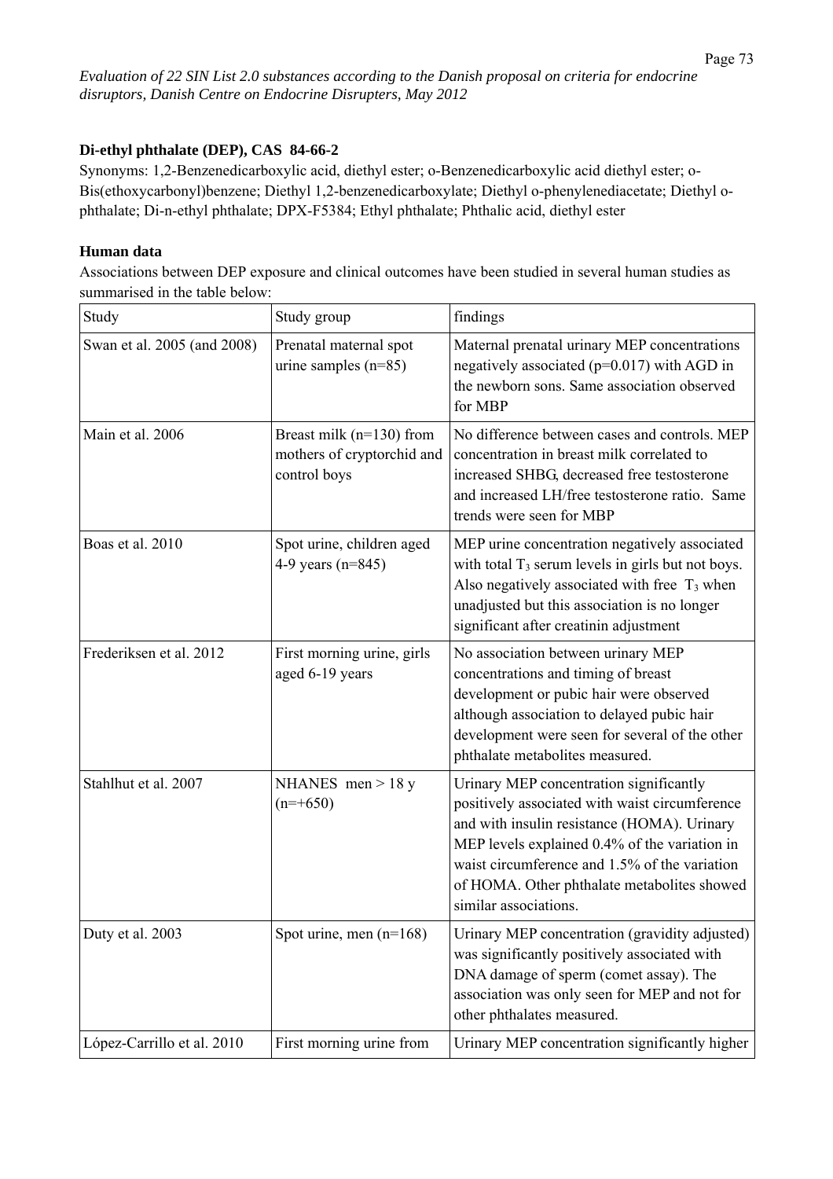### Di-ethyl phthalate (DEP), CAS 84-66-2

Synonyms: 1,2-Benzenedicarboxylic acid, diethyl ester; o-Benzenedicarboxylic acid diethyl ester; o-Bis(ethoxycarbonyl)benzene; Diethyl 1,2-benzenedicarboxylate; Diethyl o-phenylenediacetate; Diethyl o-phthalate; Di-n-ethyl phthalate; DPX-F5384; Ethyl phthalate; Phthalic acid, diethyl ester

#### Human data

Associations between DEP exposure and clinical outcomes have been studied in several human studies as summarised in the table below:

| Study | Study group | findings |
|---|---|---|
| Swan et al. 2005 (and 2008) | Prenatal maternal spot urine samples (n=85) | Maternal prenatal urinary MEP concentrations negatively associated ($p=0.017$) with AGD in the newborn sons. Same association observed for MBP |
| Main et al. 2006 | Breast milk (n=130) from mothers of cryptorchid and control boys | No difference between cases and controls. MEP concentration in breast milk correlated to increased SHBG, decreased free testosterone and increased LH/free testosterone ratio. Same trends were seen for MBP |
| Boas et al. 2010 | Spot urine, children aged 4-9 years (n=845) | MEP urine concentration negatively associated with total $T_3$ serum levels in girls but not boys. Also negatively associated with free $T_3$ when unadjusted but this association is no longer significant after creatinin adjustment |
| Frederiksen et al. 2012 | First morning urine, girls aged 6-19 years | No association between urinary MEP concentrations and timing of breast development or pubic hair were observed although association to delayed pubic hair development were seen for several of the other phthalate metabolites measured. |
| Stahlhut et al. 2007 | NHANES men > 18 y (n=+650) | Urinary MEP concentration significantly positively associated with waist circumference and with insulin resistance (HOMA). Urinary MEP levels explained 0.4% of the variation in waist circumference and 1.5% of the variation of HOMA. Other phthalate metabolites showed similar associations. |
| Duty et al. 2003 | Spot urine, men (n=168) | Urinary MEP concentration (gravidity adjusted) was significantly positively associated with DNA damage of sperm (comet assay). The association was only seen for MEP and not for other phthalates measured. |
| López-Carrillo et al. 2010 | First morning urine from | Urinary MEP concentration significantly higher |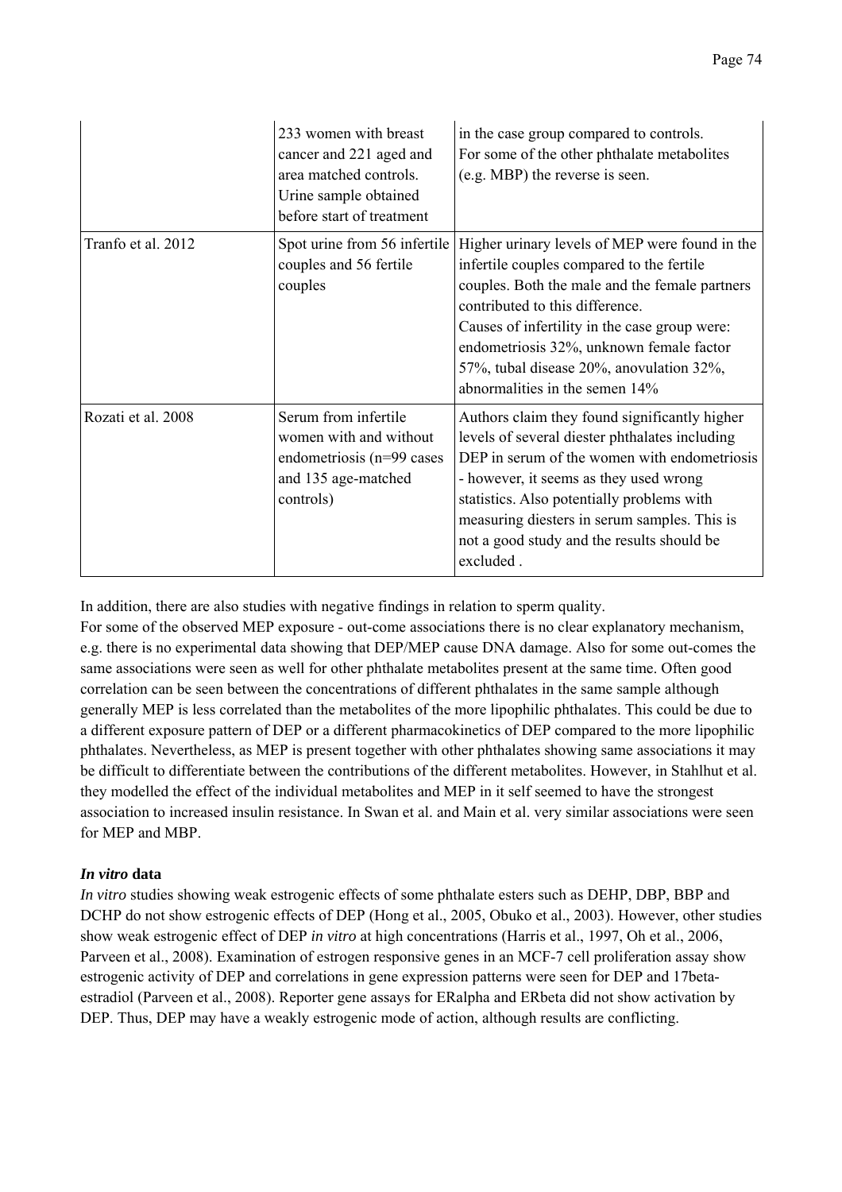| | | |
|---|---|---|
| | 233 women with breast cancer and 221 aged and area matched controls. Urine sample obtained before start of treatment | in the case group compared to controls. For some of the other phthalate metabolites (e.g. MBP) the reverse is seen. |
| Tranfo et al. 2012 | Spot urine from 56 infertile couples and 56 fertile couples | Higher urinary levels of MEP were found in the infertile couples compared to the fertile couples. Both the male and the female partners contributed to this difference.<br>Causes of infertility in the case group were: endometriosis 32%, unknown female factor 57%, tubal disease 20%, anovulation 32%, abnormalities in the semen 14% |
| Rozati et al. 2008 | Serum from infertile women with and without endometriosis (n=99 cases and 135 age-matched controls) | Authors claim they found significantly higher levels of several diester phthalates including DEP in serum of the women with endometriosis - however, it seems as they used wrong statistics. Also potentially problems with measuring diesters in serum samples. This is not a good study and the results should be excluded . |

In addition, there are also studies with negative findings in relation to sperm quality.
For some of the observed MEP exposure - out-come associations there is no clear explanatory mechanism, e.g. there is no experimental data showing that DEP/MEP cause DNA damage. Also for some out-comes the same associations were seen as well for other phthalate metabolites present at the same time. Often good correlation can be seen between the concentrations of different phthalates in the same sample although generally MEP is less correlated than the metabolites of the more lipophilic phthalates. This could be due to a different exposure pattern of DEP or a different pharmacokinetics of DEP compared to the more lipophilic phthalates. Nevertheless, as MEP is present together with other phthalates showing same associations it may be difficult to differentiate between the contributions of the different metabolites. However, in Stahlhut et al. they modelled the effect of the individual metabolites and MEP in it self seemed to have the strongest association to increased insulin resistance. In Swan et al. and Main et al. very similar associations were seen for MEP and MBP.

### *In vitro* data

*In vitro* studies showing weak estrogenic effects of some phthalate esters such as DEHP, DBP, BBP and DCHP do not show estrogenic effects of DEP (Hong et al., 2005, Obuko et al., 2003). However, other studies show weak estrogenic effect of DEP *in vitro* at high concentrations (Harris et al., 1997, Oh et al., 2006, Parveen et al., 2008). Examination of estrogen responsive genes in an MCF-7 cell proliferation assay show estrogenic activity of DEP and correlations in gene expression patterns were seen for DEP and 17beta-estradiol (Parveen et al., 2008). Reporter gene assays for ERalpha and ERbeta did not show activation by DEP. Thus, DEP may have a weakly estrogenic mode of action, although results are conflicting.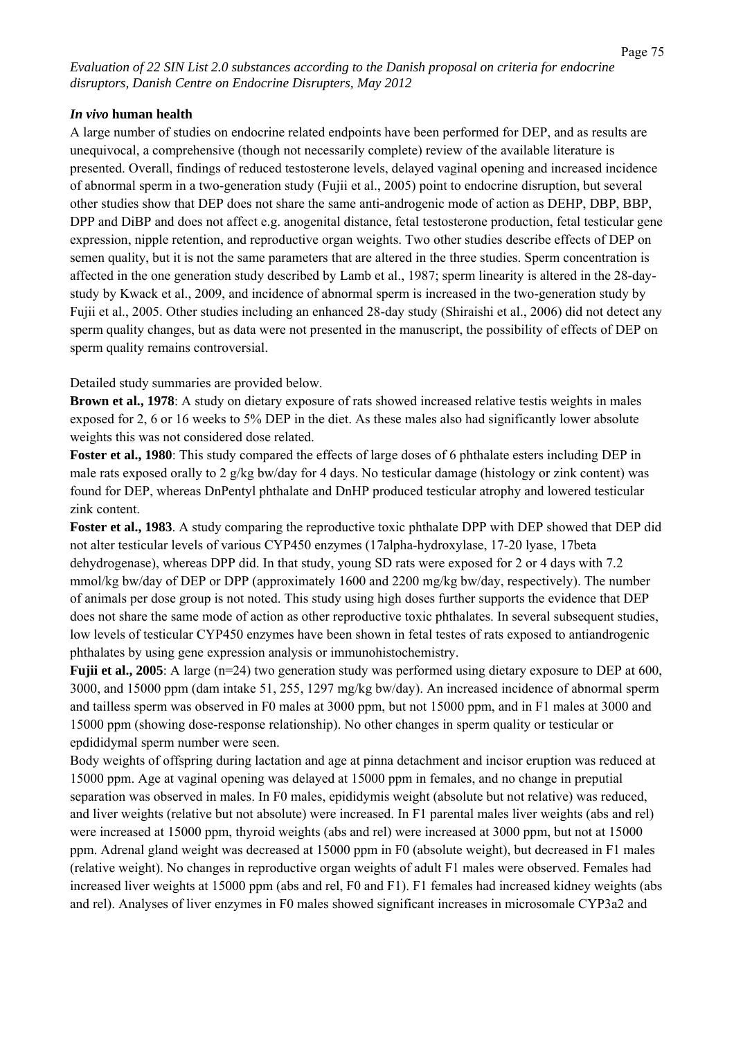### *In vivo* human health

A large number of studies on endocrine related endpoints have been performed for DEP, and as results are unequivocal, a comprehensive (though not necessarily complete) review of the available literature is presented. Overall, findings of reduced testosterone levels, delayed vaginal opening and increased incidence of abnormal sperm in a two-generation study (Fujii et al., 2005) point to endocrine disruption, but several other studies show that DEP does not share the same anti-androgenic mode of action as DEHP, DBP, BBP, DPP and DiBP and does not affect e.g. anogenital distance, fetal testosterone production, fetal testicular gene expression, nipple retention, and reproductive organ weights. Two other studies describe effects of DEP on semen quality, but it is not the same parameters that are altered in the three studies. Sperm concentration is affected in the one generation study described by Lamb et al., 1987; sperm linearity is altered in the 28-day-study by Kwack et al., 2009, and incidence of abnormal sperm is increased in the two-generation study by Fujii et al., 2005. Other studies including an enhanced 28-day study (Shiraishi et al., 2006) did not detect any sperm quality changes, but as data were not presented in the manuscript, the possibility of effects of DEP on sperm quality remains controversial.

Detailed study summaries are provided below.

**Brown et al., 1978**: A study on dietary exposure of rats showed increased relative testis weights in males exposed for 2, 6 or 16 weeks to 5% DEP in the diet. As these males also had significantly lower absolute weights this was not considered dose related.

**Foster et al., 1980**: This study compared the effects of large doses of 6 phthalate esters including DEP in male rats exposed orally to 2 g/kg bw/day for 4 days. No testicular damage (histology or zink content) was found for DEP, whereas DnPentyl phthalate and DnHP produced testicular atrophy and lowered testicular zink content.

**Foster et al., 1983**. A study comparing the reproductive toxic phthalate DPP with DEP showed that DEP did not alter testicular levels of various CYP450 enzymes (17alpha-hydroxylase, 17-20 lyase, 17beta dehydrogenase), whereas DPP did. In that study, young SD rats were exposed for 2 or 4 days with 7.2 mmol/kg bw/day of DEP or DPP (approximately 1600 and 2200 mg/kg bw/day, respectively). The number of animals per dose group is not noted. This study using high doses further supports the evidence that DEP does not share the same mode of action as other reproductive toxic phthalates. In several subsequent studies, low levels of testicular CYP450 enzymes have been shown in fetal testes of rats exposed to antiandrogenic phthalates by using gene expression analysis or immunohistochemistry.

**Fujii et al., 2005**: A large (n=24) two generation study was performed using dietary exposure to DEP at 600, 3000, and 15000 ppm (dam intake 51, 255, 1297 mg/kg bw/day). An increased incidence of abnormal sperm and tailless sperm was observed in F0 males at 3000 ppm, but not 15000 ppm, and in F1 males at 3000 and 15000 ppm (showing dose-response relationship). No other changes in sperm quality or testicular or epdididymal sperm number were seen.

Body weights of offspring during lactation and age at pinna detachment and incisor eruption was reduced at 15000 ppm. Age at vaginal opening was delayed at 15000 ppm in females, and no change in preputial separation was observed in males. In F0 males, epididymis weight (absolute but not relative) was reduced, and liver weights (relative but not absolute) were increased. In F1 parental males liver weights (abs and rel) were increased at 15000 ppm, thyroid weights (abs and rel) were increased at 3000 ppm, but not at 15000 ppm. Adrenal gland weight was decreased at 15000 ppm in F0 (absolute weight), but decreased in F1 males (relative weight). No changes in reproductive organ weights of adult F1 males were observed. Females had increased liver weights at 15000 ppm (abs and rel, F0 and F1). F1 females had increased kidney weights (abs and rel). Analyses of liver enzymes in F0 males showed significant increases in microsomale CYP3a2 and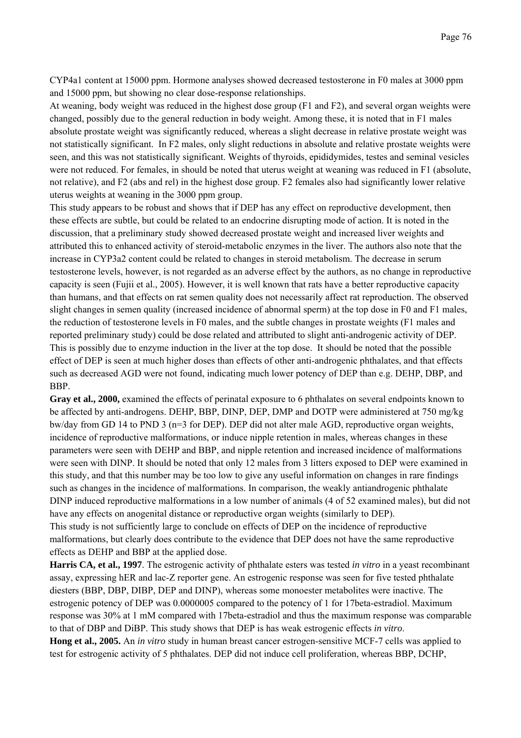CYP4a1 content at 15000 ppm. Hormone analyses showed decreased testosterone in F0 males at 3000 ppm and 15000 ppm, but showing no clear dose-response relationships.

At weaning, body weight was reduced in the highest dose group (F1 and F2), and several organ weights were changed, possibly due to the general reduction in body weight. Among these, it is noted that in F1 males absolute prostate weight was significantly reduced, whereas a slight decrease in relative prostate weight was not statistically significant. In F2 males, only slight reductions in absolute and relative prostate weights were seen, and this was not statistically significant. Weights of thyroids, epididymides, testes and seminal vesicles were not reduced. For females, in should be noted that uterus weight at weaning was reduced in F1 (absolute, not relative), and F2 (abs and rel) in the highest dose group. F2 females also had significantly lower relative uterus weights at weaning in the 3000 ppm group.

This study appears to be robust and shows that if DEP has any effect on reproductive development, then these effects are subtle, but could be related to an endocrine disrupting mode of action. It is noted in the discussion, that a preliminary study showed decreased prostate weight and increased liver weights and attributed this to enhanced activity of steroid-metabolic enzymes in the liver. The authors also note that the increase in CYP3a2 content could be related to changes in steroid metabolism. The decrease in serum testosterone levels, however, is not regarded as an adverse effect by the authors, as no change in reproductive capacity is seen (Fujii et al., 2005). However, it is well known that rats have a better reproductive capacity than humans, and that effects on rat semen quality does not necessarily affect rat reproduction. The observed slight changes in semen quality (increased incidence of abnormal sperm) at the top dose in F0 and F1 males, the reduction of testosterone levels in F0 males, and the subtle changes in prostate weights (F1 males and reported preliminary study) could be dose related and attributed to slight anti-androgenic activity of DEP. This is possibly due to enzyme induction in the liver at the top dose. It should be noted that the possible effect of DEP is seen at much higher doses than effects of other anti-androgenic phthalates, and that effects such as decreased AGD were not found, indicating much lower potency of DEP than e.g. DEHP, DBP, and BBP.

**Gray et al., 2000,** examined the effects of perinatal exposure to 6 phthalates on several endpoints known to be affected by anti-androgens. DEHP, BBP, DINP, DEP, DMP and DOTP were administered at 750 mg/kg bw/day from GD 14 to PND 3 (n=3 for DEP). DEP did not alter male AGD, reproductive organ weights, incidence of reproductive malformations, or induce nipple retention in males, whereas changes in these parameters were seen with DEHP and BBP, and nipple retention and increased incidence of malformations were seen with DINP. It should be noted that only 12 males from 3 litters exposed to DEP were examined in this study, and that this number may be too low to give any useful information on changes in rare findings such as changes in the incidence of malformations. In comparison, the weakly antiandrogenic phthalate DINP induced reproductive malformations in a low number of animals (4 of 52 examined males), but did not have any effects on anogenital distance or reproductive organ weights (similarly to DEP).

This study is not sufficiently large to conclude on effects of DEP on the incidence of reproductive malformations, but clearly does contribute to the evidence that DEP does not have the same reproductive effects as DEHP and BBP at the applied dose.

**Harris CA, et al., 1997**. The estrogenic activity of phthalate esters was tested *in vitro* in a yeast recombinant assay, expressing hER and lac-Z reporter gene. An estrogenic response was seen for five tested phthalate diesters (BBP, DBP, DIBP, DEP and DINP), whereas some monoester metabolites were inactive. The estrogenic potency of DEP was 0.0000005 compared to the potency of 1 for 17beta-estradiol. Maximum response was 30% at 1 mM compared with 17beta-estradiol and thus the maximum response was comparable to that of DBP and DiBP. This study shows that DEP is has weak estrogenic effects *in vitro*.

**Hong et al., 2005.** An *in vitro* study in human breast cancer estrogen-sensitive MCF-7 cells was applied to test for estrogenic activity of 5 phthalates. DEP did not induce cell proliferation, whereas BBP, DCHP,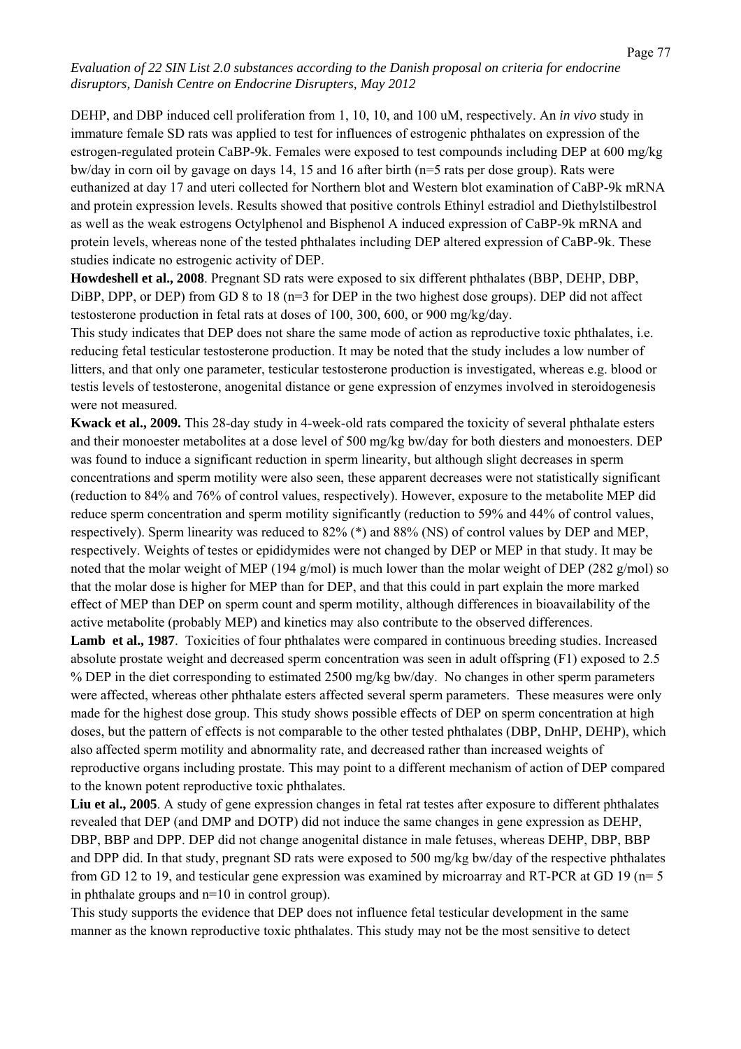DEHP, and DBP induced cell proliferation from 1, 10, 10, and 100 uM, respectively. An *in vivo* study in immature female SD rats was applied to test for influences of estrogenic phthalates on expression of the estrogen-regulated protein CaBP-9k. Females were exposed to test compounds including DEP at 600 mg/kg bw/day in corn oil by gavage on days 14, 15 and 16 after birth (n=5 rats per dose group). Rats were euthanized at day 17 and uteri collected for Northern blot and Western blot examination of CaBP-9k mRNA and protein expression levels. Results showed that positive controls Ethinyl estradiol and Diethylstilbestrol as well as the weak estrogens Octylphenol and Bisphenol A induced expression of CaBP-9k mRNA and protein levels, whereas none of the tested phthalates including DEP altered expression of CaBP-9k. These studies indicate no estrogenic activity of DEP.

**Howdeshell et al., 2008**. Pregnant SD rats were exposed to six different phthalates (BBP, DEHP, DBP, DiBP, DPP, or DEP) from GD 8 to 18 (n=3 for DEP in the two highest dose groups). DEP did not affect testosterone production in fetal rats at doses of 100, 300, 600, or 900 mg/kg/day.

This study indicates that DEP does not share the same mode of action as reproductive toxic phthalates, i.e. reducing fetal testicular testosterone production. It may be noted that the study includes a low number of litters, and that only one parameter, testicular testosterone production is investigated, whereas e.g. blood or testis levels of testosterone, anogenital distance or gene expression of enzymes involved in steroidogenesis were not measured.

**Kwack et al., 2009.** This 28-day study in 4-week-old rats compared the toxicity of several phthalate esters and their monoester metabolites at a dose level of 500 mg/kg bw/day for both diesters and monoesters. DEP was found to induce a significant reduction in sperm linearity, but although slight decreases in sperm concentrations and sperm motility were also seen, these apparent decreases were not statistically significant (reduction to 84% and 76% of control values, respectively). However, exposure to the metabolite MEP did reduce sperm concentration and sperm motility significantly (reduction to 59% and 44% of control values, respectively). Sperm linearity was reduced to 82% (*) and 88% (NS) of control values by DEP and MEP, respectively. Weights of testes or epididymides were not changed by DEP or MEP in that study. It may be noted that the molar weight of MEP (194 g/mol) is much lower than the molar weight of DEP (282 g/mol) so that the molar dose is higher for MEP than for DEP, and that this could in part explain the more marked effect of MEP than DEP on sperm count and sperm motility, although differences in bioavailability of the active metabolite (probably MEP) and kinetics may also contribute to the observed differences.

**Lamb et al., 1987**. Toxicities of four phthalates were compared in continuous breeding studies. Increased absolute prostate weight and decreased sperm concentration was seen in adult offspring (F1) exposed to 2.5 % DEP in the diet corresponding to estimated 2500 mg/kg bw/day. No changes in other sperm parameters were affected, whereas other phthalate esters affected several sperm parameters. These measures were only made for the highest dose group. This study shows possible effects of DEP on sperm concentration at high doses, but the pattern of effects is not comparable to the other tested phthalates (DBP, DnHP, DEHP), which also affected sperm motility and abnormality rate, and decreased rather than increased weights of reproductive organs including prostate. This may point to a different mechanism of action of DEP compared to the known potent reproductive toxic phthalates.

**Liu et al., 2005**. A study of gene expression changes in fetal rat testes after exposure to different phthalates revealed that DEP (and DMP and DOTP) did not induce the same changes in gene expression as DEHP, DBP, BBP and DPP. DEP did not change anogenital distance in male fetuses, whereas DEHP, DBP, BBP and DPP did. In that study, pregnant SD rats were exposed to 500 mg/kg bw/day of the respective phthalates from GD 12 to 19, and testicular gene expression was examined by microarray and RT-PCR at GD 19 (n= 5 in phthalate groups and n=10 in control group).

This study supports the evidence that DEP does not influence fetal testicular development in the same manner as the known reproductive toxic phthalates. This study may not be the most sensitive to detect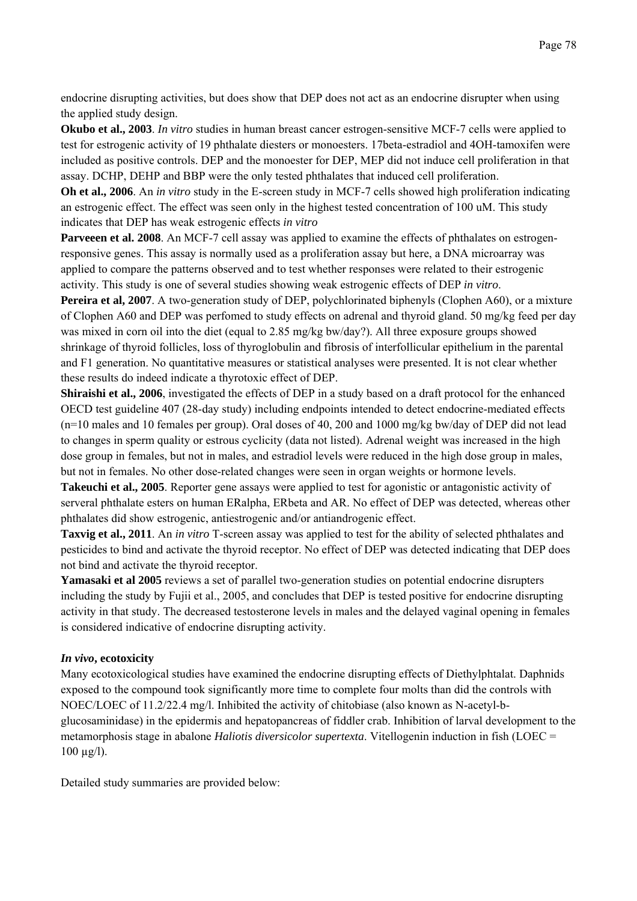endocrine disrupting activities, but does show that DEP does not act as an endocrine disrupter when using the applied study design.

**Okubo et al., 2003**. *In vitro* studies in human breast cancer estrogen-sensitive MCF-7 cells were applied to test for estrogenic activity of 19 phthalate diesters or monoesters. 17beta-estradiol and 4OH-tamoxifen were included as positive controls. DEP and the monoester for DEP, MEP did not induce cell proliferation in that assay. DCHP, DEHP and BBP were the only tested phthalates that induced cell proliferation.

**Oh et al., 2006**. An *in vitro* study in the E-screen study in MCF-7 cells showed high proliferation indicating an estrogenic effect. The effect was seen only in the highest tested concentration of 100 uM. This study indicates that DEP has weak estrogenic effects *in vitro*

**Parveeen et al. 2008**. An MCF-7 cell assay was applied to examine the effects of phthalates on estrogen-responsive genes. This assay is normally used as a proliferation assay but here, a DNA microarray was applied to compare the patterns observed and to test whether responses were related to their estrogenic activity. This study is one of several studies showing weak estrogenic effects of DEP *in vitro*.

**Pereira et al, 2007**. A two-generation study of DEP, polychlorinated biphenyls (Clophen A60), or a mixture of Clophen A60 and DEP was perfomed to study effects on adrenal and thyroid gland. 50 mg/kg feed per day was mixed in corn oil into the diet (equal to 2.85 mg/kg bw/day?). All three exposure groups showed shrinkage of thyroid follicles, loss of thyroglobulin and fibrosis of interfollicular epithelium in the parental and F1 generation. No quantitative measures or statistical analyses were presented. It is not clear whether these results do indeed indicate a thyrotoxic effect of DEP.

**Shiraishi et al., 2006**, investigated the effects of DEP in a study based on a draft protocol for the enhanced OECD test guideline 407 (28-day study) including endpoints intended to detect endocrine-mediated effects (n=10 males and 10 females per group). Oral doses of 40, 200 and 1000 mg/kg bw/day of DEP did not lead to changes in sperm quality or estrous cyclicity (data not listed). Adrenal weight was increased in the high dose group in females, but not in males, and estradiol levels were reduced in the high dose group in males, but not in females. No other dose-related changes were seen in organ weights or hormone levels.

**Takeuchi et al., 2005**. Reporter gene assays were applied to test for agonistic or antagonistic activity of serveral phthalate esters on human ERalpha, ERbeta and AR. No effect of DEP was detected, whereas other phthalates did show estrogenic, antiestrogenic and/or antiandrogenic effect.

**Taxvig et al., 2011**. An *in vitro* T-screen assay was applied to test for the ability of selected phthalates and pesticides to bind and activate the thyroid receptor. No effect of DEP was detected indicating that DEP does not bind and activate the thyroid receptor.

**Yamasaki et al 2005** reviews a set of parallel two-generation studies on potential endocrine disrupters including the study by Fujii et al., 2005, and concludes that DEP is tested positive for endocrine disrupting activity in that study. The decreased testosterone levels in males and the delayed vaginal opening in females is considered indicative of endocrine disrupting activity.

### *In vivo*, ecotoxicity

Many ecotoxicological studies have examined the endocrine disrupting effects of Diethylphtalat. Daphnids exposed to the compound took significantly more time to complete four molts than did the controls with NOEC/LOEC of 11.2/22.4 mg/l. Inhibited the activity of chitobiase (also known as N-acetyl-b-glucosaminidase) in the epidermis and hepatopancreas of fiddler crab. Inhibition of larval development to the metamorphosis stage in abalone *Haliotis diversicolor supertexta*. Vitellogenin induction in fish (LOEC = 100 µg/l).

Detailed study summaries are provided below: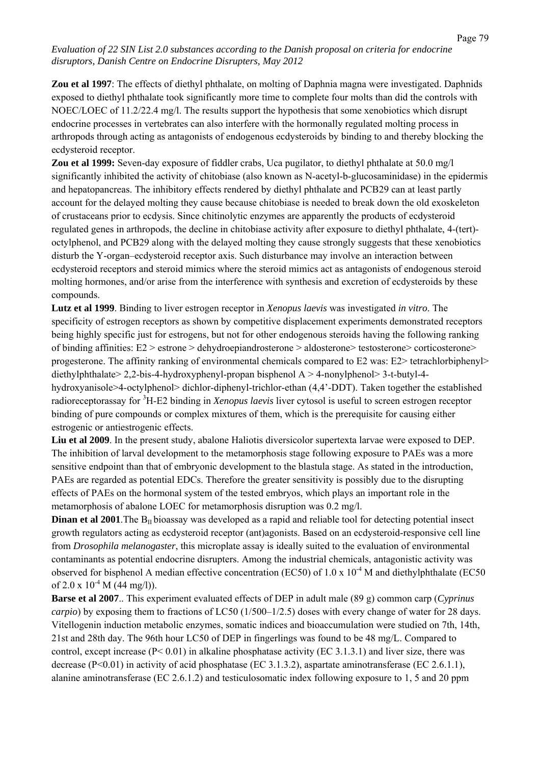**Zou et al 1997**: The effects of diethyl phthalate, on molting of Daphnia magna were investigated. Daphnids exposed to diethyl phthalate took significantly more time to complete four molts than did the controls with NOEC/LOEC of 11.2/22.4 mg/l. The results support the hypothesis that some xenobiotics which disrupt endocrine processes in vertebrates can also interfere with the hormonally regulated molting process in arthropods through acting as antagonists of endogenous ecdysteroids by binding to and thereby blocking the ecdysteroid receptor.

**Zou et al 1999:** Seven-day exposure of fiddler crabs, Uca pugilator, to diethyl phthalate at 50.0 mg/l significantly inhibited the activity of chitobiase (also known as N-acetyl-b-glucosaminidase) in the epidermis and hepatopancreas. The inhibitory effects rendered by diethyl phthalate and PCB29 can at least partly account for the delayed molting they cause because chitobiase is needed to break down the old exoskeleton of crustaceans prior to ecdysis. Since chitinolytic enzymes are apparently the products of ecdysteroid regulated genes in arthropods, the decline in chitobiase activity after exposure to diethyl phthalate, 4-(tert)-octylphenol, and PCB29 along with the delayed molting they cause strongly suggests that these xenobiotics disturb the Y-organ–ecdysteroid receptor axis. Such disturbance may involve an interaction between ecdysteroid receptors and steroid mimics where the steroid mimics act as antagonists of endogenous steroid molting hormones, and/or arise from the interference with synthesis and excretion of ecdysteroids by these compounds.

**Lutz et al 1999**. Binding to liver estrogen receptor in *Xenopus laevis* was investigated *in vitro*. The specificity of estrogen receptors as shown by competitive displacement experiments demonstrated receptors being highly specific just for estrogens, but not for other endogenous steroids having the following ranking of binding affinities: E2 > estrone > dehydroepiandrosterone > aldosterone> testosterone> corticosterone> progesterone. The affinity ranking of environmental chemicals compared to E2 was: E2> tetrachlorbiphenyl> diethylphthalate> 2,2-bis-4-hydroxyphenyl-propan bisphenol A > 4-nonylphenol> 3-t-butyl-4-hydroxyanisole>4-octylphenol> dichlor-diphenyl-trichlor-ethan (4,4'-DDT). Taken together the established radioreceptorassay for $^{3}$H-E2 binding in *Xenopus laevis* liver cytosol is useful to screen estrogen receptor binding of pure compounds or complex mixtures of them, which is the prerequisite for causing either estrogenic or antiestrogenic effects.

**Liu et al 2009**. In the present study, abalone Haliotis diversicolor supertexta larvae were exposed to DEP. The inhibition of larval development to the metamorphosis stage following exposure to PAEs was a more sensitive endpoint than that of embryonic development to the blastula stage. As stated in the introduction, PAEs are regarded as potential EDCs. Therefore the greater sensitivity is possibly due to the disrupting effects of PAEs on the hormonal system of the tested embryos, which plays an important role in the metamorphosis of abalone LOEC for metamorphosis disruption was 0.2 mg/l.

**Dinan et al 2001**.The $B_{II}$ bioassay was developed as a rapid and reliable tool for detecting potential insect growth regulators acting as ecdysteroid receptor (ant)agonists. Based on an ecdysteroid-responsive cell line from *Drosophila melanogaster*, this microplate assay is ideally suited to the evaluation of environmental contaminants as potential endocrine disrupters. Among the industrial chemicals, antagonistic activity was observed for bisphenol A median effective concentration (EC50) of $1.0 \times 10^{-4}$ M and diethylphthalate (EC50 of $2.0 \times 10^{-4}$ M (44 mg/l)).

**Barse et al 2007**.. This experiment evaluated effects of DEP in adult male (89 g) common carp (*Cyprinus carpio*) by exposing them to fractions of LC50 (1/500–1/2.5) doses with every change of water for 28 days. Vitellogenin induction metabolic enzymes, somatic indices and bioaccumulation were studied on 7th, 14th, 21st and 28th day. The 96th hour LC50 of DEP in fingerlings was found to be 48 mg/L. Compared to control, except increase ($P < 0.01$) in alkaline phosphatase activity (EC 3.1.3.1) and liver size, there was decrease ($P<0.01$) in activity of acid phosphatase (EC 3.1.3.2), aspartate aminotransferase (EC 2.6.1.1), alanine aminotransferase (EC 2.6.1.2) and testiculosomatic index following exposure to 1, 5 and 20 ppm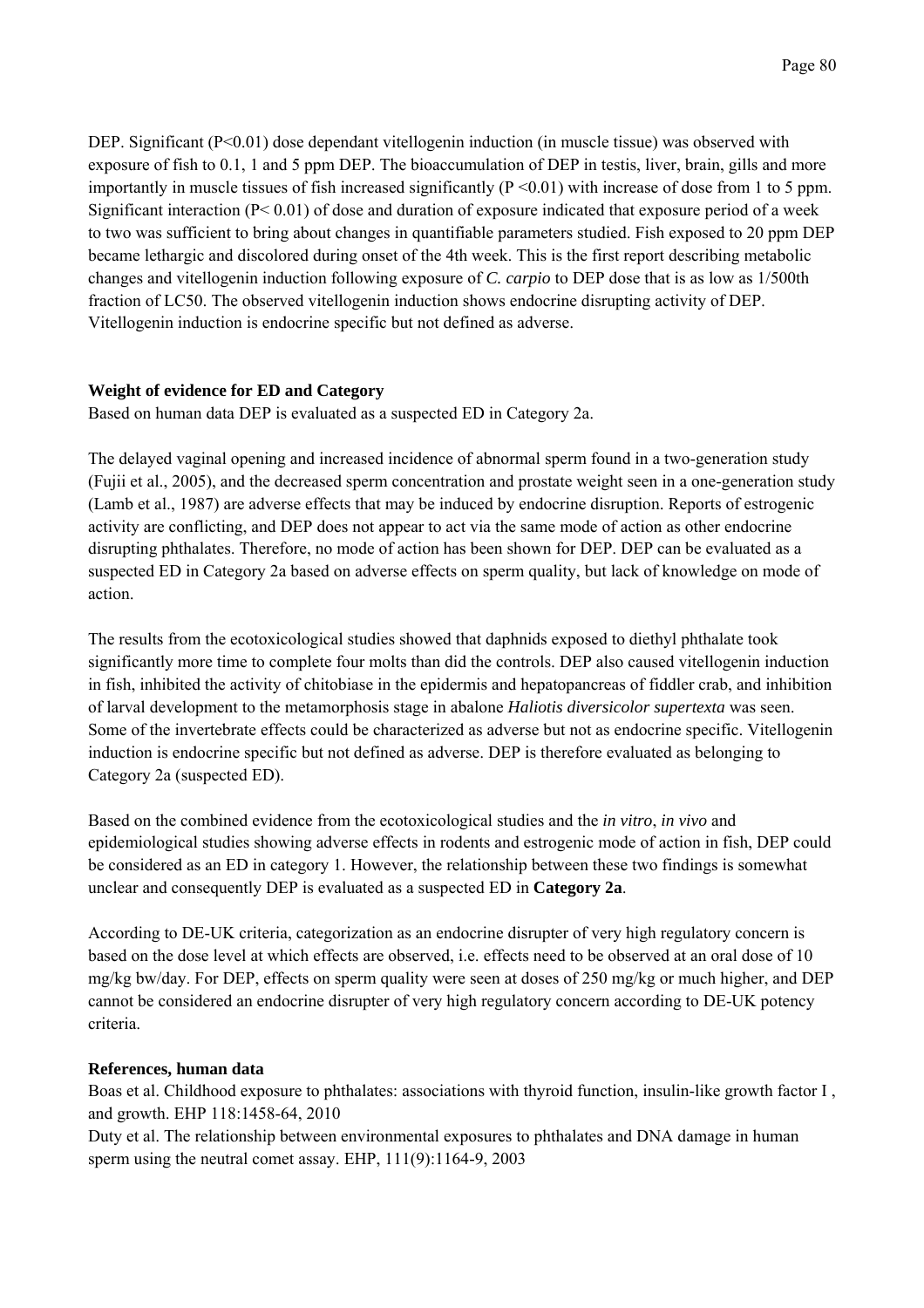DEP. Significant ($P<0.01$) dose dependant vitellogenin induction (in muscle tissue) was observed with exposure of fish to 0.1, 1 and 5 ppm DEP. The bioaccumulation of DEP in testis, liver, brain, gills and more importantly in muscle tissues of fish increased significantly ($P<0.01$) with increase of dose from 1 to 5 ppm. Significant interaction ($P<0.01$) of dose and duration of exposure indicated that exposure period of a week to two was sufficient to bring about changes in quantifiable parameters studied. Fish exposed to 20 ppm DEP became lethargic and discolored during onset of the 4th week. This is the first report describing metabolic changes and vitellogenin induction following exposure of *C. carpio* to DEP dose that is as low as 1/500th fraction of LC50. The observed vitellogenin induction shows endocrine disrupting activity of DEP. Vitellogenin induction is endocrine specific but not defined as adverse.

**Weight of evidence for ED and Category**

Based on human data DEP is evaluated as a suspected ED in Category 2a.

The delayed vaginal opening and increased incidence of abnormal sperm found in a two-generation study (Fujii et al., 2005), and the decreased sperm concentration and prostate weight seen in a one-generation study (Lamb et al., 1987) are adverse effects that may be induced by endocrine disruption. Reports of estrogenic activity are conflicting, and DEP does not appear to act via the same mode of action as other endocrine disrupting phthalates. Therefore, no mode of action has been shown for DEP. DEP can be evaluated as a suspected ED in Category 2a based on adverse effects on sperm quality, but lack of knowledge on mode of action.

The results from the ecotoxicological studies showed that daphnids exposed to diethyl phthalate took significantly more time to complete four molts than did the controls. DEP also caused vitellogenin induction in fish, inhibited the activity of chitobiase in the epidermis and hepatopancreas of fiddler crab, and inhibition of larval development to the metamorphosis stage in abalone *Haliotis diversicolor supertexta* was seen. Some of the invertebrate effects could be characterized as adverse but not as endocrine specific. Vitellogenin induction is endocrine specific but not defined as adverse. DEP is therefore evaluated as belonging to Category 2a (suspected ED).

Based on the combined evidence from the ecotoxicological studies and the *in vitro*, *in vivo* and epidemiological studies showing adverse effects in rodents and estrogenic mode of action in fish, DEP could be considered as an ED in category 1. However, the relationship between these two findings is somewhat unclear and consequently DEP is evaluated as a suspected ED in **Category 2a**.

According to DE-UK criteria, categorization as an endocrine disrupter of very high regulatory concern is based on the dose level at which effects are observed, i.e. effects need to be observed at an oral dose of 10 mg/kg bw/day. For DEP, effects on sperm quality were seen at doses of 250 mg/kg or much higher, and DEP cannot be considered an endocrine disrupter of very high regulatory concern according to DE-UK potency criteria.

**References, human data**

Boas et al. Childhood exposure to phthalates: associations with thyroid function, insulin-like growth factor I , and growth. EHP 118:1458-64, 2010

Duty et al. The relationship between environmental exposures to phthalates and DNA damage in human sperm using the neutral comet assay. EHP, 111(9):1164-9, 2003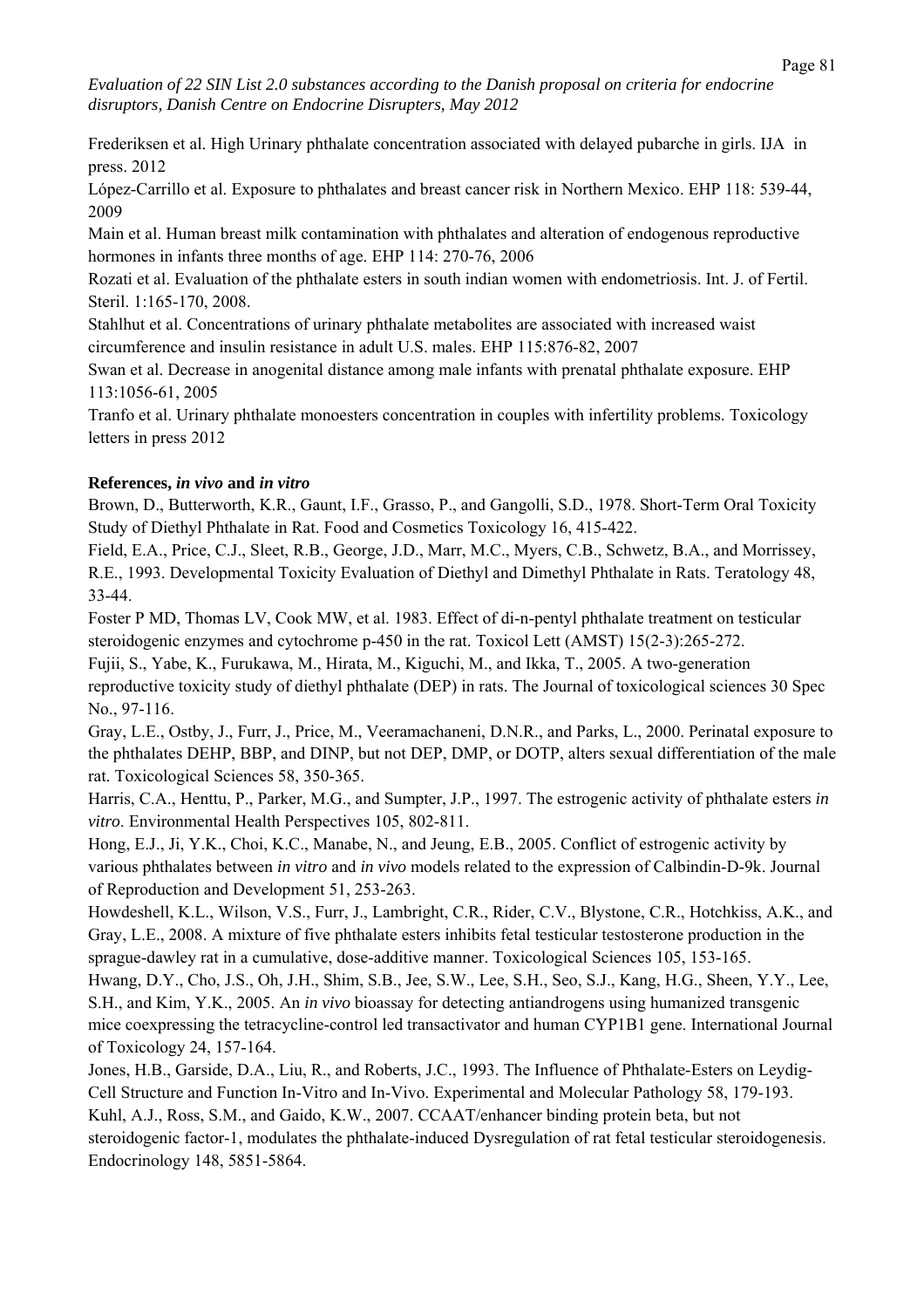Frederiksen et al. High Urinary phthalate concentration associated with delayed pubarche in girls. IJA in press. 2012

López-Carrillo et al. Exposure to phthalates and breast cancer risk in Northern Mexico. EHP 118: 539-44, 2009

Main et al. Human breast milk contamination with phthalates and alteration of endogenous reproductive hormones in infants three months of age. EHP 114: 270-76, 2006

Rozati et al. Evaluation of the phthalate esters in south indian women with endometriosis. Int. J. of Fertil. Steril. 1:165-170, 2008.

Stahlhut et al. Concentrations of urinary phthalate metabolites are associated with increased waist circumference and insulin resistance in adult U.S. males. EHP 115:876-82, 2007

Swan et al. Decrease in anogenital distance among male infants with prenatal phthalate exposure. EHP 113:1056-61, 2005

Tranfo et al. Urinary phthalate monoesters concentration in couples with infertility problems. Toxicology letters in press 2012

**References, *in vivo* and *in vitro***

Brown, D., Butterworth, K.R., Gaunt, I.F., Grasso, P., and Gangolli, S.D., 1978. Short-Term Oral Toxicity Study of Diethyl Phthalate in Rat. Food and Cosmetics Toxicology 16, 415-422.

Field, E.A., Price, C.J., Sleet, R.B., George, J.D., Marr, M.C., Myers, C.B., Schwetz, B.A., and Morrissey, R.E., 1993. Developmental Toxicity Evaluation of Diethyl and Dimethyl Phthalate in Rats. Teratology 48, 33-44.

Foster P MD, Thomas LV, Cook MW, et al. 1983. Effect of di-n-pentyl phthalate treatment on testicular steroidogenic enzymes and cytochrome p-450 in the rat. Toxicol Lett (AMST) 15(2-3):265-272.

Fujii, S., Yabe, K., Furukawa, M., Hirata, M., Kiguchi, M., and Ikka, T., 2005. A two-generation reproductive toxicity study of diethyl phthalate (DEP) in rats. The Journal of toxicological sciences 30 Spec No., 97-116.

Gray, L.E., Ostby, J., Furr, J., Price, M., Veeramachaneni, D.N.R., and Parks, L., 2000. Perinatal exposure to the phthalates DEHP, BBP, and DINP, but not DEP, DMP, or DOTP, alters sexual differentiation of the male rat. Toxicological Sciences 58, 350-365.

Harris, C.A., Henttu, P., Parker, M.G., and Sumpter, J.P., 1997. The estrogenic activity of phthalate esters *in vitro*. Environmental Health Perspectives 105, 802-811.

Hong, E.J., Ji, Y.K., Choi, K.C., Manabe, N., and Jeung, E.B., 2005. Conflict of estrogenic activity by various phthalates between *in vitro* and *in vivo* models related to the expression of Calbindin-D-9k. Journal of Reproduction and Development 51, 253-263.

Howdeshell, K.L., Wilson, V.S., Furr, J., Lambright, C.R., Rider, C.V., Blystone, C.R., Hotchkiss, A.K., and Gray, L.E., 2008. A mixture of five phthalate esters inhibits fetal testicular testosterone production in the sprague-dawley rat in a cumulative, dose-additive manner. Toxicological Sciences 105, 153-165.

Hwang, D.Y., Cho, J.S., Oh, J.H., Shim, S.B., Jee, S.W., Lee, S.H., Seo, S.J., Kang, H.G., Sheen, Y.Y., Lee, S.H., and Kim, Y.K., 2005. An *in vivo* bioassay for detecting antiandrogens using humanized transgenic mice coexpressing the tetracycline-control led transactivator and human CYP1B1 gene. International Journal of Toxicology 24, 157-164.

Jones, H.B., Garside, D.A., Liu, R., and Roberts, J.C., 1993. The Influence of Phthalate-Esters on Leydig-Cell Structure and Function In-Vitro and In-Vivo. Experimental and Molecular Pathology 58, 179-193.

Kuhl, A.J., Ross, S.M., and Gaido, K.W., 2007. CCAAT/enhancer binding protein beta, but not steroidogenic factor-1, modulates the phthalate-induced Dysregulation of rat fetal testicular steroidogenesis. Endocrinology 148, 5851-5864.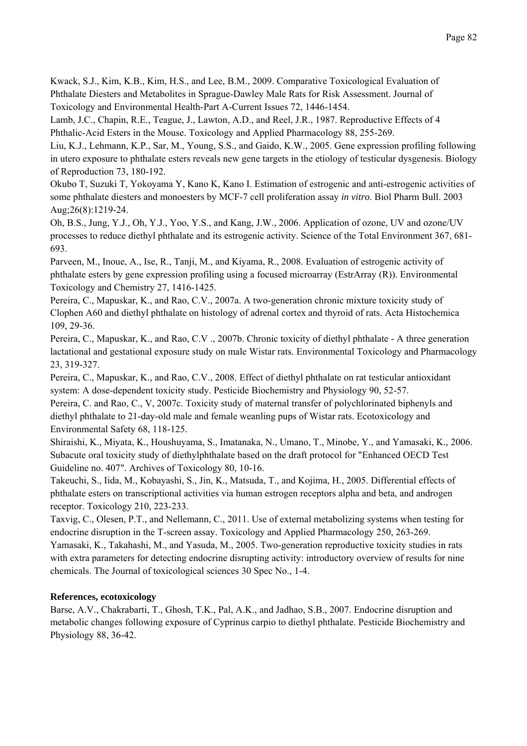Kwack, S.J., Kim, K.B., Kim, H.S., and Lee, B.M., 2009. Comparative Toxicological Evaluation of Phthalate Diesters and Metabolites in Sprague-Dawley Male Rats for Risk Assessment. Journal of Toxicology and Environmental Health-Part A-Current Issues 72, 1446-1454.

Lamb, J.C., Chapin, R.E., Teague, J., Lawton, A.D., and Reel, J.R., 1987. Reproductive Effects of 4 Phthalic-Acid Esters in the Mouse. Toxicology and Applied Pharmacology 88, 255-269.

Liu, K.J., Lehmann, K.P., Sar, M., Young, S.S., and Gaido, K.W., 2005. Gene expression profiling following in utero exposure to phthalate esters reveals new gene targets in the etiology of testicular dysgenesis. Biology of Reproduction 73, 180-192.

Okubo T, Suzuki T, Yokoyama Y, Kano K, Kano I. Estimation of estrogenic and anti-estrogenic activities of some phthalate diesters and monoesters by MCF-7 cell proliferation assay *in vitro*. Biol Pharm Bull. 2003 Aug;26(8):1219-24.

Oh, B.S., Jung, Y.J., Oh, Y.J., Yoo, Y.S., and Kang, J.W., 2006. Application of ozone, UV and ozone/UV processes to reduce diethyl phthalate and its estrogenic activity. Science of the Total Environment 367, 681-693.

Parveen, M., Inoue, A., Ise, R., Tanji, M., and Kiyama, R., 2008. Evaluation of estrogenic activity of phthalate esters by gene expression profiling using a focused microarray (EstrArray (R)). Environmental Toxicology and Chemistry 27, 1416-1425.

Pereira, C., Mapuskar, K., and Rao, C.V., 2007a. A two-generation chronic mixture toxicity study of Clophen A60 and diethyl phthalate on histology of adrenal cortex and thyroid of rats. Acta Histochemica 109, 29-36.

Pereira, C., Mapuskar, K., and Rao, C.V ., 2007b. Chronic toxicity of diethyl phthalate - A three generation lactational and gestational exposure study on male Wistar rats. Environmental Toxicology and Pharmacology 23, 319-327.

Pereira, C., Mapuskar, K., and Rao, C.V., 2008. Effect of diethyl phthalate on rat testicular antioxidant system: A dose-dependent toxicity study. Pesticide Biochemistry and Physiology 90, 52-57.

Pereira, C. and Rao, C., V, 2007c. Toxicity study of maternal transfer of polychlorinated biphenyls and diethyl phthalate to 21-day-old male and female weanling pups of Wistar rats. Ecotoxicology and Environmental Safety 68, 118-125.

Shiraishi, K., Miyata, K., Houshuyama, S., Imatanaka, N., Umano, T., Minobe, Y., and Yamasaki, K., 2006. Subacute oral toxicity study of diethylphthalate based on the draft protocol for "Enhanced OECD Test Guideline no. 407". Archives of Toxicology 80, 10-16.

Takeuchi, S., Iida, M., Kobayashi, S., Jin, K., Matsuda, T., and Kojima, H., 2005. Differential effects of phthalate esters on transcriptional activities via human estrogen receptors alpha and beta, and androgen receptor. Toxicology 210, 223-233.

Taxvig, C., Olesen, P.T., and Nellemann, C., 2011. Use of external metabolizing systems when testing for endocrine disruption in the T-screen assay. Toxicology and Applied Pharmacology 250, 263-269.

Yamasaki, K., Takahashi, M., and Yasuda, M., 2005. Two-generation reproductive toxicity studies in rats with extra parameters for detecting endocrine disrupting activity: introductory overview of results for nine chemicals. The Journal of toxicological sciences 30 Spec No., 1-4.

**References, ecotoxicology**

Barse, A.V., Chakrabarti, T., Ghosh, T.K., Pal, A.K., and Jadhao, S.B., 2007. Endocrine disruption and metabolic changes following exposure of Cyprinus carpio to diethyl phthalate. Pesticide Biochemistry and Physiology 88, 36-42.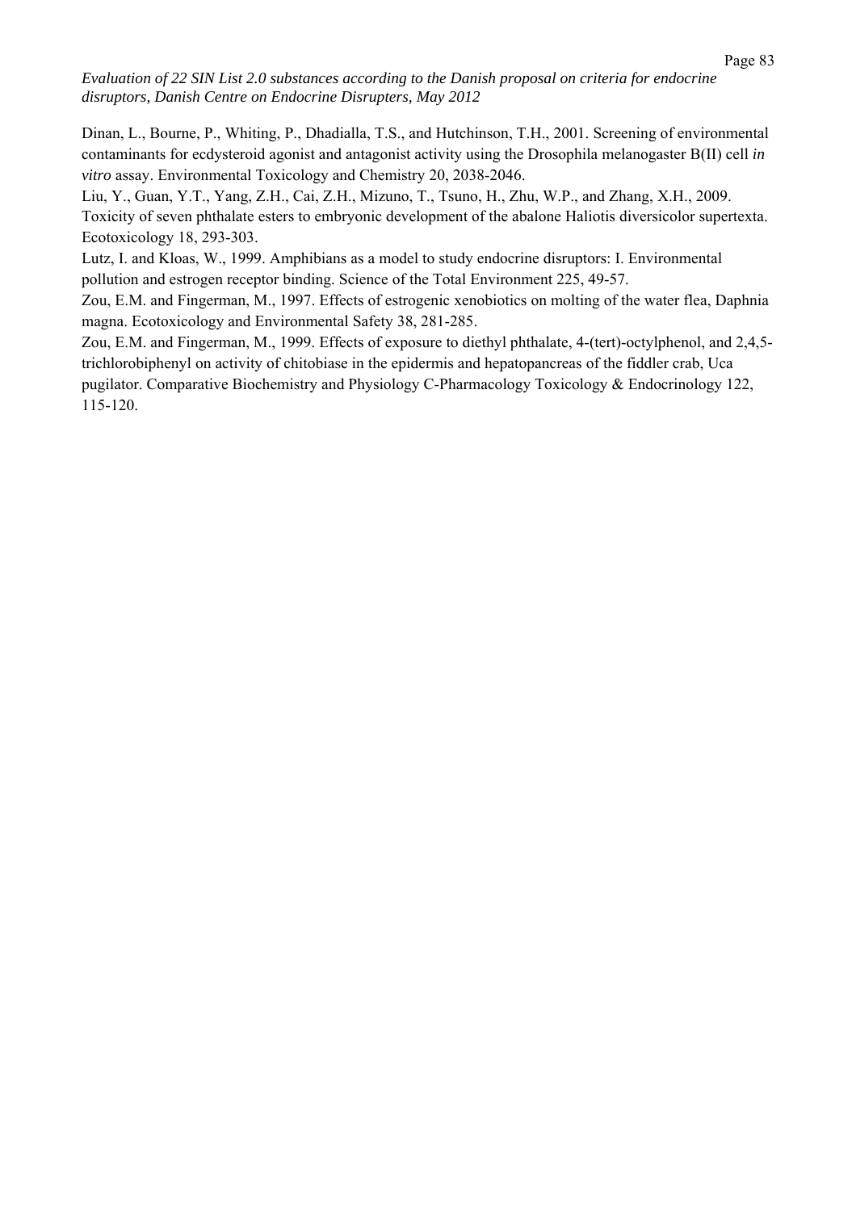Dinan, L., Bourne, P., Whiting, P., Dhadialla, T.S., and Hutchinson, T.H., 2001. Screening of environmental contaminants for ecdysteroid agonist and antagonist activity using the Drosophila melanogaster B(II) cell *in vitro* assay. Environmental Toxicology and Chemistry 20, 2038-2046.

Liu, Y., Guan, Y.T., Yang, Z.H., Cai, Z.H., Mizuno, T., Tsuno, H., Zhu, W.P., and Zhang, X.H., 2009. Toxicity of seven phthalate esters to embryonic development of the abalone Haliotis diversicolor supertexta. Ecotoxicology 18, 293-303.

Lutz, I. and Kloas, W., 1999. Amphibians as a model to study endocrine disruptors: I. Environmental pollution and estrogen receptor binding. Science of the Total Environment 225, 49-57.

Zou, E.M. and Fingerman, M., 1997. Effects of estrogenic xenobiotics on molting of the water flea, Daphnia magna. Ecotoxicology and Environmental Safety 38, 281-285.

Zou, E.M. and Fingerman, M., 1999. Effects of exposure to diethyl phthalate, 4-(tert)-octylphenol, and 2,4,5-trichlorobiphenyl on activity of chitobiase in the epidermis and hepatopancreas of the fiddler crab, Uca pugilator. Comparative Biochemistry and Physiology C-Pharmacology Toxicology & Endocrinology 122, 115-120.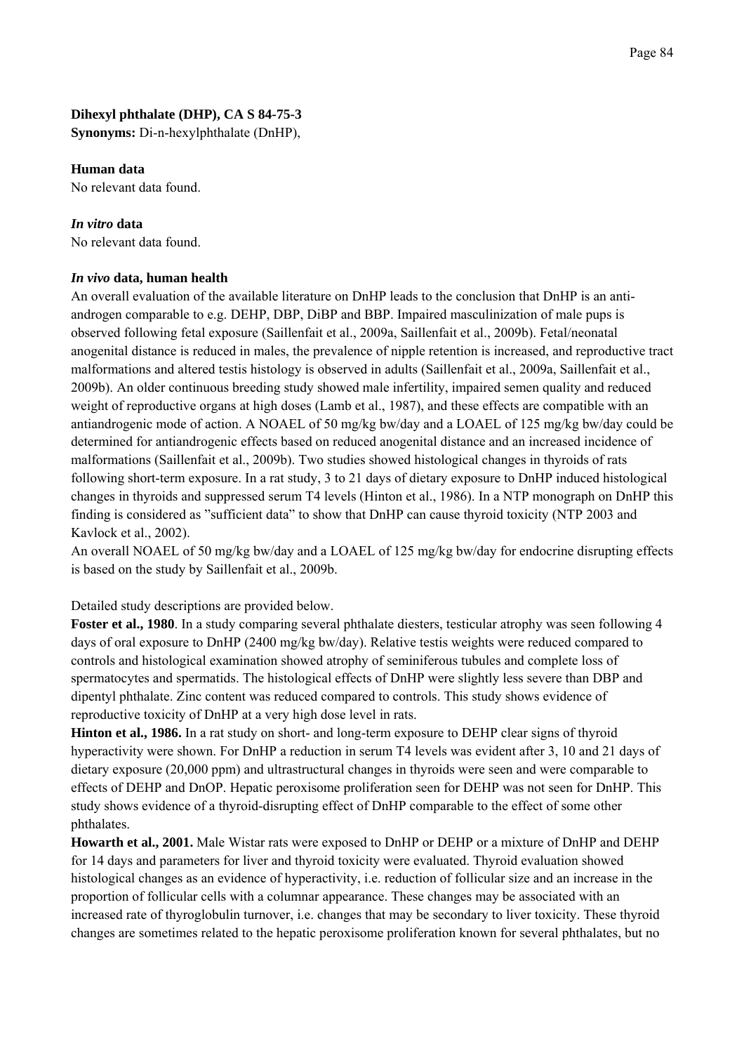**Dihexyl phthalate (DHP), CA S 84-75-3**
**Synonyms:** Di-n-hexylphthalate (DnHP),

**Human data**
No relevant data found.

***In vitro* data**
No relevant data found.

***In vivo* data, human health**
An overall evaluation of the available literature on DnHP leads to the conclusion that DnHP is an anti-androgen comparable to e.g. DEHP, DBP, DiBP and BBP. Impaired masculinization of male pups is observed following fetal exposure (Saillenfait et al., 2009a, Saillenfait et al., 2009b). Fetal/neonatal anogenital distance is reduced in males, the prevalence of nipple retention is increased, and reproductive tract malformations and altered testis histology is observed in adults (Saillenfait et al., 2009a, Saillenfait et al., 2009b). An older continuous breeding study showed male infertility, impaired semen quality and reduced weight of reproductive organs at high doses (Lamb et al., 1987), and these effects are compatible with an antiandrogenic mode of action. A NOAEL of 50 mg/kg bw/day and a LOAEL of 125 mg/kg bw/day could be determined for antiandrogenic effects based on reduced anogenital distance and an increased incidence of malformations (Saillenfait et al., 2009b). Two studies showed histological changes in thyroids of rats following short-term exposure. In a rat study, 3 to 21 days of dietary exposure to DnHP induced histological changes in thyroids and suppressed serum T4 levels (Hinton et al., 1986). In a NTP monograph on DnHP this finding is considered as "sufficient data" to show that DnHP can cause thyroid toxicity (NTP 2003 and Kavlock et al., 2002).
An overall NOAEL of 50 mg/kg bw/day and a LOAEL of 125 mg/kg bw/day for endocrine disrupting effects is based on the study by Saillenfait et al., 2009b.

Detailed study descriptions are provided below.

**Foster et al., 1980**. In a study comparing several phthalate diesters, testicular atrophy was seen following 4 days of oral exposure to DnHP (2400 mg/kg bw/day). Relative testis weights were reduced compared to controls and histological examination showed atrophy of seminiferous tubules and complete loss of spermatocytes and spermatids. The histological effects of DnHP were slightly less severe than DBP and dipentyl phthalate. Zinc content was reduced compared to controls. This study shows evidence of reproductive toxicity of DnHP at a very high dose level in rats.

**Hinton et al., 1986.** In a rat study on short- and long-term exposure to DEHP clear signs of thyroid hyperactivity were shown. For DnHP a reduction in serum T4 levels was evident after 3, 10 and 21 days of dietary exposure (20,000 ppm) and ultrastructural changes in thyroids were seen and were comparable to effects of DEHP and DnOP. Hepatic peroxisome proliferation seen for DEHP was not seen for DnHP. This study shows evidence of a thyroid-disrupting effect of DnHP comparable to the effect of some other phthalates.

**Howarth et al., 2001.** Male Wistar rats were exposed to DnHP or DEHP or a mixture of DnHP and DEHP for 14 days and parameters for liver and thyroid toxicity were evaluated. Thyroid evaluation showed histological changes as an evidence of hyperactivity, i.e. reduction of follicular size and an increase in the proportion of follicular cells with a columnar appearance. These changes may be associated with an increased rate of thyroglobulin turnover, i.e. changes that may be secondary to liver toxicity. These thyroid changes are sometimes related to the hepatic peroxisome proliferation known for several phthalates, but no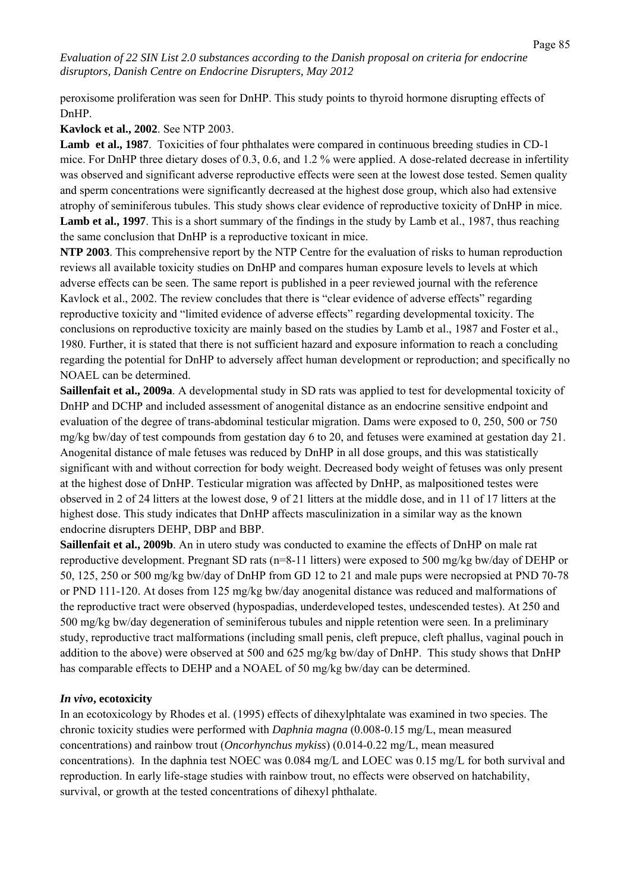peroxisome proliferation was seen for DnHP. This study points to thyroid hormone disrupting effects of DnHP.

**Kavlock et al., 2002**. See NTP 2003.

**Lamb et al., 1987**. Toxicities of four phthalates were compared in continuous breeding studies in CD-1 mice. For DnHP three dietary doses of 0.3, 0.6, and 1.2 % were applied. A dose-related decrease in infertility was observed and significant adverse reproductive effects were seen at the lowest dose tested. Semen quality and sperm concentrations were significantly decreased at the highest dose group, which also had extensive atrophy of seminiferous tubules. This study shows clear evidence of reproductive toxicity of DnHP in mice.

**Lamb et al., 1997**. This is a short summary of the findings in the study by Lamb et al., 1987, thus reaching the same conclusion that DnHP is a reproductive toxicant in mice.

**NTP 2003**. This comprehensive report by the NTP Centre for the evaluation of risks to human reproduction reviews all available toxicity studies on DnHP and compares human exposure levels to levels at which adverse effects can be seen. The same report is published in a peer reviewed journal with the reference Kavlock et al., 2002. The review concludes that there is "clear evidence of adverse effects" regarding reproductive toxicity and "limited evidence of adverse effects" regarding developmental toxicity. The conclusions on reproductive toxicity are mainly based on the studies by Lamb et al., 1987 and Foster et al., 1980. Further, it is stated that there is not sufficient hazard and exposure information to reach a concluding regarding the potential for DnHP to adversely affect human development or reproduction; and specifically no NOAEL can be determined.

**Saillenfait et al., 2009a**. A developmental study in SD rats was applied to test for developmental toxicity of DnHP and DCHP and included assessment of anogenital distance as an endocrine sensitive endpoint and evaluation of the degree of trans-abdominal testicular migration. Dams were exposed to 0, 250, 500 or 750 mg/kg bw/day of test compounds from gestation day 6 to 20, and fetuses were examined at gestation day 21. Anogenital distance of male fetuses was reduced by DnHP in all dose groups, and this was statistically significant with and without correction for body weight. Decreased body weight of fetuses was only present at the highest dose of DnHP. Testicular migration was affected by DnHP, as malpositioned testes were observed in 2 of 24 litters at the lowest dose, 9 of 21 litters at the middle dose, and in 11 of 17 litters at the highest dose. This study indicates that DnHP affects masculinization in a similar way as the known endocrine disrupters DEHP, DBP and BBP.

**Saillenfait et al., 2009b**. An in utero study was conducted to examine the effects of DnHP on male rat reproductive development. Pregnant SD rats (n=8-11 litters) were exposed to 500 mg/kg bw/day of DEHP or 50, 125, 250 or 500 mg/kg bw/day of DnHP from GD 12 to 21 and male pups were necropsied at PND 70-78 or PND 111-120. At doses from 125 mg/kg bw/day anogenital distance was reduced and malformations of the reproductive tract were observed (hypospadias, underdeveloped testes, undescended testes). At 250 and 500 mg/kg bw/day degeneration of seminiferous tubules and nipple retention were seen. In a preliminary study, reproductive tract malformations (including small penis, cleft prepuce, cleft phallus, vaginal pouch in addition to the above) were observed at 500 and 625 mg/kg bw/day of DnHP. This study shows that DnHP has comparable effects to DEHP and a NOAEL of 50 mg/kg bw/day can be determined.

***In vivo*, ecotoxicity**

In an ecotoxicology by Rhodes et al. (1995) effects of dihexylphtalate was examined in two species. The chronic toxicity studies were performed with *Daphnia magna* (0.008-0.15 mg/L, mean measured concentrations) and rainbow trout (*Oncorhynchus mykiss*) (0.014-0.22 mg/L, mean measured concentrations). In the daphnia test NOEC was 0.084 mg/L and LOEC was 0.15 mg/L for both survival and reproduction. In early life-stage studies with rainbow trout, no effects were observed on hatchability, survival, or growth at the tested concentrations of dihexyl phthalate.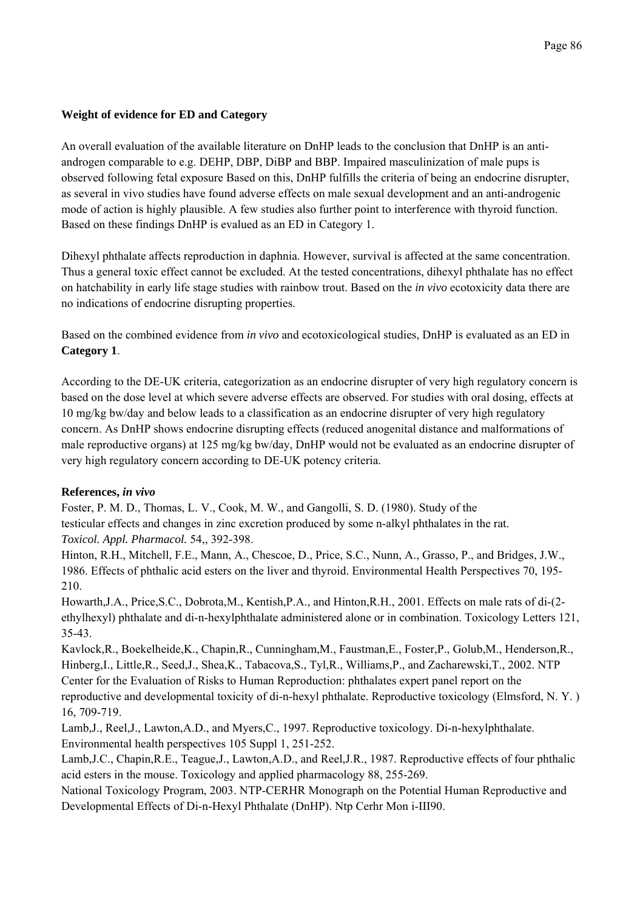**Weight of evidence for ED and Category**

An overall evaluation of the available literature on DnHP leads to the conclusion that DnHP is an anti-androgen comparable to e.g. DEHP, DBP, DiBP and BBP. Impaired masculinization of male pups is observed following fetal exposure Based on this, DnHP fulfills the criteria of being an endocrine disrupter, as several in vivo studies have found adverse effects on male sexual development and an anti-androgenic mode of action is highly plausible. A few studies also further point to interference with thyroid function. Based on these findings DnHP is evalued as an ED in Category 1.

Dihexyl phthalate affects reproduction in daphnia. However, survival is affected at the same concentration. Thus a general toxic effect cannot be excluded. At the tested concentrations, dihexyl phthalate has no effect on hatchability in early life stage studies with rainbow trout. Based on the *in vivo* ecotoxicity data there are no indications of endocrine disrupting properties.

Based on the combined evidence from *in vivo* and ecotoxicological studies, DnHP is evaluated as an ED in **Category 1**.

According to the DE-UK criteria, categorization as an endocrine disrupter of very high regulatory concern is based on the dose level at which severe adverse effects are observed. For studies with oral dosing, effects at 10 mg/kg bw/day and below leads to a classification as an endocrine disrupter of very high regulatory concern. As DnHP shows endocrine disrupting effects (reduced anogenital distance and malformations of male reproductive organs) at 125 mg/kg bw/day, DnHP would not be evaluated as an endocrine disrupter of very high regulatory concern according to DE-UK potency criteria.

**References, *in vivo***

Foster, P. M. D., Thomas, L. V., Cook, M. W., and Gangolli, S. D. (1980). Study of the testicular effects and changes in zinc excretion produced by some n-alkyl phthalates in the rat. *Toxicol. Appl. Pharmacol.* 54,, 392-398.

Hinton, R.H., Mitchell, F.E., Mann, A., Chescoe, D., Price, S.C., Nunn, A., Grasso, P., and Bridges, J.W., 1986. Effects of phthalic acid esters on the liver and thyroid. Environmental Health Perspectives 70, 195-210.

Howarth,J.A., Price,S.C., Dobrota,M., Kentish,P.A., and Hinton,R.H., 2001. Effects on male rats of di-(2-ethylhexyl) phthalate and di-n-hexylphthalate administered alone or in combination. Toxicology Letters 121, 35-43.

Kavlock,R., Boekelheide,K., Chapin,R., Cunningham,M., Faustman,E., Foster,P., Golub,M., Henderson,R., Hinberg,I., Little,R., Seed,J., Shea,K., Tabacova,S., Tyl,R., Williams,P., and Zacharewski,T., 2002. NTP Center for the Evaluation of Risks to Human Reproduction: phthalates expert panel report on the reproductive and developmental toxicity of di-n-hexyl phthalate. Reproductive toxicology (Elmsford, N. Y. ) 16, 709-719.

Lamb,J., Reel,J., Lawton,A.D., and Myers,C., 1997. Reproductive toxicology. Di-n-hexylphthalate. Environmental health perspectives 105 Suppl 1, 251-252.

Lamb,J.C., Chapin,R.E., Teague,J., Lawton,A.D., and Reel,J.R., 1987. Reproductive effects of four phthalic acid esters in the mouse. Toxicology and applied pharmacology 88, 255-269.

National Toxicology Program, 2003. NTP-CERHR Monograph on the Potential Human Reproductive and Developmental Effects of Di-n-Hexyl Phthalate (DnHP). Ntp Cerhr Mon i-III90.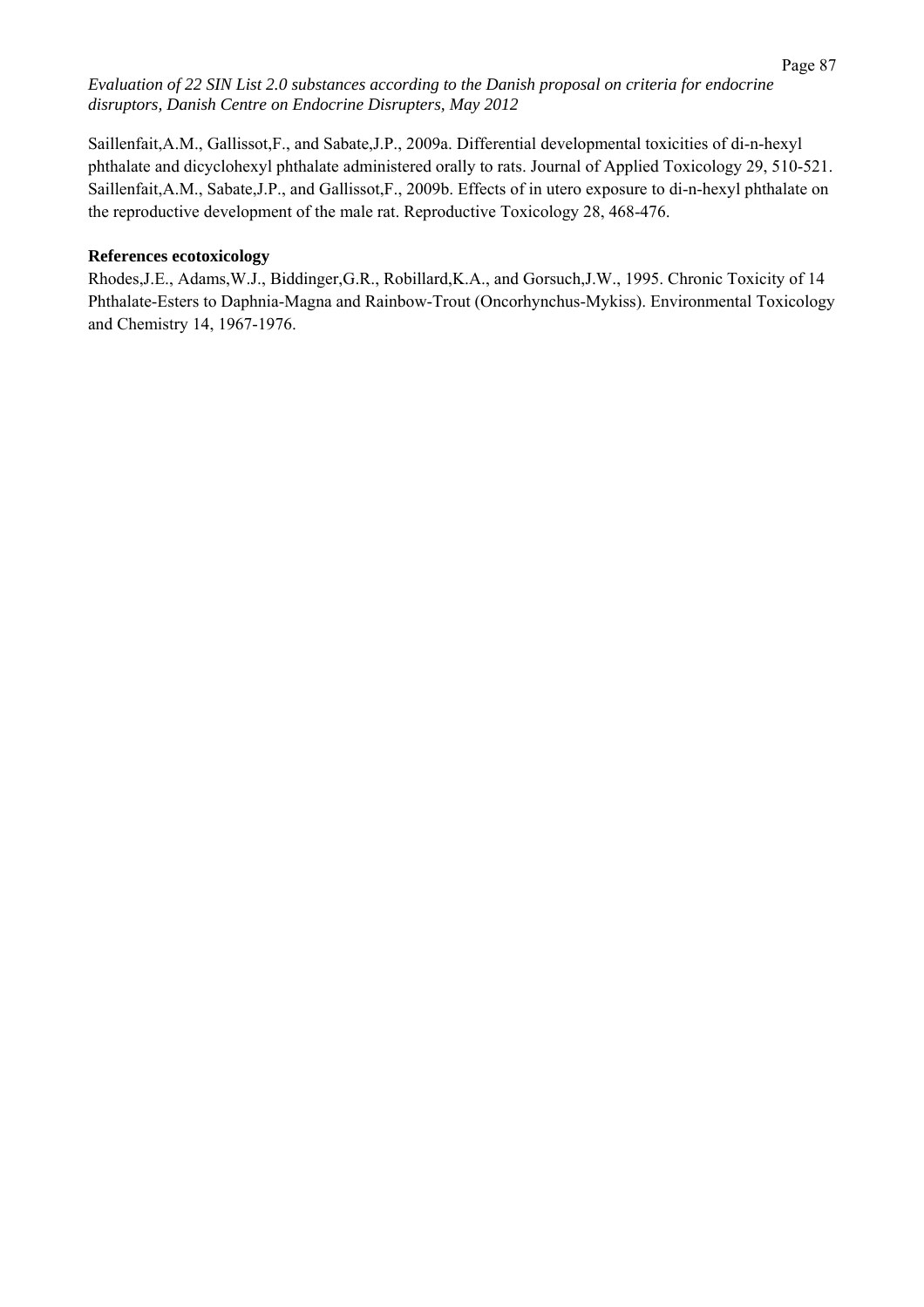Saillenfait,A.M., Gallissot,F., and Sabate,J.P., 2009a. Differential developmental toxicities of di-n-hexyl phthalate and dicyclohexyl phthalate administered orally to rats. Journal of Applied Toxicology 29, 510-521.
Saillenfait,A.M., Sabate,J.P., and Gallissot,F., 2009b. Effects of in utero exposure to di-n-hexyl phthalate on the reproductive development of the male rat. Reproductive Toxicology 28, 468-476.

**References ecotoxicology**

Rhodes,J.E., Adams,W.J., Biddinger,G.R., Robillard,K.A., and Gorsuch,J.W., 1995. Chronic Toxicity of 14 Phthalate-Esters to Daphnia-Magna and Rainbow-Trout (Oncorhynchus-Mykiss). Environmental Toxicology and Chemistry 14, 1967-1976.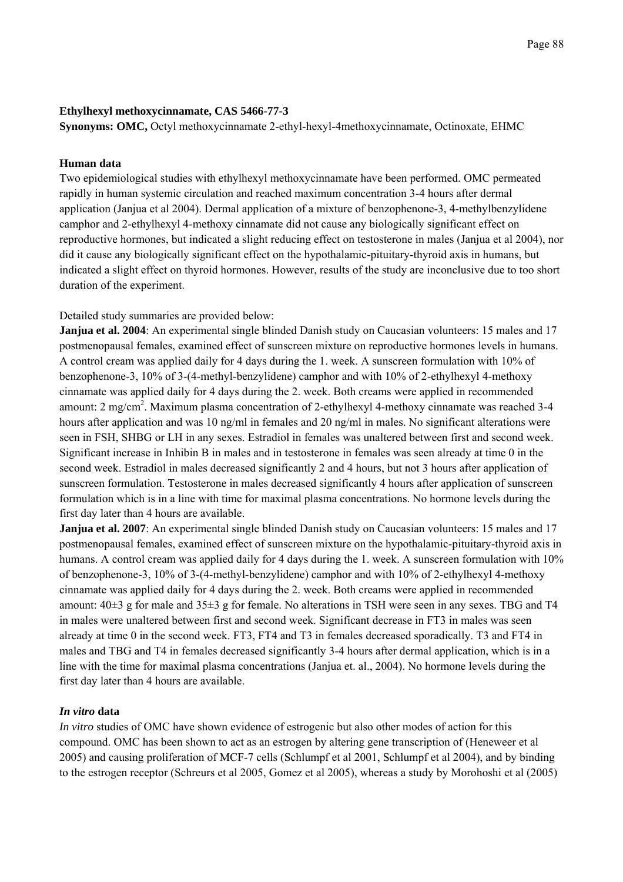**Ethylhexyl methoxycinnamate, CAS 5466-77-3**

**Synonyms: OMC,** Octyl methoxycinnamate 2-ethyl-hexyl-4methoxycinnamate, Octinoxate, EHMC

**Human data**

Two epidemiological studies with ethylhexyl methoxycinnamate have been performed. OMC permeated rapidly in human systemic circulation and reached maximum concentration 3-4 hours after dermal application (Janjua et al 2004). Dermal application of a mixture of benzophenone-3, 4-methylbenzylidene camphor and 2-ethylhexyl 4-methoxy cinnamate did not cause any biologically significant effect on reproductive hormones, but indicated a slight reducing effect on testosterone in males (Janjua et al 2004), nor did it cause any biologically significant effect on the hypothalamic-pituitary-thyroid axis in humans, but indicated a slight effect on thyroid hormones. However, results of the study are inconclusive due to too short duration of the experiment.

Detailed study summaries are provided below:

**Janjua et al. 2004**: An experimental single blinded Danish study on Caucasian volunteers: 15 males and 17 postmenopausal females, examined effect of sunscreen mixture on reproductive hormones levels in humans. A control cream was applied daily for 4 days during the 1. week. A sunscreen formulation with 10% of benzophenone-3, 10% of 3-(4-methyl-benzylidene) camphor and with 10% of 2-ethylhexyl 4-methoxy cinnamate was applied daily for 4 days during the 2. week. Both creams were applied in recommended amount: 2 mg/cm$^2$. Maximum plasma concentration of 2-ethylhexyl 4-methoxy cinnamate was reached 3-4 hours after application and was 10 ng/ml in females and 20 ng/ml in males. No significant alterations were seen in FSH, SHBG or LH in any sexes. Estradiol in females was unaltered between first and second week. Significant increase in Inhibin B in males and in testosterone in females was seen already at time 0 in the second week. Estradiol in males decreased significantly 2 and 4 hours, but not 3 hours after application of sunscreen formulation. Testosterone in males decreased significantly 4 hours after application of sunscreen formulation which is in a line with time for maximal plasma concentrations. No hormone levels during the first day later than 4 hours are available.

**Janjua et al. 2007**: An experimental single blinded Danish study on Caucasian volunteers: 15 males and 17 postmenopausal females, examined effect of sunscreen mixture on the hypothalamic-pituitary-thyroid axis in humans. A control cream was applied daily for 4 days during the 1. week. A sunscreen formulation with 10% of benzophenone-3, 10% of 3-(4-methyl-benzylidene) camphor and with 10% of 2-ethylhexyl 4-methoxy cinnamate was applied daily for 4 days during the 2. week. Both creams were applied in recommended amount: 40±3 g for male and 35±3 g for female. No alterations in TSH were seen in any sexes. TBG and T4 in males were unaltered between first and second week. Significant decrease in FT3 in males was seen already at time 0 in the second week. FT3, FT4 and T3 in females decreased sporadically. T3 and FT4 in males and TBG and T4 in females decreased significantly 3-4 hours after dermal application, which is in a line with the time for maximal plasma concentrations (Janjua et. al., 2004). No hormone levels during the first day later than 4 hours are available.

***In vitro* data**

*In vitro* studies of OMC have shown evidence of estrogenic but also other modes of action for this compound. OMC has been shown to act as an estrogen by altering gene transcription of (Heneweer et al 2005) and causing proliferation of MCF-7 cells (Schlumpf et al 2001, Schlumpf et al 2004), and by binding to the estrogen receptor (Schreurs et al 2005, Gomez et al 2005), whereas a study by Morohoshi et al (2005)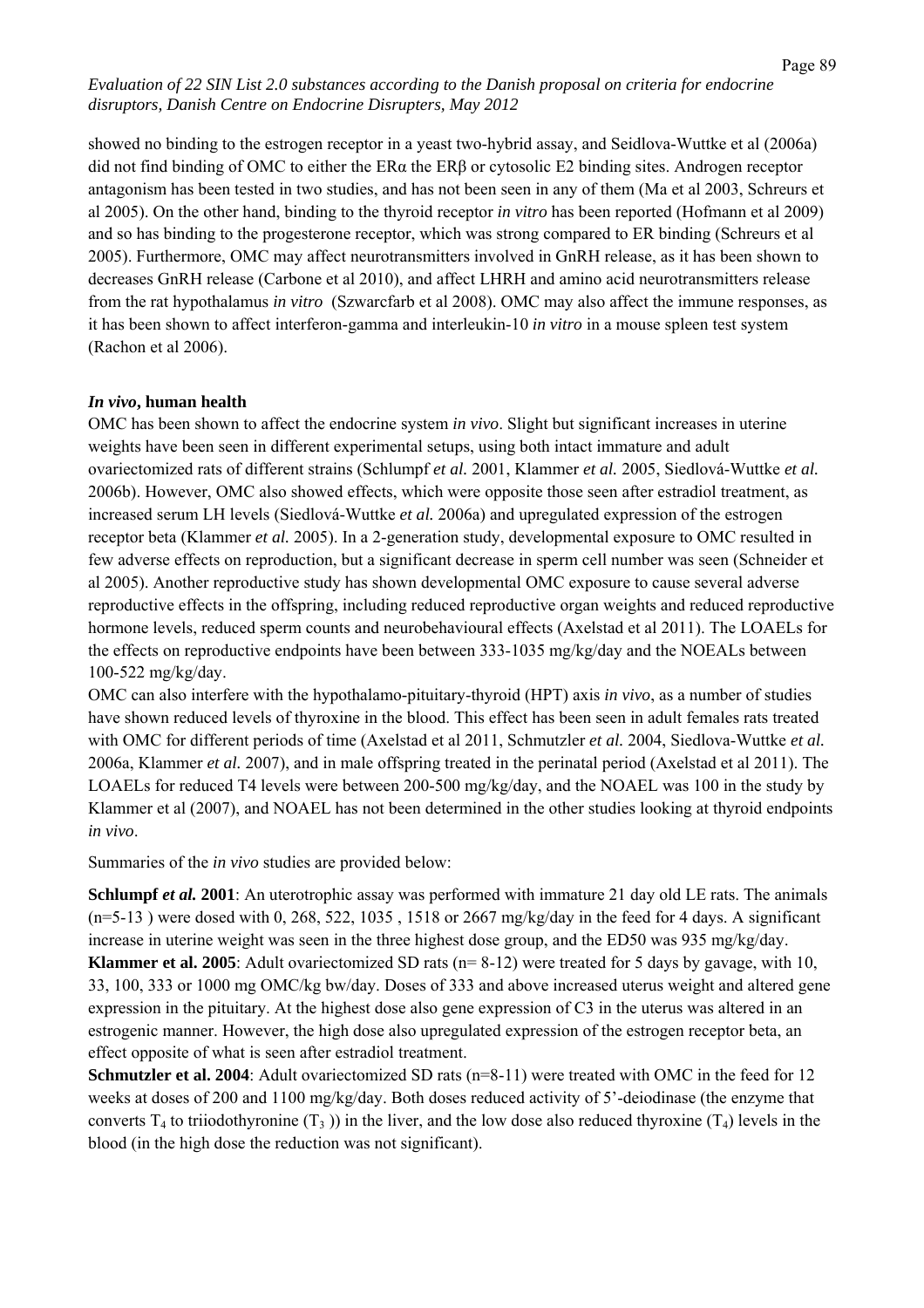showed no binding to the estrogen receptor in a yeast two-hybrid assay, and Seidlova-Wuttke et al (2006a) did not find binding of OMC to either the ERα the ERβ or cytosolic E2 binding sites. Androgen receptor antagonism has been tested in two studies, and has not been seen in any of them (Ma et al 2003, Schreurs et al 2005). On the other hand, binding to the thyroid receptor *in vitro* has been reported (Hofmann et al 2009) and so has binding to the progesterone receptor, which was strong compared to ER binding (Schreurs et al 2005). Furthermore, OMC may affect neurotransmitters involved in GnRH release, as it has been shown to decreases GnRH release (Carbone et al 2010), and affect LHRH and amino acid neurotransmitters release from the rat hypothalamus *in vitro* (Szwarcfarb et al 2008). OMC may also affect the immune responses, as it has been shown to affect interferon-gamma and interleukin-10 *in vitro* in a mouse spleen test system (Rachon et al 2006).

### *In vivo*, human health

OMC has been shown to affect the endocrine system *in vivo*. Slight but significant increases in uterine weights have been seen in different experimental setups, using both intact immature and adult ovariectomized rats of different strains (Schlumpf *et al.* 2001, Klammer *et al.* 2005, Siedlová-Wuttke *et al.* 2006b). However, OMC also showed effects, which were opposite those seen after estradiol treatment, as increased serum LH levels (Siedlová-Wuttke *et al.* 2006a) and upregulated expression of the estrogen receptor beta (Klammer *et al.* 2005). In a 2-generation study, developmental exposure to OMC resulted in few adverse effects on reproduction, but a significant decrease in sperm cell number was seen (Schneider et al 2005). Another reproductive study has shown developmental OMC exposure to cause several adverse reproductive effects in the offspring, including reduced reproductive organ weights and reduced reproductive hormone levels, reduced sperm counts and neurobehavioural effects (Axelstad et al 2011). The LOAELs for the effects on reproductive endpoints have been between 333-1035 mg/kg/day and the NOEALs between 100-522 mg/kg/day.
OMC can also interfere with the hypothalamo-pituitary-thyroid (HPT) axis *in vivo*, as a number of studies have shown reduced levels of thyroxine in the blood. This effect has been seen in adult females rats treated with OMC for different periods of time (Axelstad et al 2011, Schmutzler *et al.* 2004, Siedlova-Wuttke *et al.* 2006a, Klammer *et al.* 2007), and in male offspring treated in the perinatal period (Axelstad et al 2011). The LOAELs for reduced T4 levels were between 200-500 mg/kg/day, and the NOAEL was 100 in the study by Klammer et al (2007), and NOAEL has not been determined in the other studies looking at thyroid endpoints *in vivo*.

Summaries of the *in vivo* studies are provided below:

**Schlumpf *et al.* 2001**: An uterotrophic assay was performed with immature 21 day old LE rats. The animals (n=5-13 ) were dosed with 0, 268, 522, 1035 , 1518 or 2667 mg/kg/day in the feed for 4 days. A significant increase in uterine weight was seen in the three highest dose group, and the ED50 was 935 mg/kg/day.
**Klammer et al. 2005**: Adult ovariectomized SD rats (n= 8-12) were treated for 5 days by gavage, with 10, 33, 100, 333 or 1000 mg OMC/kg bw/day. Doses of 333 and above increased uterus weight and altered gene expression in the pituitary. At the highest dose also gene expression of C3 in the uterus was altered in an estrogenic manner. However, the high dose also upregulated expression of the estrogen receptor beta, an effect opposite of what is seen after estradiol treatment.
**Schmutzler et al. 2004**: Adult ovariectomized SD rats (n=8-11) were treated with OMC in the feed for 12 weeks at doses of 200 and 1100 mg/kg/day. Both doses reduced activity of 5'-deiodinase (the enzyme that converts $T_4$ to triiodothyronine ($T_3$ )) in the liver, and the low dose also reduced thyroxine ($T_4$) levels in the blood (in the high dose the reduction was not significant).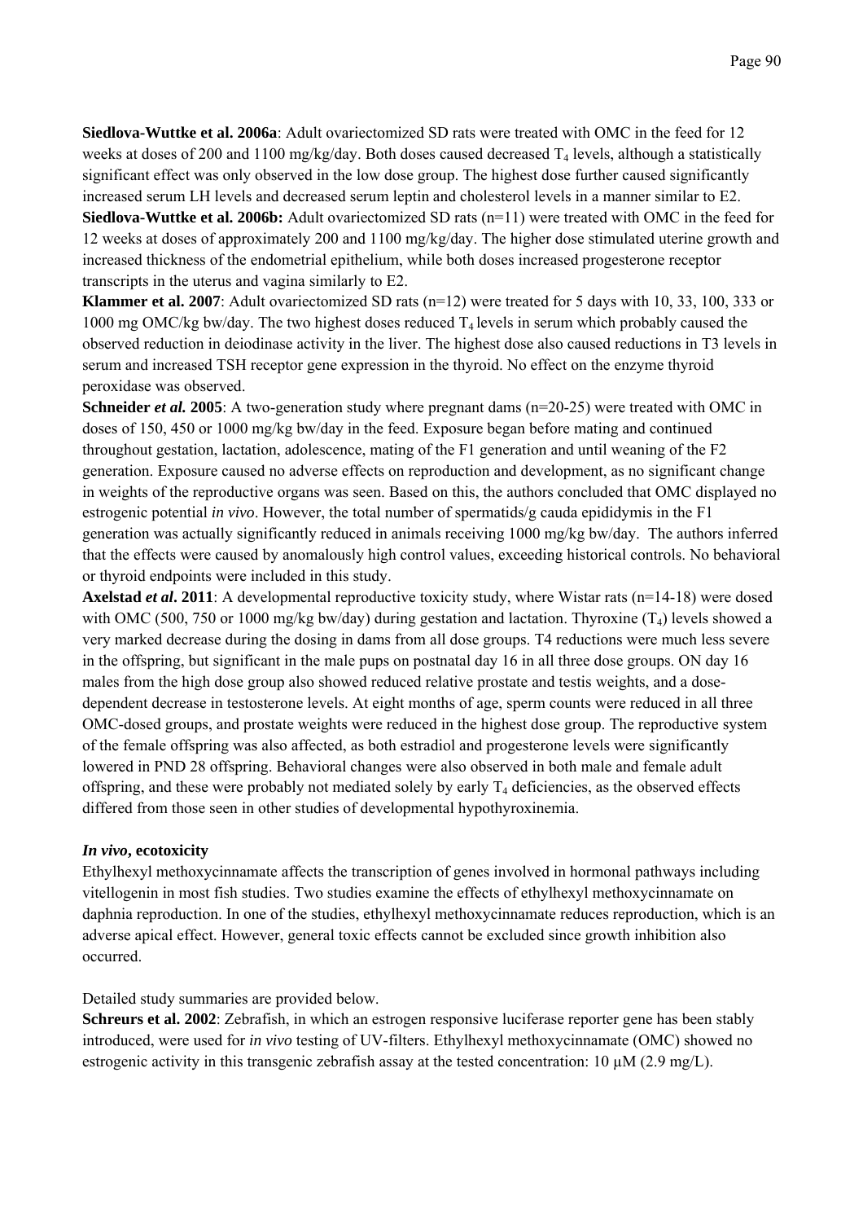**Siedlova-Wuttke et al. 2006a**: Adult ovariectomized SD rats were treated with OMC in the feed for 12 weeks at doses of 200 and 1100 mg/kg/day. Both doses caused decreased $T_4$ levels, although a statistically significant effect was only observed in the low dose group. The highest dose further caused significantly increased serum LH levels and decreased serum leptin and cholesterol levels in a manner similar to E2.

**Siedlova-Wuttke et al. 2006b:** Adult ovariectomized SD rats (n=11) were treated with OMC in the feed for 12 weeks at doses of approximately 200 and 1100 mg/kg/day. The higher dose stimulated uterine growth and increased thickness of the endometrial epithelium, while both doses increased progesterone receptor transcripts in the uterus and vagina similarly to E2.

**Klammer et al. 2007**: Adult ovariectomized SD rats (n=12) were treated for 5 days with 10, 33, 100, 333 or 1000 mg OMC/kg bw/day. The two highest doses reduced $T_4$ levels in serum which probably caused the observed reduction in deiodinase activity in the liver. The highest dose also caused reductions in T3 levels in serum and increased TSH receptor gene expression in the thyroid. No effect on the enzyme thyroid peroxidase was observed.

**Schneider *et al.* 2005**: A two-generation study where pregnant dams (n=20-25) were treated with OMC in doses of 150, 450 or 1000 mg/kg bw/day in the feed. Exposure began before mating and continued throughout gestation, lactation, adolescence, mating of the F1 generation and until weaning of the F2 generation. Exposure caused no adverse effects on reproduction and development, as no significant change in weights of the reproductive organs was seen. Based on this, the authors concluded that OMC displayed no estrogenic potential *in vivo*. However, the total number of spermatids/g cauda epididymis in the F1 generation was actually significantly reduced in animals receiving 1000 mg/kg bw/day. The authors inferred that the effects were caused by anomalously high control values, exceeding historical controls. No behavioral or thyroid endpoints were included in this study.

**Axelstad *et al*. 2011**: A developmental reproductive toxicity study, where Wistar rats (n=14-18) were dosed with OMC (500, 750 or 1000 mg/kg bw/day) during gestation and lactation. Thyroxine ($T_4$) levels showed a very marked decrease during the dosing in dams from all dose groups. T4 reductions were much less severe in the offspring, but significant in the male pups on postnatal day 16 in all three dose groups. ON day 16 males from the high dose group also showed reduced relative prostate and testis weights, and a dose-dependent decrease in testosterone levels. At eight months of age, sperm counts were reduced in all three OMC-dosed groups, and prostate weights were reduced in the highest dose group. The reproductive system of the female offspring was also affected, as both estradiol and progesterone levels were significantly lowered in PND 28 offspring. Behavioral changes were also observed in both male and female adult offspring, and these were probably not mediated solely by early $T_4$ deficiencies, as the observed effects differed from those seen in other studies of developmental hypothyroxinemia.

***In vivo*, ecotoxicity**

Ethylhexyl methoxycinnamate affects the transcription of genes involved in hormonal pathways including vitellogenin in most fish studies. Two studies examine the effects of ethylhexyl methoxycinnamate on daphnia reproduction. In one of the studies, ethylhexyl methoxycinnamate reduces reproduction, which is an adverse apical effect. However, general toxic effects cannot be excluded since growth inhibition also occurred.

Detailed study summaries are provided below.

**Schreurs et al. 2002**: Zebrafish, in which an estrogen responsive luciferase reporter gene has been stably introduced, were used for *in vivo* testing of UV-filters. Ethylhexyl methoxycinnamate (OMC) showed no estrogenic activity in this transgenic zebrafish assay at the tested concentration: 10 µM (2.9 mg/L).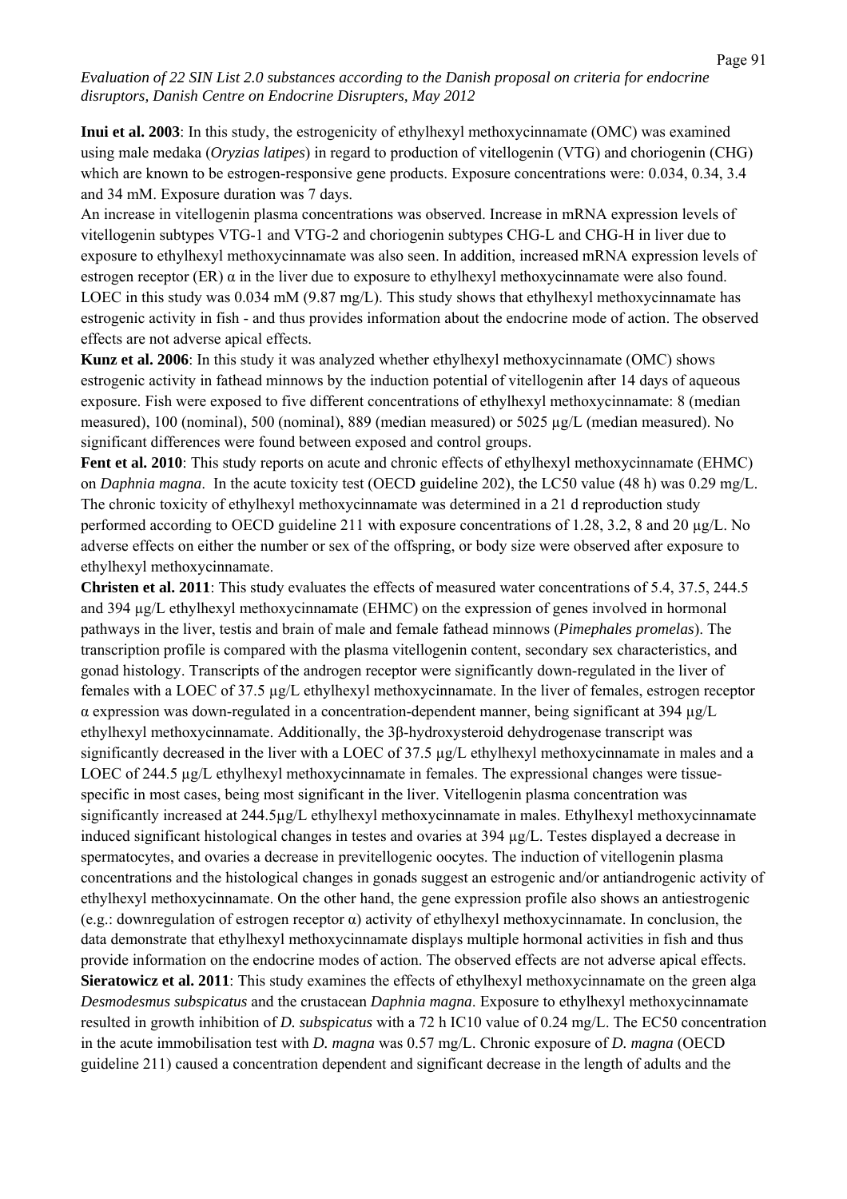**Inui et al. 2003**: In this study, the estrogenicity of ethylhexyl methoxycinnamate (OMC) was examined using male medaka (*Oryzias latipes*) in regard to production of vitellogenin (VTG) and choriogenin (CHG) which are known to be estrogen-responsive gene products. Exposure concentrations were: 0.034, 0.34, 3.4 and 34 mM. Exposure duration was 7 days.
An increase in vitellogenin plasma concentrations was observed. Increase in mRNA expression levels of vitellogenin subtypes VTG-1 and VTG-2 and choriogenin subtypes CHG-L and CHG-H in liver due to exposure to ethylhexyl methoxycinnamate was also seen. In addition, increased mRNA expression levels of estrogen receptor (ER) α in the liver due to exposure to ethylhexyl methoxycinnamate were also found. LOEC in this study was 0.034 mM (9.87 mg/L). This study shows that ethylhexyl methoxycinnamate has estrogenic activity in fish - and thus provides information about the endocrine mode of action. The observed effects are not adverse apical effects.
**Kunz et al. 2006**: In this study it was analyzed whether ethylhexyl methoxycinnamate (OMC) shows estrogenic activity in fathead minnows by the induction potential of vitellogenin after 14 days of aqueous exposure. Fish were exposed to five different concentrations of ethylhexyl methoxycinnamate: 8 (median measured), 100 (nominal), 500 (nominal), 889 (median measured) or 5025 µg/L (median measured). No significant differences were found between exposed and control groups.
**Fent et al. 2010**: This study reports on acute and chronic effects of ethylhexyl methoxycinnamate (EHMC) on *Daphnia magna*. In the acute toxicity test (OECD guideline 202), the LC50 value (48 h) was 0.29 mg/L. The chronic toxicity of ethylhexyl methoxycinnamate was determined in a 21 d reproduction study performed according to OECD guideline 211 with exposure concentrations of 1.28, 3.2, 8 and 20 µg/L. No adverse effects on either the number or sex of the offspring, or body size were observed after exposure to ethylhexyl methoxycinnamate.
**Christen et al. 2011**: This study evaluates the effects of measured water concentrations of 5.4, 37.5, 244.5 and 394 µg/L ethylhexyl methoxycinnamate (EHMC) on the expression of genes involved in hormonal pathways in the liver, testis and brain of male and female fathead minnows (*Pimephales promelas*). The transcription profile is compared with the plasma vitellogenin content, secondary sex characteristics, and gonad histology. Transcripts of the androgen receptor were significantly down-regulated in the liver of females with a LOEC of 37.5 µg/L ethylhexyl methoxycinnamate. In the liver of females, estrogen receptor α expression was down-regulated in a concentration-dependent manner, being significant at 394 µg/L ethylhexyl methoxycinnamate. Additionally, the 3β-hydroxysteroid dehydrogenase transcript was significantly decreased in the liver with a LOEC of 37.5 µg/L ethylhexyl methoxycinnamate in males and a LOEC of 244.5 µg/L ethylhexyl methoxycinnamate in females. The expressional changes were tissue-specific in most cases, being most significant in the liver. Vitellogenin plasma concentration was significantly increased at 244.5µg/L ethylhexyl methoxycinnamate in males. Ethylhexyl methoxycinnamate induced significant histological changes in testes and ovaries at 394 µg/L. Testes displayed a decrease in spermatocytes, and ovaries a decrease in previtellogenic oocytes. The induction of vitellogenin plasma concentrations and the histological changes in gonads suggest an estrogenic and/or antiandrogenic activity of ethylhexyl methoxycinnamate. On the other hand, the gene expression profile also shows an antiestrogenic (e.g.: downregulation of estrogen receptor α) activity of ethylhexyl methoxycinnamate. In conclusion, the data demonstrate that ethylhexyl methoxycinnamate displays multiple hormonal activities in fish and thus provide information on the endocrine modes of action. The observed effects are not adverse apical effects.
**Sieratowicz et al. 2011**: This study examines the effects of ethylhexyl methoxycinnamate on the green alga *Desmodesmus subspicatus* and the crustacean *Daphnia magna*. Exposure to ethylhexyl methoxycinnamate resulted in growth inhibition of *D. subspicatus* with a 72 h IC10 value of 0.24 mg/L. The EC50 concentration in the acute immobilisation test with *D. magna* was 0.57 mg/L. Chronic exposure of *D. magna* (OECD guideline 211) caused a concentration dependent and significant decrease in the length of adults and the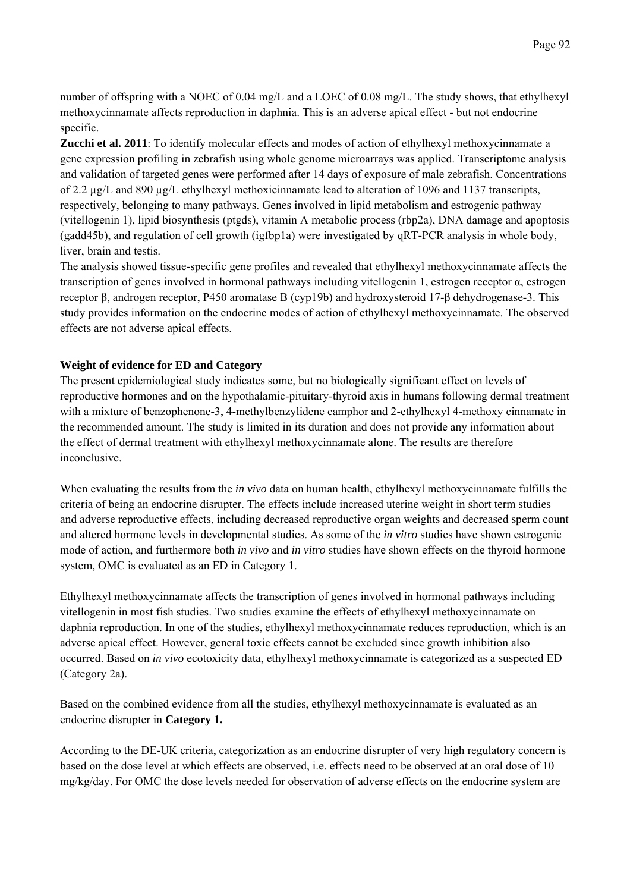number of offspring with a NOEC of 0.04 mg/L and a LOEC of 0.08 mg/L. The study shows, that ethylhexyl methoxycinnamate affects reproduction in daphnia. This is an adverse apical effect - but not endocrine specific.

**Zucchi et al. 2011**: To identify molecular effects and modes of action of ethylhexyl methoxycinnamate a gene expression profiling in zebrafish using whole genome microarrays was applied. Transcriptome analysis and validation of targeted genes were performed after 14 days of exposure of male zebrafish. Concentrations of 2.2 µg/L and 890 µg/L ethylhexyl methoxicinnamate lead to alteration of 1096 and 1137 transcripts, respectively, belonging to many pathways. Genes involved in lipid metabolism and estrogenic pathway (vitellogenin 1), lipid biosynthesis (ptgds), vitamin A metabolic process (rbp2a), DNA damage and apoptosis (gadd45b), and regulation of cell growth (igfbp1a) were investigated by qRT-PCR analysis in whole body, liver, brain and testis.

The analysis showed tissue-specific gene profiles and revealed that ethylhexyl methoxycinnamate affects the transcription of genes involved in hormonal pathways including vitellogenin 1, estrogen receptor α, estrogen receptor β, androgen receptor, P450 aromatase B (cyp19b) and hydroxysteroid 17-β dehydrogenase-3. This study provides information on the endocrine modes of action of ethylhexyl methoxycinnamate. The observed effects are not adverse apical effects.

**Weight of evidence for ED and Category**

The present epidemiological study indicates some, but no biologically significant effect on levels of reproductive hormones and on the hypothalamic-pituitary-thyroid axis in humans following dermal treatment with a mixture of benzophenone-3, 4-methylbenzylidene camphor and 2-ethylhexyl 4-methoxy cinnamate in the recommended amount. The study is limited in its duration and does not provide any information about the effect of dermal treatment with ethylhexyl methoxycinnamate alone. The results are therefore inconclusive.

When evaluating the results from the *in vivo* data on human health, ethylhexyl methoxycinnamate fulfills the criteria of being an endocrine disrupter. The effects include increased uterine weight in short term studies and adverse reproductive effects, including decreased reproductive organ weights and decreased sperm count and altered hormone levels in developmental studies. As some of the *in vitro* studies have shown estrogenic mode of action, and furthermore both *in vivo* and *in vitro* studies have shown effects on the thyroid hormone system, OMC is evaluated as an ED in Category 1.

Ethylhexyl methoxycinnamate affects the transcription of genes involved in hormonal pathways including vitellogenin in most fish studies. Two studies examine the effects of ethylhexyl methoxycinnamate on daphnia reproduction. In one of the studies, ethylhexyl methoxycinnamate reduces reproduction, which is an adverse apical effect. However, general toxic effects cannot be excluded since growth inhibition also occurred. Based on *in vivo* ecotoxicity data, ethylhexyl methoxycinnamate is categorized as a suspected ED (Category 2a).

Based on the combined evidence from all the studies, ethylhexyl methoxycinnamate is evaluated as an endocrine disrupter in **Category 1.**

According to the DE-UK criteria, categorization as an endocrine disrupter of very high regulatory concern is based on the dose level at which effects are observed, i.e. effects need to be observed at an oral dose of 10 mg/kg/day. For OMC the dose levels needed for observation of adverse effects on the endocrine system are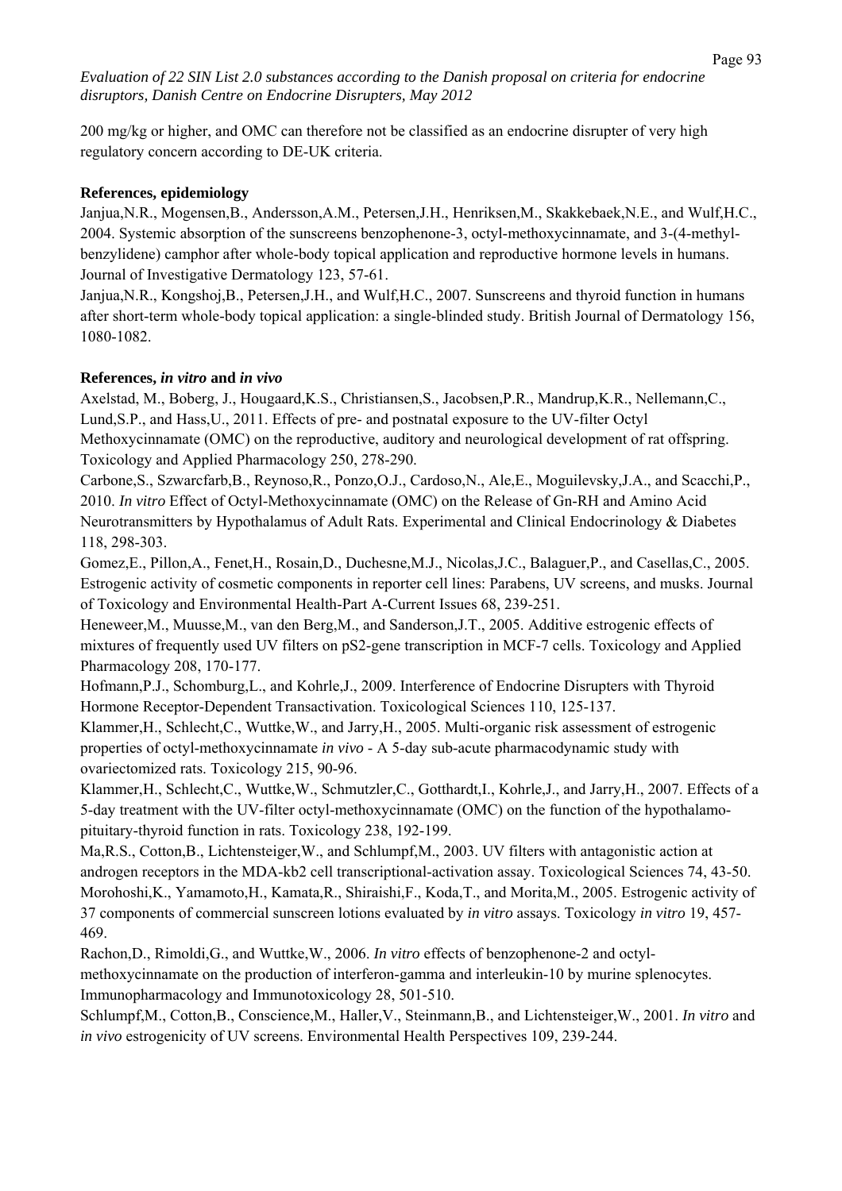200 mg/kg or higher, and OMC can therefore not be classified as an endocrine disrupter of very high regulatory concern according to DE-UK criteria.

**References, epidemiology**

Janjua,N.R., Mogensen,B., Andersson,A.M., Petersen,J.H., Henriksen,M., Skakkebaek,N.E., and Wulf,H.C., 2004. Systemic absorption of the sunscreens benzophenone-3, octyl-methoxycinnamate, and 3-(4-methyl-benzylidene) camphor after whole-body topical application and reproductive hormone levels in humans. Journal of Investigative Dermatology 123, 57-61.

Janjua,N.R., Kongshoj,B., Petersen,J.H., and Wulf,H.C., 2007. Sunscreens and thyroid function in humans after short-term whole-body topical application: a single-blinded study. British Journal of Dermatology 156, 1080-1082.

**References, *in vitro* and *in vivo***

Axelstad, M., Boberg, J., Hougaard,K.S., Christiansen,S., Jacobsen,P.R., Mandrup,K.R., Nellemann,C., Lund,S.P., and Hass,U., 2011. Effects of pre- and postnatal exposure to the UV-filter Octyl Methoxycinnamate (OMC) on the reproductive, auditory and neurological development of rat offspring. Toxicology and Applied Pharmacology 250, 278-290.

Carbone,S., Szwarcfarb,B., Reynoso,R., Ponzo,O.J., Cardoso,N., Ale,E., Moguilevsky,J.A., and Scacchi,P., 2010. *In vitro* Effect of Octyl-Methoxycinnamate (OMC) on the Release of Gn-RH and Amino Acid Neurotransmitters by Hypothalamus of Adult Rats. Experimental and Clinical Endocrinology & Diabetes 118, 298-303.

Gomez,E., Pillon,A., Fenet,H., Rosain,D., Duchesne,M.J., Nicolas,J.C., Balaguer,P., and Casellas,C., 2005. Estrogenic activity of cosmetic components in reporter cell lines: Parabens, UV screens, and musks. Journal of Toxicology and Environmental Health-Part A-Current Issues 68, 239-251.

Heneweer,M., Muusse,M., van den Berg,M., and Sanderson,J.T., 2005. Additive estrogenic effects of mixtures of frequently used UV filters on pS2-gene transcription in MCF-7 cells. Toxicology and Applied Pharmacology 208, 170-177.

Hofmann,P.J., Schomburg,L., and Kohrle,J., 2009. Interference of Endocrine Disrupters with Thyroid Hormone Receptor-Dependent Transactivation. Toxicological Sciences 110, 125-137.

Klammer,H., Schlecht,C., Wuttke,W., and Jarry,H., 2005. Multi-organic risk assessment of estrogenic properties of octyl-methoxycinnamate *in vivo* - A 5-day sub-acute pharmacodynamic study with ovariectomized rats. Toxicology 215, 90-96.

Klammer,H., Schlecht,C., Wuttke,W., Schmutzler,C., Gotthardt,I., Kohrle,J., and Jarry,H., 2007. Effects of a 5-day treatment with the UV-filter octyl-methoxycinnamate (OMC) on the function of the hypothalamo-pituitary-thyroid function in rats. Toxicology 238, 192-199.

Ma,R.S., Cotton,B., Lichtensteiger,W., and Schlumpf,M., 2003. UV filters with antagonistic action at androgen receptors in the MDA-kb2 cell transcriptional-activation assay. Toxicological Sciences 74, 43-50.

Morohoshi,K., Yamamoto,H., Kamata,R., Shiraishi,F., Koda,T., and Morita,M., 2005. Estrogenic activity of 37 components of commercial sunscreen lotions evaluated by *in vitro* assays. Toxicology *in vitro* 19, 457-469.

Rachon,D., Rimoldi,G., and Wuttke,W., 2006. *In vitro* effects of benzophenone-2 and octyl-methoxycinnamate on the production of interferon-gamma and interleukin-10 by murine splenocytes. Immunopharmacology and Immunotoxicology 28, 501-510.

Schlumpf,M., Cotton,B., Conscience,M., Haller,V., Steinmann,B., and Lichtensteiger,W., 2001. *In vitro* and *in vivo* estrogenicity of UV screens. Environmental Health Perspectives 109, 239-244.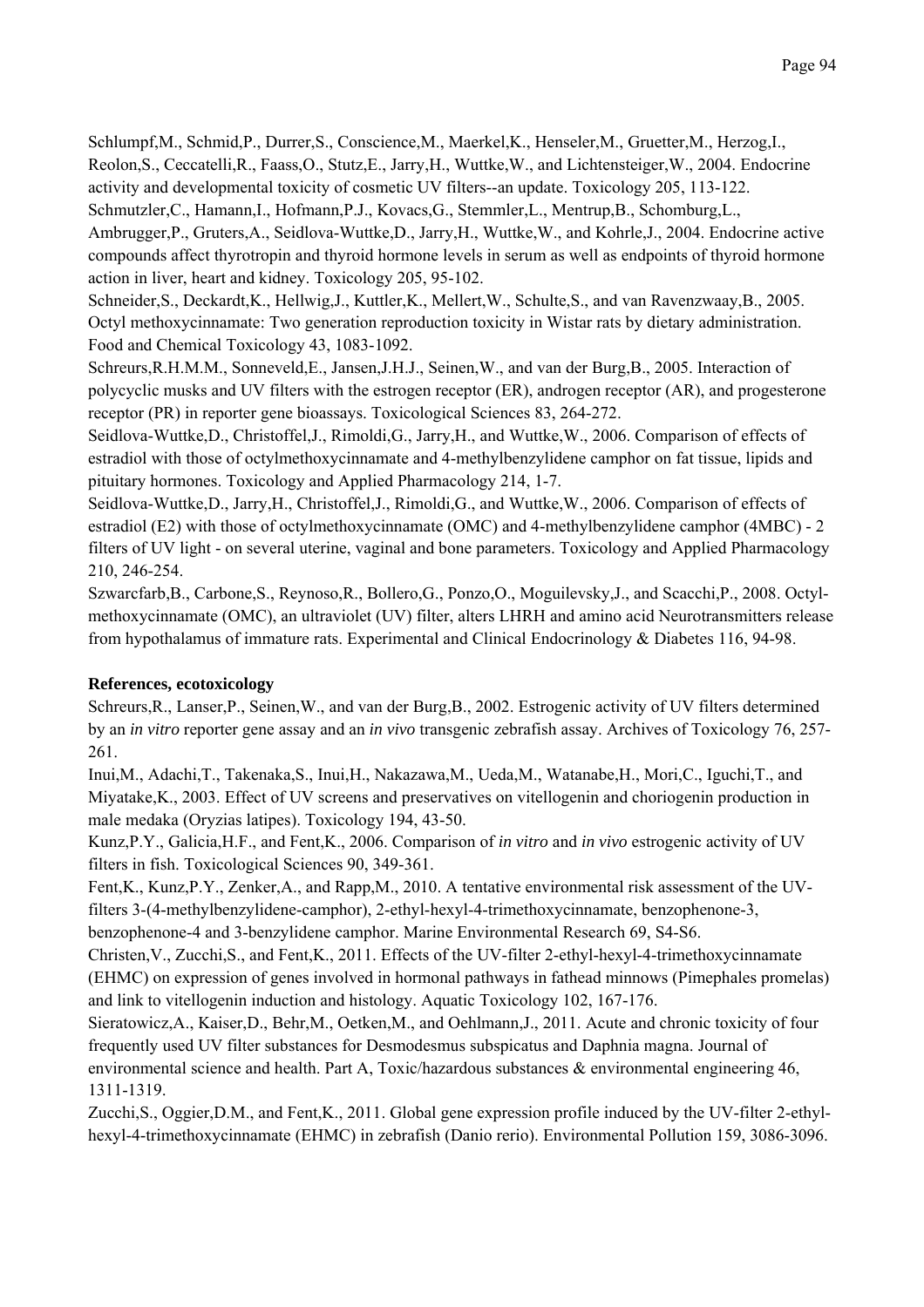Schlumpf,M., Schmid,P., Durrer,S., Conscience,M., Maerkel,K., Henseler,M., Gruetter,M., Herzog,I., Reolon,S., Ceccatelli,R., Faass,O., Stutz,E., Jarry,H., Wuttke,W., and Lichtensteiger,W., 2004. Endocrine activity and developmental toxicity of cosmetic UV filters--an update. Toxicology 205, 113-122.

Schmutzler,C., Hamann,I., Hofmann,P.J., Kovacs,G., Stemmler,L., Mentrup,B., Schomburg,L., Ambrugger,P., Gruters,A., Seidlova-Wuttke,D., Jarry,H., Wuttke,W., and Kohrle,J., 2004. Endocrine active compounds affect thyrotropin and thyroid hormone levels in serum as well as endpoints of thyroid hormone action in liver, heart and kidney. Toxicology 205, 95-102.

Schneider,S., Deckardt,K., Hellwig,J., Kuttler,K., Mellert,W., Schulte,S., and van Ravenzwaay,B., 2005. Octyl methoxycinnamate: Two generation reproduction toxicity in Wistar rats by dietary administration. Food and Chemical Toxicology 43, 1083-1092.

Schreurs,R.H.M.M., Sonneveld,E., Jansen,J.H.J., Seinen,W., and van der Burg,B., 2005. Interaction of polycyclic musks and UV filters with the estrogen receptor (ER), androgen receptor (AR), and progesterone receptor (PR) in reporter gene bioassays. Toxicological Sciences 83, 264-272.

Seidlova-Wuttke,D., Christoffel,J., Rimoldi,G., Jarry,H., and Wuttke,W., 2006. Comparison of effects of estradiol with those of octylmethoxycinnamate and 4-methylbenzylidene camphor on fat tissue, lipids and pituitary hormones. Toxicology and Applied Pharmacology 214, 1-7.

Seidlova-Wuttke,D., Jarry,H., Christoffel,J., Rimoldi,G., and Wuttke,W., 2006. Comparison of effects of estradiol (E2) with those of octylmethoxycinnamate (OMC) and 4-methylbenzylidene camphor (4MBC) - 2 filters of UV light - on several uterine, vaginal and bone parameters. Toxicology and Applied Pharmacology 210, 246-254.

Szwarcfarb,B., Carbone,S., Reynoso,R., Bollero,G., Ponzo,O., Moguilevsky,J., and Scacchi,P., 2008. Octyl-methoxycinnamate (OMC), an ultraviolet (UV) filter, alters LHRH and amino acid Neurotransmitters release from hypothalamus of immature rats. Experimental and Clinical Endocrinology & Diabetes 116, 94-98.

**References, ecotoxicology**

Schreurs,R., Lanser,P., Seinen,W., and van der Burg,B., 2002. Estrogenic activity of UV filters determined by an *in vitro* reporter gene assay and an *in vivo* transgenic zebrafish assay. Archives of Toxicology 76, 257-261.

Inui,M., Adachi,T., Takenaka,S., Inui,H., Nakazawa,M., Ueda,M., Watanabe,H., Mori,C., Iguchi,T., and Miyatake,K., 2003. Effect of UV screens and preservatives on vitellogenin and choriogenin production in male medaka (Oryzias latipes). Toxicology 194, 43-50.

Kunz,P.Y., Galicia,H.F., and Fent,K., 2006. Comparison of *in vitro* and *in vivo* estrogenic activity of UV filters in fish. Toxicological Sciences 90, 349-361.

Fent,K., Kunz,P.Y., Zenker,A., and Rapp,M., 2010. A tentative environmental risk assessment of the UV-filters 3-(4-methylbenzylidene-camphor), 2-ethyl-hexyl-4-trimethoxycinnamate, benzophenone-3, benzophenone-4 and 3-benzylidene camphor. Marine Environmental Research 69, S4-S6.

Christen,V., Zucchi,S., and Fent,K., 2011. Effects of the UV-filter 2-ethyl-hexyl-4-trimethoxycinnamate (EHMC) on expression of genes involved in hormonal pathways in fathead minnows (Pimephales promelas) and link to vitellogenin induction and histology. Aquatic Toxicology 102, 167-176.

Sieratowicz,A., Kaiser,D., Behr,M., Oetken,M., and Oehlmann,J., 2011. Acute and chronic toxicity of four frequently used UV filter substances for Desmodesmus subspicatus and Daphnia magna. Journal of environmental science and health. Part A, Toxic/hazardous substances & environmental engineering 46, 1311-1319.

Zucchi,S., Oggier,D.M., and Fent,K., 2011. Global gene expression profile induced by the UV-filter 2-ethyl-hexyl-4-trimethoxycinnamate (EHMC) in zebrafish (Danio rerio). Environmental Pollution 159, 3086-3096.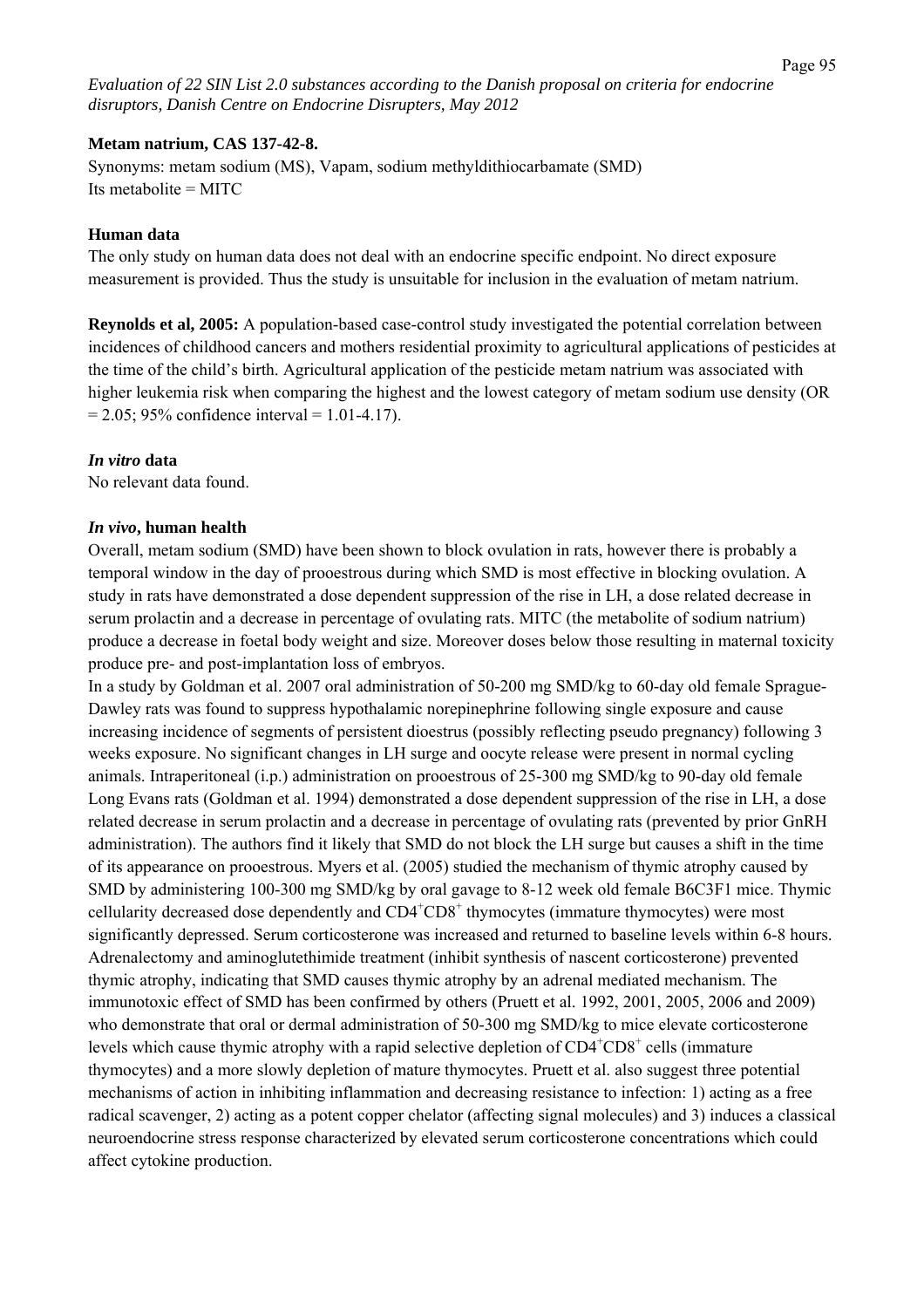**Metam natrium, CAS 137-42-8.**

Synonyms: metam sodium (MS), Vapam, sodium methyldithiocarbamate (SMD)
Its metabolite = MITC

**Human data**

The only study on human data does not deal with an endocrine specific endpoint. No direct exposure measurement is provided. Thus the study is unsuitable for inclusion in the evaluation of metam natrium.

**Reynolds et al, 2005:** A population-based case-control study investigated the potential correlation between incidences of childhood cancers and mothers residential proximity to agricultural applications of pesticides at the time of the child's birth. Agricultural application of the pesticide metam natrium was associated with higher leukemia risk when comparing the highest and the lowest category of metam sodium use density (OR = 2.05; 95% confidence interval = 1.01-4.17).

***In vitro* data**

No relevant data found.

***In vivo*, human health**

Overall, metam sodium (SMD) have been shown to block ovulation in rats, however there is probably a temporal window in the day of prooestrous during which SMD is most effective in blocking ovulation. A study in rats have demonstrated a dose dependent suppression of the rise in LH, a dose related decrease in serum prolactin and a decrease in percentage of ovulating rats. MITC (the metabolite of sodium natrium) produce a decrease in foetal body weight and size. Moreover doses below those resulting in maternal toxicity produce pre- and post-implantation loss of embryos.

In a study by Goldman et al. 2007 oral administration of 50-200 mg SMD/kg to 60-day old female Sprague-Dawley rats was found to suppress hypothalamic norepinephrine following single exposure and cause increasing incidence of segments of persistent dioestrus (possibly reflecting pseudo pregnancy) following 3 weeks exposure. No significant changes in LH surge and oocyte release were present in normal cycling animals. Intraperitoneal (i.p.) administration on prooestrous of 25-300 mg SMD/kg to 90-day old female Long Evans rats (Goldman et al. 1994) demonstrated a dose dependent suppression of the rise in LH, a dose related decrease in serum prolactin and a decrease in percentage of ovulating rats (prevented by prior GnRH administration). The authors find it likely that SMD do not block the LH surge but causes a shift in the time of its appearance on prooestrous. Myers et al. (2005) studied the mechanism of thymic atrophy caused by SMD by administering 100-300 mg SMD/kg by oral gavage to 8-12 week old female B6C3F1 mice. Thymic cellularity decreased dose dependently and $CD4^{+}CD8^{+}$ thymocytes (immature thymocytes) were most significantly depressed. Serum corticosterone was increased and returned to baseline levels within 6-8 hours. Adrenalectomy and aminoglutethimide treatment (inhibit synthesis of nascent corticosterone) prevented thymic atrophy, indicating that SMD causes thymic atrophy by an adrenal mediated mechanism. The immunotoxic effect of SMD has been confirmed by others (Pruett et al. 1992, 2001, 2005, 2006 and 2009) who demonstrate that oral or dermal administration of 50-300 mg SMD/kg to mice elevate corticosterone levels which cause thymic atrophy with a rapid selective depletion of $CD4^{+}CD8^{+}$ cells (immature thymocytes) and a more slowly depletion of mature thymocytes. Pruett et al. also suggest three potential mechanisms of action in inhibiting inflammation and decreasing resistance to infection: 1) acting as a free radical scavenger, 2) acting as a potent copper chelator (affecting signal molecules) and 3) induces a classical neuroendocrine stress response characterized by elevated serum corticosterone concentrations which could affect cytokine production.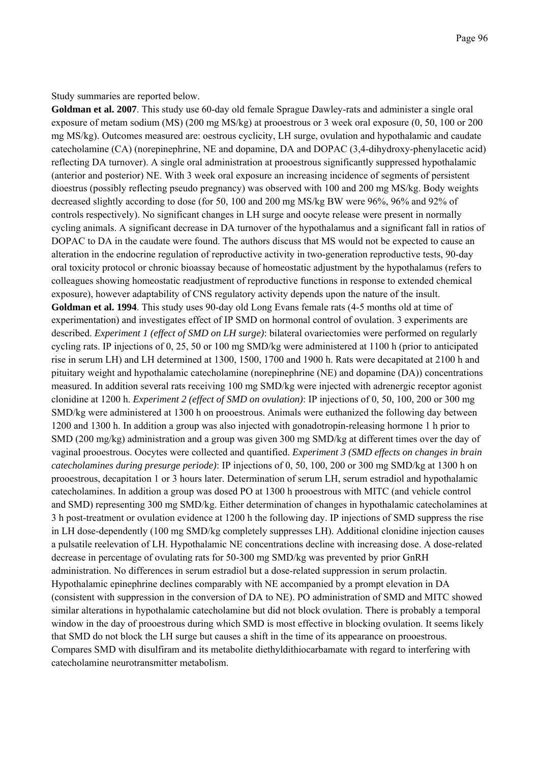Study summaries are reported below.

**Goldman et al. 2007**. This study use 60-day old female Sprague Dawley-rats and administer a single oral exposure of metam sodium (MS) (200 mg MS/kg) at prooestrous or 3 week oral exposure (0, 50, 100 or 200 mg MS/kg). Outcomes measured are: oestrous cyclicity, LH surge, ovulation and hypothalamic and caudate catecholamine (CA) (norepinephrine, NE and dopamine, DA and DOPAC (3,4-dihydroxy-phenylacetic acid) reflecting DA turnover). A single oral administration at prooestrous significantly suppressed hypothalamic (anterior and posterior) NE. With 3 week oral exposure an increasing incidence of segments of persistent dioestrus (possibly reflecting pseudo pregnancy) was observed with 100 and 200 mg MS/kg. Body weights decreased slightly according to dose (for 50, 100 and 200 mg MS/kg BW were 96%, 96% and 92% of controls respectively). No significant changes in LH surge and oocyte release were present in normally cycling animals. A significant decrease in DA turnover of the hypothalamus and a significant fall in ratios of DOPAC to DA in the caudate were found. The authors discuss that MS would not be expected to cause an alteration in the endocrine regulation of reproductive activity in two-generation reproductive tests, 90-day oral toxicity protocol or chronic bioassay because of homeostatic adjustment by the hypothalamus (refers to colleagues showing homeostatic readjustment of reproductive functions in response to extended chemical exposure), however adaptability of CNS regulatory activity depends upon the nature of the insult.

**Goldman et al. 1994**. This study uses 90-day old Long Evans female rats (4-5 months old at time of experimentation) and investigates effect of IP SMD on hormonal control of ovulation. 3 experiments are described. *Experiment 1 (effect of SMD on LH surge)*: bilateral ovariectomies were performed on regularly cycling rats. IP injections of 0, 25, 50 or 100 mg SMD/kg were administered at 1100 h (prior to anticipated rise in serum LH) and LH determined at 1300, 1500, 1700 and 1900 h. Rats were decapitated at 2100 h and pituitary weight and hypothalamic catecholamine (norepinephrine (NE) and dopamine (DA)) concentrations measured. In addition several rats receiving 100 mg SMD/kg were injected with adrenergic receptor agonist clonidine at 1200 h. *Experiment 2 (effect of SMD on ovulation)*: IP injections of 0, 50, 100, 200 or 300 mg SMD/kg were administered at 1300 h on prooestrous. Animals were euthanized the following day between 1200 and 1300 h. In addition a group was also injected with gonadotropin-releasing hormone 1 h prior to SMD (200 mg/kg) administration and a group was given 300 mg SMD/kg at different times over the day of vaginal prooestrous. Oocytes were collected and quantified. *Experiment 3 (SMD effects on changes in brain catecholamines during presurge periode)*: IP injections of 0, 50, 100, 200 or 300 mg SMD/kg at 1300 h on prooestrous, decapitation 1 or 3 hours later. Determination of serum LH, serum estradiol and hypothalamic catecholamines. In addition a group was dosed PO at 1300 h prooestrous with MITC (and vehicle control and SMD) representing 300 mg SMD/kg. Either determination of changes in hypothalamic catecholamines at 3 h post-treatment or ovulation evidence at 1200 h the following day. IP injections of SMD suppress the rise in LH dose-dependently (100 mg SMD/kg completely suppresses LH). Additional clonidine injection causes a pulsatile reelevation of LH. Hypothalamic NE concentrations decline with increasing dose. A dose-related decrease in percentage of ovulating rats for 50-300 mg SMD/kg was prevented by prior GnRH administration. No differences in serum estradiol but a dose-related suppression in serum prolactin. Hypothalamic epinephrine declines comparably with NE accompanied by a prompt elevation in DA (consistent with suppression in the conversion of DA to NE). PO administration of SMD and MITC showed similar alterations in hypothalamic catecholamine but did not block ovulation. There is probably a temporal window in the day of prooestrous during which SMD is most effective in blocking ovulation. It seems likely that SMD do not block the LH surge but causes a shift in the time of its appearance on prooestrous. Compares SMD with disulfiram and its metabolite diethyldithiocarbamate with regard to interfering with catecholamine neurotransmitter metabolism.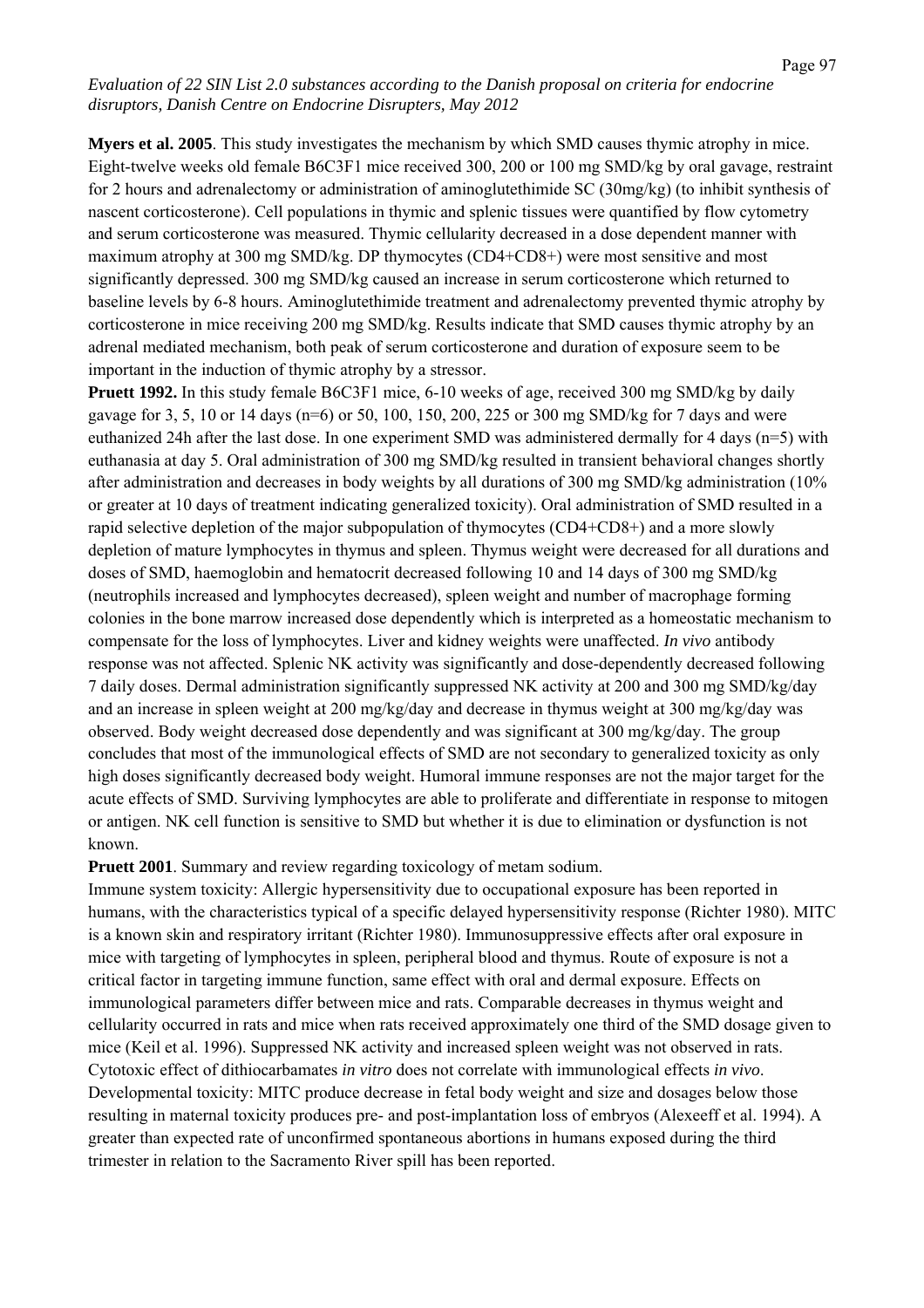**Myers et al. 2005**. This study investigates the mechanism by which SMD causes thymic atrophy in mice. Eight-twelve weeks old female B6C3F1 mice received 300, 200 or 100 mg SMD/kg by oral gavage, restraint for 2 hours and adrenalectomy or administration of aminoglutethimide SC (30mg/kg) (to inhibit synthesis of nascent corticosterone). Cell populations in thymic and splenic tissues were quantified by flow cytometry and serum corticosterone was measured. Thymic cellularity decreased in a dose dependent manner with maximum atrophy at 300 mg SMD/kg. DP thymocytes (CD4+CD8+) were most sensitive and most significantly depressed. 300 mg SMD/kg caused an increase in serum corticosterone which returned to baseline levels by 6-8 hours. Aminoglutethimide treatment and adrenalectomy prevented thymic atrophy by corticosterone in mice receiving 200 mg SMD/kg. Results indicate that SMD causes thymic atrophy by an adrenal mediated mechanism, both peak of serum corticosterone and duration of exposure seem to be important in the induction of thymic atrophy by a stressor.

**Pruett 1992.** In this study female B6C3F1 mice, 6-10 weeks of age, received 300 mg SMD/kg by daily gavage for 3, 5, 10 or 14 days (n=6) or 50, 100, 150, 200, 225 or 300 mg SMD/kg for 7 days and were euthanized 24h after the last dose. In one experiment SMD was administered dermally for 4 days (n=5) with euthanasia at day 5. Oral administration of 300 mg SMD/kg resulted in transient behavioral changes shortly after administration and decreases in body weights by all durations of 300 mg SMD/kg administration (10% or greater at 10 days of treatment indicating generalized toxicity). Oral administration of SMD resulted in a rapid selective depletion of the major subpopulation of thymocytes (CD4+CD8+) and a more slowly depletion of mature lymphocytes in thymus and spleen. Thymus weight were decreased for all durations and doses of SMD, haemoglobin and hematocrit decreased following 10 and 14 days of 300 mg SMD/kg (neutrophils increased and lymphocytes decreased), spleen weight and number of macrophage forming colonies in the bone marrow increased dose dependently which is interpreted as a homeostatic mechanism to compensate for the loss of lymphocytes. Liver and kidney weights were unaffected. *In vivo* antibody response was not affected. Splenic NK activity was significantly and dose-dependently decreased following 7 daily doses. Dermal administration significantly suppressed NK activity at 200 and 300 mg SMD/kg/day and an increase in spleen weight at 200 mg/kg/day and decrease in thymus weight at 300 mg/kg/day was observed. Body weight decreased dose dependently and was significant at 300 mg/kg/day. The group concludes that most of the immunological effects of SMD are not secondary to generalized toxicity as only high doses significantly decreased body weight. Humoral immune responses are not the major target for the acute effects of SMD. Surviving lymphocytes are able to proliferate and differentiate in response to mitogen or antigen. NK cell function is sensitive to SMD but whether it is due to elimination or dysfunction is not known.

**Pruett 2001**. Summary and review regarding toxicology of metam sodium.

Immune system toxicity: Allergic hypersensitivity due to occupational exposure has been reported in humans, with the characteristics typical of a specific delayed hypersensitivity response (Richter 1980). MITC is a known skin and respiratory irritant (Richter 1980). Immunosuppressive effects after oral exposure in mice with targeting of lymphocytes in spleen, peripheral blood and thymus. Route of exposure is not a critical factor in targeting immune function, same effect with oral and dermal exposure. Effects on immunological parameters differ between mice and rats. Comparable decreases in thymus weight and cellularity occurred in rats and mice when rats received approximately one third of the SMD dosage given to mice (Keil et al. 1996). Suppressed NK activity and increased spleen weight was not observed in rats. Cytotoxic effect of dithiocarbamates *in vitro* does not correlate with immunological effects *in vivo*.

Developmental toxicity: MITC produce decrease in fetal body weight and size and dosages below those resulting in maternal toxicity produces pre- and post-implantation loss of embryos (Alexeeff et al. 1994). A greater than expected rate of unconfirmed spontaneous abortions in humans exposed during the third trimester in relation to the Sacramento River spill has been reported.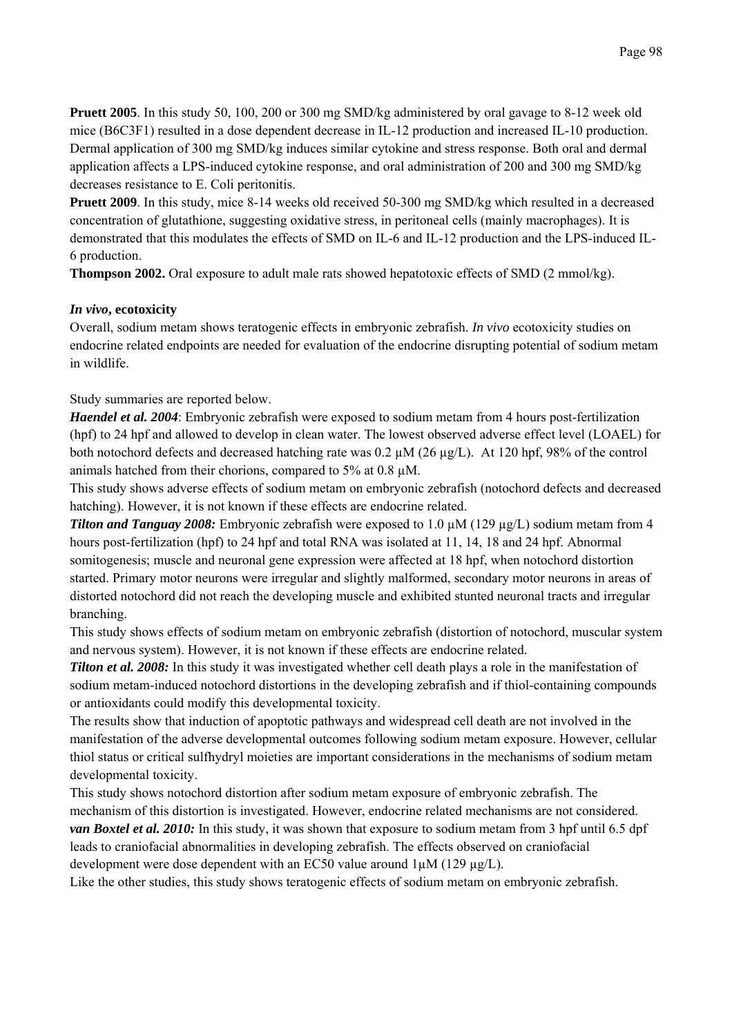**Pruett 2005**. In this study 50, 100, 200 or 300 mg SMD/kg administered by oral gavage to 8-12 week old mice (B6C3F1) resulted in a dose dependent decrease in IL-12 production and increased IL-10 production. Dermal application of 300 mg SMD/kg induces similar cytokine and stress response. Both oral and dermal application affects a LPS-induced cytokine response, and oral administration of 200 and 300 mg SMD/kg decreases resistance to E. Coli peritonitis.

**Pruett 2009**. In this study, mice 8-14 weeks old received 50-300 mg SMD/kg which resulted in a decreased concentration of glutathione, suggesting oxidative stress, in peritoneal cells (mainly macrophages). It is demonstrated that this modulates the effects of SMD on IL-6 and IL-12 production and the LPS-induced IL-6 production.

**Thompson 2002.** Oral exposure to adult male rats showed hepatotoxic effects of SMD (2 mmol/kg).

***In vivo*, ecotoxicity**

Overall, sodium metam shows teratogenic effects in embryonic zebrafish. *In vivo* ecotoxicity studies on endocrine related endpoints are needed for evaluation of the endocrine disrupting potential of sodium metam in wildlife.

Study summaries are reported below.

***Haendel et al. 2004***: Embryonic zebrafish were exposed to sodium metam from 4 hours post-fertilization (hpf) to 24 hpf and allowed to develop in clean water. The lowest observed adverse effect level (LOAEL) for both notochord defects and decreased hatching rate was 0.2 µM (26 µg/L). At 120 hpf, 98% of the control animals hatched from their chorions, compared to 5% at 0.8 µM.

This study shows adverse effects of sodium metam on embryonic zebrafish (notochord defects and decreased hatching). However, it is not known if these effects are endocrine related.

***Tilton and Tanguay 2008:*** Embryonic zebrafish were exposed to 1.0 µM (129 µg/L) sodium metam from 4 hours post-fertilization (hpf) to 24 hpf and total RNA was isolated at 11, 14, 18 and 24 hpf. Abnormal somitogenesis; muscle and neuronal gene expression were affected at 18 hpf, when notochord distortion started. Primary motor neurons were irregular and slightly malformed, secondary motor neurons in areas of distorted notochord did not reach the developing muscle and exhibited stunted neuronal tracts and irregular branching.

This study shows effects of sodium metam on embryonic zebrafish (distortion of notochord, muscular system and nervous system). However, it is not known if these effects are endocrine related.

***Tilton et al. 2008:*** In this study it was investigated whether cell death plays a role in the manifestation of sodium metam-induced notochord distortions in the developing zebrafish and if thiol-containing compounds or antioxidants could modify this developmental toxicity.

The results show that induction of apoptotic pathways and widespread cell death are not involved in the manifestation of the adverse developmental outcomes following sodium metam exposure. However, cellular thiol status or critical sulfhydryl moieties are important considerations in the mechanisms of sodium metam developmental toxicity.

This study shows notochord distortion after sodium metam exposure of embryonic zebrafish. The mechanism of this distortion is investigated. However, endocrine related mechanisms are not considered.

***van Boxtel et al. 2010:*** In this study, it was shown that exposure to sodium metam from 3 hpf until 6.5 dpf leads to craniofacial abnormalities in developing zebrafish. The effects observed on craniofacial development were dose dependent with an EC50 value around 1µM (129 µg/L).

Like the other studies, this study shows teratogenic effects of sodium metam on embryonic zebrafish.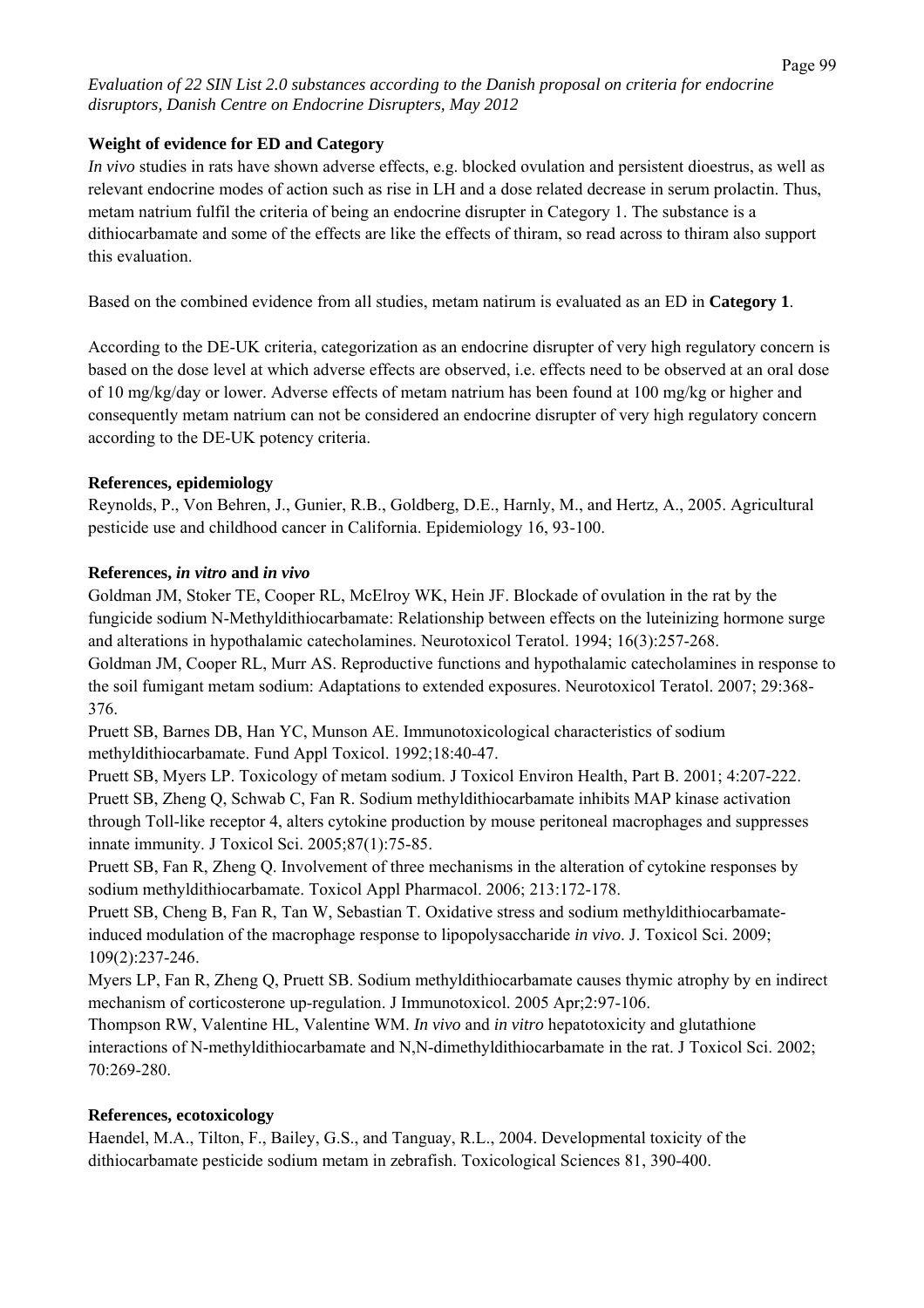**Weight of evidence for ED and Category**

*In vivo* studies in rats have shown adverse effects, e.g. blocked ovulation and persistent dioestrus, as well as relevant endocrine modes of action such as rise in LH and a dose related decrease in serum prolactin. Thus, metam natrium fulfil the criteria of being an endocrine disrupter in Category 1. The substance is a dithiocarbamate and some of the effects are like the effects of thiram, so read across to thiram also support this evaluation.

Based on the combined evidence from all studies, metam natirum is evaluated as an ED in **Category 1**.

According to the DE-UK criteria, categorization as an endocrine disrupter of very high regulatory concern is based on the dose level at which adverse effects are observed, i.e. effects need to be observed at an oral dose of 10 mg/kg/day or lower. Adverse effects of metam natrium has been found at 100 mg/kg or higher and consequently metam natrium can not be considered an endocrine disrupter of very high regulatory concern according to the DE-UK potency criteria.

**References, epidemiology**

Reynolds, P., Von Behren, J., Gunier, R.B., Goldberg, D.E., Harnly, M., and Hertz, A., 2005. Agricultural pesticide use and childhood cancer in California. Epidemiology 16, 93-100.

**References, *in vitro* and *in vivo***

Goldman JM, Stoker TE, Cooper RL, McElroy WK, Hein JF. Blockade of ovulation in the rat by the fungicide sodium N-Methyldithiocarbamate: Relationship between effects on the luteinizing hormone surge and alterations in hypothalamic catecholamines. Neurotoxicol Teratol. 1994; 16(3):257-268.

Goldman JM, Cooper RL, Murr AS. Reproductive functions and hypothalamic catecholamines in response to the soil fumigant metam sodium: Adaptations to extended exposures. Neurotoxicol Teratol. 2007; 29:368-376.

Pruett SB, Barnes DB, Han YC, Munson AE. Immunotoxicological characteristics of sodium methyldithiocarbamate. Fund Appl Toxicol. 1992;18:40-47.

Pruett SB, Myers LP. Toxicology of metam sodium. J Toxicol Environ Health, Part B. 2001; 4:207-222.

Pruett SB, Zheng Q, Schwab C, Fan R. Sodium methyldithiocarbamate inhibits MAP kinase activation through Toll-like receptor 4, alters cytokine production by mouse peritoneal macrophages and suppresses innate immunity. J Toxicol Sci. 2005;87(1):75-85.

Pruett SB, Fan R, Zheng Q. Involvement of three mechanisms in the alteration of cytokine responses by sodium methyldithiocarbamate. Toxicol Appl Pharmacol. 2006; 213:172-178.

Pruett SB, Cheng B, Fan R, Tan W, Sebastian T. Oxidative stress and sodium methyldithiocarbamate-induced modulation of the macrophage response to lipopolysaccharide *in vivo*. J. Toxicol Sci. 2009; 109(2):237-246.

Myers LP, Fan R, Zheng Q, Pruett SB. Sodium methyldithiocarbamate causes thymic atrophy by en indirect mechanism of corticosterone up-regulation. J Immunotoxicol. 2005 Apr;2:97-106.

Thompson RW, Valentine HL, Valentine WM. *In vivo* and *in vitro* hepatotoxicity and glutathione interactions of N-methyldithiocarbamate and N,N-dimethyldithiocarbamate in the rat. J Toxicol Sci. 2002; 70:269-280.

**References, ecotoxicology**

Haendel, M.A., Tilton, F., Bailey, G.S., and Tanguay, R.L., 2004. Developmental toxicity of the dithiocarbamate pesticide sodium metam in zebrafish. Toxicological Sciences 81, 390-400.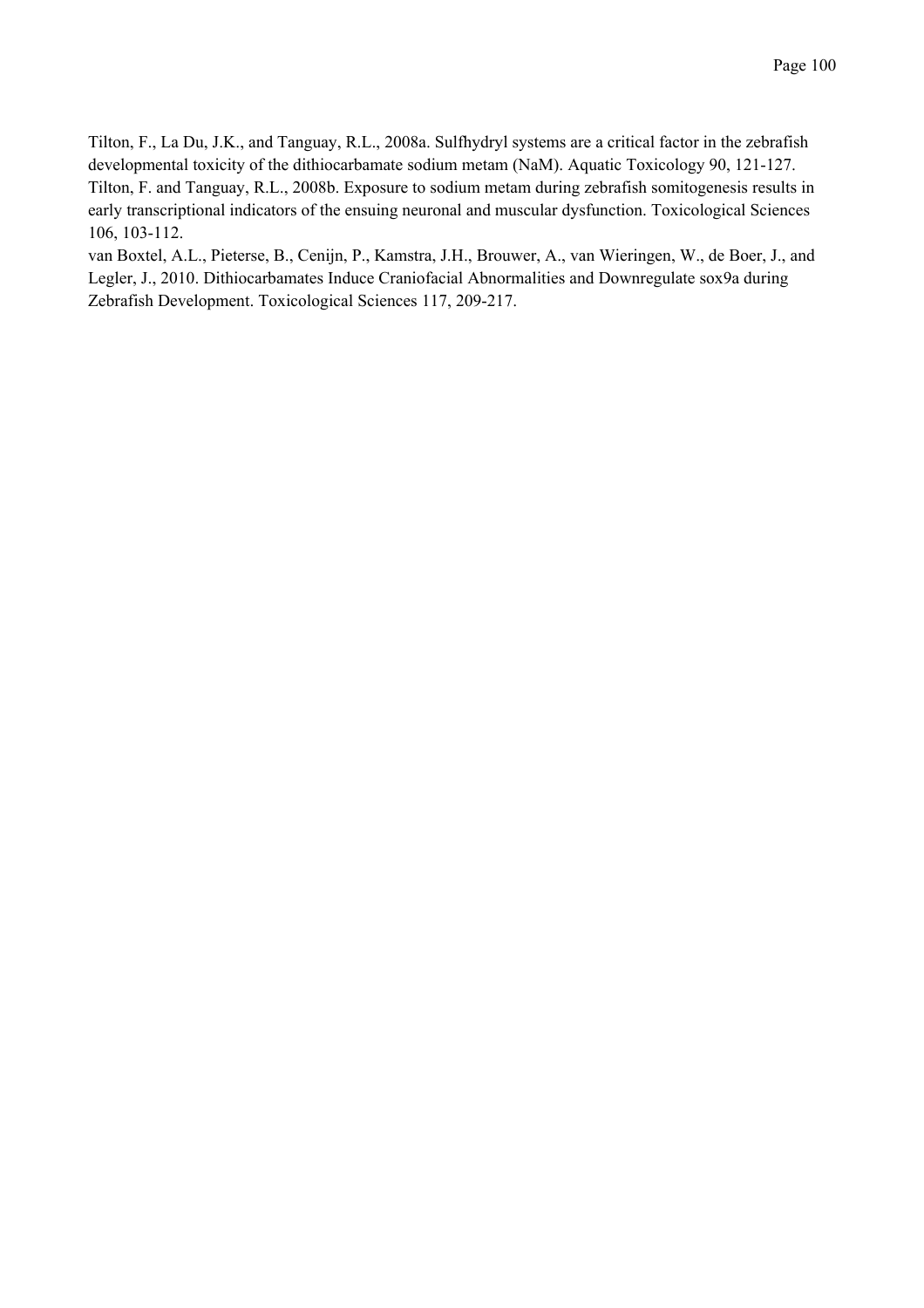Tilton, F., La Du, J.K., and Tanguay, R.L., 2008a. Sulfhydryl systems are a critical factor in the zebrafish developmental toxicity of the dithiocarbamate sodium metam (NaM). Aquatic Toxicology 90, 121-127.

Tilton, F. and Tanguay, R.L., 2008b. Exposure to sodium metam during zebrafish somitogenesis results in early transcriptional indicators of the ensuing neuronal and muscular dysfunction. Toxicological Sciences 106, 103-112.

van Boxtel, A.L., Pieterse, B., Cenijn, P., Kamstra, J.H., Brouwer, A., van Wieringen, W., de Boer, J., and Legler, J., 2010. Dithiocarbamates Induce Craniofacial Abnormalities and Downregulate sox9a during Zebrafish Development. Toxicological Sciences 117, 209-217.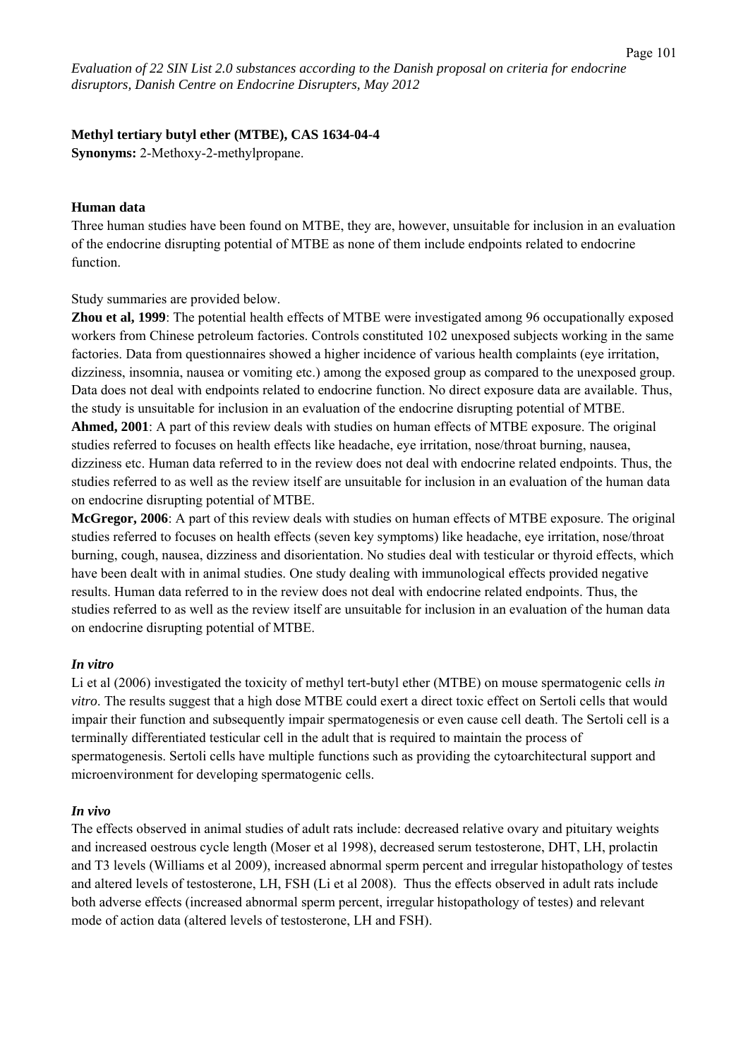**Methyl tertiary butyl ether (MTBE), CAS 1634-04-4**
**Synonyms:** 2-Methoxy-2-methylpropane.

**Human data**

Three human studies have been found on MTBE, they are, however, unsuitable for inclusion in an evaluation of the endocrine disrupting potential of MTBE as none of them include endpoints related to endocrine function.

Study summaries are provided below.

**Zhou et al, 1999**: The potential health effects of MTBE were investigated among 96 occupationally exposed workers from Chinese petroleum factories. Controls constituted 102 unexposed subjects working in the same factories. Data from questionnaires showed a higher incidence of various health complaints (eye irritation, dizziness, insomnia, nausea or vomiting etc.) among the exposed group as compared to the unexposed group. Data does not deal with endpoints related to endocrine function. No direct exposure data are available. Thus, the study is unsuitable for inclusion in an evaluation of the endocrine disrupting potential of MTBE.

**Ahmed, 2001**: A part of this review deals with studies on human effects of MTBE exposure. The original studies referred to focuses on health effects like headache, eye irritation, nose/throat burning, nausea, dizziness etc. Human data referred to in the review does not deal with endocrine related endpoints. Thus, the studies referred to as well as the review itself are unsuitable for inclusion in an evaluation of the human data on endocrine disrupting potential of MTBE.

**McGregor, 2006**: A part of this review deals with studies on human effects of MTBE exposure. The original studies referred to focuses on health effects (seven key symptoms) like headache, eye irritation, nose/throat burning, cough, nausea, dizziness and disorientation. No studies deal with testicular or thyroid effects, which have been dealt with in animal studies. One study dealing with immunological effects provided negative results. Human data referred to in the review does not deal with endocrine related endpoints. Thus, the studies referred to as well as the review itself are unsuitable for inclusion in an evaluation of the human data on endocrine disrupting potential of MTBE.

***In vitro***

Li et al (2006) investigated the toxicity of methyl tert-butyl ether (MTBE) on mouse spermatogenic cells *in vitro*. The results suggest that a high dose MTBE could exert a direct toxic effect on Sertoli cells that would impair their function and subsequently impair spermatogenesis or even cause cell death. The Sertoli cell is a terminally differentiated testicular cell in the adult that is required to maintain the process of spermatogenesis. Sertoli cells have multiple functions such as providing the cytoarchitectural support and microenvironment for developing spermatogenic cells.

***In vivo***

The effects observed in animal studies of adult rats include: decreased relative ovary and pituitary weights and increased oestrous cycle length (Moser et al 1998), decreased serum testosterone, DHT, LH, prolactin and T3 levels (Williams et al 2009), increased abnormal sperm percent and irregular histopathology of testes and altered levels of testosterone, LH, FSH (Li et al 2008). Thus the effects observed in adult rats include both adverse effects (increased abnormal sperm percent, irregular histopathology of testes) and relevant mode of action data (altered levels of testosterone, LH and FSH).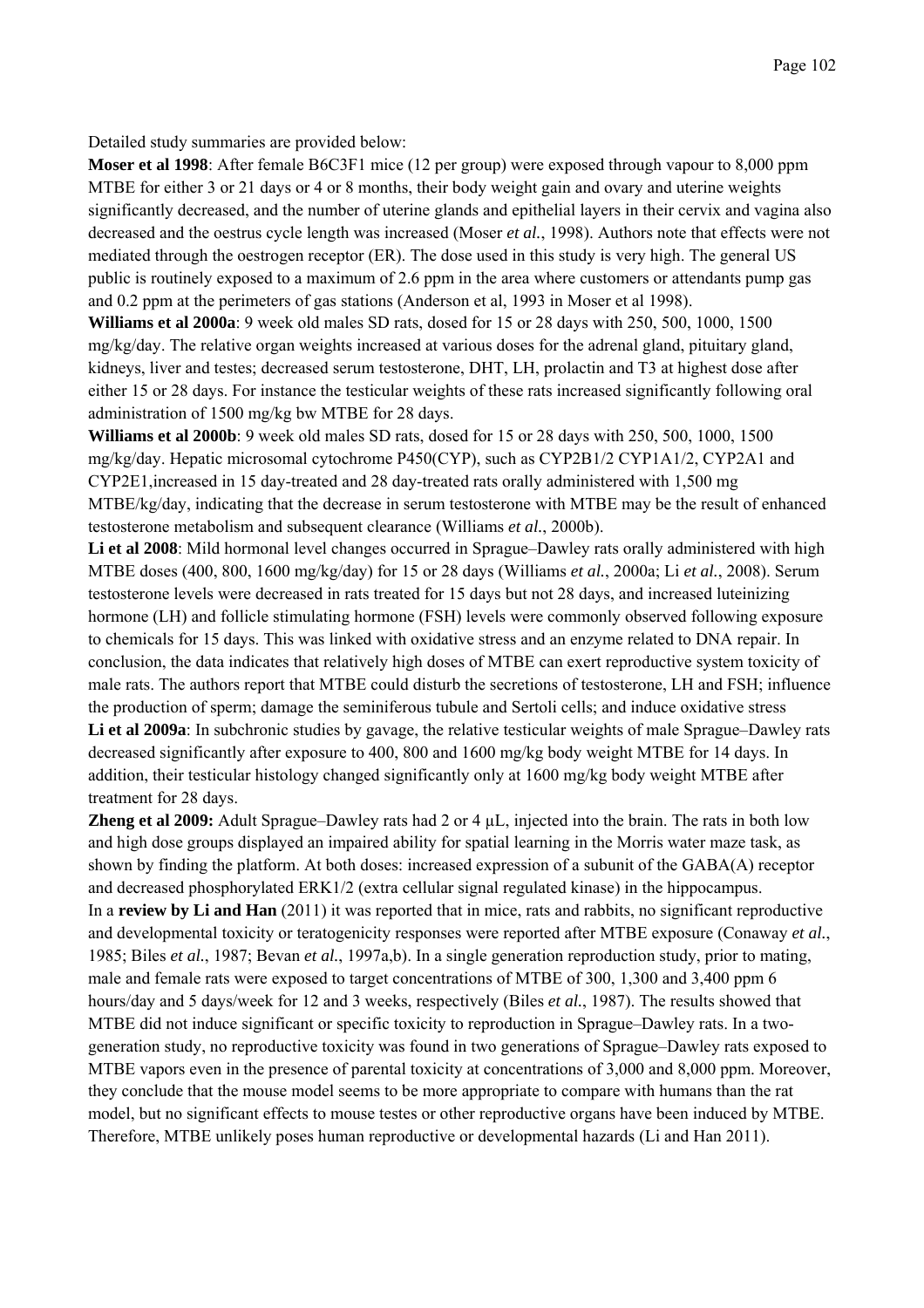Detailed study summaries are provided below:

**Moser et al 1998**: After female B6C3F1 mice (12 per group) were exposed through vapour to 8,000 ppm MTBE for either 3 or 21 days or 4 or 8 months, their body weight gain and ovary and uterine weights significantly decreased, and the number of uterine glands and epithelial layers in their cervix and vagina also decreased and the oestrus cycle length was increased (Moser *et al.*, 1998). Authors note that effects were not mediated through the oestrogen receptor (ER). The dose used in this study is very high. The general US public is routinely exposed to a maximum of 2.6 ppm in the area where customers or attendants pump gas and 0.2 ppm at the perimeters of gas stations (Anderson et al, 1993 in Moser et al 1998).

**Williams et al 2000a**: 9 week old males SD rats, dosed for 15 or 28 days with 250, 500, 1000, 1500 mg/kg/day. The relative organ weights increased at various doses for the adrenal gland, pituitary gland, kidneys, liver and testes; decreased serum testosterone, DHT, LH, prolactin and T3 at highest dose after either 15 or 28 days. For instance the testicular weights of these rats increased significantly following oral administration of 1500 mg/kg bw MTBE for 28 days.

**Williams et al 2000b**: 9 week old males SD rats, dosed for 15 or 28 days with 250, 500, 1000, 1500 mg/kg/day. Hepatic microsomal cytochrome P450(CYP), such as CYP2B1/2 CYP1A1/2, CYP2A1 and CYP2E1,increased in 15 day-treated and 28 day-treated rats orally administered with 1,500 mg MTBE/kg/day, indicating that the decrease in serum testosterone with MTBE may be the result of enhanced testosterone metabolism and subsequent clearance (Williams *et al.*, 2000b).

**Li et al 2008**: Mild hormonal level changes occurred in Sprague–Dawley rats orally administered with high MTBE doses (400, 800, 1600 mg/kg/day) for 15 or 28 days (Williams *et al.*, 2000a; Li *et al.*, 2008). Serum testosterone levels were decreased in rats treated for 15 days but not 28 days, and increased luteinizing hormone (LH) and follicle stimulating hormone (FSH) levels were commonly observed following exposure to chemicals for 15 days. This was linked with oxidative stress and an enzyme related to DNA repair. In conclusion, the data indicates that relatively high doses of MTBE can exert reproductive system toxicity of male rats. The authors report that MTBE could disturb the secretions of testosterone, LH and FSH; influence the production of sperm; damage the seminiferous tubule and Sertoli cells; and induce oxidative stress

**Li et al 2009a**: In subchronic studies by gavage, the relative testicular weights of male Sprague–Dawley rats decreased significantly after exposure to 400, 800 and 1600 mg/kg body weight MTBE for 14 days. In addition, their testicular histology changed significantly only at 1600 mg/kg body weight MTBE after treatment for 28 days.

**Zheng et al 2009:** Adult Sprague–Dawley rats had 2 or 4 μL, injected into the brain. The rats in both low and high dose groups displayed an impaired ability for spatial learning in the Morris water maze task, as shown by finding the platform. At both doses: increased expression of a subunit of the GABA(A) receptor and decreased phosphorylated ERK1/2 (extra cellular signal regulated kinase) in the hippocampus.

In a **review by Li and Han** (2011) it was reported that in mice, rats and rabbits, no significant reproductive and developmental toxicity or teratogenicity responses were reported after MTBE exposure (Conaway *et al.*, 1985; Biles *et al.*, 1987; Bevan *et al.*, 1997a,b). In a single generation reproduction study, prior to mating, male and female rats were exposed to target concentrations of MTBE of 300, 1,300 and 3,400 ppm 6 hours/day and 5 days/week for 12 and 3 weeks, respectively (Biles *et al.*, 1987). The results showed that MTBE did not induce significant or specific toxicity to reproduction in Sprague–Dawley rats. In a two-generation study, no reproductive toxicity was found in two generations of Sprague–Dawley rats exposed to MTBE vapors even in the presence of parental toxicity at concentrations of 3,000 and 8,000 ppm. Moreover, they conclude that the mouse model seems to be more appropriate to compare with humans than the rat model, but no significant effects to mouse testes or other reproductive organs have been induced by MTBE. Therefore, MTBE unlikely poses human reproductive or developmental hazards (Li and Han 2011).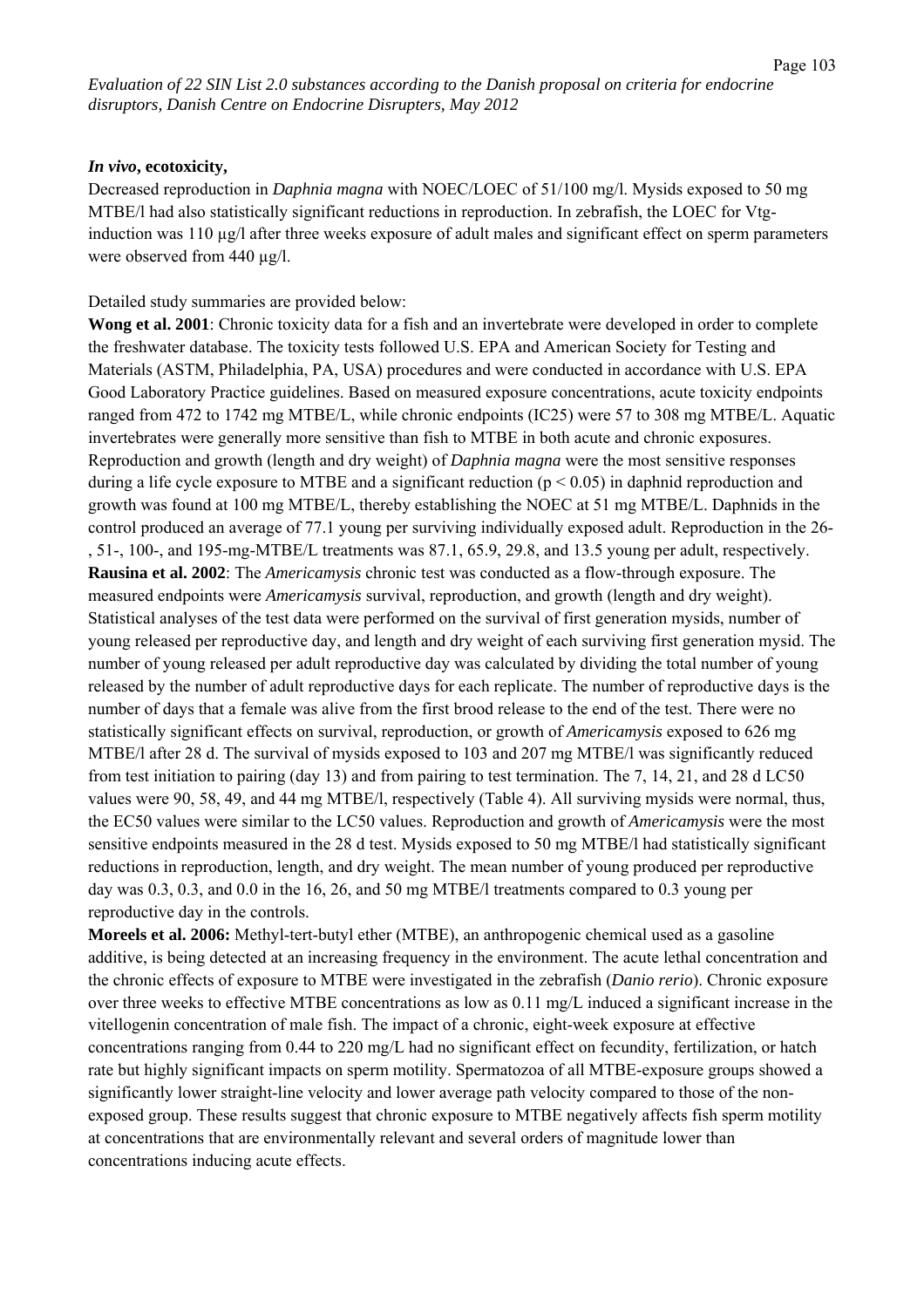***In vivo*, ecotoxicity,**

Decreased reproduction in *Daphnia magna* with NOEC/LOEC of 51/100 mg/l. Mysids exposed to 50 mg MTBE/l had also statistically significant reductions in reproduction. In zebrafish, the LOEC for Vtg-induction was 110 µg/l after three weeks exposure of adult males and significant effect on sperm parameters were observed from 440 µg/l.

Detailed study summaries are provided below:

**Wong et al. 2001**: Chronic toxicity data for a fish and an invertebrate were developed in order to complete the freshwater database. The toxicity tests followed U.S. EPA and American Society for Testing and Materials (ASTM, Philadelphia, PA, USA) procedures and were conducted in accordance with U.S. EPA Good Laboratory Practice guidelines. Based on measured exposure concentrations, acute toxicity endpoints ranged from 472 to 1742 mg MTBE/L, while chronic endpoints (IC25) were 57 to 308 mg MTBE/L. Aquatic invertebrates were generally more sensitive than fish to MTBE in both acute and chronic exposures. Reproduction and growth (length and dry weight) of *Daphnia magna* were the most sensitive responses during a life cycle exposure to MTBE and a significant reduction ($p < 0.05$) in daphnid reproduction and growth was found at 100 mg MTBE/L, thereby establishing the NOEC at 51 mg MTBE/L. Daphnids in the control produced an average of 77.1 young per surviving individually exposed adult. Reproduction in the 26-, 51-, 100-, and 195-mg-MTBE/L treatments was 87.1, 65.9, 29.8, and 13.5 young per adult, respectively.

**Rausina et al. 2002**: The *Americamysis* chronic test was conducted as a flow-through exposure. The measured endpoints were *Americamysis* survival, reproduction, and growth (length and dry weight). Statistical analyses of the test data were performed on the survival of first generation mysids, number of young released per reproductive day, and length and dry weight of each surviving first generation mysid. The number of young released per adult reproductive day was calculated by dividing the total number of young released by the number of adult reproductive days for each replicate. The number of reproductive days is the number of days that a female was alive from the first brood release to the end of the test. There were no statistically significant effects on survival, reproduction, or growth of *Americamysis* exposed to 626 mg MTBE/l after 28 d. The survival of mysids exposed to 103 and 207 mg MTBE/l was significantly reduced from test initiation to pairing (day 13) and from pairing to test termination. The 7, 14, 21, and 28 d LC50 values were 90, 58, 49, and 44 mg MTBE/l, respectively (Table 4). All surviving mysids were normal, thus, the EC50 values were similar to the LC50 values. Reproduction and growth of *Americamysis* were the most sensitive endpoints measured in the 28 d test. Mysids exposed to 50 mg MTBE/l had statistically significant reductions in reproduction, length, and dry weight. The mean number of young produced per reproductive day was 0.3, 0.3, and 0.0 in the 16, 26, and 50 mg MTBE/l treatments compared to 0.3 young per reproductive day in the controls.

**Moreels et al. 2006:** Methyl-tert-butyl ether (MTBE), an anthropogenic chemical used as a gasoline additive, is being detected at an increasing frequency in the environment. The acute lethal concentration and the chronic effects of exposure to MTBE were investigated in the zebrafish (*Danio rerio*). Chronic exposure over three weeks to effective MTBE concentrations as low as 0.11 mg/L induced a significant increase in the vitellogenin concentration of male fish. The impact of a chronic, eight-week exposure at effective concentrations ranging from 0.44 to 220 mg/L had no significant effect on fecundity, fertilization, or hatch rate but highly significant impacts on sperm motility. Spermatozoa of all MTBE-exposure groups showed a significantly lower straight-line velocity and lower average path velocity compared to those of the non-exposed group. These results suggest that chronic exposure to MTBE negatively affects fish sperm motility at concentrations that are environmentally relevant and several orders of magnitude lower than concentrations inducing acute effects.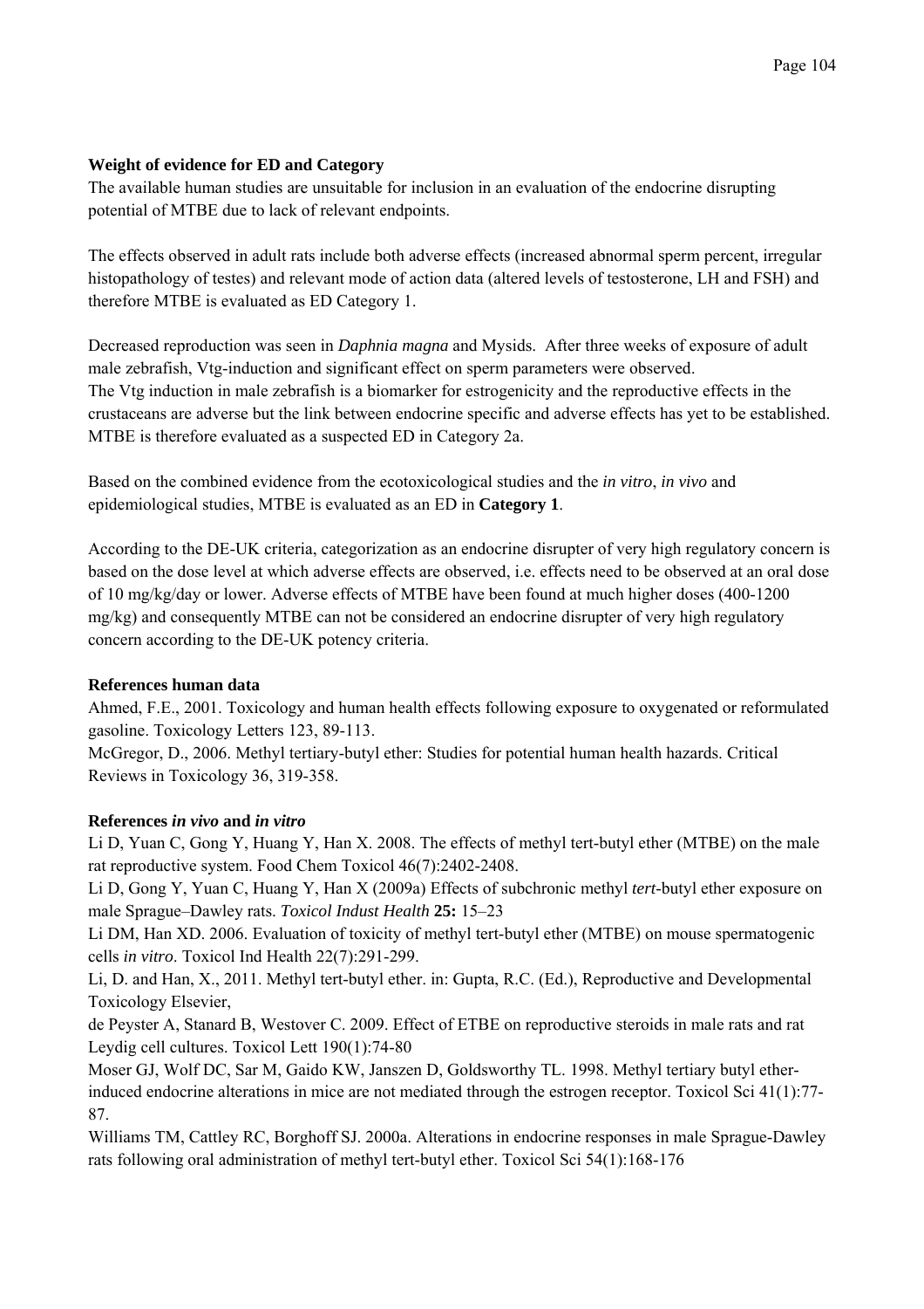**Weight of evidence for ED and Category**

The available human studies are unsuitable for inclusion in an evaluation of the endocrine disrupting potential of MTBE due to lack of relevant endpoints.

The effects observed in adult rats include both adverse effects (increased abnormal sperm percent, irregular histopathology of testes) and relevant mode of action data (altered levels of testosterone, LH and FSH) and therefore MTBE is evaluated as ED Category 1.

Decreased reproduction was seen in *Daphnia magna* and Mysids. After three weeks of exposure of adult male zebrafish, Vtg-induction and significant effect on sperm parameters were observed.
The Vtg induction in male zebrafish is a biomarker for estrogenicity and the reproductive effects in the crustaceans are adverse but the link between endocrine specific and adverse effects has yet to be established. MTBE is therefore evaluated as a suspected ED in Category 2a.

Based on the combined evidence from the ecotoxicological studies and the *in vitro*, *in vivo* and epidemiological studies, MTBE is evaluated as an ED in **Category 1**.

According to the DE-UK criteria, categorization as an endocrine disrupter of very high regulatory concern is based on the dose level at which adverse effects are observed, i.e. effects need to be observed at an oral dose of 10 mg/kg/day or lower. Adverse effects of MTBE have been found at much higher doses (400-1200 mg/kg) and consequently MTBE can not be considered an endocrine disrupter of very high regulatory concern according to the DE-UK potency criteria.

**References human data**

Ahmed, F.E., 2001. Toxicology and human health effects following exposure to oxygenated or reformulated gasoline. Toxicology Letters 123, 89-113.
McGregor, D., 2006. Methyl tertiary-butyl ether: Studies for potential human health hazards. Critical Reviews in Toxicology 36, 319-358.

**References *in vivo* and *in vitro***

Li D, Yuan C, Gong Y, Huang Y, Han X. 2008. The effects of methyl tert-butyl ether (MTBE) on the male rat reproductive system. Food Chem Toxicol 46(7):2402-2408.
Li D, Gong Y, Yuan C, Huang Y, Han X (2009a) Effects of subchronic methyl *tert*-butyl ether exposure on male Sprague–Dawley rats. *Toxicol Indust Health* **25:** 15–23
Li DM, Han XD. 2006. Evaluation of toxicity of methyl tert-butyl ether (MTBE) on mouse spermatogenic cells *in vitro*. Toxicol Ind Health 22(7):291-299.
Li, D. and Han, X., 2011. Methyl tert-butyl ether. in: Gupta, R.C. (Ed.), Reproductive and Developmental Toxicology Elsevier,
de Peyster A, Stanard B, Westover C. 2009. Effect of ETBE on reproductive steroids in male rats and rat Leydig cell cultures. Toxicol Lett 190(1):74-80
Moser GJ, Wolf DC, Sar M, Gaido KW, Janszen D, Goldsworthy TL. 1998. Methyl tertiary butyl ether-induced endocrine alterations in mice are not mediated through the estrogen receptor. Toxicol Sci 41(1):77-87.
Williams TM, Cattley RC, Borghoff SJ. 2000a. Alterations in endocrine responses in male Sprague-Dawley rats following oral administration of methyl tert-butyl ether. Toxicol Sci 54(1):168-176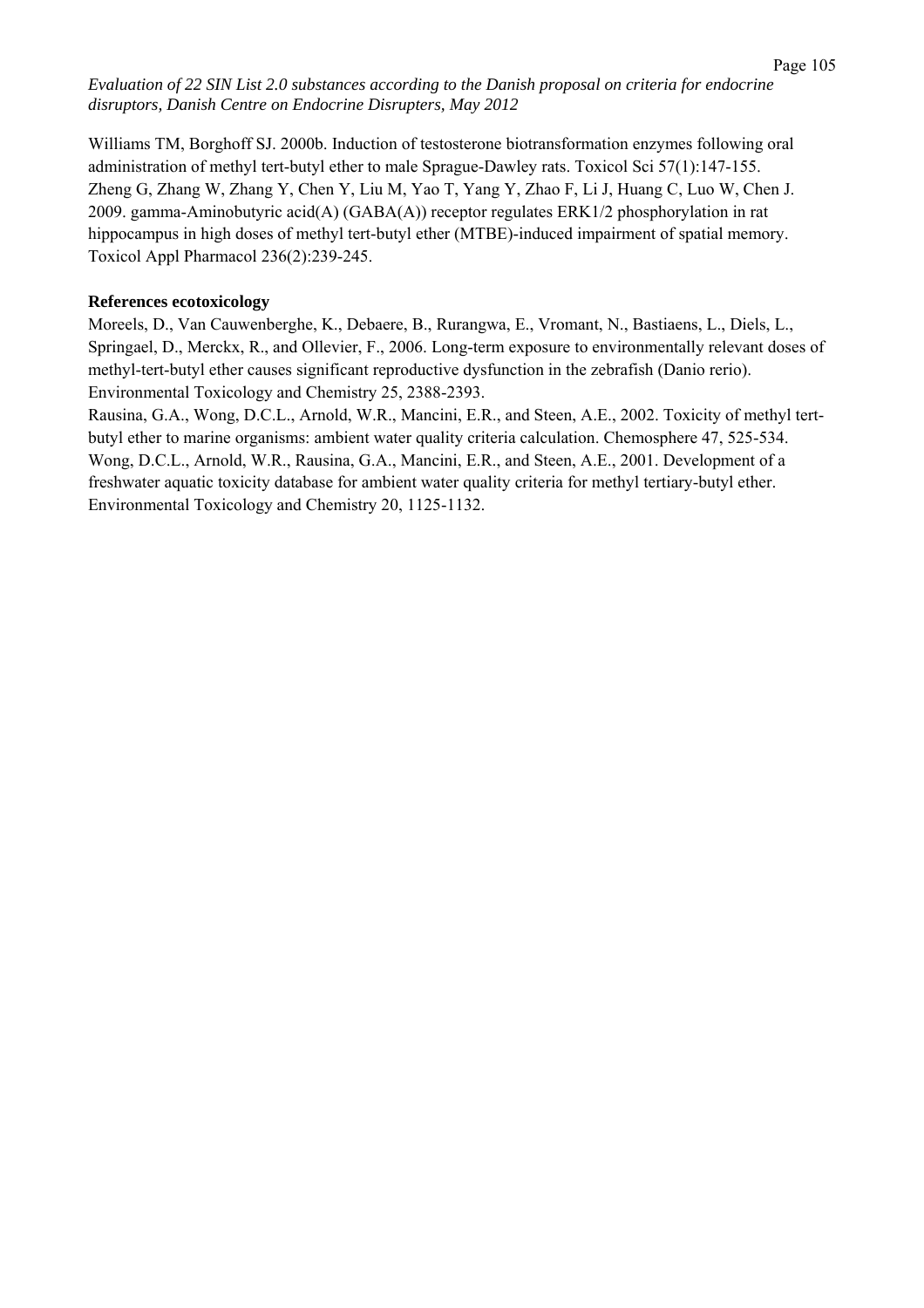Williams TM, Borghoff SJ. 2000b. Induction of testosterone biotransformation enzymes following oral administration of methyl tert-butyl ether to male Sprague-Dawley rats. Toxicol Sci 57(1):147-155.
Zheng G, Zhang W, Zhang Y, Chen Y, Liu M, Yao T, Yang Y, Zhao F, Li J, Huang C, Luo W, Chen J. 2009. gamma-Aminobutyric acid(A) (GABA(A)) receptor regulates ERK1/2 phosphorylation in rat hippocampus in high doses of methyl tert-butyl ether (MTBE)-induced impairment of spatial memory. Toxicol Appl Pharmacol 236(2):239-245.

**References ecotoxicology**

Moreels, D., Van Cauwenberghe, K., Debaere, B., Rurangwa, E., Vromant, N., Bastiaens, L., Diels, L., Springael, D., Merckx, R., and Ollevier, F., 2006. Long-term exposure to environmentally relevant doses of methyl-tert-butyl ether causes significant reproductive dysfunction in the zebrafish (Danio rerio). Environmental Toxicology and Chemistry 25, 2388-2393.
Rausina, G.A., Wong, D.C.L., Arnold, W.R., Mancini, E.R., and Steen, A.E., 2002. Toxicity of methyl tert-butyl ether to marine organisms: ambient water quality criteria calculation. Chemosphere 47, 525-534.
Wong, D.C.L., Arnold, W.R., Rausina, G.A., Mancini, E.R., and Steen, A.E., 2001. Development of a freshwater aquatic toxicity database for ambient water quality criteria for methyl tertiary-butyl ether. Environmental Toxicology and Chemistry 20, 1125-1132.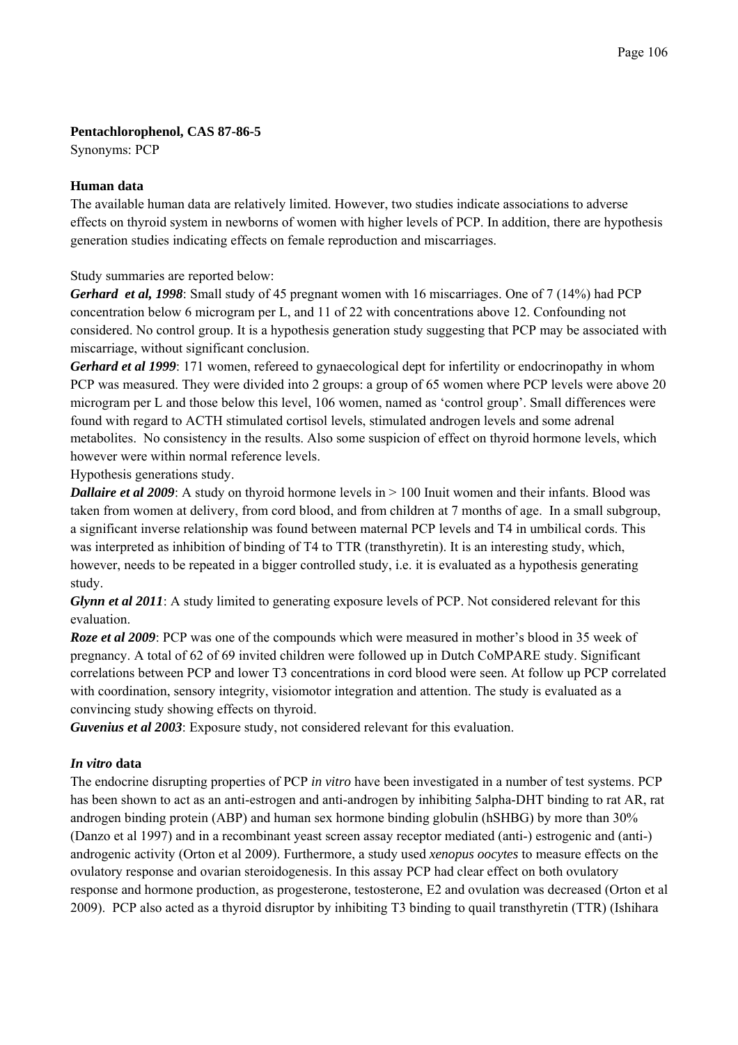**Pentachlorophenol, CAS 87-86-5**
Synonyms: PCP

**Human data**

The available human data are relatively limited. However, two studies indicate associations to adverse effects on thyroid system in newborns of women with higher levels of PCP. In addition, there are hypothesis generation studies indicating effects on female reproduction and miscarriages.

Study summaries are reported below:

***Gerhard et al, 1998***: Small study of 45 pregnant women with 16 miscarriages. One of 7 (14%) had PCP concentration below 6 microgram per L, and 11 of 22 with concentrations above 12. Confounding not considered. No control group. It is a hypothesis generation study suggesting that PCP may be associated with miscarriage, without significant conclusion.

***Gerhard et al 1999***: 171 women, refereed to gynaecological dept for infertility or endocrinopathy in whom PCP was measured. They were divided into 2 groups: a group of 65 women where PCP levels were above 20 microgram per L and those below this level, 106 women, named as 'control group'. Small differences were found with regard to ACTH stimulated cortisol levels, stimulated androgen levels and some adrenal metabolites. No consistency in the results. Also some suspicion of effect on thyroid hormone levels, which however were within normal reference levels.

Hypothesis generations study.

***Dallaire et al 2009***: A study on thyroid hormone levels in > 100 Inuit women and their infants. Blood was taken from women at delivery, from cord blood, and from children at 7 months of age. In a small subgroup, a significant inverse relationship was found between maternal PCP levels and T4 in umbilical cords. This was interpreted as inhibition of binding of T4 to TTR (transthyretin). It is an interesting study, which, however, needs to be repeated in a bigger controlled study, i.e. it is evaluated as a hypothesis generating study.

***Glynn et al 2011***: A study limited to generating exposure levels of PCP. Not considered relevant for this evaluation.

***Roze et al 2009***: PCP was one of the compounds which were measured in mother's blood in 35 week of pregnancy. A total of 62 of 69 invited children were followed up in Dutch CoMPARE study. Significant correlations between PCP and lower T3 concentrations in cord blood were seen. At follow up PCP correlated with coordination, sensory integrity, visiomotor integration and attention. The study is evaluated as a convincing study showing effects on thyroid.

***Guvenius et al 2003***: Exposure study, not considered relevant for this evaluation.

***In vitro* data**

The endocrine disrupting properties of PCP *in vitro* have been investigated in a number of test systems. PCP has been shown to act as an anti-estrogen and anti-androgen by inhibiting 5alpha-DHT binding to rat AR, rat androgen binding protein (ABP) and human sex hormone binding globulin (hSHBG) by more than 30% (Danzo et al 1997) and in a recombinant yeast screen assay receptor mediated (anti-) estrogenic and (anti-) androgenic activity (Orton et al 2009). Furthermore, a study used *xenopus oocytes* to measure effects on the ovulatory response and ovarian steroidogenesis. In this assay PCP had clear effect on both ovulatory response and hormone production, as progesterone, testosterone, E2 and ovulation was decreased (Orton et al 2009). PCP also acted as a thyroid disruptor by inhibiting T3 binding to quail transthyretin (TTR) (Ishihara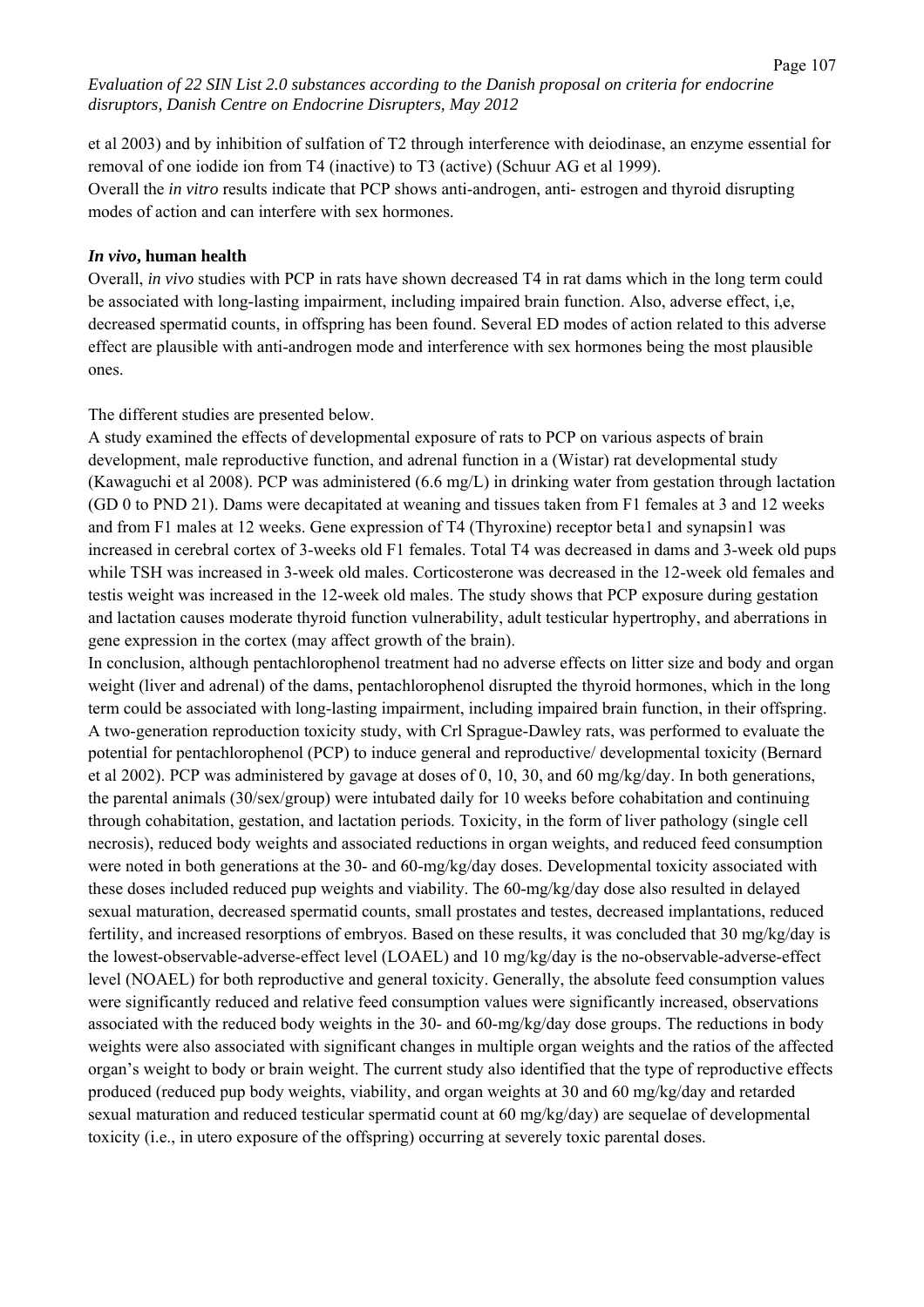et al 2003) and by inhibition of sulfation of T2 through interference with deiodinase, an enzyme essential for removal of one iodide ion from T4 (inactive) to T3 (active) (Schuur AG et al 1999).
Overall the *in vitro* results indicate that PCP shows anti-androgen, anti- estrogen and thyroid disrupting modes of action and can interfere with sex hormones.

### *In vivo*, human health

Overall, *in vivo* studies with PCP in rats have shown decreased T4 in rat dams which in the long term could be associated with long-lasting impairment, including impaired brain function. Also, adverse effect, i,e, decreased spermatid counts, in offspring has been found. Several ED modes of action related to this adverse effect are plausible with anti-androgen mode and interference with sex hormones being the most plausible ones.

The different studies are presented below.
A study examined the effects of developmental exposure of rats to PCP on various aspects of brain development, male reproductive function, and adrenal function in a (Wistar) rat developmental study (Kawaguchi et al 2008). PCP was administered (6.6 mg/L) in drinking water from gestation through lactation (GD 0 to PND 21). Dams were decapitated at weaning and tissues taken from F1 females at 3 and 12 weeks and from F1 males at 12 weeks. Gene expression of T4 (Thyroxine) receptor beta1 and synapsin1 was increased in cerebral cortex of 3-weeks old F1 females. Total T4 was decreased in dams and 3-week old pups while TSH was increased in 3-week old males. Corticosterone was decreased in the 12-week old females and testis weight was increased in the 12-week old males. The study shows that PCP exposure during gestation and lactation causes moderate thyroid function vulnerability, adult testicular hypertrophy, and aberrations in gene expression in the cortex (may affect growth of the brain).
In conclusion, although pentachlorophenol treatment had no adverse effects on litter size and body and organ weight (liver and adrenal) of the dams, pentachlorophenol disrupted the thyroid hormones, which in the long term could be associated with long-lasting impairment, including impaired brain function, in their offspring.
A two-generation reproduction toxicity study, with Crl Sprague-Dawley rats, was performed to evaluate the potential for pentachlorophenol (PCP) to induce general and reproductive/ developmental toxicity (Bernard et al 2002). PCP was administered by gavage at doses of 0, 10, 30, and 60 mg/kg/day. In both generations, the parental animals (30/sex/group) were intubated daily for 10 weeks before cohabitation and continuing through cohabitation, gestation, and lactation periods. Toxicity, in the form of liver pathology (single cell necrosis), reduced body weights and associated reductions in organ weights, and reduced feed consumption were noted in both generations at the 30- and 60-mg/kg/day doses. Developmental toxicity associated with these doses included reduced pup weights and viability. The 60-mg/kg/day dose also resulted in delayed sexual maturation, decreased spermatid counts, small prostates and testes, decreased implantations, reduced fertility, and increased resorptions of embryos. Based on these results, it was concluded that 30 mg/kg/day is the lowest-observable-adverse-effect level (LOAEL) and 10 mg/kg/day is the no-observable-adverse-effect level (NOAEL) for both reproductive and general toxicity. Generally, the absolute feed consumption values were significantly reduced and relative feed consumption values were significantly increased, observations associated with the reduced body weights in the 30- and 60-mg/kg/day dose groups. The reductions in body weights were also associated with significant changes in multiple organ weights and the ratios of the affected organ's weight to body or brain weight. The current study also identified that the type of reproductive effects produced (reduced pup body weights, viability, and organ weights at 30 and 60 mg/kg/day and retarded sexual maturation and reduced testicular spermatid count at 60 mg/kg/day) are sequelae of developmental toxicity (i.e., in utero exposure of the offspring) occurring at severely toxic parental doses.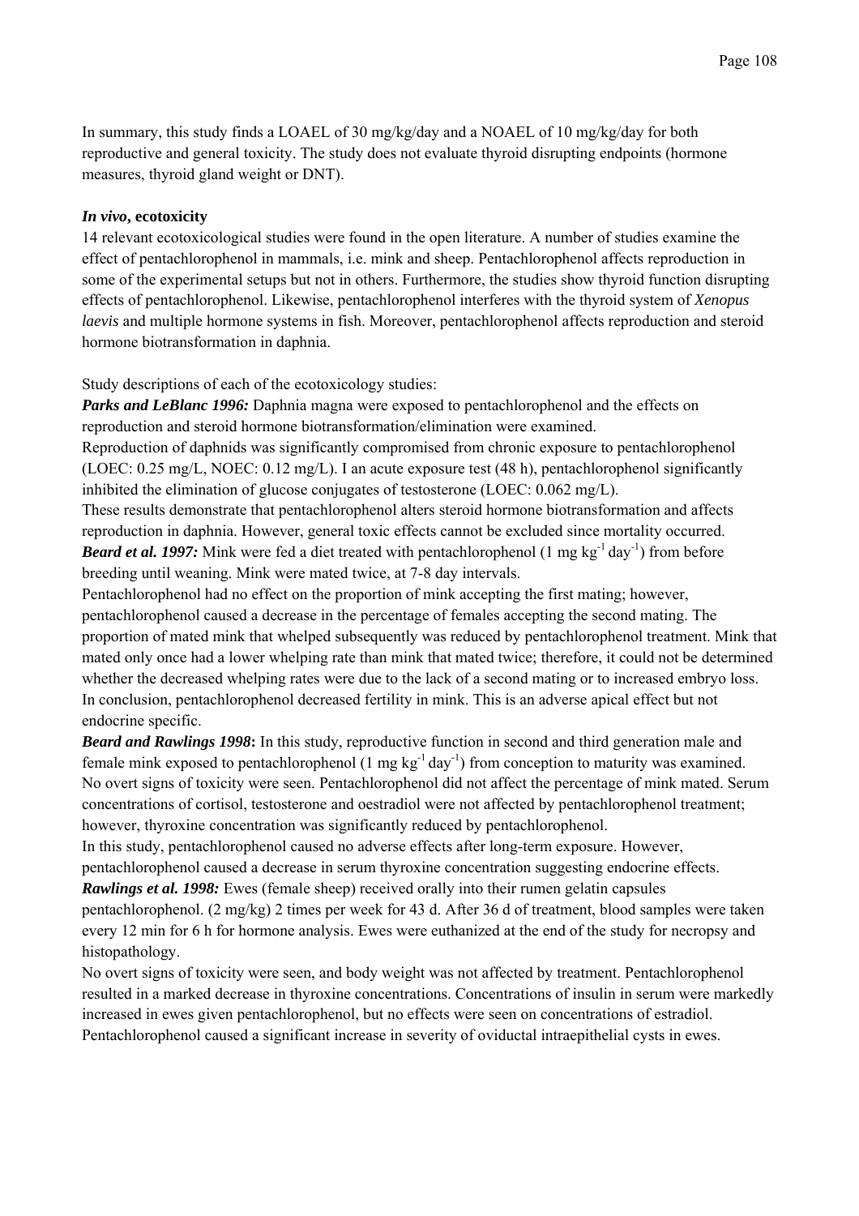In summary, this study finds a LOAEL of 30 mg/kg/day and a NOAEL of 10 mg/kg/day for both reproductive and general toxicity. The study does not evaluate thyroid disrupting endpoints (hormone measures, thyroid gland weight or DNT).

***In vivo*, ecotoxicity**

14 relevant ecotoxicological studies were found in the open literature. A number of studies examine the effect of pentachlorophenol in mammals, i.e. mink and sheep. Pentachlorophenol affects reproduction in some of the experimental setups but not in others. Furthermore, the studies show thyroid function disrupting effects of pentachlorophenol. Likewise, pentachlorophenol interferes with the thyroid system of *Xenopus laevis* and multiple hormone systems in fish. Moreover, pentachlorophenol affects reproduction and steroid hormone biotransformation in daphnia.

Study descriptions of each of the ecotoxicology studies:

***Parks and LeBlanc 1996:*** Daphnia magna were exposed to pentachlorophenol and the effects on reproduction and steroid hormone biotransformation/elimination were examined.
Reproduction of daphnids was significantly compromised from chronic exposure to pentachlorophenol (LOEC: 0.25 mg/L, NOEC: 0.12 mg/L). I an acute exposure test (48 h), pentachlorophenol significantly inhibited the elimination of glucose conjugates of testosterone (LOEC: 0.062 mg/L).
These results demonstrate that pentachlorophenol alters steroid hormone biotransformation and affects reproduction in daphnia. However, general toxic effects cannot be excluded since mortality occurred.

***Beard et al. 1997:*** Mink were fed a diet treated with pentachlorophenol (1 mg $kg^{-1}$ $day^{-1}$) from before breeding until weaning. Mink were mated twice, at 7-8 day intervals.
Pentachlorophenol had no effect on the proportion of mink accepting the first mating; however, pentachlorophenol caused a decrease in the percentage of females accepting the second mating. The proportion of mated mink that whelped subsequently was reduced by pentachlorophenol treatment. Mink that mated only once had a lower whelping rate than mink that mated twice; therefore, it could not be determined whether the decreased whelping rates were due to the lack of a second mating or to increased embryo loss.
In conclusion, pentachlorophenol decreased fertility in mink. This is an adverse apical effect but not endocrine specific.

***Beard and Rawlings 1998*:** In this study, reproductive function in second and third generation male and female mink exposed to pentachlorophenol (1 mg $kg^{-1}$ $day^{-1}$) from conception to maturity was examined. No overt signs of toxicity were seen. Pentachlorophenol did not affect the percentage of mink mated. Serum concentrations of cortisol, testosterone and oestradiol were not affected by pentachlorophenol treatment; however, thyroxine concentration was significantly reduced by pentachlorophenol.
In this study, pentachlorophenol caused no adverse effects after long-term exposure. However, pentachlorophenol caused a decrease in serum thyroxine concentration suggesting endocrine effects.

***Rawlings et al. 1998:*** Ewes (female sheep) received orally into their rumen gelatin capsules pentachlorophenol. (2 mg/kg) 2 times per week for 43 d. After 36 d of treatment, blood samples were taken every 12 min for 6 h for hormone analysis. Ewes were euthanized at the end of the study for necropsy and histopathology.
No overt signs of toxicity were seen, and body weight was not affected by treatment. Pentachlorophenol resulted in a marked decrease in thyroxine concentrations. Concentrations of insulin in serum were markedly increased in ewes given pentachlorophenol, but no effects were seen on concentrations of estradiol. Pentachlorophenol caused a significant increase in severity of oviductal intraepithelial cysts in ewes.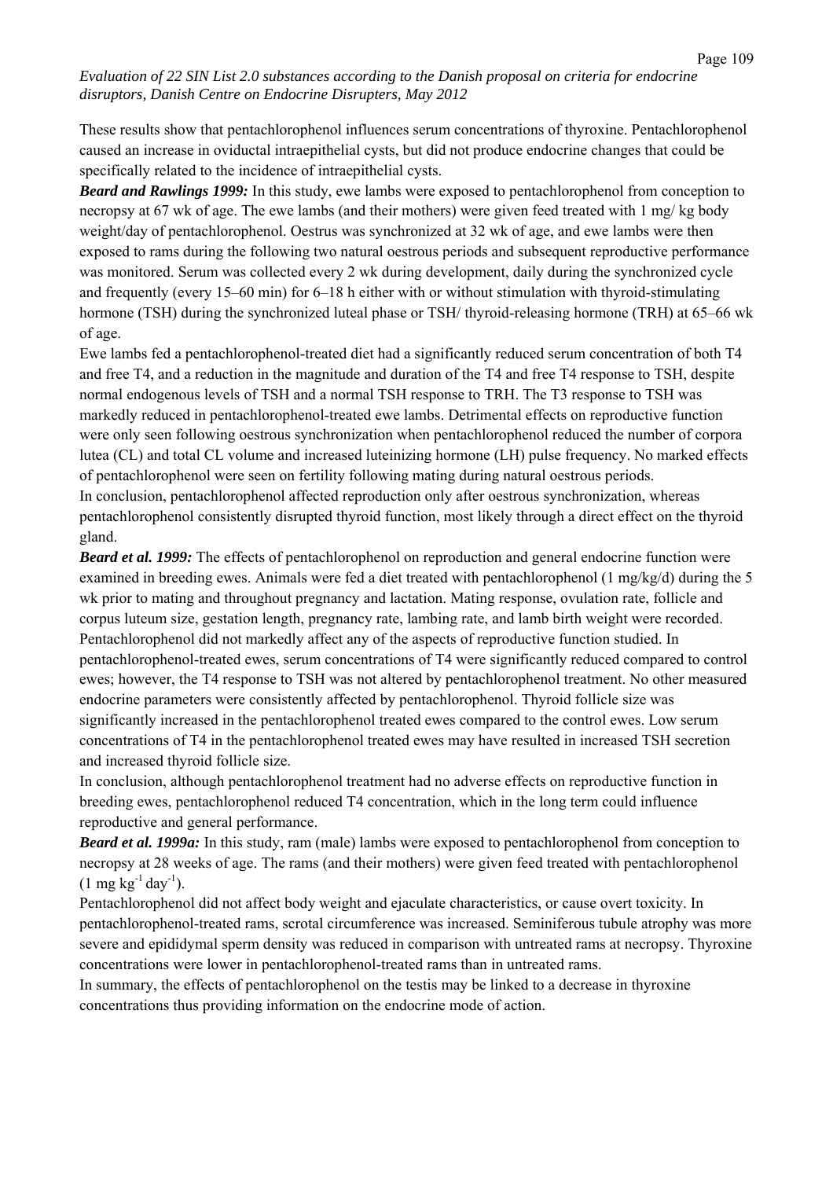These results show that pentachlorophenol influences serum concentrations of thyroxine. Pentachlorophenol caused an increase in oviductal intraepithelial cysts, but did not produce endocrine changes that could be specifically related to the incidence of intraepithelial cysts.

***Beard and Rawlings 1999:*** In this study, ewe lambs were exposed to pentachlorophenol from conception to necropsy at 67 wk of age. The ewe lambs (and their mothers) were given feed treated with 1 mg/ kg body weight/day of pentachlorophenol. Oestrus was synchronized at 32 wk of age, and ewe lambs were then exposed to rams during the following two natural oestrous periods and subsequent reproductive performance was monitored. Serum was collected every 2 wk during development, daily during the synchronized cycle and frequently (every 15–60 min) for 6–18 h either with or without stimulation with thyroid-stimulating hormone (TSH) during the synchronized luteal phase or TSH/ thyroid-releasing hormone (TRH) at 65–66 wk of age.

Ewe lambs fed a pentachlorophenol-treated diet had a significantly reduced serum concentration of both T4 and free T4, and a reduction in the magnitude and duration of the T4 and free T4 response to TSH, despite normal endogenous levels of TSH and a normal TSH response to TRH. The T3 response to TSH was markedly reduced in pentachlorophenol-treated ewe lambs. Detrimental effects on reproductive function were only seen following oestrous synchronization when pentachlorophenol reduced the number of corpora lutea (CL) and total CL volume and increased luteinizing hormone (LH) pulse frequency. No marked effects of pentachlorophenol were seen on fertility following mating during natural oestrous periods.

In conclusion, pentachlorophenol affected reproduction only after oestrous synchronization, whereas pentachlorophenol consistently disrupted thyroid function, most likely through a direct effect on the thyroid gland.

***Beard et al. 1999:*** The effects of pentachlorophenol on reproduction and general endocrine function were examined in breeding ewes. Animals were fed a diet treated with pentachlorophenol (1 mg/kg/d) during the 5 wk prior to mating and throughout pregnancy and lactation. Mating response, ovulation rate, follicle and corpus luteum size, gestation length, pregnancy rate, lambing rate, and lamb birth weight were recorded. Pentachlorophenol did not markedly affect any of the aspects of reproductive function studied. In pentachlorophenol-treated ewes, serum concentrations of T4 were significantly reduced compared to control ewes; however, the T4 response to TSH was not altered by pentachlorophenol treatment. No other measured endocrine parameters were consistently affected by pentachlorophenol. Thyroid follicle size was significantly increased in the pentachlorophenol treated ewes compared to the control ewes. Low serum concentrations of T4 in the pentachlorophenol treated ewes may have resulted in increased TSH secretion and increased thyroid follicle size.

In conclusion, although pentachlorophenol treatment had no adverse effects on reproductive function in breeding ewes, pentachlorophenol reduced T4 concentration, which in the long term could influence reproductive and general performance.

***Beard et al. 1999a:*** In this study, ram (male) lambs were exposed to pentachlorophenol from conception to necropsy at 28 weeks of age. The rams (and their mothers) were given feed treated with pentachlorophenol ($1\ mg\ kg^{-1}\ day^{-1}$).

Pentachlorophenol did not affect body weight and ejaculate characteristics, or cause overt toxicity. In pentachlorophenol-treated rams, scrotal circumference was increased. Seminiferous tubule atrophy was more severe and epididymal sperm density was reduced in comparison with untreated rams at necropsy. Thyroxine concentrations were lower in pentachlorophenol-treated rams than in untreated rams.

In summary, the effects of pentachlorophenol on the testis may be linked to a decrease in thyroxine concentrations thus providing information on the endocrine mode of action.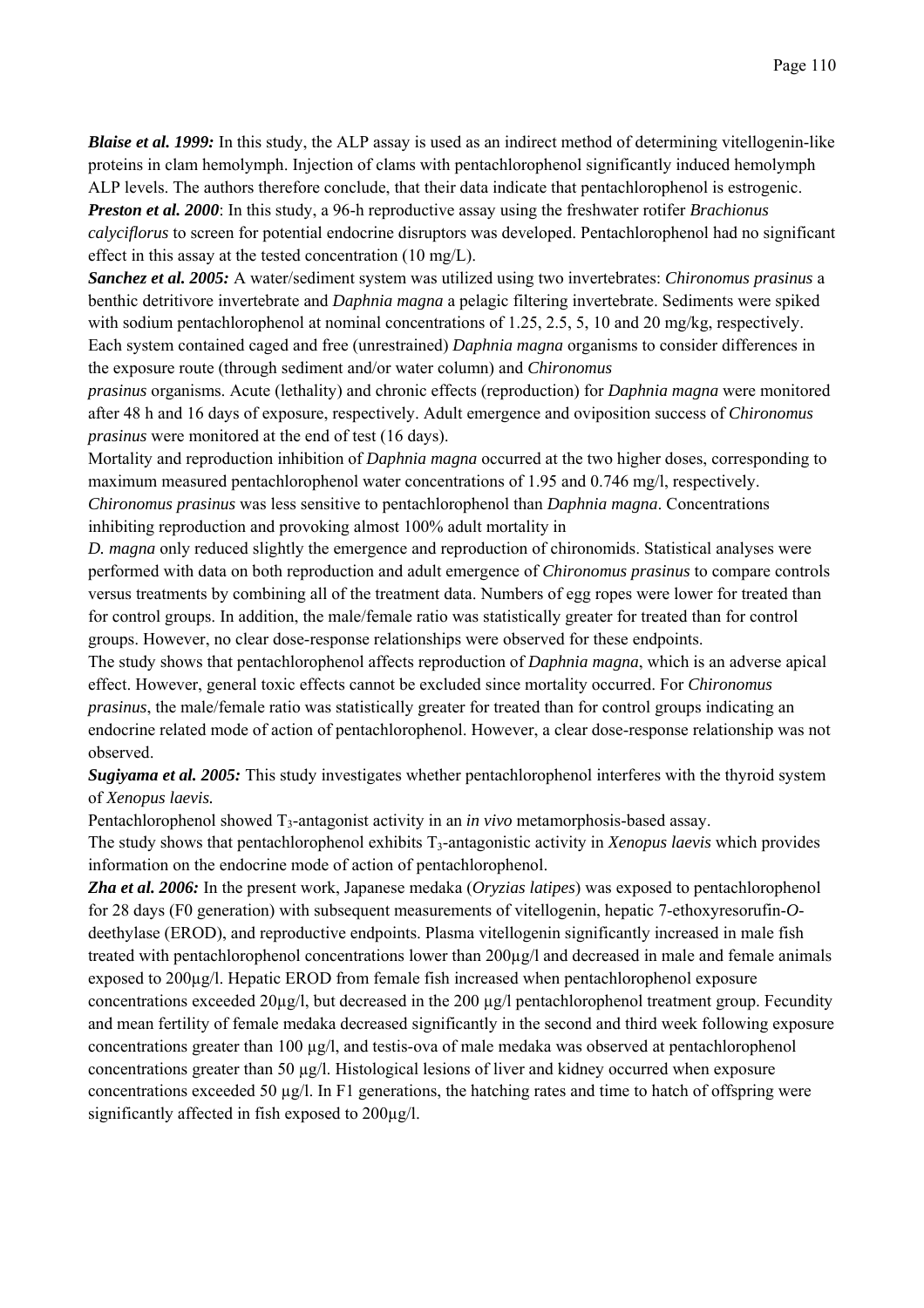***Blaise et al. 1999:*** In this study, the ALP assay is used as an indirect method of determining vitellogenin-like proteins in clam hemolymph. Injection of clams with pentachlorophenol significantly induced hemolymph ALP levels. The authors therefore conclude, that their data indicate that pentachlorophenol is estrogenic.

***Preston et al. 2000***: In this study, a 96-h reproductive assay using the freshwater rotifer *Brachionus calyciflorus* to screen for potential endocrine disruptors was developed. Pentachlorophenol had no significant effect in this assay at the tested concentration (10 mg/L).

***Sanchez et al. 2005:*** A water/sediment system was utilized using two invertebrates: *Chironomus prasinus* a benthic detritivore invertebrate and *Daphnia magna* a pelagic filtering invertebrate. Sediments were spiked with sodium pentachlorophenol at nominal concentrations of 1.25, 2.5, 5, 10 and 20 mg/kg, respectively. Each system contained caged and free (unrestrained) *Daphnia magna* organisms to consider differences in the exposure route (through sediment and/or water column) and *Chironomus prasinus* organisms. Acute (lethality) and chronic effects (reproduction) for *Daphnia magna* were monitored after 48 h and 16 days of exposure, respectively. Adult emergence and oviposition success of *Chironomus prasinus* were monitored at the end of test (16 days).

Mortality and reproduction inhibition of *Daphnia magna* occurred at the two higher doses, corresponding to maximum measured pentachlorophenol water concentrations of 1.95 and 0.746 mg/l, respectively. *Chironomus prasinus* was less sensitive to pentachlorophenol than *Daphnia magna*. Concentrations inhibiting reproduction and provoking almost 100% adult mortality in *D. magna* only reduced slightly the emergence and reproduction of chironomids. Statistical analyses were performed with data on both reproduction and adult emergence of *Chironomus prasinus* to compare controls versus treatments by combining all of the treatment data. Numbers of egg ropes were lower for treated than for control groups. In addition, the male/female ratio was statistically greater for treated than for control groups. However, no clear dose-response relationships were observed for these endpoints.

The study shows that pentachlorophenol affects reproduction of *Daphnia magna*, which is an adverse apical effect. However, general toxic effects cannot be excluded since mortality occurred. For *Chironomus prasinus*, the male/female ratio was statistically greater for treated than for control groups indicating an endocrine related mode of action of pentachlorophenol. However, a clear dose-response relationship was not observed.

***Sugiyama et al. 2005:*** This study investigates whether pentachlorophenol interferes with the thyroid system of *Xenopus laevis.*

Pentachlorophenol showed $T_3$-antagonist activity in an *in vivo* metamorphosis-based assay.

The study shows that pentachlorophenol exhibits $T_3$-antagonistic activity in *Xenopus laevis* which provides information on the endocrine mode of action of pentachlorophenol.

***Zha et al. 2006:*** In the present work, Japanese medaka (*Oryzias latipes*) was exposed to pentachlorophenol for 28 days (F0 generation) with subsequent measurements of vitellogenin, hepatic 7-ethoxyresorufin-*O*-deethylase (EROD), and reproductive endpoints. Plasma vitellogenin significantly increased in male fish treated with pentachlorophenol concentrations lower than 200µg/l and decreased in male and female animals exposed to 200µg/l. Hepatic EROD from female fish increased when pentachlorophenol exposure concentrations exceeded 20µg/l, but decreased in the 200 µg/l pentachlorophenol treatment group. Fecundity and mean fertility of female medaka decreased significantly in the second and third week following exposure concentrations greater than 100 µg/l, and testis-ova of male medaka was observed at pentachlorophenol concentrations greater than 50 µg/l. Histological lesions of liver and kidney occurred when exposure concentrations exceeded 50 µg/l. In F1 generations, the hatching rates and time to hatch of offspring were significantly affected in fish exposed to 200µg/l.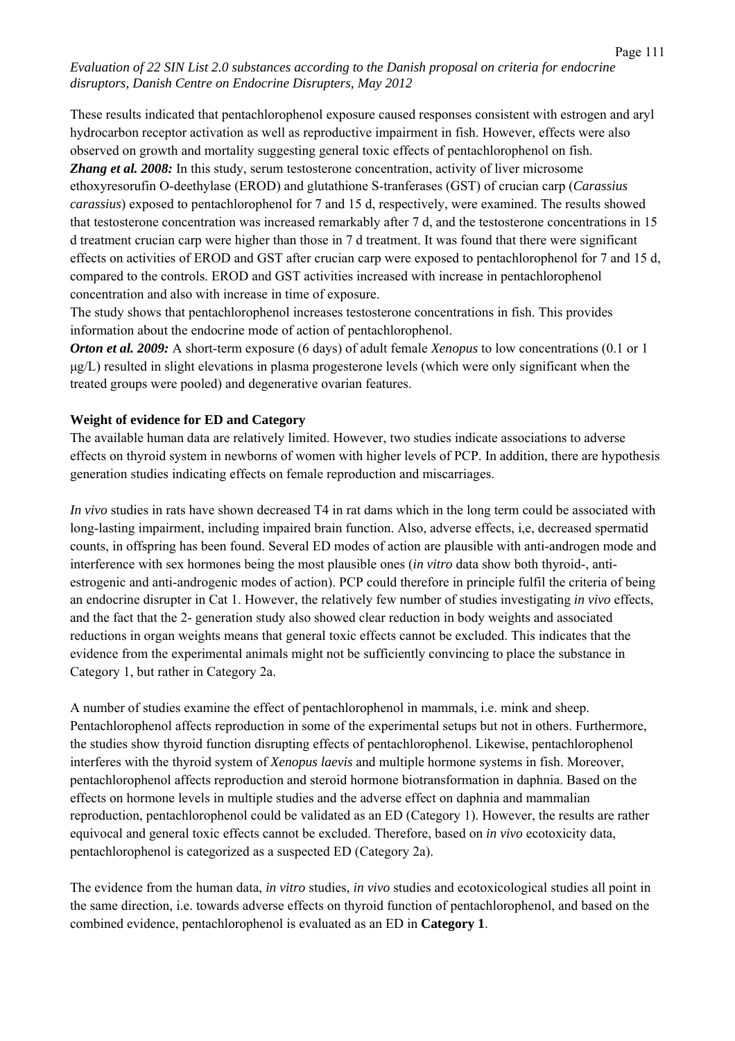These results indicated that pentachlorophenol exposure caused responses consistent with estrogen and aryl hydrocarbon receptor activation as well as reproductive impairment in fish. However, effects were also observed on growth and mortality suggesting general toxic effects of pentachlorophenol on fish.

***Zhang et al. 2008:*** In this study, serum testosterone concentration, activity of liver microsome ethoxyresorufin O-deethylase (EROD) and glutathione S-tranferases (GST) of crucian carp (*Carassius carassius*) exposed to pentachlorophenol for 7 and 15 d, respectively, were examined. The results showed that testosterone concentration was increased remarkably after 7 d, and the testosterone concentrations in 15 d treatment crucian carp were higher than those in 7 d treatment. It was found that there were significant effects on activities of EROD and GST after crucian carp were exposed to pentachlorophenol for 7 and 15 d, compared to the controls. EROD and GST activities increased with increase in pentachlorophenol concentration and also with increase in time of exposure.

The study shows that pentachlorophenol increases testosterone concentrations in fish. This provides information about the endocrine mode of action of pentachlorophenol.

***Orton et al. 2009:*** A short-term exposure (6 days) of adult female *Xenopus* to low concentrations (0.1 or 1 μg/L) resulted in slight elevations in plasma progesterone levels (which were only significant when the treated groups were pooled) and degenerative ovarian features.

**Weight of evidence for ED and Category**

The available human data are relatively limited. However, two studies indicate associations to adverse effects on thyroid system in newborns of women with higher levels of PCP. In addition, there are hypothesis generation studies indicating effects on female reproduction and miscarriages.

*In vivo* studies in rats have shown decreased T4 in rat dams which in the long term could be associated with long-lasting impairment, including impaired brain function. Also, adverse effects, i,e, decreased spermatid counts, in offspring has been found. Several ED modes of action are plausible with anti-androgen mode and interference with sex hormones being the most plausible ones (*in vitro* data show both thyroid-, anti-estrogenic and anti-androgenic modes of action). PCP could therefore in principle fulfil the criteria of being an endocrine disrupter in Cat 1. However, the relatively few number of studies investigating *in vivo* effects, and the fact that the 2- generation study also showed clear reduction in body weights and associated reductions in organ weights means that general toxic effects cannot be excluded. This indicates that the evidence from the experimental animals might not be sufficiently convincing to place the substance in Category 1, but rather in Category 2a.

A number of studies examine the effect of pentachlorophenol in mammals, i.e. mink and sheep. Pentachlorophenol affects reproduction in some of the experimental setups but not in others. Furthermore, the studies show thyroid function disrupting effects of pentachlorophenol. Likewise, pentachlorophenol interferes with the thyroid system of *Xenopus laevis* and multiple hormone systems in fish. Moreover, pentachlorophenol affects reproduction and steroid hormone biotransformation in daphnia. Based on the effects on hormone levels in multiple studies and the adverse effect on daphnia and mammalian reproduction, pentachlorophenol could be validated as an ED (Category 1). However, the results are rather equivocal and general toxic effects cannot be excluded. Therefore, based on *in vivo* ecotoxicity data, pentachlorophenol is categorized as a suspected ED (Category 2a).

The evidence from the human data, *in vitro* studies, *in vivo* studies and ecotoxicological studies all point in the same direction, i.e. towards adverse effects on thyroid function of pentachlorophenol, and based on the combined evidence, pentachlorophenol is evaluated as an ED in **Category 1**.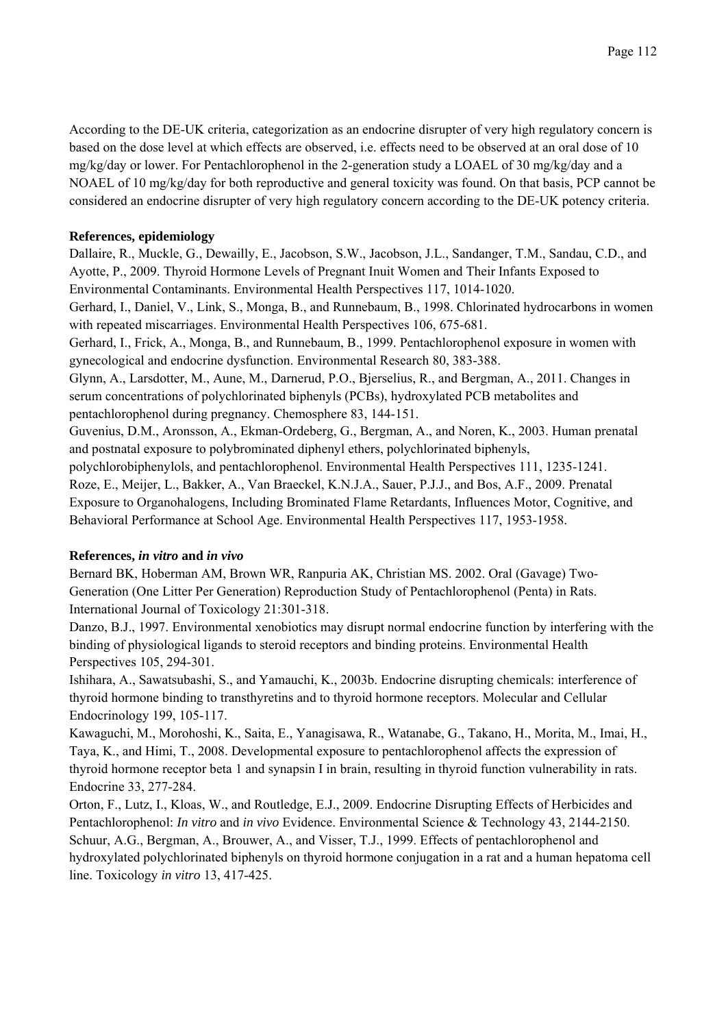According to the DE-UK criteria, categorization as an endocrine disrupter of very high regulatory concern is based on the dose level at which effects are observed, i.e. effects need to be observed at an oral dose of 10 mg/kg/day or lower. For Pentachlorophenol in the 2-generation study a LOAEL of 30 mg/kg/day and a NOAEL of 10 mg/kg/day for both reproductive and general toxicity was found. On that basis, PCP cannot be considered an endocrine disrupter of very high regulatory concern according to the DE-UK potency criteria.

**References, epidemiology**

Dallaire, R., Muckle, G., Dewailly, E., Jacobson, S.W., Jacobson, J.L., Sandanger, T.M., Sandau, C.D., and Ayotte, P., 2009. Thyroid Hormone Levels of Pregnant Inuit Women and Their Infants Exposed to Environmental Contaminants. Environmental Health Perspectives 117, 1014-1020.

Gerhard, I., Daniel, V., Link, S., Monga, B., and Runnebaum, B., 1998. Chlorinated hydrocarbons in women with repeated miscarriages. Environmental Health Perspectives 106, 675-681.

Gerhard, I., Frick, A., Monga, B., and Runnebaum, B., 1999. Pentachlorophenol exposure in women with gynecological and endocrine dysfunction. Environmental Research 80, 383-388.

Glynn, A., Larsdotter, M., Aune, M., Darnerud, P.O., Bjerselius, R., and Bergman, A., 2011. Changes in serum concentrations of polychlorinated biphenyls (PCBs), hydroxylated PCB metabolites and pentachlorophenol during pregnancy. Chemosphere 83, 144-151.

Guvenius, D.M., Aronsson, A., Ekman-Ordeberg, G., Bergman, A., and Noren, K., 2003. Human prenatal and postnatal exposure to polybrominated diphenyl ethers, polychlorinated biphenyls, polychlorobiphenylols, and pentachlorophenol. Environmental Health Perspectives 111, 1235-1241.

Roze, E., Meijer, L., Bakker, A., Van Braeckel, K.N.J.A., Sauer, P.J.J., and Bos, A.F., 2009. Prenatal Exposure to Organohalogens, Including Brominated Flame Retardants, Influences Motor, Cognitive, and Behavioral Performance at School Age. Environmental Health Perspectives 117, 1953-1958.

**References, *in vitro* and *in vivo***

Bernard BK, Hoberman AM, Brown WR, Ranpuria AK, Christian MS. 2002. Oral (Gavage) Two-Generation (One Litter Per Generation) Reproduction Study of Pentachlorophenol (Penta) in Rats. International Journal of Toxicology 21:301-318.

Danzo, B.J., 1997. Environmental xenobiotics may disrupt normal endocrine function by interfering with the binding of physiological ligands to steroid receptors and binding proteins. Environmental Health Perspectives 105, 294-301.

Ishihara, A., Sawatsubashi, S., and Yamauchi, K., 2003b. Endocrine disrupting chemicals: interference of thyroid hormone binding to transthyretins and to thyroid hormone receptors. Molecular and Cellular Endocrinology 199, 105-117.

Kawaguchi, M., Morohoshi, K., Saita, E., Yanagisawa, R., Watanabe, G., Takano, H., Morita, M., Imai, H., Taya, K., and Himi, T., 2008. Developmental exposure to pentachlorophenol affects the expression of thyroid hormone receptor beta 1 and synapsin I in brain, resulting in thyroid function vulnerability in rats. Endocrine 33, 277-284.

Orton, F., Lutz, I., Kloas, W., and Routledge, E.J., 2009. Endocrine Disrupting Effects of Herbicides and Pentachlorophenol: *In vitro* and *in vivo* Evidence. Environmental Science & Technology 43, 2144-2150.

Schuur, A.G., Bergman, A., Brouwer, A., and Visser, T.J., 1999. Effects of pentachlorophenol and hydroxylated polychlorinated biphenyls on thyroid hormone conjugation in a rat and a human hepatoma cell line. Toxicology *in vitro* 13, 417-425.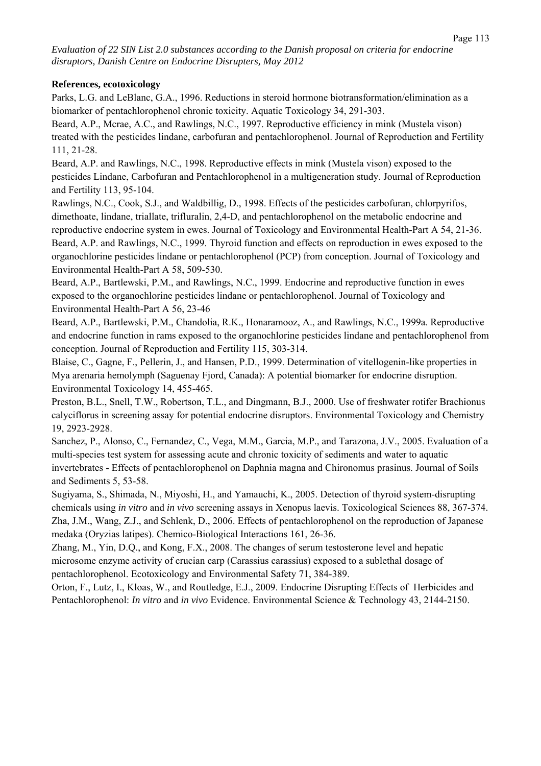**References, ecotoxicology**

Parks, L.G. and LeBlanc, G.A., 1996. Reductions in steroid hormone biotransformation/elimination as a biomarker of pentachlorophenol chronic toxicity. Aquatic Toxicology 34, 291-303.

Beard, A.P., Mcrae, A.C., and Rawlings, N.C., 1997. Reproductive efficiency in mink (Mustela vison) treated with the pesticides lindane, carbofuran and pentachlorophenol. Journal of Reproduction and Fertility 111, 21-28.

Beard, A.P. and Rawlings, N.C., 1998. Reproductive effects in mink (Mustela vison) exposed to the pesticides Lindane, Carbofuran and Pentachlorophenol in a multigeneration study. Journal of Reproduction and Fertility 113, 95-104.

Rawlings, N.C., Cook, S.J., and Waldbillig, D., 1998. Effects of the pesticides carbofuran, chlorpyrifos, dimethoate, lindane, triallate, trifluralin, 2,4-D, and pentachlorophenol on the metabolic endocrine and reproductive endocrine system in ewes. Journal of Toxicology and Environmental Health-Part A 54, 21-36.

Beard, A.P. and Rawlings, N.C., 1999. Thyroid function and effects on reproduction in ewes exposed to the organochlorine pesticides lindane or pentachlorophenol (PCP) from conception. Journal of Toxicology and Environmental Health-Part A 58, 509-530.

Beard, A.P., Bartlewski, P.M., and Rawlings, N.C., 1999. Endocrine and reproductive function in ewes exposed to the organochlorine pesticides lindane or pentachlorophenol. Journal of Toxicology and Environmental Health-Part A 56, 23-46

Beard, A.P., Bartlewski, P.M., Chandolia, R.K., Honaramooz, A., and Rawlings, N.C., 1999a. Reproductive and endocrine function in rams exposed to the organochlorine pesticides lindane and pentachlorophenol from conception. Journal of Reproduction and Fertility 115, 303-314.

Blaise, C., Gagne, F., Pellerin, J., and Hansen, P.D., 1999. Determination of vitellogenin-like properties in Mya arenaria hemolymph (Saguenay Fjord, Canada): A potential biomarker for endocrine disruption. Environmental Toxicology 14, 455-465.

Preston, B.L., Snell, T.W., Robertson, T.L., and Dingmann, B.J., 2000. Use of freshwater rotifer Brachionus calyciflorus in screening assay for potential endocrine disruptors. Environmental Toxicology and Chemistry 19, 2923-2928.

Sanchez, P., Alonso, C., Fernandez, C., Vega, M.M., Garcia, M.P., and Tarazona, J.V., 2005. Evaluation of a multi-species test system for assessing acute and chronic toxicity of sediments and water to aquatic invertebrates - Effects of pentachlorophenol on Daphnia magna and Chironomus prasinus. Journal of Soils and Sediments 5, 53-58.

Sugiyama, S., Shimada, N., Miyoshi, H., and Yamauchi, K., 2005. Detection of thyroid system-disrupting chemicals using *in vitro* and *in vivo* screening assays in Xenopus laevis. Toxicological Sciences 88, 367-374.

Zha, J.M., Wang, Z.J., and Schlenk, D., 2006. Effects of pentachlorophenol on the reproduction of Japanese medaka (Oryzias latipes). Chemico-Biological Interactions 161, 26-36.

Zhang, M., Yin, D.Q., and Kong, F.X., 2008. The changes of serum testosterone level and hepatic microsome enzyme activity of crucian carp (Carassius carassius) exposed to a sublethal dosage of pentachlorophenol. Ecotoxicology and Environmental Safety 71, 384-389.

Orton, F., Lutz, I., Kloas, W., and Routledge, E.J., 2009. Endocrine Disrupting Effects of Herbicides and Pentachlorophenol: *In vitro* and *in vivo* Evidence. Environmental Science & Technology 43, 2144-2150.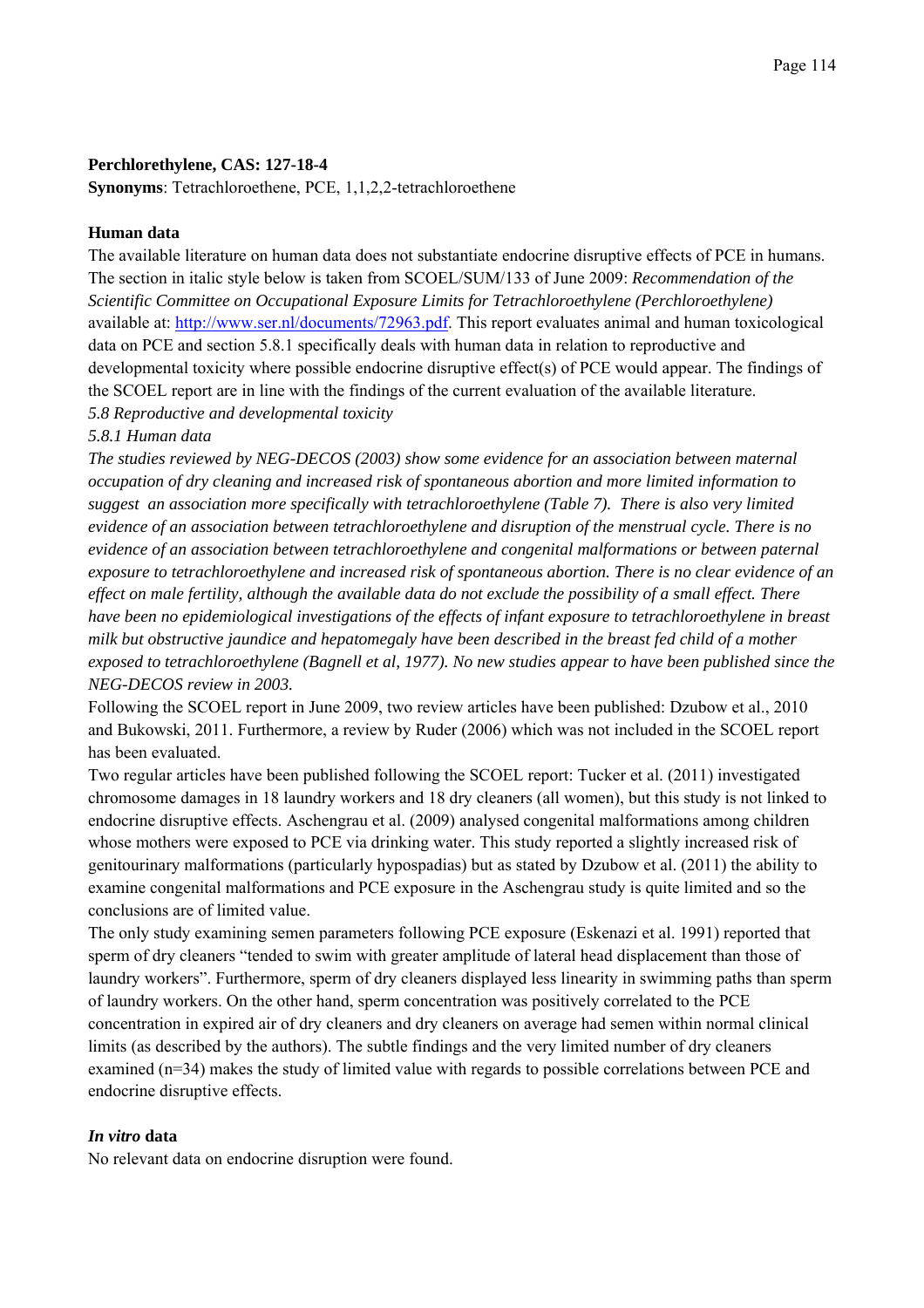**Perchlorethylene, CAS: 127-18-4**

**Synonyms**: Tetrachloroethene, PCE, 1,1,2,2-tetrachloroethene

**Human data**

The available literature on human data does not substantiate endocrine disruptive effects of PCE in humans. The section in italic style below is taken from SCOEL/SUM/133 of June 2009: *Recommendation of the Scientific Committee on Occupational Exposure Limits for Tetrachloroethylene (Perchloroethylene)* available at: http://www.ser.nl/documents/72963.pdf. This report evaluates animal and human toxicological data on PCE and section 5.8.1 specifically deals with human data in relation to reproductive and developmental toxicity where possible endocrine disruptive effect(s) of PCE would appear. The findings of the SCOEL report are in line with the findings of the current evaluation of the available literature.

*5.8 Reproductive and developmental toxicity*

*5.8.1 Human data*

*The studies reviewed by NEG-DECOS (2003) show some evidence for an association between maternal occupation of dry cleaning and increased risk of spontaneous abortion and more limited information to suggest an association more specifically with tetrachloroethylene (Table 7). There is also very limited evidence of an association between tetrachloroethylene and disruption of the menstrual cycle. There is no evidence of an association between tetrachloroethylene and congenital malformations or between paternal exposure to tetrachloroethylene and increased risk of spontaneous abortion. There is no clear evidence of an effect on male fertility, although the available data do not exclude the possibility of a small effect. There have been no epidemiological investigations of the effects of infant exposure to tetrachloroethylene in breast milk but obstructive jaundice and hepatomegaly have been described in the breast fed child of a mother exposed to tetrachloroethylene (Bagnell et al, 1977). No new studies appear to have been published since the NEG-DECOS review in 2003.*

Following the SCOEL report in June 2009, two review articles have been published: Dzubow et al., 2010 and Bukowski, 2011. Furthermore, a review by Ruder (2006) which was not included in the SCOEL report has been evaluated.

Two regular articles have been published following the SCOEL report: Tucker et al. (2011) investigated chromosome damages in 18 laundry workers and 18 dry cleaners (all women), but this study is not linked to endocrine disruptive effects. Aschengrau et al. (2009) analysed congenital malformations among children whose mothers were exposed to PCE via drinking water. This study reported a slightly increased risk of genitourinary malformations (particularly hypospadias) but as stated by Dzubow et al. (2011) the ability to examine congenital malformations and PCE exposure in the Aschengrau study is quite limited and so the conclusions are of limited value.

The only study examining semen parameters following PCE exposure (Eskenazi et al. 1991) reported that sperm of dry cleaners "tended to swim with greater amplitude of lateral head displacement than those of laundry workers". Furthermore, sperm of dry cleaners displayed less linearity in swimming paths than sperm of laundry workers. On the other hand, sperm concentration was positively correlated to the PCE concentration in expired air of dry cleaners and dry cleaners on average had semen within normal clinical limits (as described by the authors). The subtle findings and the very limited number of dry cleaners examined (n=34) makes the study of limited value with regards to possible correlations between PCE and endocrine disruptive effects.

***In vitro* data**

No relevant data on endocrine disruption were found.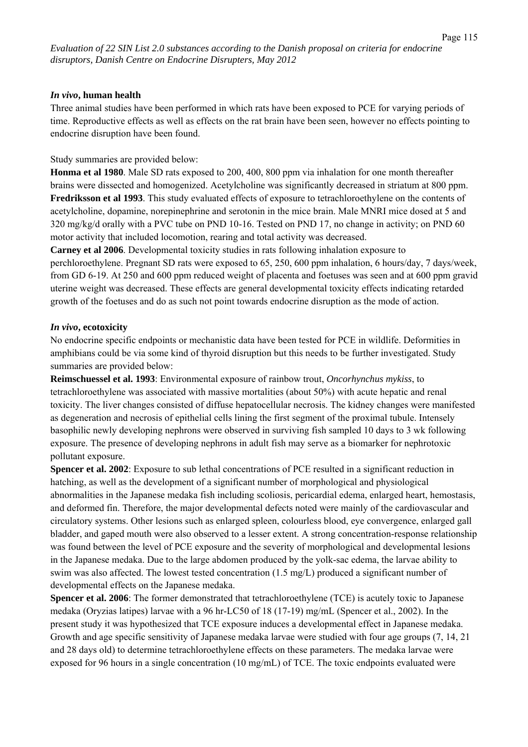***In vivo*, human health**

Three animal studies have been performed in which rats have been exposed to PCE for varying periods of time. Reproductive effects as well as effects on the rat brain have been seen, however no effects pointing to endocrine disruption have been found.

Study summaries are provided below:

**Honma et al 1980**. Male SD rats exposed to 200, 400, 800 ppm via inhalation for one month thereafter brains were dissected and homogenized. Acetylcholine was significantly decreased in striatum at 800 ppm.

**Fredriksson et al 1993**. This study evaluated effects of exposure to tetrachloroethylene on the contents of acetylcholine, dopamine, norepinephrine and serotonin in the mice brain. Male MNRI mice dosed at 5 and 320 mg/kg/d orally with a PVC tube on PND 10-16. Tested on PND 17, no change in activity; on PND 60 motor activity that included locomotion, rearing and total activity was decreased.

**Carney et al 2006**. Developmental toxicity studies in rats following inhalation exposure to perchloroethylene. Pregnant SD rats were exposed to 65, 250, 600 ppm inhalation, 6 hours/day, 7 days/week, from GD 6-19. At 250 and 600 ppm reduced weight of placenta and foetuses was seen and at 600 ppm gravid uterine weight was decreased. These effects are general developmental toxicity effects indicating retarded growth of the foetuses and do as such not point towards endocrine disruption as the mode of action.

***In vivo*, ecotoxicity**

No endocrine specific endpoints or mechanistic data have been tested for PCE in wildlife. Deformities in amphibians could be via some kind of thyroid disruption but this needs to be further investigated. Study summaries are provided below:

**Reimschuessel et al. 1993**: Environmental exposure of rainbow trout, *Oncorhynchus mykiss*, to tetrachloroethylene was associated with massive mortalities (about 50%) with acute hepatic and renal toxicity. The liver changes consisted of diffuse hepatocellular necrosis. The kidney changes were manifested as degeneration and necrosis of epithelial cells lining the first segment of the proximal tubule. Intensely basophilic newly developing nephrons were observed in surviving fish sampled 10 days to 3 wk following exposure. The presence of developing nephrons in adult fish may serve as a biomarker for nephrotoxic pollutant exposure.

**Spencer et al. 2002**: Exposure to sub lethal concentrations of PCE resulted in a significant reduction in hatching, as well as the development of a significant number of morphological and physiological abnormalities in the Japanese medaka fish including scoliosis, pericardial edema, enlarged heart, hemostasis, and deformed fin. Therefore, the major developmental defects noted were mainly of the cardiovascular and circulatory systems. Other lesions such as enlarged spleen, colourless blood, eye convergence, enlarged gall bladder, and gaped mouth were also observed to a lesser extent. A strong concentration-response relationship was found between the level of PCE exposure and the severity of morphological and developmental lesions in the Japanese medaka. Due to the large abdomen produced by the yolk-sac edema, the larvae ability to swim was also affected. The lowest tested concentration (1.5 mg/L) produced a significant number of developmental effects on the Japanese medaka.

**Spencer et al. 2006**: The former demonstrated that tetrachloroethylene (TCE) is acutely toxic to Japanese medaka (Oryzias latipes) larvae with a 96 hr-LC50 of 18 (17-19) mg/mL (Spencer et al., 2002). In the present study it was hypothesized that TCE exposure induces a developmental effect in Japanese medaka. Growth and age specific sensitivity of Japanese medaka larvae were studied with four age groups (7, 14, 21 and 28 days old) to determine tetrachloroethylene effects on these parameters. The medaka larvae were exposed for 96 hours in a single concentration (10 mg/mL) of TCE. The toxic endpoints evaluated were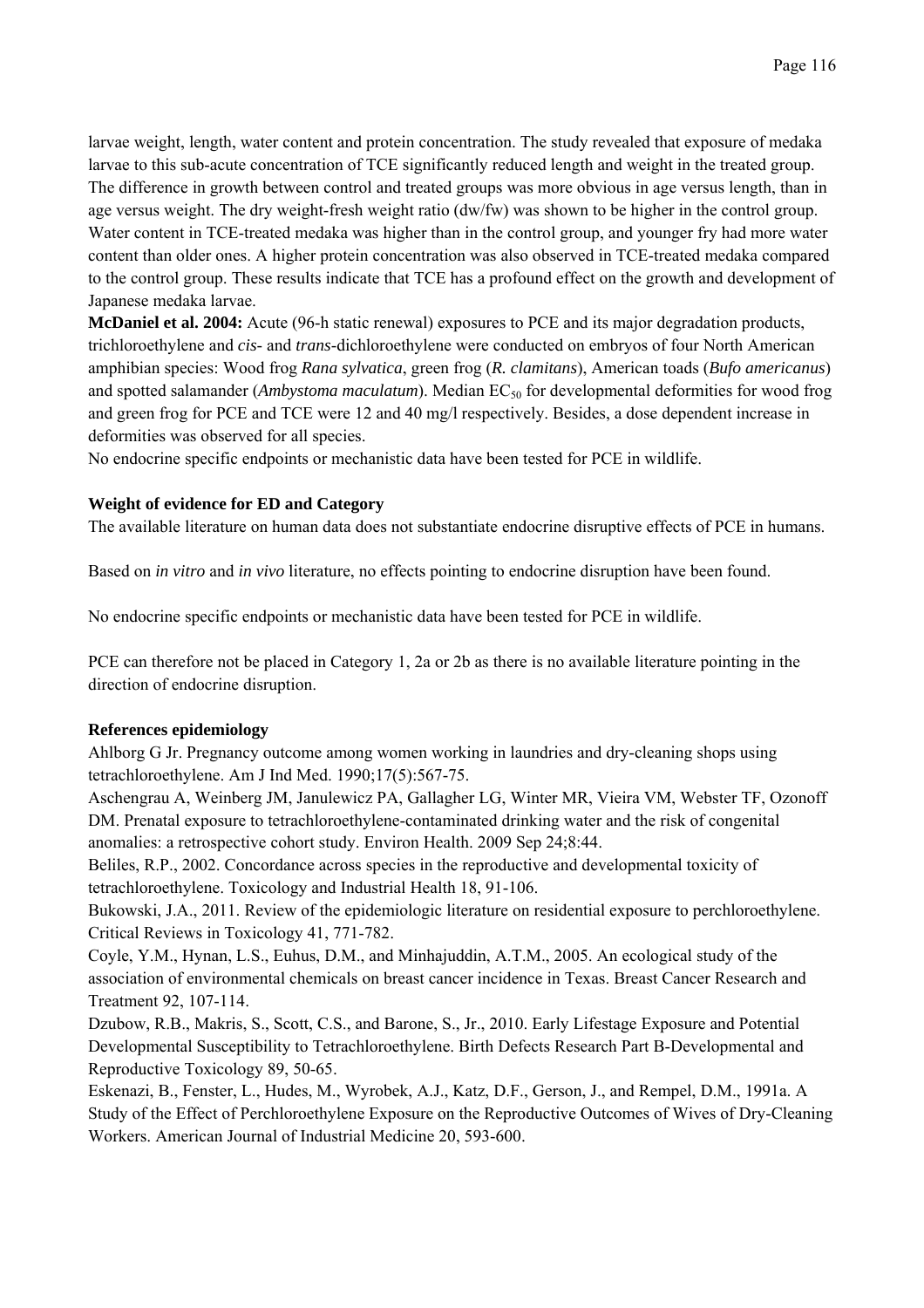larvae weight, length, water content and protein concentration. The study revealed that exposure of medaka larvae to this sub-acute concentration of TCE significantly reduced length and weight in the treated group. The difference in growth between control and treated groups was more obvious in age versus length, than in age versus weight. The dry weight-fresh weight ratio (dw/fw) was shown to be higher in the control group. Water content in TCE-treated medaka was higher than in the control group, and younger fry had more water content than older ones. A higher protein concentration was also observed in TCE-treated medaka compared to the control group. These results indicate that TCE has a profound effect on the growth and development of Japanese medaka larvae.

**McDaniel et al. 2004:** Acute (96-h static renewal) exposures to PCE and its major degradation products, trichloroethylene and *cis*- and *trans*-dichloroethylene were conducted on embryos of four North American amphibian species: Wood frog *Rana sylvatica*, green frog (*R. clamitans*), American toads (*Bufo americanus*) and spotted salamander (*Ambystoma maculatum*). Median $EC_{50}$ for developmental deformities for wood frog and green frog for PCE and TCE were 12 and 40 mg/l respectively. Besides, a dose dependent increase in deformities was observed for all species.

No endocrine specific endpoints or mechanistic data have been tested for PCE in wildlife.

**Weight of evidence for ED and Category**

The available literature on human data does not substantiate endocrine disruptive effects of PCE in humans.

Based on *in vitro* and *in vivo* literature, no effects pointing to endocrine disruption have been found.

No endocrine specific endpoints or mechanistic data have been tested for PCE in wildlife.

PCE can therefore not be placed in Category 1, 2a or 2b as there is no available literature pointing in the direction of endocrine disruption.

**References epidemiology**

Ahlborg G Jr. Pregnancy outcome among women working in laundries and dry-cleaning shops using tetrachloroethylene. Am J Ind Med. 1990;17(5):567-75.

Aschengrau A, Weinberg JM, Janulewicz PA, Gallagher LG, Winter MR, Vieira VM, Webster TF, Ozonoff DM. Prenatal exposure to tetrachloroethylene-contaminated drinking water and the risk of congenital anomalies: a retrospective cohort study. Environ Health. 2009 Sep 24;8:44.

Beliles, R.P., 2002. Concordance across species in the reproductive and developmental toxicity of tetrachloroethylene. Toxicology and Industrial Health 18, 91-106.

Bukowski, J.A., 2011. Review of the epidemiologic literature on residential exposure to perchloroethylene. Critical Reviews in Toxicology 41, 771-782.

Coyle, Y.M., Hynan, L.S., Euhus, D.M., and Minhajuddin, A.T.M., 2005. An ecological study of the association of environmental chemicals on breast cancer incidence in Texas. Breast Cancer Research and Treatment 92, 107-114.

Dzubow, R.B., Makris, S., Scott, C.S., and Barone, S., Jr., 2010. Early Lifestage Exposure and Potential Developmental Susceptibility to Tetrachloroethylene. Birth Defects Research Part B-Developmental and Reproductive Toxicology 89, 50-65.

Eskenazi, B., Fenster, L., Hudes, M., Wyrobek, A.J., Katz, D.F., Gerson, J., and Rempel, D.M., 1991a. A Study of the Effect of Perchloroethylene Exposure on the Reproductive Outcomes of Wives of Dry-Cleaning Workers. American Journal of Industrial Medicine 20, 593-600.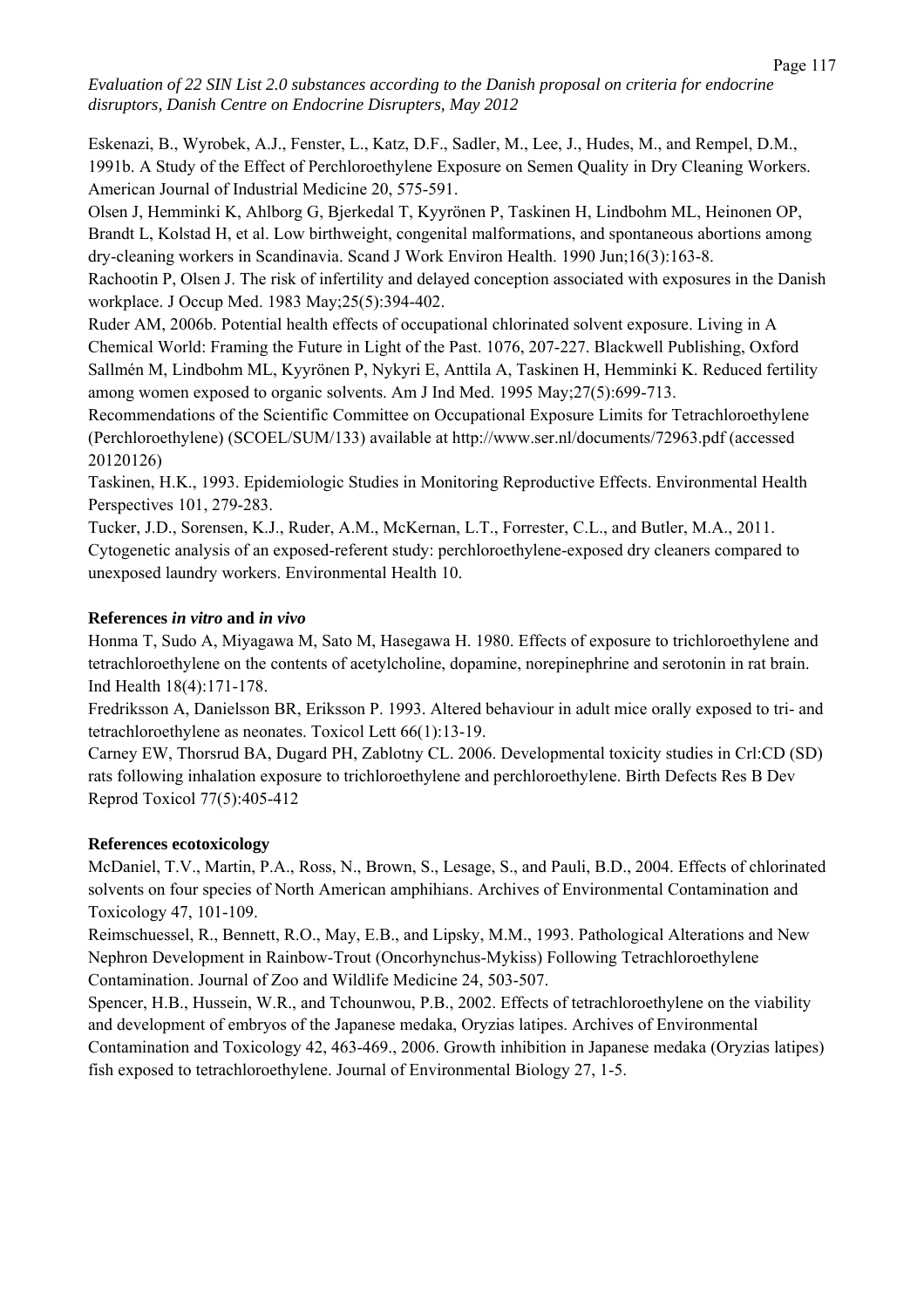Eskenazi, B., Wyrobek, A.J., Fenster, L., Katz, D.F., Sadler, M., Lee, J., Hudes, M., and Rempel, D.M., 1991b. A Study of the Effect of Perchloroethylene Exposure on Semen Quality in Dry Cleaning Workers. American Journal of Industrial Medicine 20, 575-591.

Olsen J, Hemminki K, Ahlborg G, Bjerkedal T, Kyyrönen P, Taskinen H, Lindbohm ML, Heinonen OP, Brandt L, Kolstad H, et al. Low birthweight, congenital malformations, and spontaneous abortions among dry-cleaning workers in Scandinavia. Scand J Work Environ Health. 1990 Jun;16(3):163-8.

Rachootin P, Olsen J. The risk of infertility and delayed conception associated with exposures in the Danish workplace. J Occup Med. 1983 May;25(5):394-402.

Ruder AM, 2006b. Potential health effects of occupational chlorinated solvent exposure. Living in A Chemical World: Framing the Future in Light of the Past. 1076, 207-227. Blackwell Publishing, Oxford

Sallmén M, Lindbohm ML, Kyyrönen P, Nykyri E, Anttila A, Taskinen H, Hemminki K. Reduced fertility among women exposed to organic solvents. Am J Ind Med. 1995 May;27(5):699-713.

Recommendations of the Scientific Committee on Occupational Exposure Limits for Tetrachloroethylene (Perchloroethylene) (SCOEL/SUM/133) available at http://www.ser.nl/documents/72963.pdf (accessed 20120126)

Taskinen, H.K., 1993. Epidemiologic Studies in Monitoring Reproductive Effects. Environmental Health Perspectives 101, 279-283.

Tucker, J.D., Sorensen, K.J., Ruder, A.M., McKernan, L.T., Forrester, C.L., and Butler, M.A., 2011. Cytogenetic analysis of an exposed-referent study: perchloroethylene-exposed dry cleaners compared to unexposed laundry workers. Environmental Health 10.

**References *in vitro* and *in vivo***

Honma T, Sudo A, Miyagawa M, Sato M, Hasegawa H. 1980. Effects of exposure to trichloroethylene and tetrachloroethylene on the contents of acetylcholine, dopamine, norepinephrine and serotonin in rat brain. Ind Health 18(4):171-178.

Fredriksson A, Danielsson BR, Eriksson P. 1993. Altered behaviour in adult mice orally exposed to tri- and tetrachloroethylene as neonates. Toxicol Lett 66(1):13-19.

Carney EW, Thorsrud BA, Dugard PH, Zablotny CL. 2006. Developmental toxicity studies in Crl:CD (SD) rats following inhalation exposure to trichloroethylene and perchloroethylene. Birth Defects Res B Dev Reprod Toxicol 77(5):405-412

**References ecotoxicology**

McDaniel, T.V., Martin, P.A., Ross, N., Brown, S., Lesage, S., and Pauli, B.D., 2004. Effects of chlorinated solvents on four species of North American amphihians. Archives of Environmental Contamination and Toxicology 47, 101-109.

Reimschuessel, R., Bennett, R.O., May, E.B., and Lipsky, M.M., 1993. Pathological Alterations and New Nephron Development in Rainbow-Trout (Oncorhynchus-Mykiss) Following Tetrachloroethylene Contamination. Journal of Zoo and Wildlife Medicine 24, 503-507.

Spencer, H.B., Hussein, W.R., and Tchounwou, P.B., 2002. Effects of tetrachloroethylene on the viability and development of embryos of the Japanese medaka, Oryzias latipes. Archives of Environmental Contamination and Toxicology 42, 463-469., 2006. Growth inhibition in Japanese medaka (Oryzias latipes) fish exposed to tetrachloroethylene. Journal of Environmental Biology 27, 1-5.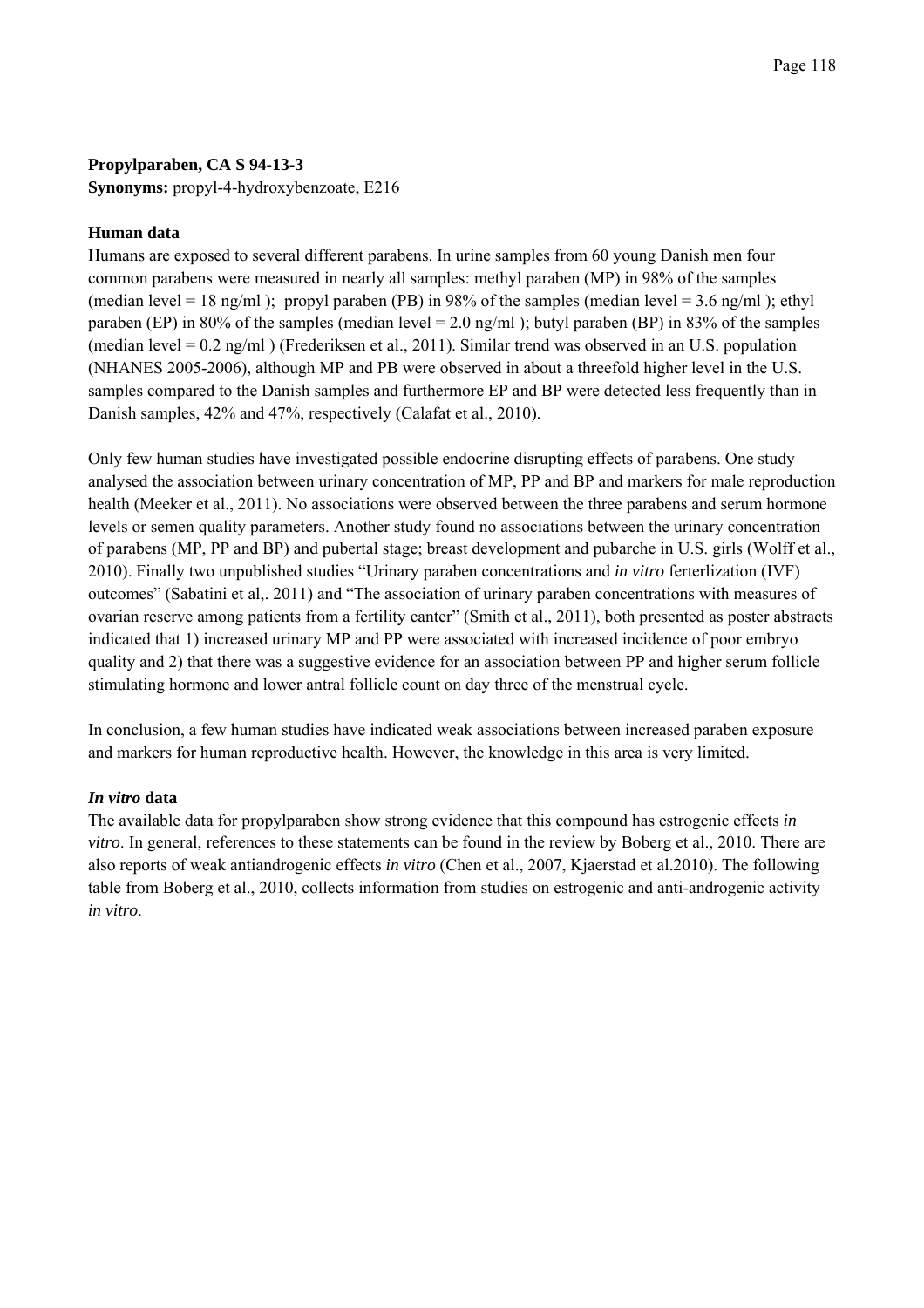**Propylparaben, CA S 94-13-3**
**Synonyms:** propyl-4-hydroxybenzoate, E216

**Human data**

Humans are exposed to several different parabens. In urine samples from 60 young Danish men four common parabens were measured in nearly all samples: methyl paraben (MP) in 98% of the samples (median level = 18 ng/ml ); propyl paraben (PB) in 98% of the samples (median level = 3.6 ng/ml ); ethyl paraben (EP) in 80% of the samples (median level = 2.0 ng/ml ); butyl paraben (BP) in 83% of the samples (median level = 0.2 ng/ml ) (Frederiksen et al., 2011). Similar trend was observed in an U.S. population (NHANES 2005-2006), although MP and PB were observed in about a threefold higher level in the U.S. samples compared to the Danish samples and furthermore EP and BP were detected less frequently than in Danish samples, 42% and 47%, respectively (Calafat et al., 2010).

Only few human studies have investigated possible endocrine disrupting effects of parabens. One study analysed the association between urinary concentration of MP, PP and BP and markers for male reproduction health (Meeker et al., 2011). No associations were observed between the three parabens and serum hormone levels or semen quality parameters. Another study found no associations between the urinary concentration of parabens (MP, PP and BP) and pubertal stage; breast development and pubarche in U.S. girls (Wolff et al., 2010). Finally two unpublished studies "Urinary paraben concentrations and *in vitro* ferterlization (IVF) outcomes" (Sabatini et al,. 2011) and "The association of urinary paraben concentrations with measures of ovarian reserve among patients from a fertility canter" (Smith et al., 2011), both presented as poster abstracts indicated that 1) increased urinary MP and PP were associated with increased incidence of poor embryo quality and 2) that there was a suggestive evidence for an association between PP and higher serum follicle stimulating hormone and lower antral follicle count on day three of the menstrual cycle.

In conclusion, a few human studies have indicated weak associations between increased paraben exposure and markers for human reproductive health. However, the knowledge in this area is very limited.

***In vitro* data**

The available data for propylparaben show strong evidence that this compound has estrogenic effects *in vitro*. In general, references to these statements can be found in the review by Boberg et al., 2010. There are also reports of weak antiandrogenic effects *in vitro* (Chen et al., 2007, Kjaerstad et al.2010). The following table from Boberg et al., 2010, collects information from studies on estrogenic and anti-androgenic activity *in vitro*.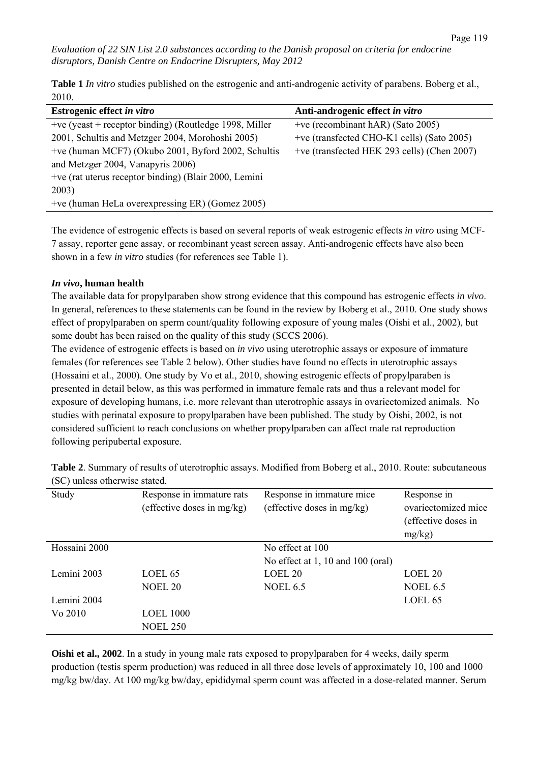**Table 1** *In vitro* studies published on the estrogenic and anti-androgenic activity of parabens. Boberg et al., 2010.

| Estrogenic effect *in vitro* | Anti-androgenic effect *in vitro* |
|---|---|
| +ve (yeast + receptor binding) (Routledge 1998, Miller 2001, Schultis and Metzger 2004, Morohoshi 2005) | +ve (recombinant hAR) (Sato 2005) |
| +ve (human MCF7) (Okubo 2001, Byford 2002, Schultis and Metzger 2004, Vanapyris 2006) | +ve (transfected CHO-K1 cells) (Sato 2005) |
| +ve (rat uterus receptor binding) (Blair 2000, Lemini 2003) | +ve (transfected HEK 293 cells) (Chen 2007) |
| +ve (human HeLa overexpressing ER) (Gomez 2005) | |

The evidence of estrogenic effects is based on several reports of weak estrogenic effects *in vitro* using MCF-7 assay, reporter gene assay, or recombinant yeast screen assay. Anti-androgenic effects have also been shown in a few *in vitro* studies (for references see Table 1).

### *In vivo*, human health

The available data for propylparaben show strong evidence that this compound has estrogenic effects *in vivo*. In general, references to these statements can be found in the review by Boberg et al., 2010. One study shows effect of propylparaben on sperm count/quality following exposure of young males (Oishi et al., 2002), but some doubt has been raised on the quality of this study (SCCS 2006).

The evidence of estrogenic effects is based on *in vivo* using uterotrophic assays or exposure of immature females (for references see Table 2 below). Other studies have found no effects in uterotrophic assays (Hossaini et al., 2000). One study by Vo et al., 2010, showing estrogenic effects of propylparaben is presented in detail below, as this was performed in immature female rats and thus a relevant model for exposure of developing humans, i.e. more relevant than uterotrophic assays in ovariectomized animals. No studies with perinatal exposure to propylparaben have been published. The study by Oishi, 2002, is not considered sufficient to reach conclusions on whether propylparaben can affect male rat reproduction following peripubertal exposure.

**Table 2**. Summary of results of uterotrophic assays. Modified from Boberg et al., 2010. Route: subcutaneous (SC) unless otherwise stated.

| Study | Response in immature rats (effective doses in mg/kg) | Response in immature mice (effective doses in mg/kg) | Response in ovariectomized mice (effective doses in mg/kg) |
|---|---|---|---|
| Hossaini 2000 | | No effect at 100<br>No effect at 1, 10 and 100 (oral) | |
| Lemini 2003 | LOEL 65<br>NOEL 20 | LOEL 20<br>NOEL 6.5 | LOEL 20<br>NOEL 6.5 |
| Lemini 2004 | | | LOEL 65 |
| Vo 2010 | LOEL 1000<br>NOEL 250 | | |

**Oishi et al., 2002**. In a study in young male rats exposed to propylparaben for 4 weeks, daily sperm production (testis sperm production) was reduced in all three dose levels of approximately 10, 100 and 1000 mg/kg bw/day. At 100 mg/kg bw/day, epididymal sperm count was affected in a dose-related manner. Serum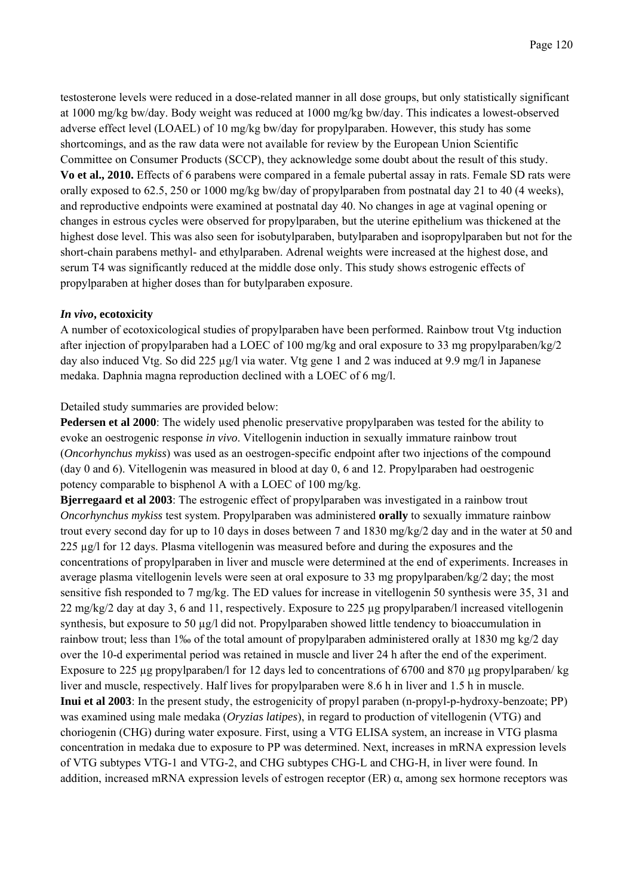testosterone levels were reduced in a dose-related manner in all dose groups, but only statistically significant at 1000 mg/kg bw/day. Body weight was reduced at 1000 mg/kg bw/day. This indicates a lowest-observed adverse effect level (LOAEL) of 10 mg/kg bw/day for propylparaben. However, this study has some shortcomings, and as the raw data were not available for review by the European Union Scientific Committee on Consumer Products (SCCP), they acknowledge some doubt about the result of this study.

**Vo et al., 2010.** Effects of 6 parabens were compared in a female pubertal assay in rats. Female SD rats were orally exposed to 62.5, 250 or 1000 mg/kg bw/day of propylparaben from postnatal day 21 to 40 (4 weeks), and reproductive endpoints were examined at postnatal day 40. No changes in age at vaginal opening or changes in estrous cycles were observed for propylparaben, but the uterine epithelium was thickened at the highest dose level. This was also seen for isobutylparaben, butylparaben and isopropylparaben but not for the short-chain parabens methyl- and ethylparaben. Adrenal weights were increased at the highest dose, and serum T4 was significantly reduced at the middle dose only. This study shows estrogenic effects of propylparaben at higher doses than for butylparaben exposure.

***In vivo*, ecotoxicity**

A number of ecotoxicological studies of propylparaben have been performed. Rainbow trout Vtg induction after injection of propylparaben had a LOEC of 100 mg/kg and oral exposure to 33 mg propylparaben/kg/2 day also induced Vtg. So did 225 µg/l via water. Vtg gene 1 and 2 was induced at 9.9 mg/l in Japanese medaka. Daphnia magna reproduction declined with a LOEC of 6 mg/l.

Detailed study summaries are provided below:

**Pedersen et al 2000**: The widely used phenolic preservative propylparaben was tested for the ability to evoke an oestrogenic response *in vivo*. Vitellogenin induction in sexually immature rainbow trout (*Oncorhynchus mykiss*) was used as an oestrogen-specific endpoint after two injections of the compound (day 0 and 6). Vitellogenin was measured in blood at day 0, 6 and 12. Propylparaben had oestrogenic potency comparable to bisphenol A with a LOEC of 100 mg/kg.

**Bjerregaard et al 2003**: The estrogenic effect of propylparaben was investigated in a rainbow trout *Oncorhynchus mykiss* test system. Propylparaben was administered **orally** to sexually immature rainbow trout every second day for up to 10 days in doses between 7 and 1830 mg/kg/2 day and in the water at 50 and 225 µg/l for 12 days. Plasma vitellogenin was measured before and during the exposures and the concentrations of propylparaben in liver and muscle were determined at the end of experiments. Increases in average plasma vitellogenin levels were seen at oral exposure to 33 mg propylparaben/kg/2 day; the most sensitive fish responded to 7 mg/kg. The ED values for increase in vitellogenin 50 synthesis were 35, 31 and 22 mg/kg/2 day at day 3, 6 and 11, respectively. Exposure to 225 µg propylparaben/l increased vitellogenin synthesis, but exposure to 50 µg/l did not. Propylparaben showed little tendency to bioaccumulation in rainbow trout; less than 1‰ of the total amount of propylparaben administered orally at 1830 mg kg/2 day over the 10-d experimental period was retained in muscle and liver 24 h after the end of the experiment. Exposure to 225 µg propylparaben/l for 12 days led to concentrations of 6700 and 870 µg propylparaben/ kg liver and muscle, respectively. Half lives for propylparaben were 8.6 h in liver and 1.5 h in muscle.

**Inui et al 2003**: In the present study, the estrogenicity of propyl paraben (n-propyl-p-hydroxy-benzoate; PP) was examined using male medaka (*Oryzias latipes*), in regard to production of vitellogenin (VTG) and choriogenin (CHG) during water exposure. First, using a VTG ELISA system, an increase in VTG plasma concentration in medaka due to exposure to PP was determined. Next, increases in mRNA expression levels of VTG subtypes VTG-1 and VTG-2, and CHG subtypes CHG-L and CHG-H, in liver were found. In addition, increased mRNA expression levels of estrogen receptor (ER) α, among sex hormone receptors was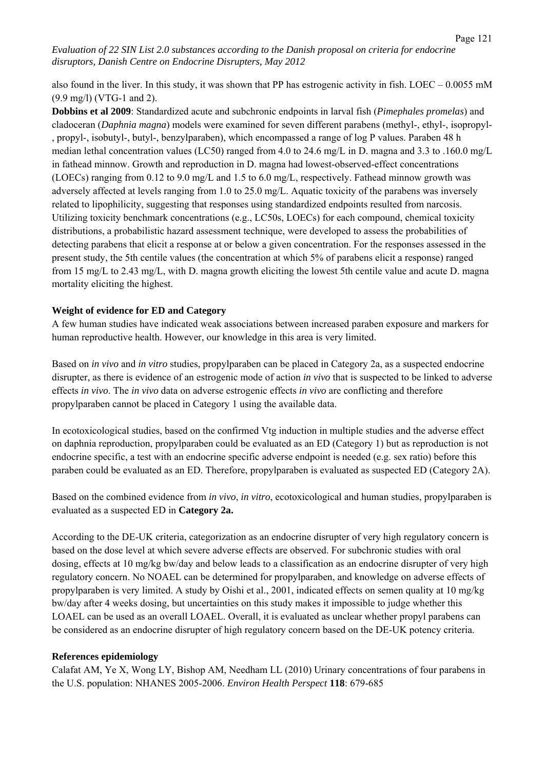also found in the liver. In this study, it was shown that PP has estrogenic activity in fish. LOEC – 0.0055 mM (9.9 mg/l) (VTG-1 and 2).

**Dobbins et al 2009**: Standardized acute and subchronic endpoints in larval fish (*Pimephales promelas*) and cladoceran (*Daphnia magna*) models were examined for seven different parabens (methyl-, ethyl-, isopropyl-, propyl-, isobutyl-, butyl-, benzylparaben), which encompassed a range of log P values. Paraben 48 h median lethal concentration values (LC50) ranged from 4.0 to 24.6 mg/L in D. magna and 3.3 to .160.0 mg/L in fathead minnow. Growth and reproduction in D. magna had lowest-observed-effect concentrations (LOECs) ranging from 0.12 to 9.0 mg/L and 1.5 to 6.0 mg/L, respectively. Fathead minnow growth was adversely affected at levels ranging from 1.0 to 25.0 mg/L. Aquatic toxicity of the parabens was inversely related to lipophilicity, suggesting that responses using standardized endpoints resulted from narcosis. Utilizing toxicity benchmark concentrations (e.g., LC50s, LOECs) for each compound, chemical toxicity distributions, a probabilistic hazard assessment technique, were developed to assess the probabilities of detecting parabens that elicit a response at or below a given concentration. For the responses assessed in the present study, the 5th centile values (the concentration at which 5% of parabens elicit a response) ranged from 15 mg/L to 2.43 mg/L, with D. magna growth eliciting the lowest 5th centile value and acute D. magna mortality eliciting the highest.

**Weight of evidence for ED and Category**

A few human studies have indicated weak associations between increased paraben exposure and markers for human reproductive health. However, our knowledge in this area is very limited.

Based on *in vivo* and *in vitro* studies, propylparaben can be placed in Category 2a, as a suspected endocrine disrupter, as there is evidence of an estrogenic mode of action *in vivo* that is suspected to be linked to adverse effects *in vivo*. The *in vivo* data on adverse estrogenic effects *in vivo* are conflicting and therefore propylparaben cannot be placed in Category 1 using the available data.

In ecotoxicological studies, based on the confirmed Vtg induction in multiple studies and the adverse effect on daphnia reproduction, propylparaben could be evaluated as an ED (Category 1) but as reproduction is not endocrine specific, a test with an endocrine specific adverse endpoint is needed (e.g. sex ratio) before this paraben could be evaluated as an ED. Therefore, propylparaben is evaluated as suspected ED (Category 2A).

Based on the combined evidence from *in vivo*, *in vitro*, ecotoxicological and human studies, propylparaben is evaluated as a suspected ED in **Category 2a.**

According to the DE-UK criteria, categorization as an endocrine disrupter of very high regulatory concern is based on the dose level at which severe adverse effects are observed. For subchronic studies with oral dosing, effects at 10 mg/kg bw/day and below leads to a classification as an endocrine disrupter of very high regulatory concern. No NOAEL can be determined for propylparaben, and knowledge on adverse effects of propylparaben is very limited. A study by Oishi et al., 2001, indicated effects on semen quality at 10 mg/kg bw/day after 4 weeks dosing, but uncertainties on this study makes it impossible to judge whether this LOAEL can be used as an overall LOAEL. Overall, it is evaluated as unclear whether propyl parabens can be considered as an endocrine disrupter of high regulatory concern based on the DE-UK potency criteria.

**References epidemiology**

Calafat AM, Ye X, Wong LY, Bishop AM, Needham LL (2010) Urinary concentrations of four parabens in the U.S. population: NHANES 2005-2006. *Environ Health Perspect* **118**: 679-685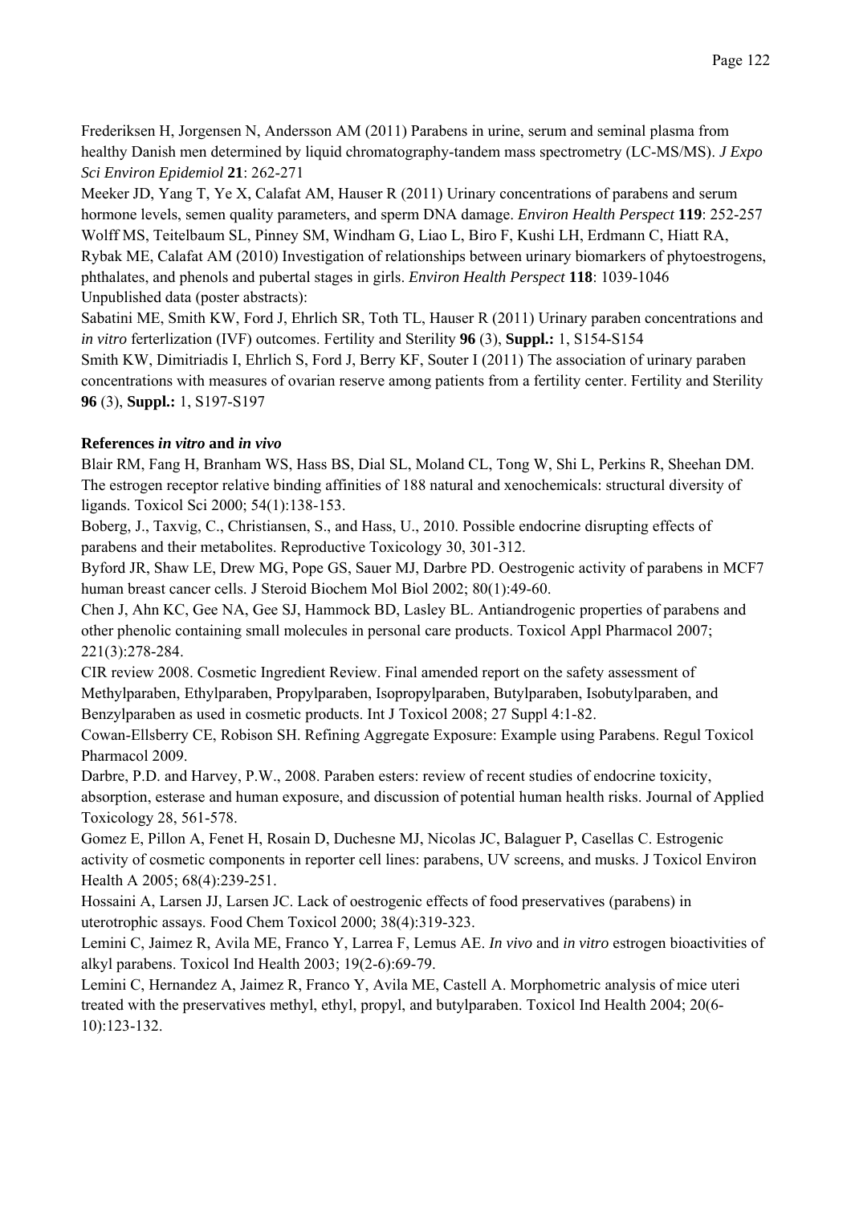Frederiksen H, Jorgensen N, Andersson AM (2011) Parabens in urine, serum and seminal plasma from healthy Danish men determined by liquid chromatography-tandem mass spectrometry (LC-MS/MS). *J Expo Sci Environ Epidemiol* **21**: 262-271

Meeker JD, Yang T, Ye X, Calafat AM, Hauser R (2011) Urinary concentrations of parabens and serum hormone levels, semen quality parameters, and sperm DNA damage. *Environ Health Perspect* **119**: 252-257

Wolff MS, Teitelbaum SL, Pinney SM, Windham G, Liao L, Biro F, Kushi LH, Erdmann C, Hiatt RA, Rybak ME, Calafat AM (2010) Investigation of relationships between urinary biomarkers of phytoestrogens, phthalates, and phenols and pubertal stages in girls. *Environ Health Perspect* **118**: 1039-1046

Unpublished data (poster abstracts):

Sabatini ME, Smith KW, Ford J, Ehrlich SR, Toth TL, Hauser R (2011) Urinary paraben concentrations and *in vitro* ferterlization (IVF) outcomes. Fertility and Sterility **96** (3), **Suppl.:** 1, S154-S154

Smith KW, Dimitriadis I, Ehrlich S, Ford J, Berry KF, Souter I (2011) The association of urinary paraben concentrations with measures of ovarian reserve among patients from a fertility center. Fertility and Sterility **96** (3), **Suppl.:** 1, S197-S197

**References *in vitro* and *in vivo***

Blair RM, Fang H, Branham WS, Hass BS, Dial SL, Moland CL, Tong W, Shi L, Perkins R, Sheehan DM. The estrogen receptor relative binding affinities of 188 natural and xenochemicals: structural diversity of ligands. Toxicol Sci 2000; 54(1):138-153.

Boberg, J., Taxvig, C., Christiansen, S., and Hass, U., 2010. Possible endocrine disrupting effects of parabens and their metabolites. Reproductive Toxicology 30, 301-312.

Byford JR, Shaw LE, Drew MG, Pope GS, Sauer MJ, Darbre PD. Oestrogenic activity of parabens in MCF7 human breast cancer cells. J Steroid Biochem Mol Biol 2002; 80(1):49-60.

Chen J, Ahn KC, Gee NA, Gee SJ, Hammock BD, Lasley BL. Antiandrogenic properties of parabens and other phenolic containing small molecules in personal care products. Toxicol Appl Pharmacol 2007; 221(3):278-284.

CIR review 2008. Cosmetic Ingredient Review. Final amended report on the safety assessment of Methylparaben, Ethylparaben, Propylparaben, Isopropylparaben, Butylparaben, Isobutylparaben, and Benzylparaben as used in cosmetic products. Int J Toxicol 2008; 27 Suppl 4:1-82.

Cowan-Ellsberry CE, Robison SH. Refining Aggregate Exposure: Example using Parabens. Regul Toxicol Pharmacol 2009.

Darbre, P.D. and Harvey, P.W., 2008. Paraben esters: review of recent studies of endocrine toxicity, absorption, esterase and human exposure, and discussion of potential human health risks. Journal of Applied Toxicology 28, 561-578.

Gomez E, Pillon A, Fenet H, Rosain D, Duchesne MJ, Nicolas JC, Balaguer P, Casellas C. Estrogenic activity of cosmetic components in reporter cell lines: parabens, UV screens, and musks. J Toxicol Environ Health A 2005; 68(4):239-251.

Hossaini A, Larsen JJ, Larsen JC. Lack of oestrogenic effects of food preservatives (parabens) in uterotrophic assays. Food Chem Toxicol 2000; 38(4):319-323.

Lemini C, Jaimez R, Avila ME, Franco Y, Larrea F, Lemus AE. *In vivo* and *in vitro* estrogen bioactivities of alkyl parabens. Toxicol Ind Health 2003; 19(2-6):69-79.

Lemini C, Hernandez A, Jaimez R, Franco Y, Avila ME, Castell A. Morphometric analysis of mice uteri treated with the preservatives methyl, ethyl, propyl, and butylparaben. Toxicol Ind Health 2004; 20(6-10):123-132.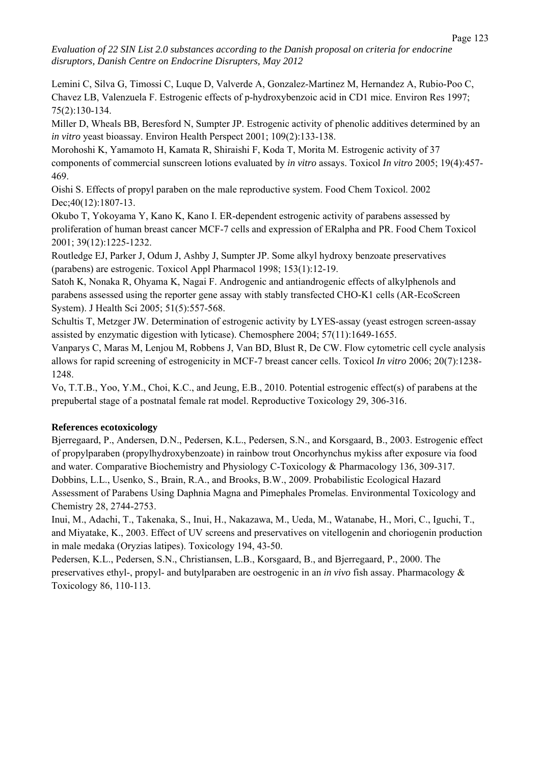Lemini C, Silva G, Timossi C, Luque D, Valverde A, Gonzalez-Martinez M, Hernandez A, Rubio-Poo C, Chavez LB, Valenzuela F. Estrogenic effects of p-hydroxybenzoic acid in CD1 mice. Environ Res 1997; 75(2):130-134.

Miller D, Wheals BB, Beresford N, Sumpter JP. Estrogenic activity of phenolic additives determined by an *in vitro* yeast bioassay. Environ Health Perspect 2001; 109(2):133-138.

Morohoshi K, Yamamoto H, Kamata R, Shiraishi F, Koda T, Morita M. Estrogenic activity of 37 components of commercial sunscreen lotions evaluated by *in vitro* assays. Toxicol *In vitro* 2005; 19(4):457-469.

Oishi S. Effects of propyl paraben on the male reproductive system. Food Chem Toxicol. 2002 Dec;40(12):1807-13.

Okubo T, Yokoyama Y, Kano K, Kano I. ER-dependent estrogenic activity of parabens assessed by proliferation of human breast cancer MCF-7 cells and expression of ERalpha and PR. Food Chem Toxicol 2001; 39(12):1225-1232.

Routledge EJ, Parker J, Odum J, Ashby J, Sumpter JP. Some alkyl hydroxy benzoate preservatives (parabens) are estrogenic. Toxicol Appl Pharmacol 1998; 153(1):12-19.

Satoh K, Nonaka R, Ohyama K, Nagai F. Androgenic and antiandrogenic effects of alkylphenols and parabens assessed using the reporter gene assay with stably transfected CHO-K1 cells (AR-EcoScreen System). J Health Sci 2005; 51(5):557-568.

Schultis T, Metzger JW. Determination of estrogenic activity by LYES-assay (yeast estrogen screen-assay assisted by enzymatic digestion with lyticase). Chemosphere 2004; 57(11):1649-1655.

Vanparys C, Maras M, Lenjou M, Robbens J, Van BD, Blust R, De CW. Flow cytometric cell cycle analysis allows for rapid screening of estrogenicity in MCF-7 breast cancer cells. Toxicol *In vitro* 2006; 20(7):1238-1248.

Vo, T.T.B., Yoo, Y.M., Choi, K.C., and Jeung, E.B., 2010. Potential estrogenic effect(s) of parabens at the prepubertal stage of a postnatal female rat model. Reproductive Toxicology 29, 306-316.

**References ecotoxicology**

Bjerregaard, P., Andersen, D.N., Pedersen, K.L., Pedersen, S.N., and Korsgaard, B., 2003. Estrogenic effect of propylparaben (propylhydroxybenzoate) in rainbow trout Oncorhynchus mykiss after exposure via food and water. Comparative Biochemistry and Physiology C-Toxicology & Pharmacology 136, 309-317.

Dobbins, L.L., Usenko, S., Brain, R.A., and Brooks, B.W., 2009. Probabilistic Ecological Hazard Assessment of Parabens Using Daphnia Magna and Pimephales Promelas. Environmental Toxicology and Chemistry 28, 2744-2753.

Inui, M., Adachi, T., Takenaka, S., Inui, H., Nakazawa, M., Ueda, M., Watanabe, H., Mori, C., Iguchi, T., and Miyatake, K., 2003. Effect of UV screens and preservatives on vitellogenin and choriogenin production in male medaka (Oryzias latipes). Toxicology 194, 43-50.

Pedersen, K.L., Pedersen, S.N., Christiansen, L.B., Korsgaard, B., and Bjerregaard, P., 2000. The preservatives ethyl-, propyl- and butylparaben are oestrogenic in an *in vivo* fish assay. Pharmacology & Toxicology 86, 110-113.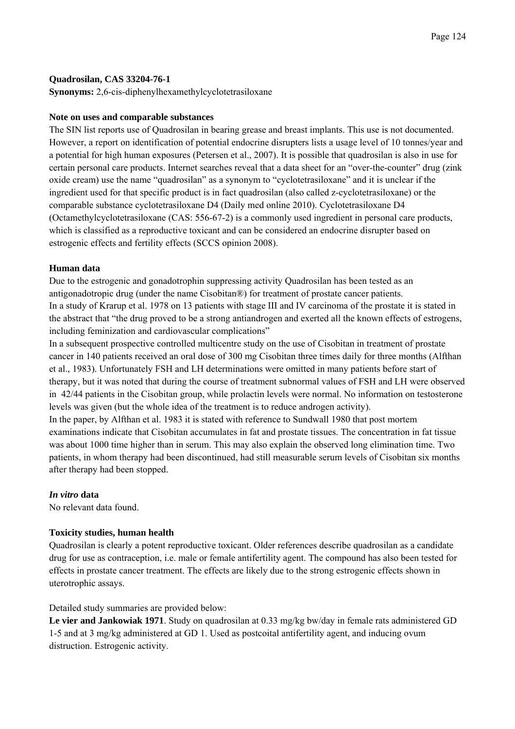**Quadrosilan, CAS 33204-76-1**

**Synonyms:** 2,6-cis-diphenylhexamethylcyclotetrasiloxane

**Note on uses and comparable substances**

The SIN list reports use of Quadrosilan in bearing grease and breast implants. This use is not documented. However, a report on identification of potential endocrine disrupters lists a usage level of 10 tonnes/year and a potential for high human exposures (Petersen et al., 2007). It is possible that quadrosilan is also in use for certain personal care products. Internet searches reveal that a data sheet for an "over-the-counter" drug (zink oxide cream) use the name "quadrosilan" as a synonym to "cyclotetrasiloxane" and it is unclear if the ingredient used for that specific product is in fact quadrosilan (also called z-cyclotetrasiloxane) or the comparable substance cyclotetrasiloxane D4 (Daily med online 2010). Cyclotetrasiloxane D4 (Octamethylcyclotetrasiloxane (CAS: 556-67-2) is a commonly used ingredient in personal care products, which is classified as a reproductive toxicant and can be considered an endocrine disrupter based on estrogenic effects and fertility effects (SCCS opinion 2008).

**Human data**

Due to the estrogenic and gonadotrophin suppressing activity Quadrosilan has been tested as an antigonadotropic drug (under the name Cisobitan®) for treatment of prostate cancer patients.

In a study of Krarup et al. 1978 on 13 patients with stage III and IV carcinoma of the prostate it is stated in the abstract that "the drug proved to be a strong antiandrogen and exerted all the known effects of estrogens, including feminization and cardiovascular complications"

In a subsequent prospective controlled multicentre study on the use of Cisobitan in treatment of prostate cancer in 140 patients received an oral dose of 300 mg Cisobitan three times daily for three months (Alfthan et al., 1983). Unfortunately FSH and LH determinations were omitted in many patients before start of therapy, but it was noted that during the course of treatment subnormal values of FSH and LH were observed in 42/44 patients in the Cisobitan group, while prolactin levels were normal. No information on testosterone levels was given (but the whole idea of the treatment is to reduce androgen activity).

In the paper, by Alfthan et al. 1983 it is stated with reference to Sundwall 1980 that post mortem examinations indicate that Cisobitan accumulates in fat and prostate tissues. The concentration in fat tissue was about 1000 time higher than in serum. This may also explain the observed long elimination time. Two patients, in whom therapy had been discontinued, had still measurable serum levels of Cisobitan six months after therapy had been stopped.

***In vitro* data**

No relevant data found.

**Toxicity studies, human health**

Quadrosilan is clearly a potent reproductive toxicant. Older references describe quadrosilan as a candidate drug for use as contraception, i.e. male or female antifertility agent. The compound has also been tested for effects in prostate cancer treatment. The effects are likely due to the strong estrogenic effects shown in uterotrophic assays.

Detailed study summaries are provided below:

**Le vier and Jankowiak 1971**. Study on quadrosilan at 0.33 mg/kg bw/day in female rats administered GD 1-5 and at 3 mg/kg administered at GD 1. Used as postcoital antifertility agent, and inducing ovum distruction. Estrogenic activity.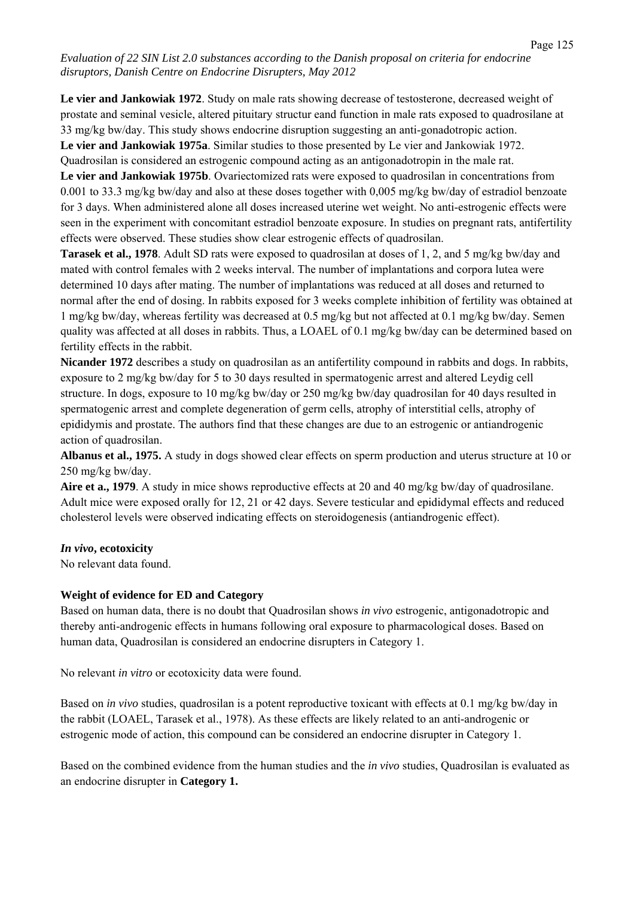**Le vier and Jankowiak 1972**. Study on male rats showing decrease of testosterone, decreased weight of prostate and seminal vesicle, altered pituitary structur eand function in male rats exposed to quadrosilane at 33 mg/kg bw/day. This study shows endocrine disruption suggesting an anti-gonadotropic action.

**Le vier and Jankowiak 1975a**. Similar studies to those presented by Le vier and Jankowiak 1972. Quadrosilan is considered an estrogenic compound acting as an antigonadotropin in the male rat.

**Le vier and Jankowiak 1975b**. Ovariectomized rats were exposed to quadrosilan in concentrations from 0.001 to 33.3 mg/kg bw/day and also at these doses together with 0,005 mg/kg bw/day of estradiol benzoate for 3 days. When administered alone all doses increased uterine wet weight. No anti-estrogenic effects were seen in the experiment with concomitant estradiol benzoate exposure. In studies on pregnant rats, antifertility effects were observed. These studies show clear estrogenic effects of quadrosilan.

**Tarasek et al., 1978**. Adult SD rats were exposed to quadrosilan at doses of 1, 2, and 5 mg/kg bw/day and mated with control females with 2 weeks interval. The number of implantations and corpora lutea were determined 10 days after mating. The number of implantations was reduced at all doses and returned to normal after the end of dosing. In rabbits exposed for 3 weeks complete inhibition of fertility was obtained at 1 mg/kg bw/day, whereas fertility was decreased at 0.5 mg/kg but not affected at 0.1 mg/kg bw/day. Semen quality was affected at all doses in rabbits. Thus, a LOAEL of 0.1 mg/kg bw/day can be determined based on fertility effects in the rabbit.

**Nicander 1972** describes a study on quadrosilan as an antifertility compound in rabbits and dogs. In rabbits, exposure to 2 mg/kg bw/day for 5 to 30 days resulted in spermatogenic arrest and altered Leydig cell structure. In dogs, exposure to 10 mg/kg bw/day or 250 mg/kg bw/day quadrosilan for 40 days resulted in spermatogenic arrest and complete degeneration of germ cells, atrophy of interstitial cells, atrophy of epididymis and prostate. The authors find that these changes are due to an estrogenic or antiandrogenic action of quadrosilan.

**Albanus et al., 1975.** A study in dogs showed clear effects on sperm production and uterus structure at 10 or 250 mg/kg bw/day.

**Aire et a., 1979**. A study in mice shows reproductive effects at 20 and 40 mg/kg bw/day of quadrosilane. Adult mice were exposed orally for 12, 21 or 42 days. Severe testicular and epididymal effects and reduced cholesterol levels were observed indicating effects on steroidogenesis (antiandrogenic effect).

***In vivo*, ecotoxicity**

No relevant data found.

**Weight of evidence for ED and Category**

Based on human data, there is no doubt that Quadrosilan shows *in vivo* estrogenic, antigonadotropic and thereby anti-androgenic effects in humans following oral exposure to pharmacological doses. Based on human data, Quadrosilan is considered an endocrine disrupters in Category 1.

No relevant *in vitro* or ecotoxicity data were found.

Based on *in vivo* studies, quadrosilan is a potent reproductive toxicant with effects at 0.1 mg/kg bw/day in the rabbit (LOAEL, Tarasek et al., 1978). As these effects are likely related to an anti-androgenic or estrogenic mode of action, this compound can be considered an endocrine disrupter in Category 1.

Based on the combined evidence from the human studies and the *in vivo* studies, Quadrosilan is evaluated as an endocrine disrupter in **Category 1.**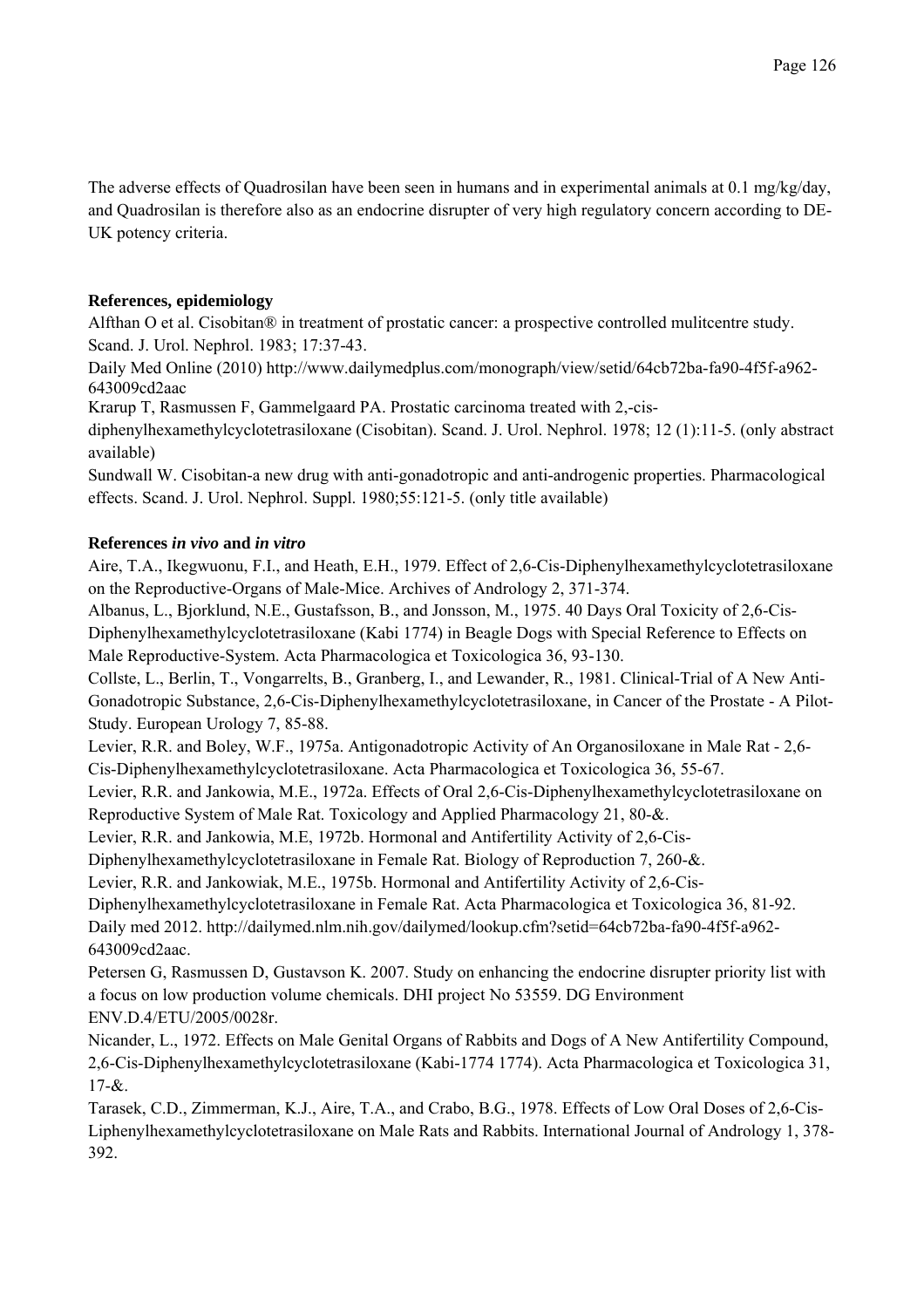The adverse effects of Quadrosilan have been seen in humans and in experimental animals at 0.1 mg/kg/day, and Quadrosilan is therefore also as an endocrine disrupter of very high regulatory concern according to DE-UK potency criteria.

**References, epidemiology**

Alfthan O et al. Cisobitan® in treatment of prostatic cancer: a prospective controlled mulitcentre study. Scand. J. Urol. Nephrol. 1983; 17:37-43.

Daily Med Online (2010) http://www.dailymedplus.com/monograph/view/setid/64cb72ba-fa90-4f5f-a962-643009cd2aac

Krarup T, Rasmussen F, Gammelgaard PA. Prostatic carcinoma treated with 2,-cis-diphenylhexamethylcyclotetrasiloxane (Cisobitan). Scand. J. Urol. Nephrol. 1978; 12 (1):11-5. (only abstract available)

Sundwall W. Cisobitan-a new drug with anti-gonadotropic and anti-androgenic properties. Pharmacological effects. Scand. J. Urol. Nephrol. Suppl. 1980;55:121-5. (only title available)

**References *in vivo* and *in vitro***

Aire, T.A., Ikegwuonu, F.I., and Heath, E.H., 1979. Effect of 2,6-Cis-Diphenylhexamethylcyclotetrasiloxane on the Reproductive-Organs of Male-Mice. Archives of Andrology 2, 371-374.

Albanus, L., Bjorklund, N.E., Gustafsson, B., and Jonsson, M., 1975. 40 Days Oral Toxicity of 2,6-Cis-Diphenylhexamethylcyclotetrasiloxane (Kabi 1774) in Beagle Dogs with Special Reference to Effects on Male Reproductive-System. Acta Pharmacologica et Toxicologica 36, 93-130.

Collste, L., Berlin, T., Vongarrelts, B., Granberg, I., and Lewander, R., 1981. Clinical-Trial of A New Anti-Gonadotropic Substance, 2,6-Cis-Diphenylhexamethylcyclotetrasiloxane, in Cancer of the Prostate - A Pilot-Study. European Urology 7, 85-88.

Levier, R.R. and Boley, W.F., 1975a. Antigonadotropic Activity of An Organosiloxane in Male Rat - 2,6-Cis-Diphenylhexamethylcyclotetrasiloxane. Acta Pharmacologica et Toxicologica 36, 55-67.

Levier, R.R. and Jankowia, M.E., 1972a. Effects of Oral 2,6-Cis-Diphenylhexamethylcyclotetrasiloxane on Reproductive System of Male Rat. Toxicology and Applied Pharmacology 21, 80-&.

Levier, R.R. and Jankowia, M.E, 1972b. Hormonal and Antifertility Activity of 2,6-Cis-Diphenylhexamethylcyclotetrasiloxane in Female Rat. Biology of Reproduction 7, 260-&.

Levier, R.R. and Jankowiak, M.E., 1975b. Hormonal and Antifertility Activity of 2,6-Cis-Diphenylhexamethylcyclotetrasiloxane in Female Rat. Acta Pharmacologica et Toxicologica 36, 81-92.

Daily med 2012. http://dailymed.nlm.nih.gov/dailymed/lookup.cfm?setid=64cb72ba-fa90-4f5f-a962-643009cd2aac.

Petersen G, Rasmussen D, Gustavson K. 2007. Study on enhancing the endocrine disrupter priority list with a focus on low production volume chemicals. DHI project No 53559. DG Environment ENV.D.4/ETU/2005/0028r.

Nicander, L., 1972. Effects on Male Genital Organs of Rabbits and Dogs of A New Antifertility Compound, 2,6-Cis-Diphenylhexamethylcyclotetrasiloxane (Kabi-1774 1774). Acta Pharmacologica et Toxicologica 31, 17-&.

Tarasek, C.D., Zimmerman, K.J., Aire, T.A., and Crabo, B.G., 1978. Effects of Low Oral Doses of 2,6-Cis-Liphenylhexamethylcyclotetrasiloxane on Male Rats and Rabbits. International Journal of Andrology 1, 378-392.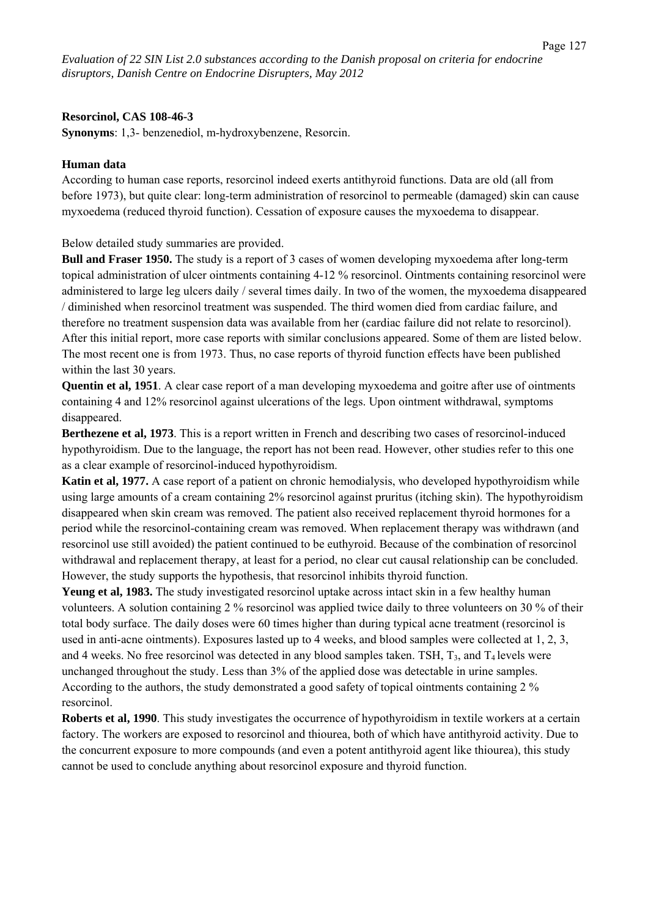**Resorcinol, CAS 108-46-3**

**Synonyms**: 1,3- benzenediol, m-hydroxybenzene, Resorcin.

**Human data**

According to human case reports, resorcinol indeed exerts antithyroid functions. Data are old (all from before 1973), but quite clear: long-term administration of resorcinol to permeable (damaged) skin can cause myxoedema (reduced thyroid function). Cessation of exposure causes the myxoedema to disappear.

Below detailed study summaries are provided.

**Bull and Fraser 1950.** The study is a report of 3 cases of women developing myxoedema after long-term topical administration of ulcer ointments containing 4-12 % resorcinol. Ointments containing resorcinol were administered to large leg ulcers daily / several times daily. In two of the women, the myxoedema disappeared / diminished when resorcinol treatment was suspended. The third women died from cardiac failure, and therefore no treatment suspension data was available from her (cardiac failure did not relate to resorcinol). After this initial report, more case reports with similar conclusions appeared. Some of them are listed below. The most recent one is from 1973. Thus, no case reports of thyroid function effects have been published within the last 30 years.

**Quentin et al, 1951**. A clear case report of a man developing myxoedema and goitre after use of ointments containing 4 and 12% resorcinol against ulcerations of the legs. Upon ointment withdrawal, symptoms disappeared.

**Berthezene et al, 1973**. This is a report written in French and describing two cases of resorcinol-induced hypothyroidism. Due to the language, the report has not been read. However, other studies refer to this one as a clear example of resorcinol-induced hypothyroidism.

**Katin et al, 1977.** A case report of a patient on chronic hemodialysis, who developed hypothyroidism while using large amounts of a cream containing 2% resorcinol against pruritus (itching skin). The hypothyroidism disappeared when skin cream was removed. The patient also received replacement thyroid hormones for a period while the resorcinol-containing cream was removed. When replacement therapy was withdrawn (and resorcinol use still avoided) the patient continued to be euthyroid. Because of the combination of resorcinol withdrawal and replacement therapy, at least for a period, no clear cut causal relationship can be concluded. However, the study supports the hypothesis, that resorcinol inhibits thyroid function.

**Yeung et al, 1983.** The study investigated resorcinol uptake across intact skin in a few healthy human volunteers. A solution containing 2 % resorcinol was applied twice daily to three volunteers on 30 % of their total body surface. The daily doses were 60 times higher than during typical acne treatment (resorcinol is used in anti-acne ointments). Exposures lasted up to 4 weeks, and blood samples were collected at 1, 2, 3, and 4 weeks. No free resorcinol was detected in any blood samples taken. TSH, $T_3$, and $T_4$ levels were unchanged throughout the study. Less than 3% of the applied dose was detectable in urine samples. According to the authors, the study demonstrated a good safety of topical ointments containing 2 % resorcinol.

**Roberts et al, 1990**. This study investigates the occurrence of hypothyroidism in textile workers at a certain factory. The workers are exposed to resorcinol and thiourea, both of which have antithyroid activity. Due to the concurrent exposure to more compounds (and even a potent antithyroid agent like thiourea), this study cannot be used to conclude anything about resorcinol exposure and thyroid function.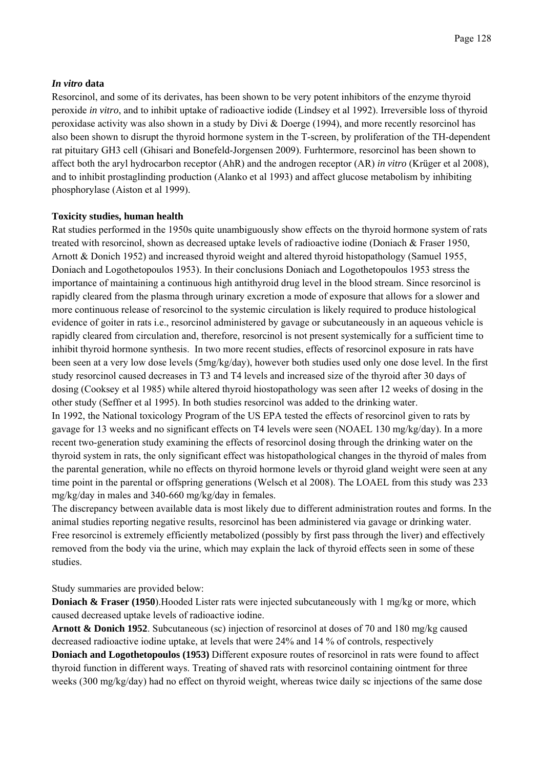### *In vitro* data

Resorcinol, and some of its derivates, has been shown to be very potent inhibitors of the enzyme thyroid peroxide *in vitro*, and to inhibit uptake of radioactive iodide (Lindsey et al 1992). Irreversible loss of thyroid peroxidase activity was also shown in a study by Divi & Doerge (1994), and more recently resorcinol has also been shown to disrupt the thyroid hormone system in the T-screen, by proliferation of the TH-dependent rat pituitary GH3 cell (Ghisari and Bonefeld-Jorgensen 2009). Furhtermore, resorcinol has been shown to affect both the aryl hydrocarbon receptor (AhR) and the androgen receptor (AR) *in vitro* (Krüger et al 2008), and to inhibit prostaglinding production (Alanko et al 1993) and affect glucose metabolism by inhibiting phosphorylase (Aiston et al 1999).

### Toxicity studies, human health

Rat studies performed in the 1950s quite unambiguously show effects on the thyroid hormone system of rats treated with resorcinol, shown as decreased uptake levels of radioactive iodine (Doniach & Fraser 1950, Arnott & Donich 1952) and increased thyroid weight and altered thyroid histopathology (Samuel 1955, Doniach and Logothetopoulos 1953). In their conclusions Doniach and Logothetopoulos 1953 stress the importance of maintaining a continuous high antithyroid drug level in the blood stream. Since resorcinol is rapidly cleared from the plasma through urinary excretion a mode of exposure that allows for a slower and more continuous release of resorcinol to the systemic circulation is likely required to produce histological evidence of goiter in rats i.e., resorcinol administered by gavage or subcutaneously in an aqueous vehicle is rapidly cleared from circulation and, therefore, resorcinol is not present systemically for a sufficient time to inhibit thyroid hormone synthesis. In two more recent studies, effects of resorcinol exposure in rats have been seen at a very low dose levels (5mg/kg/day), however both studies used only one dose level. In the first study resorcinol caused decreases in T3 and T4 levels and increased size of the thyroid after 30 days of dosing (Cooksey et al 1985) while altered thyroid hiostopathology was seen after 12 weeks of dosing in the other study (Seffner et al 1995). In both studies resorcinol was added to the drinking water.

In 1992, the National toxicology Program of the US EPA tested the effects of resorcinol given to rats by gavage for 13 weeks and no significant effects on T4 levels were seen (NOAEL 130 mg/kg/day). In a more recent two-generation study examining the effects of resorcinol dosing through the drinking water on the thyroid system in rats, the only significant effect was histopathological changes in the thyroid of males from the parental generation, while no effects on thyroid hormone levels or thyroid gland weight were seen at any time point in the parental or offspring generations (Welsch et al 2008). The LOAEL from this study was 233 mg/kg/day in males and 340-660 mg/kg/day in females.

The discrepancy between available data is most likely due to different administration routes and forms. In the animal studies reporting negative results, resorcinol has been administered via gavage or drinking water. Free resorcinol is extremely efficiently metabolized (possibly by first pass through the liver) and effectively removed from the body via the urine, which may explain the lack of thyroid effects seen in some of these studies.

Study summaries are provided below:

**Doniach & Fraser (1950**).Hooded Lister rats were injected subcutaneously with 1 mg/kg or more, which caused decreased uptake levels of radioactive iodine.

**Arnott & Donich 1952**. Subcutaneous (sc) injection of resorcinol at doses of 70 and 180 mg/kg caused decreased radioactive iodine uptake, at levels that were 24% and 14 % of controls, respectively

**Doniach and Logothetopoulos (1953)** Different exposure routes of resorcinol in rats were found to affect thyroid function in different ways. Treating of shaved rats with resorcinol containing ointment for three weeks (300 mg/kg/day) had no effect on thyroid weight, whereas twice daily sc injections of the same dose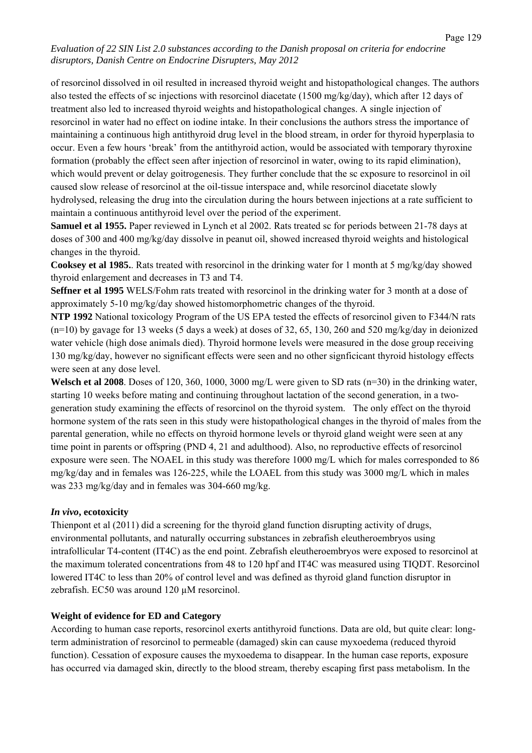of resorcinol dissolved in oil resulted in increased thyroid weight and histopathological changes. The authors also tested the effects of sc injections with resorcinol diacetate (1500 mg/kg/day), which after 12 days of treatment also led to increased thyroid weights and histopathological changes. A single injection of resorcinol in water had no effect on iodine intake. In their conclusions the authors stress the importance of maintaining a continuous high antithyroid drug level in the blood stream, in order for thyroid hyperplasia to occur. Even a few hours 'break' from the antithyroid action, would be associated with temporary thyroxine formation (probably the effect seen after injection of resorcinol in water, owing to its rapid elimination), which would prevent or delay goitrogenesis. They further conclude that the sc exposure to resorcinol in oil caused slow release of resorcinol at the oil-tissue interspace and, while resorcinol diacetate slowly hydrolysed, releasing the drug into the circulation during the hours between injections at a rate sufficient to maintain a continuous antithyroid level over the period of the experiment.

**Samuel et al 1955.** Paper reviewed in Lynch et al 2002. Rats treated sc for periods between 21-78 days at doses of 300 and 400 mg/kg/day dissolve in peanut oil, showed increased thyroid weights and histological changes in the thyroid.

**Cooksey et al 1985.**. Rats treated with resorcinol in the drinking water for 1 month at 5 mg/kg/day showed thyroid enlargement and decreases in T3 and T4.

**Seffner et al 1995** WELS/Fohm rats treated with resorcinol in the drinking water for 3 month at a dose of approximately 5-10 mg/kg/day showed histomorphometric changes of the thyroid.

**NTP 1992** National toxicology Program of the US EPA tested the effects of resorcinol given to F344/N rats (n=10) by gavage for 13 weeks (5 days a week) at doses of 32, 65, 130, 260 and 520 mg/kg/day in deionized water vehicle (high dose animals died). Thyroid hormone levels were measured in the dose group receiving 130 mg/kg/day, however no significant effects were seen and no other signficicant thyroid histology effects were seen at any dose level.

**Welsch et al 2008**. Doses of 120, 360, 1000, 3000 mg/L were given to SD rats (n=30) in the drinking water, starting 10 weeks before mating and continuing throughout lactation of the second generation, in a two-generation study examining the effects of resorcinol on the thyroid system. The only effect on the thyroid hormone system of the rats seen in this study were histopathological changes in the thyroid of males from the parental generation, while no effects on thyroid hormone levels or thyroid gland weight were seen at any time point in parents or offspring (PND 4, 21 and adulthood). Also, no reproductive effects of resorcinol exposure were seen. The NOAEL in this study was therefore 1000 mg/L which for males corresponded to 86 mg/kg/day and in females was 126-225, while the LOAEL from this study was 3000 mg/L which in males was 233 mg/kg/day and in females was 304-660 mg/kg.

### *In vivo*, ecotoxicity

Thienpont et al (2011) did a screening for the thyroid gland function disrupting activity of drugs, environmental pollutants, and naturally occurring substances in zebrafish eleutheroembryos using intrafollicular T4-content (IT4C) as the end point. Zebrafish eleutheroembryos were exposed to resorcinol at the maximum tolerated concentrations from 48 to 120 hpf and IT4C was measured using TIQDT. Resorcinol lowered IT4C to less than 20% of control level and was defined as thyroid gland function disruptor in zebrafish. EC50 was around 120 µM resorcinol.

### Weight of evidence for ED and Category

According to human case reports, resorcinol exerts antithyroid functions. Data are old, but quite clear: long-term administration of resorcinol to permeable (damaged) skin can cause myxoedema (reduced thyroid function). Cessation of exposure causes the myxoedema to disappear. In the human case reports, exposure has occurred via damaged skin, directly to the blood stream, thereby escaping first pass metabolism. In the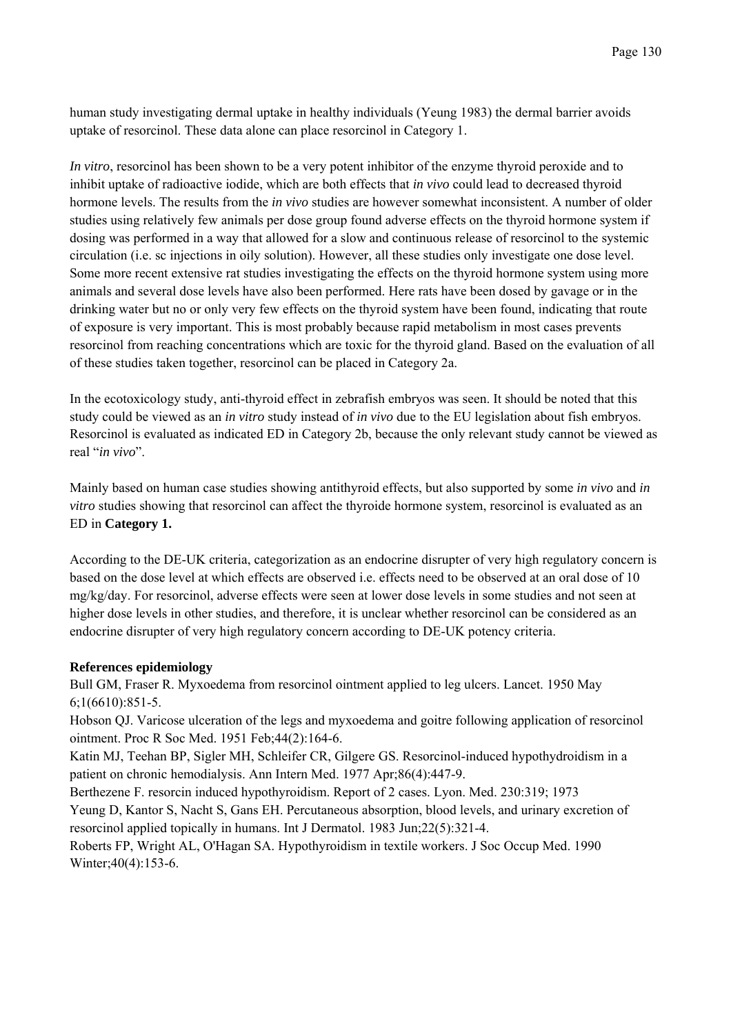human study investigating dermal uptake in healthy individuals (Yeung 1983) the dermal barrier avoids uptake of resorcinol. These data alone can place resorcinol in Category 1.

*In vitro*, resorcinol has been shown to be a very potent inhibitor of the enzyme thyroid peroxide and to inhibit uptake of radioactive iodide, which are both effects that *in vivo* could lead to decreased thyroid hormone levels. The results from the *in vivo* studies are however somewhat inconsistent. A number of older studies using relatively few animals per dose group found adverse effects on the thyroid hormone system if dosing was performed in a way that allowed for a slow and continuous release of resorcinol to the systemic circulation (i.e. sc injections in oily solution). However, all these studies only investigate one dose level. Some more recent extensive rat studies investigating the effects on the thyroid hormone system using more animals and several dose levels have also been performed. Here rats have been dosed by gavage or in the drinking water but no or only very few effects on the thyroid system have been found, indicating that route of exposure is very important. This is most probably because rapid metabolism in most cases prevents resorcinol from reaching concentrations which are toxic for the thyroid gland. Based on the evaluation of all of these studies taken together, resorcinol can be placed in Category 2a.

In the ecotoxicology study, anti-thyroid effect in zebrafish embryos was seen. It should be noted that this study could be viewed as an *in vitro* study instead of *in vivo* due to the EU legislation about fish embryos. Resorcinol is evaluated as indicated ED in Category 2b, because the only relevant study cannot be viewed as real "*in vivo*".

Mainly based on human case studies showing antithyroid effects, but also supported by some *in vivo* and *in vitro* studies showing that resorcinol can affect the thyroide hormone system, resorcinol is evaluated as an ED in **Category 1.**

According to the DE-UK criteria, categorization as an endocrine disrupter of very high regulatory concern is based on the dose level at which effects are observed i.e. effects need to be observed at an oral dose of 10 mg/kg/day. For resorcinol, adverse effects were seen at lower dose levels in some studies and not seen at higher dose levels in other studies, and therefore, it is unclear whether resorcinol can be considered as an endocrine disrupter of very high regulatory concern according to DE-UK potency criteria.

**References epidemiology**

Bull GM, Fraser R. Myxoedema from resorcinol ointment applied to leg ulcers. Lancet. 1950 May 6;1(6610):851-5.

Hobson QJ. Varicose ulceration of the legs and myxoedema and goitre following application of resorcinol ointment. Proc R Soc Med. 1951 Feb;44(2):164-6.

Katin MJ, Teehan BP, Sigler MH, Schleifer CR, Gilgere GS. Resorcinol-induced hypothydroidism in a patient on chronic hemodialysis. Ann Intern Med. 1977 Apr;86(4):447-9.

Berthezene F. resorcin induced hypothyroidism. Report of 2 cases. Lyon. Med. 230:319; 1973

Yeung D, Kantor S, Nacht S, Gans EH. Percutaneous absorption, blood levels, and urinary excretion of resorcinol applied topically in humans. Int J Dermatol. 1983 Jun;22(5):321-4.

Roberts FP, Wright AL, O'Hagan SA. Hypothyroidism in textile workers. J Soc Occup Med. 1990 Winter;40(4):153-6.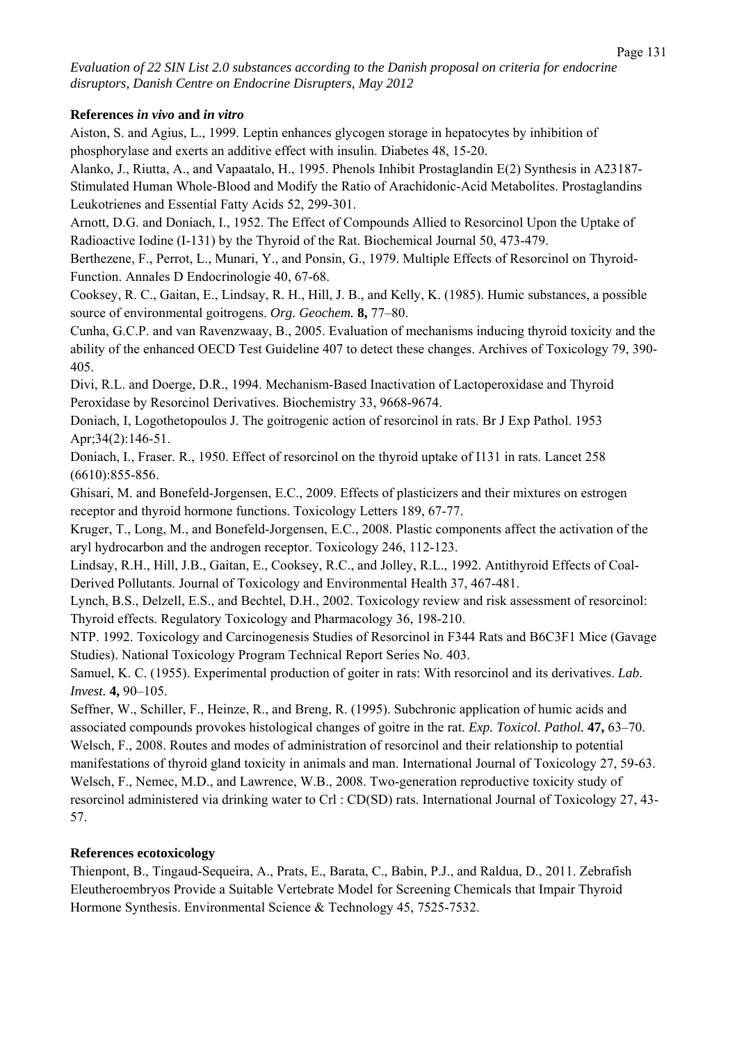**References *in vivo* and *in vitro***

Aiston, S. and Agius, L., 1999. Leptin enhances glycogen storage in hepatocytes by inhibition of phosphorylase and exerts an additive effect with insulin. Diabetes 48, 15-20.

Alanko, J., Riutta, A., and Vapaatalo, H., 1995. Phenols Inhibit Prostaglandin E(2) Synthesis in A23187-Stimulated Human Whole-Blood and Modify the Ratio of Arachidonic-Acid Metabolites. Prostaglandins Leukotrienes and Essential Fatty Acids 52, 299-301.

Arnott, D.G. and Doniach, I., 1952. The Effect of Compounds Allied to Resorcinol Upon the Uptake of Radioactive Iodine (I-131) by the Thyroid of the Rat. Biochemical Journal 50, 473-479.

Berthezene, F., Perrot, L., Munari, Y., and Ponsin, G., 1979. Multiple Effects of Resorcinol on Thyroid-Function. Annales D Endocrinologie 40, 67-68.

Cooksey, R. C., Gaitan, E., Lindsay, R. H., Hill, J. B., and Kelly, K. (1985). Humic substances, a possible source of environmental goitrogens. *Org. Geochem.* **8,** 77–80.

Cunha, G.C.P. and van Ravenzwaay, B., 2005. Evaluation of mechanisms inducing thyroid toxicity and the ability of the enhanced OECD Test Guideline 407 to detect these changes. Archives of Toxicology 79, 390-405.

Divi, R.L. and Doerge, D.R., 1994. Mechanism-Based Inactivation of Lactoperoxidase and Thyroid Peroxidase by Resorcinol Derivatives. Biochemistry 33, 9668-9674.

Doniach, I, Logothetopoulos J. The goitrogenic action of resorcinol in rats. Br J Exp Pathol. 1953 Apr;34(2):146-51.

Doniach, I., Fraser. R., 1950. Effect of resorcinol on the thyroid uptake of I131 in rats. Lancet 258 (6610):855-856.

Ghisari, M. and Bonefeld-Jorgensen, E.C., 2009. Effects of plasticizers and their mixtures on estrogen receptor and thyroid hormone functions. Toxicology Letters 189, 67-77.

Kruger, T., Long, M., and Bonefeld-Jorgensen, E.C., 2008. Plastic components affect the activation of the aryl hydrocarbon and the androgen receptor. Toxicology 246, 112-123.

Lindsay, R.H., Hill, J.B., Gaitan, E., Cooksey, R.C., and Jolley, R.L., 1992. Antithyroid Effects of Coal-Derived Pollutants. Journal of Toxicology and Environmental Health 37, 467-481.

Lynch, B.S., Delzell, E.S., and Bechtel, D.H., 2002. Toxicology review and risk assessment of resorcinol: Thyroid effects. Regulatory Toxicology and Pharmacology 36, 198-210.

NTP. 1992. Toxicology and Carcinogenesis Studies of Resorcinol in F344 Rats and B6C3F1 Mice (Gavage Studies). National Toxicology Program Technical Report Series No. 403.

Samuel, K. C. (1955). Experimental production of goiter in rats: With resorcinol and its derivatives. *Lab. Invest.* **4,** 90–105.

Seffner, W., Schiller, F., Heinze, R., and Breng, R. (1995). Subchronic application of humic acids and associated compounds provokes histological changes of goitre in the rat. *Exp. Toxicol. Pathol.* **47,** 63–70.

Welsch, F., 2008. Routes and modes of administration of resorcinol and their relationship to potential manifestations of thyroid gland toxicity in animals and man. International Journal of Toxicology 27, 59-63.

Welsch, F., Nemec, M.D., and Lawrence, W.B., 2008. Two-generation reproductive toxicity study of resorcinol administered via drinking water to Crl : CD(SD) rats. International Journal of Toxicology 27, 43-57.

**References ecotoxicology**

Thienpont, B., Tingaud-Sequeira, A., Prats, E., Barata, C., Babin, P.J., and Raldua, D., 2011. Zebrafish Eleutheroembryos Provide a Suitable Vertebrate Model for Screening Chemicals that Impair Thyroid Hormone Synthesis. Environmental Science & Technology 45, 7525-7532.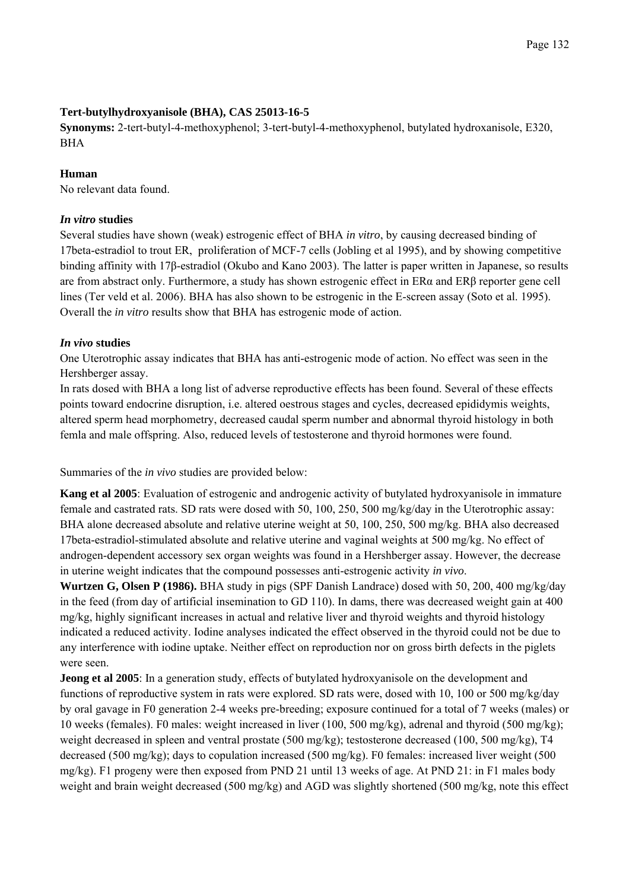**Tert-butylhydroxyanisole (BHA), CAS 25013-16-5**

**Synonyms:** 2-tert-butyl-4-methoxyphenol; 3-tert-butyl-4-methoxyphenol, butylated hydroxanisole, E320, BHA

**Human**

No relevant data found.

***In vitro* studies**

Several studies have shown (weak) estrogenic effect of BHA *in vitro*, by causing decreased binding of 17beta-estradiol to trout ER, proliferation of MCF-7 cells (Jobling et al 1995), and by showing competitive binding affinity with 17β-estradiol (Okubo and Kano 2003). The latter is paper written in Japanese, so results are from abstract only. Furthermore, a study has shown estrogenic effect in ERα and ERβ reporter gene cell lines (Ter veld et al. 2006). BHA has also shown to be estrogenic in the E-screen assay (Soto et al. 1995). Overall the *in vitro* results show that BHA has estrogenic mode of action.

***In vivo* studies**

One Uterotrophic assay indicates that BHA has anti-estrogenic mode of action. No effect was seen in the Hershberger assay.

In rats dosed with BHA a long list of adverse reproductive effects has been found. Several of these effects points toward endocrine disruption, i.e. altered oestrous stages and cycles, decreased epididymis weights, altered sperm head morphometry, decreased caudal sperm number and abnormal thyroid histology in both femla and male offspring. Also, reduced levels of testosterone and thyroid hormones were found.

Summaries of the *in vivo* studies are provided below:

**Kang et al 2005**: Evaluation of estrogenic and androgenic activity of butylated hydroxyanisole in immature female and castrated rats. SD rats were dosed with 50, 100, 250, 500 mg/kg/day in the Uterotrophic assay: BHA alone decreased absolute and relative uterine weight at 50, 100, 250, 500 mg/kg. BHA also decreased 17beta-estradiol-stimulated absolute and relative uterine and vaginal weights at 500 mg/kg. No effect of androgen-dependent accessory sex organ weights was found in a Hershberger assay. However, the decrease in uterine weight indicates that the compound possesses anti-estrogenic activity *in vivo*.

**Wurtzen G, Olsen P (1986).** BHA study in pigs (SPF Danish Landrace) dosed with 50, 200, 400 mg/kg/day in the feed (from day of artificial insemination to GD 110). In dams, there was decreased weight gain at 400 mg/kg, highly significant increases in actual and relative liver and thyroid weights and thyroid histology indicated a reduced activity. Iodine analyses indicated the effect observed in the thyroid could not be due to any interference with iodine uptake. Neither effect on reproduction nor on gross birth defects in the piglets were seen.

**Jeong et al 2005**: In a generation study, effects of butylated hydroxyanisole on the development and functions of reproductive system in rats were explored. SD rats were, dosed with 10, 100 or 500 mg/kg/day by oral gavage in F0 generation 2-4 weeks pre-breeding; exposure continued for a total of 7 weeks (males) or 10 weeks (females). F0 males: weight increased in liver (100, 500 mg/kg), adrenal and thyroid (500 mg/kg); weight decreased in spleen and ventral prostate (500 mg/kg); testosterone decreased (100, 500 mg/kg), T4 decreased (500 mg/kg); days to copulation increased (500 mg/kg). F0 females: increased liver weight (500 mg/kg). F1 progeny were then exposed from PND 21 until 13 weeks of age. At PND 21: in F1 males body weight and brain weight decreased (500 mg/kg) and AGD was slightly shortened (500 mg/kg, note this effect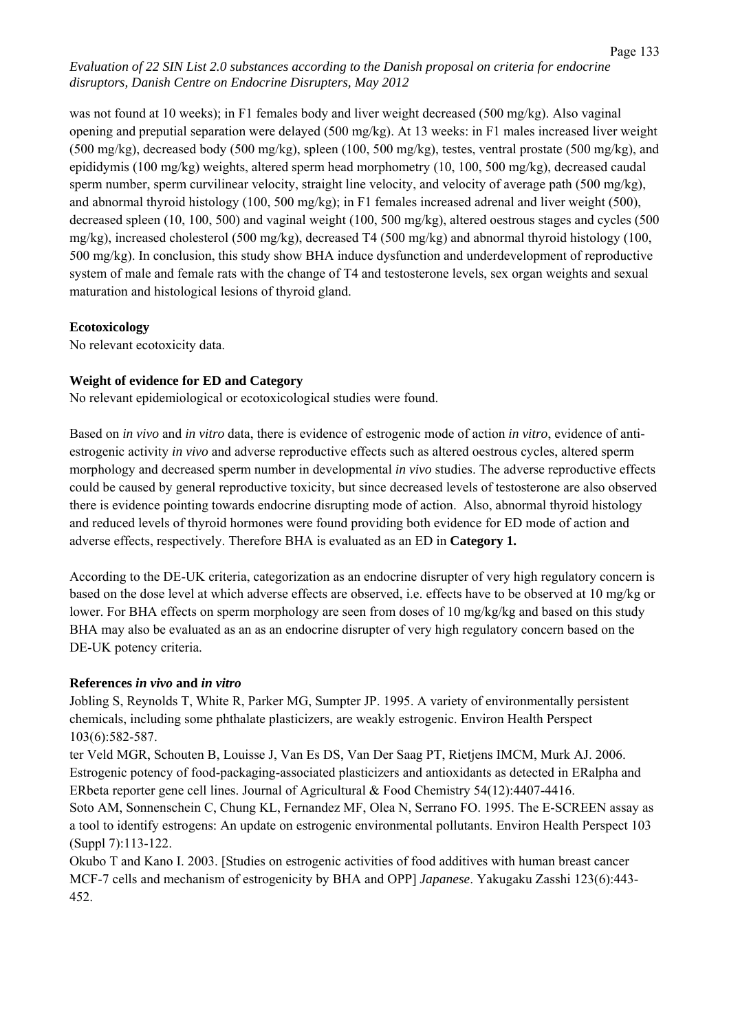was not found at 10 weeks); in F1 females body and liver weight decreased (500 mg/kg). Also vaginal opening and preputial separation were delayed (500 mg/kg). At 13 weeks: in F1 males increased liver weight (500 mg/kg), decreased body (500 mg/kg), spleen (100, 500 mg/kg), testes, ventral prostate (500 mg/kg), and epididymis (100 mg/kg) weights, altered sperm head morphometry (10, 100, 500 mg/kg), decreased caudal sperm number, sperm curvilinear velocity, straight line velocity, and velocity of average path (500 mg/kg), and abnormal thyroid histology (100, 500 mg/kg); in F1 females increased adrenal and liver weight (500), decreased spleen (10, 100, 500) and vaginal weight (100, 500 mg/kg), altered oestrous stages and cycles (500 mg/kg), increased cholesterol (500 mg/kg), decreased T4 (500 mg/kg) and abnormal thyroid histology (100, 500 mg/kg). In conclusion, this study show BHA induce dysfunction and underdevelopment of reproductive system of male and female rats with the change of T4 and testosterone levels, sex organ weights and sexual maturation and histological lesions of thyroid gland.

**Ecotoxicology**

No relevant ecotoxicity data.

**Weight of evidence for ED and Category**

No relevant epidemiological or ecotoxicological studies were found.

Based on *in vivo* and *in vitro* data, there is evidence of estrogenic mode of action *in vitro*, evidence of anti-estrogenic activity *in vivo* and adverse reproductive effects such as altered oestrous cycles, altered sperm morphology and decreased sperm number in developmental *in vivo* studies. The adverse reproductive effects could be caused by general reproductive toxicity, but since decreased levels of testosterone are also observed there is evidence pointing towards endocrine disrupting mode of action. Also, abnormal thyroid histology and reduced levels of thyroid hormones were found providing both evidence for ED mode of action and adverse effects, respectively. Therefore BHA is evaluated as an ED in **Category 1.**

According to the DE-UK criteria, categorization as an endocrine disrupter of very high regulatory concern is based on the dose level at which adverse effects are observed, i.e. effects have to be observed at 10 mg/kg or lower. For BHA effects on sperm morphology are seen from doses of 10 mg/kg/kg and based on this study BHA may also be evaluated as an as an endocrine disrupter of very high regulatory concern based on the DE-UK potency criteria.

**References *in vivo* and *in vitro***

Jobling S, Reynolds T, White R, Parker MG, Sumpter JP. 1995. A variety of environmentally persistent chemicals, including some phthalate plasticizers, are weakly estrogenic. Environ Health Perspect 103(6):582-587.

ter Veld MGR, Schouten B, Louisse J, Van Es DS, Van Der Saag PT, Rietjens IMCM, Murk AJ. 2006. Estrogenic potency of food-packaging-associated plasticizers and antioxidants as detected in ERalpha and ERbeta reporter gene cell lines. Journal of Agricultural & Food Chemistry 54(12):4407-4416.

Soto AM, Sonnenschein C, Chung KL, Fernandez MF, Olea N, Serrano FO. 1995. The E-SCREEN assay as a tool to identify estrogens: An update on estrogenic environmental pollutants. Environ Health Perspect 103 (Suppl 7):113-122.

Okubo T and Kano I. 2003. [Studies on estrogenic activities of food additives with human breast cancer MCF-7 cells and mechanism of estrogenicity by BHA and OPP] *Japanese*. Yakugaku Zasshi 123(6):443-452.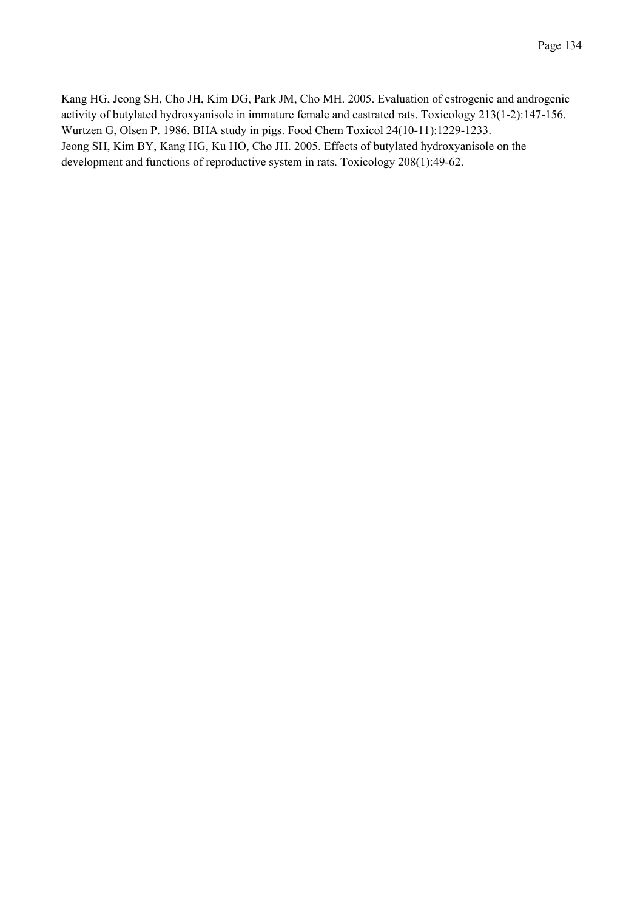Kang HG, Jeong SH, Cho JH, Kim DG, Park JM, Cho MH. 2005. Evaluation of estrogenic and androgenic activity of butylated hydroxyanisole in immature female and castrated rats. Toxicology 213(1-2):147-156.
Wurtzen G, Olsen P. 1986. BHA study in pigs. Food Chem Toxicol 24(10-11):1229-1233.
Jeong SH, Kim BY, Kang HG, Ku HO, Cho JH. 2005. Effects of butylated hydroxyanisole on the development and functions of reproductive system in rats. Toxicology 208(1):49-62.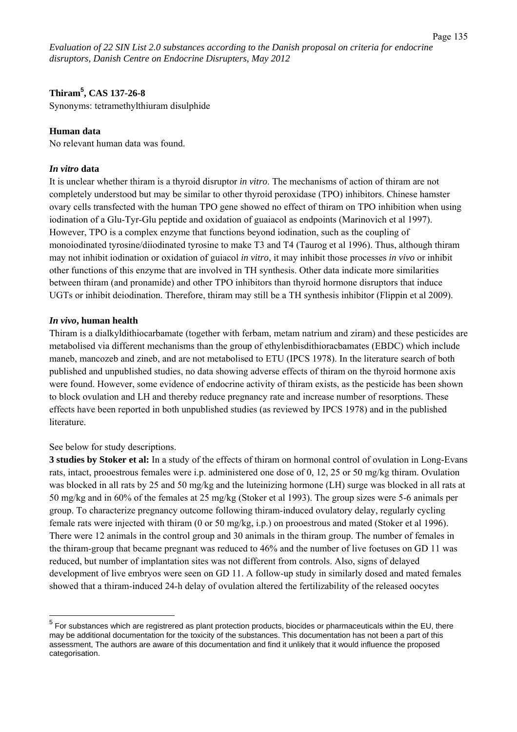## Thiram[5], CAS 137-26-8

Synonyms: tetramethylthiuram disulphide

### Human data

No relevant human data was found.

### *In vitro* data

It is unclear whether thiram is a thyroid disruptor *in vitro*. The mechanisms of action of thiram are not completely understood but may be similar to other thyroid peroxidase (TPO) inhibitors. Chinese hamster ovary cells transfected with the human TPO gene showed no effect of thiram on TPO inhibition when using iodination of a Glu-Tyr-Glu peptide and oxidation of guaiacol as endpoints (Marinovich et al 1997). However, TPO is a complex enzyme that functions beyond iodination, such as the coupling of monoiodinated tyrosine/diiodinated tyrosine to make T3 and T4 (Taurog et al 1996). Thus, although thiram may not inhibit iodination or oxidation of guiacol *in vitro*, it may inhibit those processes *in vivo* or inhibit other functions of this enzyme that are involved in TH synthesis. Other data indicate more similarities between thiram (and pronamide) and other TPO inhibitors than thyroid hormone disruptors that induce UGTs or inhibit deiodination. Therefore, thiram may still be a TH synthesis inhibitor (Flippin et al 2009).

### *In vivo*, human health

Thiram is a dialkyldithiocarbamate (together with ferbam, metam natrium and ziram) and these pesticides are metabolised via different mechanisms than the group of ethylenbisdithioracbamates (EBDC) which include maneb, mancozeb and zineb, and are not metabolised to ETU (IPCS 1978). In the literature search of both published and unpublished studies, no data showing adverse effects of thiram on the thyroid hormone axis were found. However, some evidence of endocrine activity of thiram exists, as the pesticide has been shown to block ovulation and LH and thereby reduce pregnancy rate and increase number of resorptions. These effects have been reported in both unpublished studies (as reviewed by IPCS 1978) and in the published literature.

See below for study descriptions.

**3 studies by Stoker et al:** In a study of the effects of thiram on hormonal control of ovulation in Long-Evans rats, intact, prooestrous females were i.p. administered one dose of 0, 12, 25 or 50 mg/kg thiram. Ovulation was blocked in all rats by 25 and 50 mg/kg and the luteinizing hormone (LH) surge was blocked in all rats at 50 mg/kg and in 60% of the females at 25 mg/kg (Stoker et al 1993). The group sizes were 5-6 animals per group. To characterize pregnancy outcome following thiram-induced ovulatory delay, regularly cycling female rats were injected with thiram (0 or 50 mg/kg, i.p.) on prooestrous and mated (Stoker et al 1996). There were 12 animals in the control group and 30 animals in the thiram group. The number of females in the thiram-group that became pregnant was reduced to 46% and the number of live foetuses on GD 11 was reduced, but number of implantation sites was not different from controls. Also, signs of delayed development of live embryos were seen on GD 11. A follow-up study in similarly dosed and mated females showed that a thiram-induced 24-h delay of ovulation altered the fertilizability of the released oocytes

[5] For substances which are registrered as plant protection products, biocides or pharmaceuticals within the EU, there may be additional documentation for the toxicity of the substances. This documentation has not been a part of this assessment, The authors are aware of this documentation and find it unlikely that it would influence the proposed categorisation.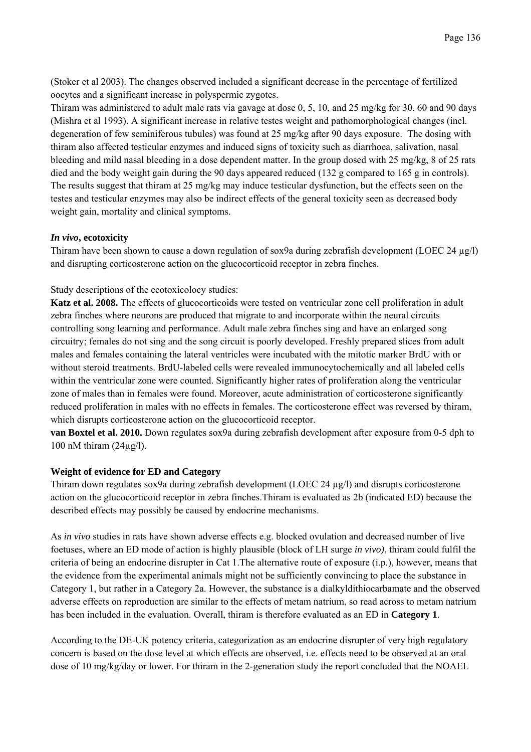(Stoker et al 2003). The changes observed included a significant decrease in the percentage of fertilized oocytes and a significant increase in polyspermic zygotes.

Thiram was administered to adult male rats via gavage at dose 0, 5, 10, and 25 mg/kg for 30, 60 and 90 days (Mishra et al 1993). A significant increase in relative testes weight and pathomorphological changes (incl. degeneration of few seminiferous tubules) was found at 25 mg/kg after 90 days exposure. The dosing with thiram also affected testicular enzymes and induced signs of toxicity such as diarrhoea, salivation, nasal bleeding and mild nasal bleeding in a dose dependent matter. In the group dosed with 25 mg/kg, 8 of 25 rats died and the body weight gain during the 90 days appeared reduced (132 g compared to 165 g in controls). The results suggest that thiram at 25 mg/kg may induce testicular dysfunction, but the effects seen on the testes and testicular enzymes may also be indirect effects of the general toxicity seen as decreased body weight gain, mortality and clinical symptoms.

***In vivo*, ecotoxicity**

Thiram have been shown to cause a down regulation of sox9a during zebrafish development (LOEC 24 µg/l) and disrupting corticosterone action on the glucocorticoid receptor in zebra finches.

Study descriptions of the ecotoxicolocy studies:

**Katz et al. 2008.** The effects of glucocorticoids were tested on ventricular zone cell proliferation in adult zebra finches where neurons are produced that migrate to and incorporate within the neural circuits controlling song learning and performance. Adult male zebra finches sing and have an enlarged song circuitry; females do not sing and the song circuit is poorly developed. Freshly prepared slices from adult males and females containing the lateral ventricles were incubated with the mitotic marker BrdU with or without steroid treatments. BrdU-labeled cells were revealed immunocytochemically and all labeled cells within the ventricular zone were counted. Significantly higher rates of proliferation along the ventricular zone of males than in females were found. Moreover, acute administration of corticosterone significantly reduced proliferation in males with no effects in females. The corticosterone effect was reversed by thiram, which disrupts corticosterone action on the glucocorticoid receptor.

**van Boxtel et al. 2010.** Down regulates sox9a during zebrafish development after exposure from 0-5 dph to 100 nM thiram (24µg/l).

**Weight of evidence for ED and Category**

Thiram down regulates sox9a during zebrafish development (LOEC 24 µg/l) and disrupts corticosterone action on the glucocorticoid receptor in zebra finches.Thiram is evaluated as 2b (indicated ED) because the described effects may possibly be caused by endocrine mechanisms.

As *in vivo* studies in rats have shown adverse effects e.g. blocked ovulation and decreased number of live foetuses, where an ED mode of action is highly plausible (block of LH surge *in vivo)*, thiram could fulfil the criteria of being an endocrine disrupter in Cat 1.The alternative route of exposure (i.p.), however, means that the evidence from the experimental animals might not be sufficiently convincing to place the substance in Category 1, but rather in a Category 2a. However, the substance is a dialkyldithiocarbamate and the observed adverse effects on reproduction are similar to the effects of metam natrium, so read across to metam natrium has been included in the evaluation. Overall, thiram is therefore evaluated as an ED in **Category 1**.

According to the DE-UK potency criteria, categorization as an endocrine disrupter of very high regulatory concern is based on the dose level at which effects are observed, i.e. effects need to be observed at an oral dose of 10 mg/kg/day or lower. For thiram in the 2-generation study the report concluded that the NOAEL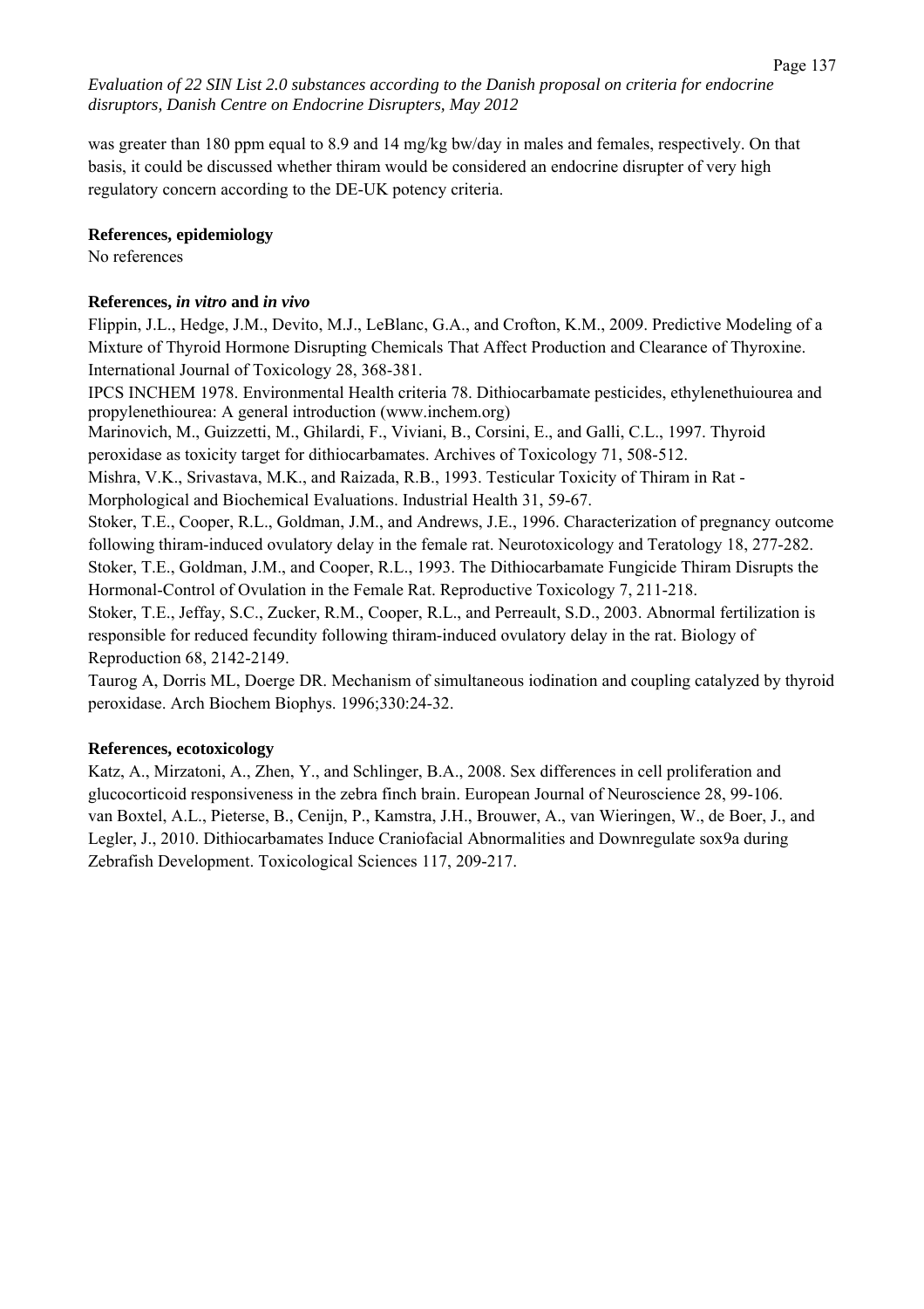was greater than 180 ppm equal to 8.9 and 14 mg/kg bw/day in males and females, respectively. On that basis, it could be discussed whether thiram would be considered an endocrine disrupter of very high regulatory concern according to the DE-UK potency criteria.

**References, epidemiology**

No references

**References, *in vitro* and *in vivo***

Flippin, J.L., Hedge, J.M., Devito, M.J., LeBlanc, G.A., and Crofton, K.M., 2009. Predictive Modeling of a Mixture of Thyroid Hormone Disrupting Chemicals That Affect Production and Clearance of Thyroxine. International Journal of Toxicology 28, 368-381.

IPCS INCHEM 1978. Environmental Health criteria 78. Dithiocarbamate pesticides, ethylenethuiourea and propylenethiourea: A general introduction (www.inchem.org)

Marinovich, M., Guizzetti, M., Ghilardi, F., Viviani, B., Corsini, E., and Galli, C.L., 1997. Thyroid peroxidase as toxicity target for dithiocarbamates. Archives of Toxicology 71, 508-512.

Mishra, V.K., Srivastava, M.K., and Raizada, R.B., 1993. Testicular Toxicity of Thiram in Rat - Morphological and Biochemical Evaluations. Industrial Health 31, 59-67.

Stoker, T.E., Cooper, R.L., Goldman, J.M., and Andrews, J.E., 1996. Characterization of pregnancy outcome following thiram-induced ovulatory delay in the female rat. Neurotoxicology and Teratology 18, 277-282.

Stoker, T.E., Goldman, J.M., and Cooper, R.L., 1993. The Dithiocarbamate Fungicide Thiram Disrupts the Hormonal-Control of Ovulation in the Female Rat. Reproductive Toxicology 7, 211-218.

Stoker, T.E., Jeffay, S.C., Zucker, R.M., Cooper, R.L., and Perreault, S.D., 2003. Abnormal fertilization is responsible for reduced fecundity following thiram-induced ovulatory delay in the rat. Biology of Reproduction 68, 2142-2149.

Taurog A, Dorris ML, Doerge DR. Mechanism of simultaneous iodination and coupling catalyzed by thyroid peroxidase. Arch Biochem Biophys. 1996;330:24-32.

**References, ecotoxicology**

Katz, A., Mirzatoni, A., Zhen, Y., and Schlinger, B.A., 2008. Sex differences in cell proliferation and glucocorticoid responsiveness in the zebra finch brain. European Journal of Neuroscience 28, 99-106.

van Boxtel, A.L., Pieterse, B., Cenijn, P., Kamstra, J.H., Brouwer, A., van Wieringen, W., de Boer, J., and Legler, J., 2010. Dithiocarbamates Induce Craniofacial Abnormalities and Downregulate sox9a during Zebrafish Development. Toxicological Sciences 117, 209-217.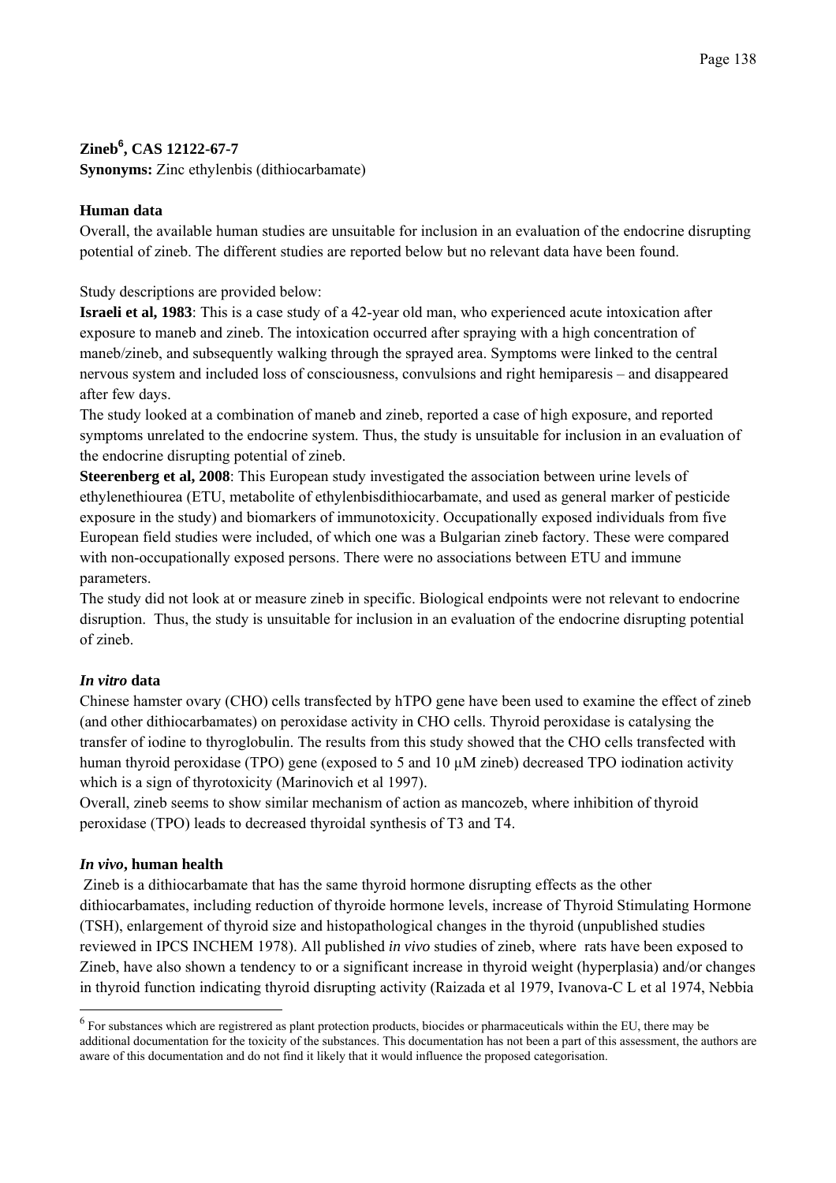**Zineb[6], CAS 12122-67-7**
**Synonyms:** Zinc ethylenbis (dithiocarbamate)

**Human data**
Overall, the available human studies are unsuitable for inclusion in an evaluation of the endocrine disrupting potential of zineb. The different studies are reported below but no relevant data have been found.

Study descriptions are provided below:
**Israeli et al, 1983**: This is a case study of a 42-year old man, who experienced acute intoxication after exposure to maneb and zineb. The intoxication occurred after spraying with a high concentration of maneb/zineb, and subsequently walking through the sprayed area. Symptoms were linked to the central nervous system and included loss of consciousness, convulsions and right hemiparesis – and disappeared after few days.
The study looked at a combination of maneb and zineb, reported a case of high exposure, and reported symptoms unrelated to the endocrine system. Thus, the study is unsuitable for inclusion in an evaluation of the endocrine disrupting potential of zineb.
**Steerenberg et al, 2008**: This European study investigated the association between urine levels of ethylenethiourea (ETU, metabolite of ethylenbisdithiocarbamate, and used as general marker of pesticide exposure in the study) and biomarkers of immunotoxicity. Occupationally exposed individuals from five European field studies were included, of which one was a Bulgarian zineb factory. These were compared with non-occupationally exposed persons. There were no associations between ETU and immune parameters.
The study did not look at or measure zineb in specific. Biological endpoints were not relevant to endocrine disruption. Thus, the study is unsuitable for inclusion in an evaluation of the endocrine disrupting potential of zineb.

***In vitro* data**
Chinese hamster ovary (CHO) cells transfected by hTPO gene have been used to examine the effect of zineb (and other dithiocarbamates) on peroxidase activity in CHO cells. Thyroid peroxidase is catalysing the transfer of iodine to thyroglobulin. The results from this study showed that the CHO cells transfected with human thyroid peroxidase (TPO) gene (exposed to 5 and 10 µM zineb) decreased TPO iodination activity which is a sign of thyrotoxicity (Marinovich et al 1997).
Overall, zineb seems to show similar mechanism of action as mancozeb, where inhibition of thyroid peroxidase (TPO) leads to decreased thyroidal synthesis of T3 and T4.

***In vivo*, human health**
Zineb is a dithiocarbamate that has the same thyroid hormone disrupting effects as the other dithiocarbamates, including reduction of thyroide hormone levels, increase of Thyroid Stimulating Hormone (TSH), enlargement of thyroid size and histopathological changes in the thyroid (unpublished studies reviewed in IPCS INCHEM 1978). All published *in vivo* studies of zineb, where rats have been exposed to Zineb, have also shown a tendency to or a significant increase in thyroid weight (hyperplasia) and/or changes in thyroid function indicating thyroid disrupting activity (Raizada et al 1979, Ivanova-C L et al 1974, Nebbia

[6] For substances which are registrered as plant protection products, biocides or pharmaceuticals within the EU, there may be additional documentation for the toxicity of the substances. This documentation has not been a part of this assessment, the authors are aware of this documentation and do not find it likely that it would influence the proposed categorisation.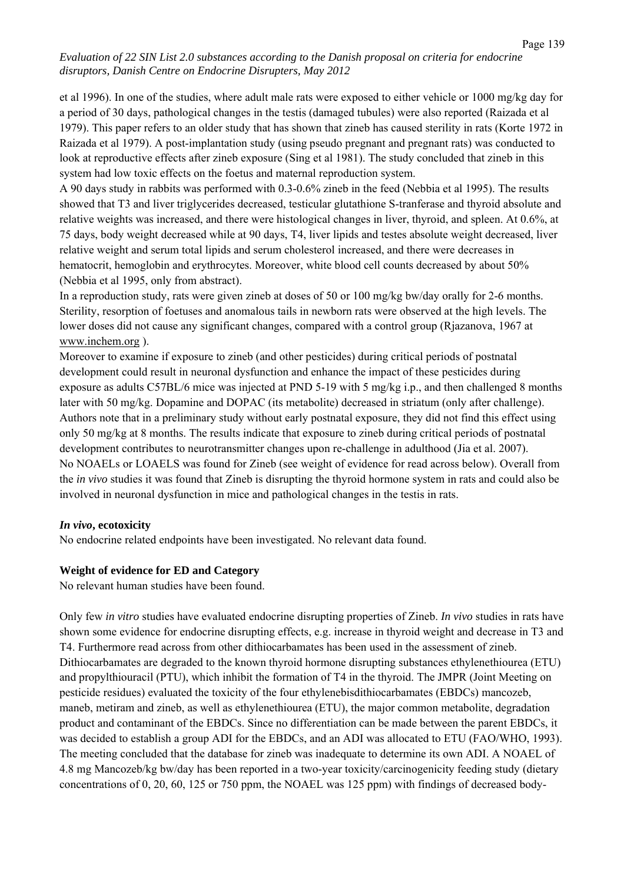et al 1996). In one of the studies, where adult male rats were exposed to either vehicle or 1000 mg/kg day for a period of 30 days, pathological changes in the testis (damaged tubules) were also reported (Raizada et al 1979). This paper refers to an older study that has shown that zineb has caused sterility in rats (Korte 1972 in Raizada et al 1979). A post-implantation study (using pseudo pregnant and pregnant rats) was conducted to look at reproductive effects after zineb exposure (Sing et al 1981). The study concluded that zineb in this system had low toxic effects on the foetus and maternal reproduction system.

A 90 days study in rabbits was performed with 0.3-0.6% zineb in the feed (Nebbia et al 1995). The results showed that T3 and liver triglycerides decreased, testicular glutathione S-tranferase and thyroid absolute and relative weights was increased, and there were histological changes in liver, thyroid, and spleen. At 0.6%, at 75 days, body weight decreased while at 90 days, T4, liver lipids and testes absolute weight decreased, liver relative weight and serum total lipids and serum cholesterol increased, and there were decreases in hematocrit, hemoglobin and erythrocytes. Moreover, white blood cell counts decreased by about 50% (Nebbia et al 1995, only from abstract).

In a reproduction study, rats were given zineb at doses of 50 or 100 mg/kg bw/day orally for 2-6 months. Sterility, resorption of foetuses and anomalous tails in newborn rats were observed at the high levels. The lower doses did not cause any significant changes, compared with a control group (Rjazanova, 1967 at www.inchem.org ).

Moreover to examine if exposure to zineb (and other pesticides) during critical periods of postnatal development could result in neuronal dysfunction and enhance the impact of these pesticides during exposure as adults C57BL/6 mice was injected at PND 5-19 with 5 mg/kg i.p., and then challenged 8 months later with 50 mg/kg. Dopamine and DOPAC (its metabolite) decreased in striatum (only after challenge). Authors note that in a preliminary study without early postnatal exposure, they did not find this effect using only 50 mg/kg at 8 months. The results indicate that exposure to zineb during critical periods of postnatal development contributes to neurotransmitter changes upon re-challenge in adulthood (Jia et al. 2007).

No NOAELs or LOAELS was found for Zineb (see weight of evidence for read across below). Overall from the *in vivo* studies it was found that Zineb is disrupting the thyroid hormone system in rats and could also be involved in neuronal dysfunction in mice and pathological changes in the testis in rats.

***In vivo*, ecotoxicity**

No endocrine related endpoints have been investigated. No relevant data found.

**Weight of evidence for ED and Category**

No relevant human studies have been found.

Only few *in vitro* studies have evaluated endocrine disrupting properties of Zineb. *In vivo* studies in rats have shown some evidence for endocrine disrupting effects, e.g. increase in thyroid weight and decrease in T3 and T4. Furthermore read across from other dithiocarbamates has been used in the assessment of zineb. Dithiocarbamates are degraded to the known thyroid hormone disrupting substances ethylenethiourea (ETU) and propylthiouracil (PTU), which inhibit the formation of T4 in the thyroid. The JMPR (Joint Meeting on pesticide residues) evaluated the toxicity of the four ethylenebisdithiocarbamates (EBDCs) mancozeb, maneb, metiram and zineb, as well as ethylenethiourea (ETU), the major common metabolite, degradation product and contaminant of the EBDCs. Since no differentiation can be made between the parent EBDCs, it was decided to establish a group ADI for the EBDCs, and an ADI was allocated to ETU (FAO/WHO, 1993). The meeting concluded that the database for zineb was inadequate to determine its own ADI. A NOAEL of 4.8 mg Mancozeb/kg bw/day has been reported in a two-year toxicity/carcinogenicity feeding study (dietary concentrations of 0, 20, 60, 125 or 750 ppm, the NOAEL was 125 ppm) with findings of decreased body-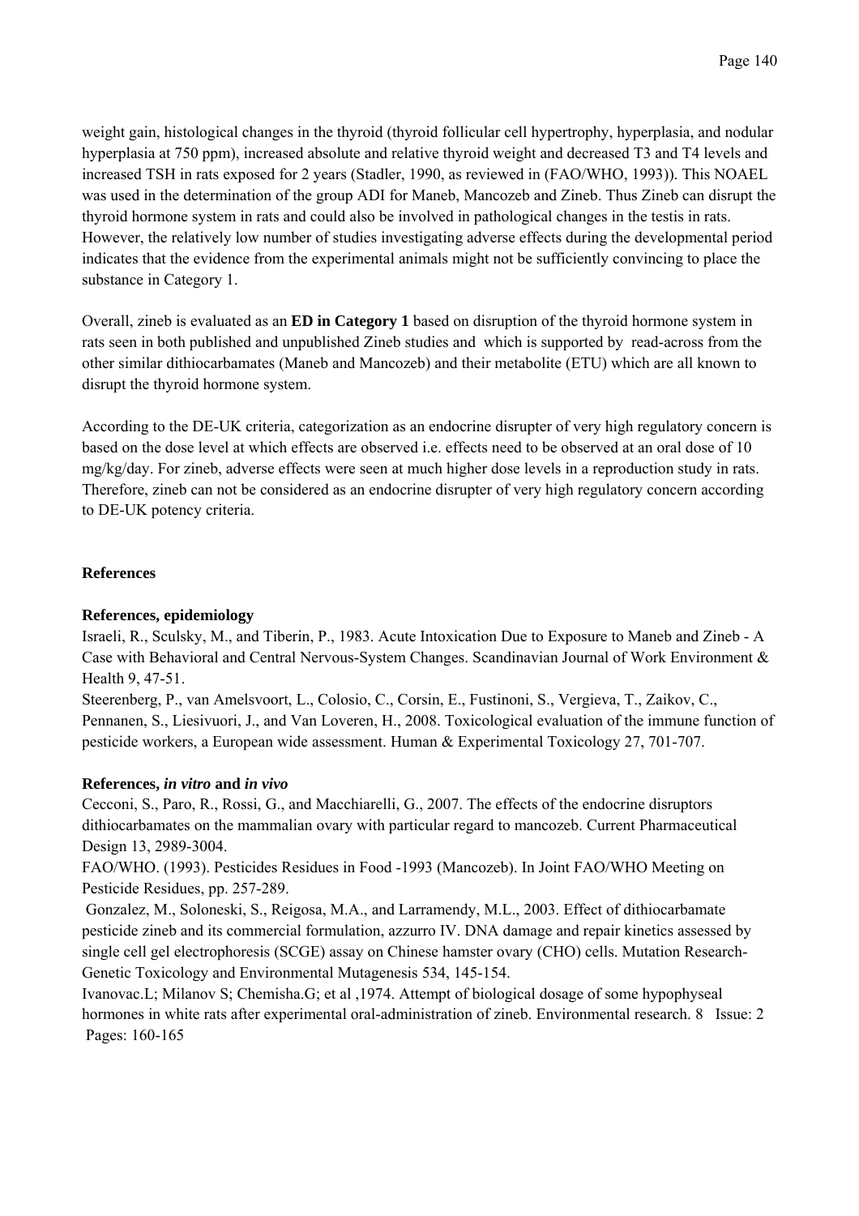weight gain, histological changes in the thyroid (thyroid follicular cell hypertrophy, hyperplasia, and nodular hyperplasia at 750 ppm), increased absolute and relative thyroid weight and decreased T3 and T4 levels and increased TSH in rats exposed for 2 years (Stadler, 1990, as reviewed in (FAO/WHO, 1993)). This NOAEL was used in the determination of the group ADI for Maneb, Mancozeb and Zineb. Thus Zineb can disrupt the thyroid hormone system in rats and could also be involved in pathological changes in the testis in rats. However, the relatively low number of studies investigating adverse effects during the developmental period indicates that the evidence from the experimental animals might not be sufficiently convincing to place the substance in Category 1.

Overall, zineb is evaluated as an **ED in Category 1** based on disruption of the thyroid hormone system in rats seen in both published and unpublished Zineb studies and which is supported by read-across from the other similar dithiocarbamates (Maneb and Mancozeb) and their metabolite (ETU) which are all known to disrupt the thyroid hormone system.

According to the DE-UK criteria, categorization as an endocrine disrupter of very high regulatory concern is based on the dose level at which effects are observed i.e. effects need to be observed at an oral dose of 10 mg/kg/day. For zineb, adverse effects were seen at much higher dose levels in a reproduction study in rats. Therefore, zineb can not be considered as an endocrine disrupter of very high regulatory concern according to DE-UK potency criteria.

## References

### References, epidemiology

Israeli, R., Sculsky, M., and Tiberin, P., 1983. Acute Intoxication Due to Exposure to Maneb and Zineb - A Case with Behavioral and Central Nervous-System Changes. Scandinavian Journal of Work Environment & Health 9, 47-51.

Steerenberg, P., van Amelsvoort, L., Colosio, C., Corsin, E., Fustinoni, S., Vergieva, T., Zaikov, C., Pennanen, S., Liesivuori, J., and Van Loveren, H., 2008. Toxicological evaluation of the immune function of pesticide workers, a European wide assessment. Human & Experimental Toxicology 27, 701-707.

### References, *in vitro* and *in vivo*

Cecconi, S., Paro, R., Rossi, G., and Macchiarelli, G., 2007. The effects of the endocrine disruptors dithiocarbamates on the mammalian ovary with particular regard to mancozeb. Current Pharmaceutical Design 13, 2989-3004.

FAO/WHO. (1993). Pesticides Residues in Food -1993 (Mancozeb). In Joint FAO/WHO Meeting on Pesticide Residues, pp. 257-289.

Gonzalez, M., Soloneski, S., Reigosa, M.A., and Larramendy, M.L., 2003. Effect of dithiocarbamate pesticide zineb and its commercial formulation, azzurro IV. DNA damage and repair kinetics assessed by single cell gel electrophoresis (SCGE) assay on Chinese hamster ovary (CHO) cells. Mutation Research-Genetic Toxicology and Environmental Mutagenesis 534, 145-154.

Ivanovac.L; Milanov S; Chemisha.G; et al ,1974. Attempt of biological dosage of some hypophyseal hormones in white rats after experimental oral-administration of zineb. Environmental research. 8 Issue: 2 Pages: 160-165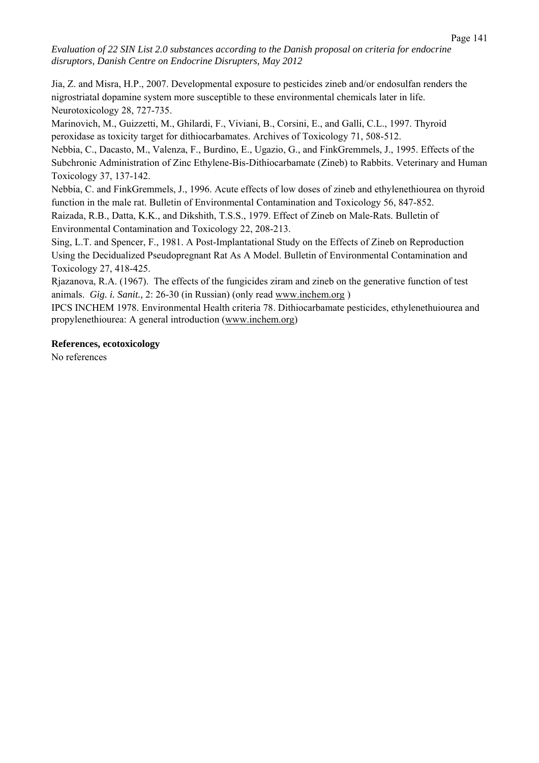Jia, Z. and Misra, H.P., 2007. Developmental exposure to pesticides zineb and/or endosulfan renders the nigrostriatal dopamine system more susceptible to these environmental chemicals later in life. Neurotoxicology 28, 727-735.

Marinovich, M., Guizzetti, M., Ghilardi, F., Viviani, B., Corsini, E., and Galli, C.L., 1997. Thyroid peroxidase as toxicity target for dithiocarbamates. Archives of Toxicology 71, 508-512.

Nebbia, C., Dacasto, M., Valenza, F., Burdino, E., Ugazio, G., and FinkGremmels, J., 1995. Effects of the Subchronic Administration of Zinc Ethylene-Bis-Dithiocarbamate (Zineb) to Rabbits. Veterinary and Human Toxicology 37, 137-142.

Nebbia, C. and FinkGremmels, J., 1996. Acute effects of low doses of zineb and ethylenethiourea on thyroid function in the male rat. Bulletin of Environmental Contamination and Toxicology 56, 847-852.

Raizada, R.B., Datta, K.K., and Dikshith, T.S.S., 1979. Effect of Zineb on Male-Rats. Bulletin of Environmental Contamination and Toxicology 22, 208-213.

Sing, L.T. and Spencer, F., 1981. A Post-Implantational Study on the Effects of Zineb on Reproduction Using the Decidualized Pseudopregnant Rat As A Model. Bulletin of Environmental Contamination and Toxicology 27, 418-425.

Rjazanova, R.A. (1967). The effects of the fungicides ziram and zineb on the generative function of test animals. *Gig. i. Sanit.*, 2: 26-30 (in Russian) (only read www.inchem.org )

IPCS INCHEM 1978. Environmental Health criteria 78. Dithiocarbamate pesticides, ethylenethuiourea and propylenethiourea: A general introduction (www.inchem.org)

**References, ecotoxicology**

No references